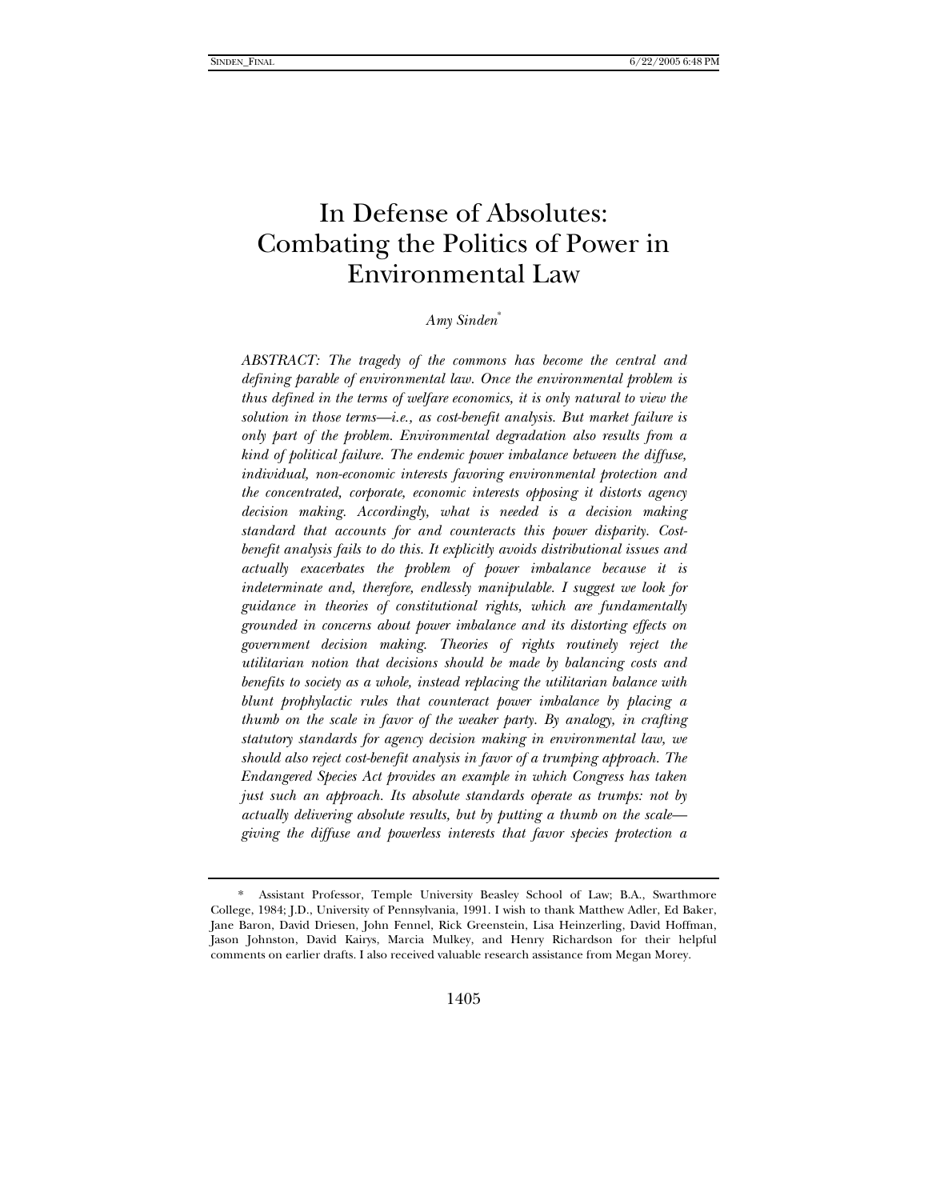# In Defense of Absolutes: Combating the Politics of Power in Environmental Law

*Amy Sinden*[*]

*ABSTRACT: The tragedy of the commons has become the central and defining parable of environmental law. Once the environmental problem is thus defined in the terms of welfare economics, it is only natural to view the solution in those terms—i.e., as cost-benefit analysis. But market failure is only part of the problem. Environmental degradation also results from a kind of political failure. The endemic power imbalance between the diffuse, individual, non-economic interests favoring environmental protection and the concentrated, corporate, economic interests opposing it distorts agency decision making. Accordingly, what is needed is a decision making standard that accounts for and counteracts this power disparity. Cost-benefit analysis fails to do this. It explicitly avoids distributional issues and actually exacerbates the problem of power imbalance because it is indeterminate and, therefore, endlessly manipulable. I suggest we look for guidance in theories of constitutional rights, which are fundamentally grounded in concerns about power imbalance and its distorting effects on government decision making. Theories of rights routinely reject the utilitarian notion that decisions should be made by balancing costs and benefits to society as a whole, instead replacing the utilitarian balance with blunt prophylactic rules that counteract power imbalance by placing a thumb on the scale in favor of the weaker party. By analogy, in crafting statutory standards for agency decision making in environmental law, we should also reject cost-benefit analysis in favor of a trumping approach. The Endangered Species Act provides an example in which Congress has taken just such an approach. Its absolute standards operate as trumps: not by actually delivering absolute results, but by putting a thumb on the scale—giving the diffuse and powerless interests that favor species protection a*

[*] Assistant Professor, Temple University Beasley School of Law; B.A., Swarthmore College, 1984; J.D., University of Pennsylvania, 1991. I wish to thank Matthew Adler, Ed Baker, Jane Baron, David Driesen, John Fennel, Rick Greenstein, Lisa Heinzerling, David Hoffman, Jason Johnston, David Kairys, Marcia Mulkey, and Henry Richardson for their helpful comments on earlier drafts. I also received valuable research assistance from Megan Morey.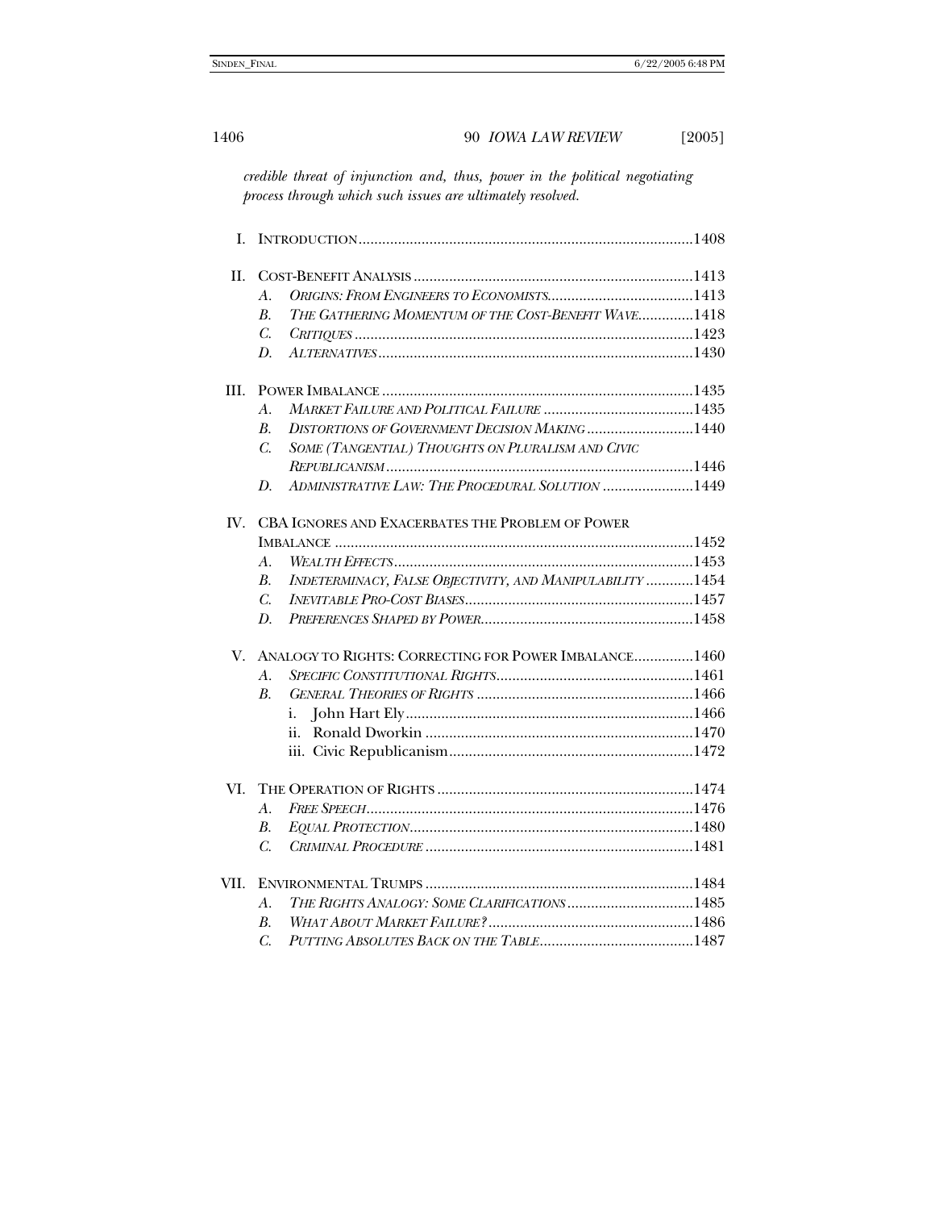*credible threat of injunction and, thus, power in the political negotiating process through which such issues are ultimately resolved.*

I. INTRODUCTION ....................................................................................1408

II. COST-BENEFIT ANALYSIS .......................................................................1413
- A. *ORIGINS: FROM ENGINEERS TO ECONOMISTS* ..................................1413
- B. *THE GATHERING MOMENTUM OF THE COST-BENEFIT WAVE* ..............1418
- C. *CRITIQUES* ......................................................................................1423
- D. *ALTERNATIVES* ................................................................................1430

III. POWER IMBALANCE ..............................................................................1435
- A. *MARKET FAILURE AND POLITICAL FAILURE* ......................................1435
- B. *DISTORTIONS OF GOVERNMENT DECISION MAKING* ...........................1440
- C. *SOME (TANGENTIAL) THOUGHTS ON PLURALISM AND CIVIC REPUBLICANISM* ..............................................................................1446
- D. *ADMINISTRATIVE LAW: THE PROCEDURAL SOLUTION* .......................1449

IV. CBA IGNORES AND EXACERBATES THE PROBLEM OF POWER IMBALANCE ..........................................................................................1452
- A. *WEALTH EFFECTS* ............................................................................1453
- B. *INDETERMINACY, FALSE OBJECTIVITY, AND MANIPULABILITY* ............1454
- C. *INEVITABLE PRO-COST BIASES* ..........................................................1457
- D. *PREFERENCES SHAPED BY POWER* ......................................................1458

V. ANALOGY TO RIGHTS: CORRECTING FOR POWER IMBALANCE ...............1460
- A. *SPECIFIC CONSTITUTIONAL RIGHTS* ..................................................1461
- B. *GENERAL THEORIES OF RIGHTS* .......................................................1466
  - i. John Hart Ely .........................................................................1466
  - ii. Ronald Dworkin ....................................................................1470
  - iii. Civic Republicanism .............................................................1472

VI. THE OPERATION OF RIGHTS .................................................................1474
- A. *FREE SPEECH* ...................................................................................1476
- B. *EQUAL PROTECTION* ........................................................................1480
- C. *CRIMINAL PROCEDURE* ....................................................................1481

VII. ENVIRONMENTAL TRUMPS ....................................................................1484
- A. *THE RIGHTS ANALOGY: SOME CLARIFICATIONS* ................................1485
- B. *WHAT ABOUT MARKET FAILURE?* ....................................................1486
- C. *PUTTING ABSOLUTES BACK ON THE TABLE* .......................................1487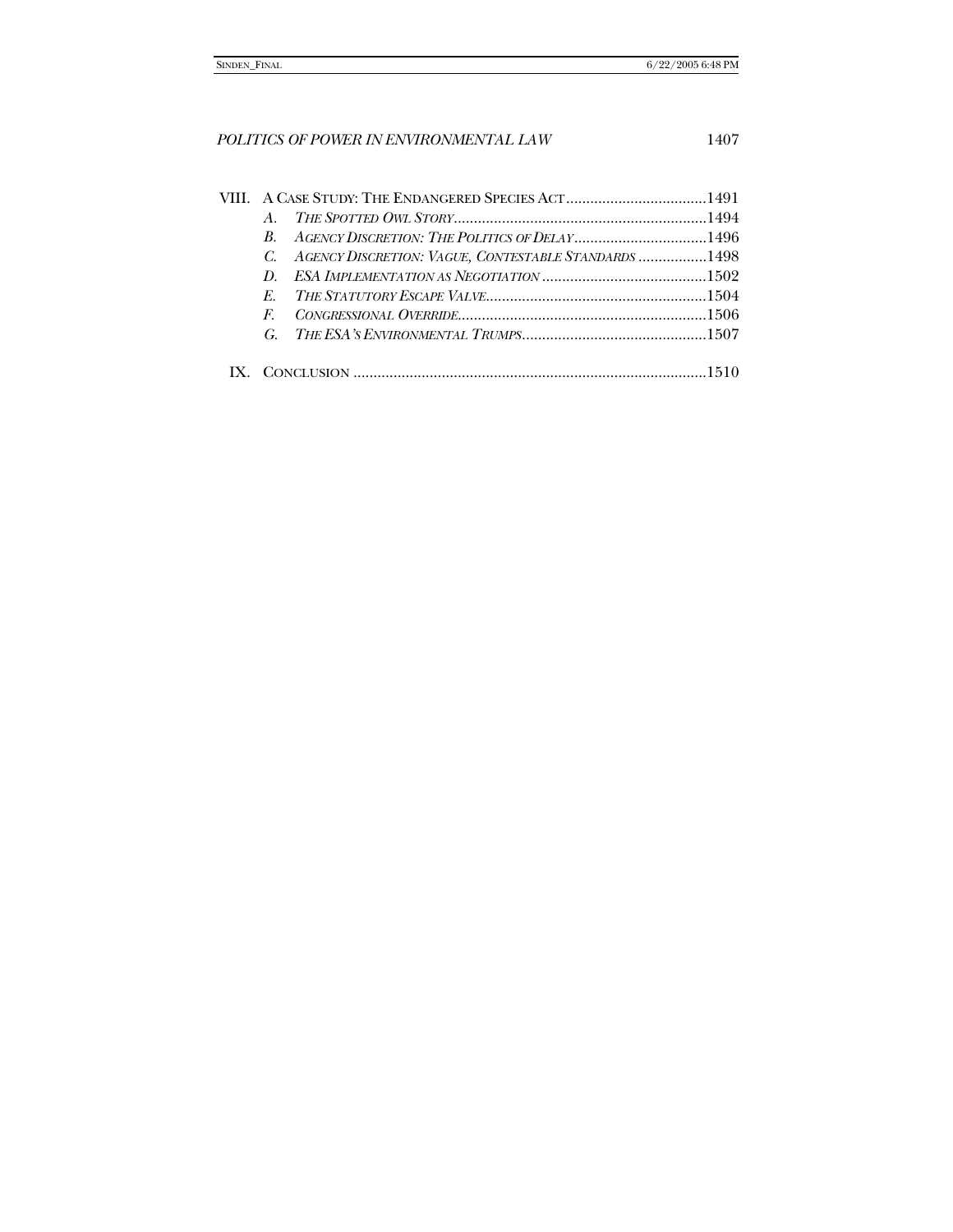VIII. A Case Study: The Endangered Species Act ..................................1491

- A. *The Spotted Owl Story* ..............................................................1494
- B. *Agency Discretion: The Politics of Delay* .................................1496
- C. *Agency Discretion: Vague, Contestable Standards* .................1498
- D. *ESA Implementation as Negotiation* .........................................1502
- E. *The Statutory Escape Valve* .......................................................1504
- F. *Congressional Override* .............................................................1506
- G. *The ESA's Environmental Trumps* .............................................1507

IX. Conclusion .......................................................................................1510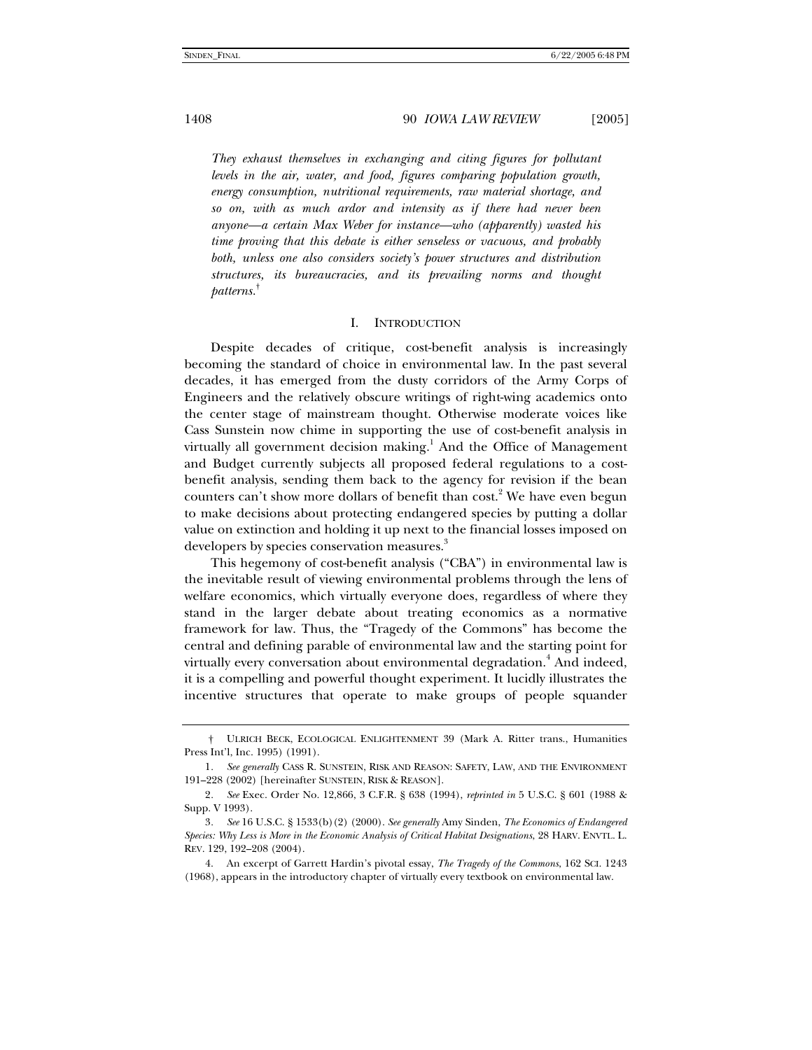*They exhaust themselves in exchanging and citing figures for pollutant levels in the air, water, and food, figures comparing population growth, energy consumption, nutritional requirements, raw material shortage, and so on, with as much ardor and intensity as if there had never been anyone—a certain Max Weber for instance—who (apparently) wasted his time proving that this debate is either senseless or vacuous, and probably both, unless one also considers society's power structures and distribution structures, its bureaucracies, and its prevailing norms and thought patterns.*[†]

## I. INTRODUCTION

Despite decades of critique, cost-benefit analysis is increasingly becoming the standard of choice in environmental law. In the past several decades, it has emerged from the dusty corridors of the Army Corps of Engineers and the relatively obscure writings of right-wing academics onto the center stage of mainstream thought. Otherwise moderate voices like Cass Sunstein now chime in supporting the use of cost-benefit analysis in virtually all government decision making.[1] And the Office of Management and Budget currently subjects all proposed federal regulations to a cost-benefit analysis, sending them back to the agency for revision if the bean counters can't show more dollars of benefit than cost.[2] We have even begun to make decisions about protecting endangered species by putting a dollar value on extinction and holding it up next to the financial losses imposed on developers by species conservation measures.[3]

This hegemony of cost-benefit analysis ("CBA") in environmental law is the inevitable result of viewing environmental problems through the lens of welfare economics, which virtually everyone does, regardless of where they stand in the larger debate about treating economics as a normative framework for law. Thus, the "Tragedy of the Commons" has become the central and defining parable of environmental law and the starting point for virtually every conversation about environmental degradation.[4] And indeed, it is a compelling and powerful thought experiment. It lucidly illustrates the incentive structures that operate to make groups of people squander

---

† ULRICH BECK, ECOLOGICAL ENLIGHTENMENT 39 (Mark A. Ritter trans., Humanities Press Int'l, Inc. 1995) (1991).

1. *See generally* CASS R. SUNSTEIN, RISK AND REASON: SAFETY, LAW, AND THE ENVIRONMENT 191–228 (2002) [hereinafter SUNSTEIN, RISK & REASON].

2. *See* Exec. Order No. 12,866, 3 C.F.R. § 638 (1994), *reprinted in* 5 U.S.C. § 601 (1988 & Supp. V 1993).

3. *See* 16 U.S.C. § 1533(b)(2) (2000). *See generally* Amy Sinden, *The Economics of Endangered Species: Why Less is More in the Economic Analysis of Critical Habitat Designations*, 28 HARV. ENVTL. L. REV. 129, 192–208 (2004).

4. An excerpt of Garrett Hardin's pivotal essay, *The Tragedy of the Commons*, 162 SCI. 1243 (1968), appears in the introductory chapter of virtually every textbook on environmental law.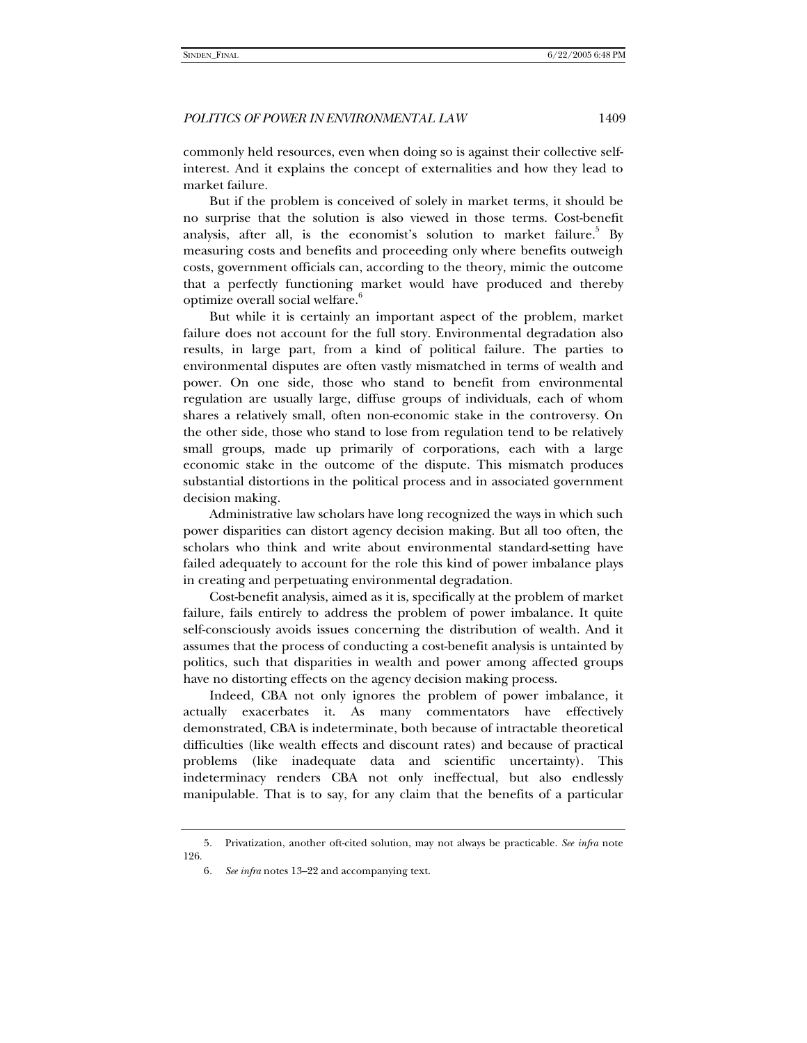commonly held resources, even when doing so is against their collective self-interest. And it explains the concept of externalities and how they lead to market failure.

But if the problem is conceived of solely in market terms, it should be no surprise that the solution is also viewed in those terms. Cost-benefit analysis, after all, is the economist's solution to market failure.[5] By measuring costs and benefits and proceeding only where benefits outweigh costs, government officials can, according to the theory, mimic the outcome that a perfectly functioning market would have produced and thereby optimize overall social welfare.[6]

But while it is certainly an important aspect of the problem, market failure does not account for the full story. Environmental degradation also results, in large part, from a kind of political failure. The parties to environmental disputes are often vastly mismatched in terms of wealth and power. On one side, those who stand to benefit from environmental regulation are usually large, diffuse groups of individuals, each of whom shares a relatively small, often non-economic stake in the controversy. On the other side, those who stand to lose from regulation tend to be relatively small groups, made up primarily of corporations, each with a large economic stake in the outcome of the dispute. This mismatch produces substantial distortions in the political process and in associated government decision making.

Administrative law scholars have long recognized the ways in which such power disparities can distort agency decision making. But all too often, the scholars who think and write about environmental standard-setting have failed adequately to account for the role this kind of power imbalance plays in creating and perpetuating environmental degradation.

Cost-benefit analysis, aimed as it is, specifically at the problem of market failure, fails entirely to address the problem of power imbalance. It quite self-consciously avoids issues concerning the distribution of wealth. And it assumes that the process of conducting a cost-benefit analysis is untainted by politics, such that disparities in wealth and power among affected groups have no distorting effects on the agency decision making process.

Indeed, CBA not only ignores the problem of power imbalance, it actually exacerbates it. As many commentators have effectively demonstrated, CBA is indeterminate, both because of intractable theoretical difficulties (like wealth effects and discount rates) and because of practical problems (like inadequate data and scientific uncertainty). This indeterminacy renders CBA not only ineffectual, but also endlessly manipulable. That is to say, for any claim that the benefits of a particular

---

5. Privatization, another oft-cited solution, may not always be practicable. *See infra* note 126.

6. *See infra* notes 13–22 and accompanying text.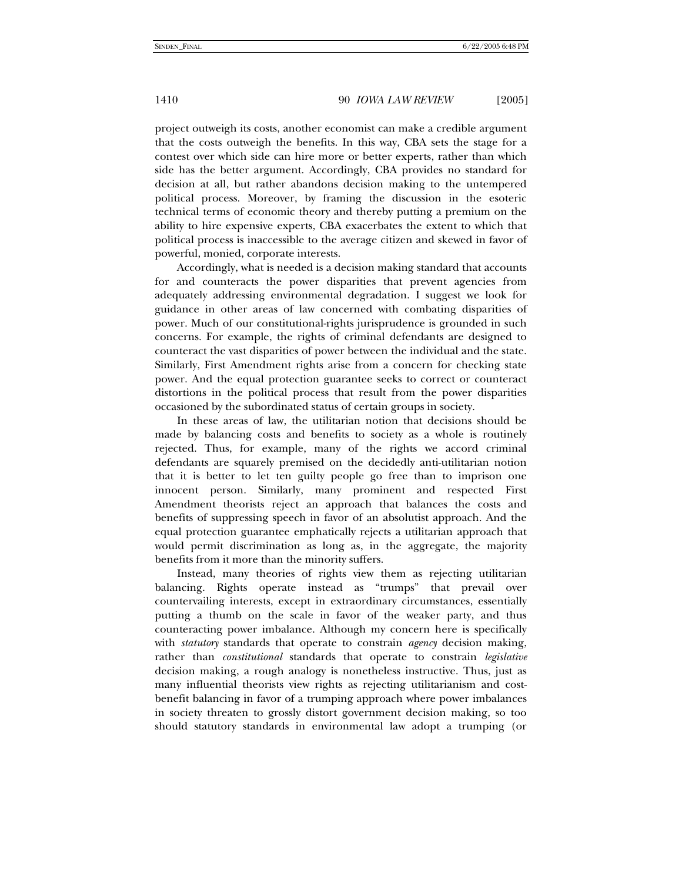project outweigh its costs, another economist can make a credible argument that the costs outweigh the benefits. In this way, CBA sets the stage for a contest over which side can hire more or better experts, rather than which side has the better argument. Accordingly, CBA provides no standard for decision at all, but rather abandons decision making to the untempered political process. Moreover, by framing the discussion in the esoteric technical terms of economic theory and thereby putting a premium on the ability to hire expensive experts, CBA exacerbates the extent to which that political process is inaccessible to the average citizen and skewed in favor of powerful, monied, corporate interests.

Accordingly, what is needed is a decision making standard that accounts for and counteracts the power disparities that prevent agencies from adequately addressing environmental degradation. I suggest we look for guidance in other areas of law concerned with combating disparities of power. Much of our constitutional-rights jurisprudence is grounded in such concerns. For example, the rights of criminal defendants are designed to counteract the vast disparities of power between the individual and the state. Similarly, First Amendment rights arise from a concern for checking state power. And the equal protection guarantee seeks to correct or counteract distortions in the political process that result from the power disparities occasioned by the subordinated status of certain groups in society.

In these areas of law, the utilitarian notion that decisions should be made by balancing costs and benefits to society as a whole is routinely rejected. Thus, for example, many of the rights we accord criminal defendants are squarely premised on the decidedly anti-utilitarian notion that it is better to let ten guilty people go free than to imprison one innocent person. Similarly, many prominent and respected First Amendment theorists reject an approach that balances the costs and benefits of suppressing speech in favor of an absolutist approach. And the equal protection guarantee emphatically rejects a utilitarian approach that would permit discrimination as long as, in the aggregate, the majority benefits from it more than the minority suffers.

Instead, many theories of rights view them as rejecting utilitarian balancing. Rights operate instead as "trumps" that prevail over countervailing interests, except in extraordinary circumstances, essentially putting a thumb on the scale in favor of the weaker party, and thus counteracting power imbalance. Although my concern here is specifically with *statutory* standards that operate to constrain *agency* decision making, rather than *constitutional* standards that operate to constrain *legislative* decision making, a rough analogy is nonetheless instructive. Thus, just as many influential theorists view rights as rejecting utilitarianism and cost-benefit balancing in favor of a trumping approach where power imbalances in society threaten to grossly distort government decision making, so too should statutory standards in environmental law adopt a trumping (or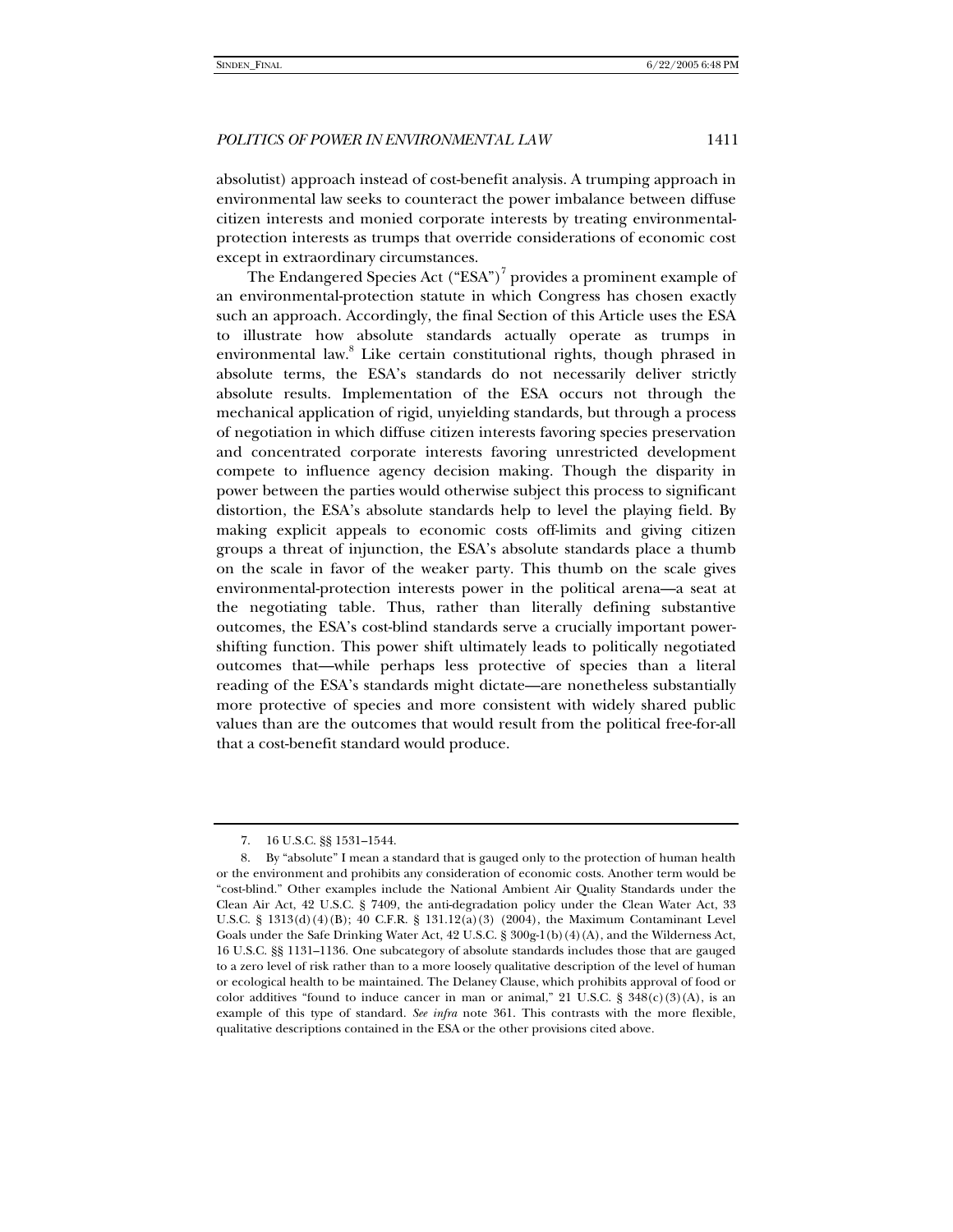absolutist) approach instead of cost-benefit analysis. A trumping approach in environmental law seeks to counteract the power imbalance between diffuse citizen interests and monied corporate interests by treating environmental-protection interests as trumps that override considerations of economic cost except in extraordinary circumstances.

The Endangered Species Act ("ESA")[7] provides a prominent example of an environmental-protection statute in which Congress has chosen exactly such an approach. Accordingly, the final Section of this Article uses the ESA to illustrate how absolute standards actually operate as trumps in environmental law.[8] Like certain constitutional rights, though phrased in absolute terms, the ESA's standards do not necessarily deliver strictly absolute results. Implementation of the ESA occurs not through the mechanical application of rigid, unyielding standards, but through a process of negotiation in which diffuse citizen interests favoring species preservation and concentrated corporate interests favoring unrestricted development compete to influence agency decision making. Though the disparity in power between the parties would otherwise subject this process to significant distortion, the ESA's absolute standards help to level the playing field. By making explicit appeals to economic costs off-limits and giving citizen groups a threat of injunction, the ESA's absolute standards place a thumb on the scale in favor of the weaker party. This thumb on the scale gives environmental-protection interests power in the political arena—a seat at the negotiating table. Thus, rather than literally defining substantive outcomes, the ESA's cost-blind standards serve a crucially important power-shifting function. This power shift ultimately leads to politically negotiated outcomes that—while perhaps less protective of species than a literal reading of the ESA's standards might dictate—are nonetheless substantially more protective of species and more consistent with widely shared public values than are the outcomes that would result from the political free-for-all that a cost-benefit standard would produce.

---

7. 16 U.S.C. §§ 1531–1544.

8. By "absolute" I mean a standard that is gauged only to the protection of human health or the environment and prohibits any consideration of economic costs. Another term would be "cost-blind." Other examples include the National Ambient Air Quality Standards under the Clean Air Act, 42 U.S.C. § 7409, the anti-degradation policy under the Clean Water Act, 33 U.S.C. § 1313(d)(4)(B); 40 C.F.R. § 131.12(a)(3) (2004), the Maximum Contaminant Level Goals under the Safe Drinking Water Act, 42 U.S.C. § 300g-1(b)(4)(A), and the Wilderness Act, 16 U.S.C. §§ 1131–1136. One subcategory of absolute standards includes those that are gauged to a zero level of risk rather than to a more loosely qualitative description of the level of human or ecological health to be maintained. The Delaney Clause, which prohibits approval of food or color additives "found to induce cancer in man or animal," 21 U.S.C. § 348(c)(3)(A), is an example of this type of standard. *See infra* note 361. This contrasts with the more flexible, qualitative descriptions contained in the ESA or the other provisions cited above.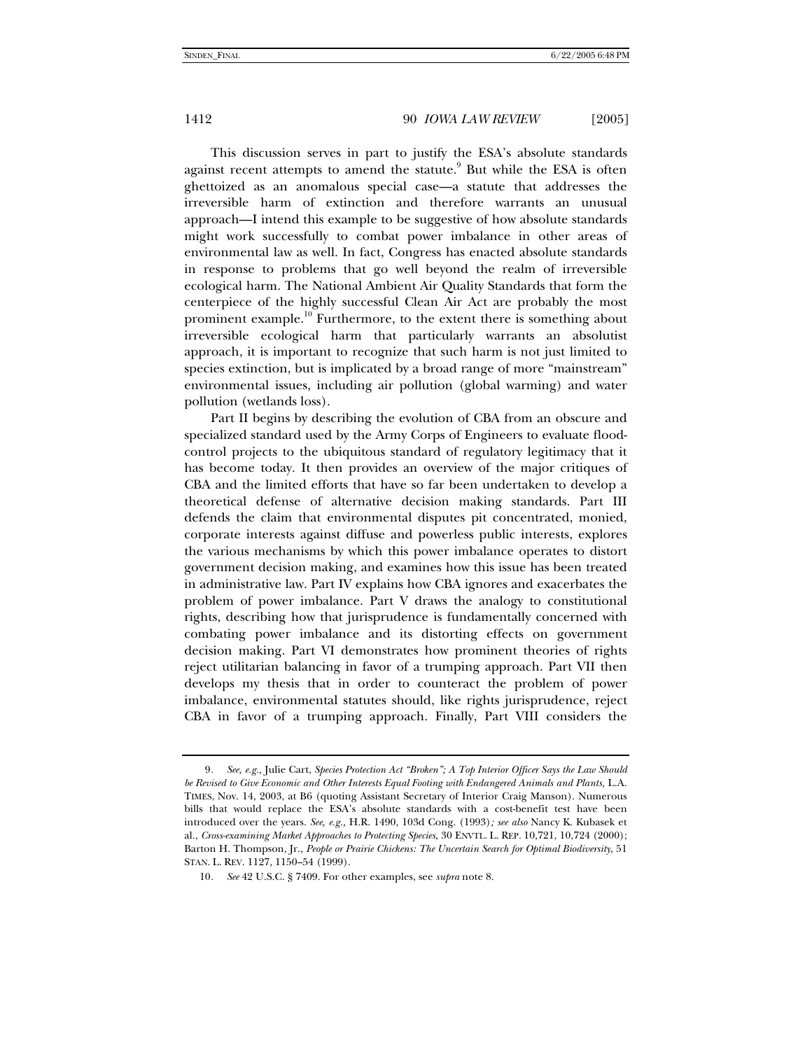This discussion serves in part to justify the ESA's absolute standards against recent attempts to amend the statute.[9] But while the ESA is often ghettoized as an anomalous special case—a statute that addresses the irreversible harm of extinction and therefore warrants an unusual approach—I intend this example to be suggestive of how absolute standards might work successfully to combat power imbalance in other areas of environmental law as well. In fact, Congress has enacted absolute standards in response to problems that go well beyond the realm of irreversible ecological harm. The National Ambient Air Quality Standards that form the centerpiece of the highly successful Clean Air Act are probably the most prominent example.[10] Furthermore, to the extent there is something about irreversible ecological harm that particularly warrants an absolutist approach, it is important to recognize that such harm is not just limited to species extinction, but is implicated by a broad range of more "mainstream" environmental issues, including air pollution (global warming) and water pollution (wetlands loss).

Part II begins by describing the evolution of CBA from an obscure and specialized standard used by the Army Corps of Engineers to evaluate flood-control projects to the ubiquitous standard of regulatory legitimacy that it has become today. It then provides an overview of the major critiques of CBA and the limited efforts that have so far been undertaken to develop a theoretical defense of alternative decision making standards. Part III defends the claim that environmental disputes pit concentrated, monied, corporate interests against diffuse and powerless public interests, explores the various mechanisms by which this power imbalance operates to distort government decision making, and examines how this issue has been treated in administrative law. Part IV explains how CBA ignores and exacerbates the problem of power imbalance. Part V draws the analogy to constitutional rights, describing how that jurisprudence is fundamentally concerned with combating power imbalance and its distorting effects on government decision making. Part VI demonstrates how prominent theories of rights reject utilitarian balancing in favor of a trumping approach. Part VII then develops my thesis that in order to counteract the problem of power imbalance, environmental statutes should, like rights jurisprudence, reject CBA in favor of a trumping approach. Finally, Part VIII considers the

---

9. *See, e.g.*, Julie Cart, *Species Protection Act "Broken"; A Top Interior Officer Says the Law Should be Revised to Give Economic and Other Interests Equal Footing with Endangered Animals and Plants*, L.A. TIMES, Nov. 14, 2003, at B6 (quoting Assistant Secretary of Interior Craig Manson). Numerous bills that would replace the ESA's absolute standards with a cost-benefit test have been introduced over the years. *See, e.g.*, H.R. 1490, 103d Cong. (1993); *see also* Nancy K. Kubasek et al., *Cross-examining Market Approaches to Protecting Species*, 30 ENVTL. L. REP. 10,721, 10,724 (2000); Barton H. Thompson, Jr., *People or Prairie Chickens: The Uncertain Search for Optimal Biodiversity*, 51 STAN. L. REV. 1127, 1150–54 (1999).

10. *See* 42 U.S.C. § 7409. For other examples, see *supra* note 8.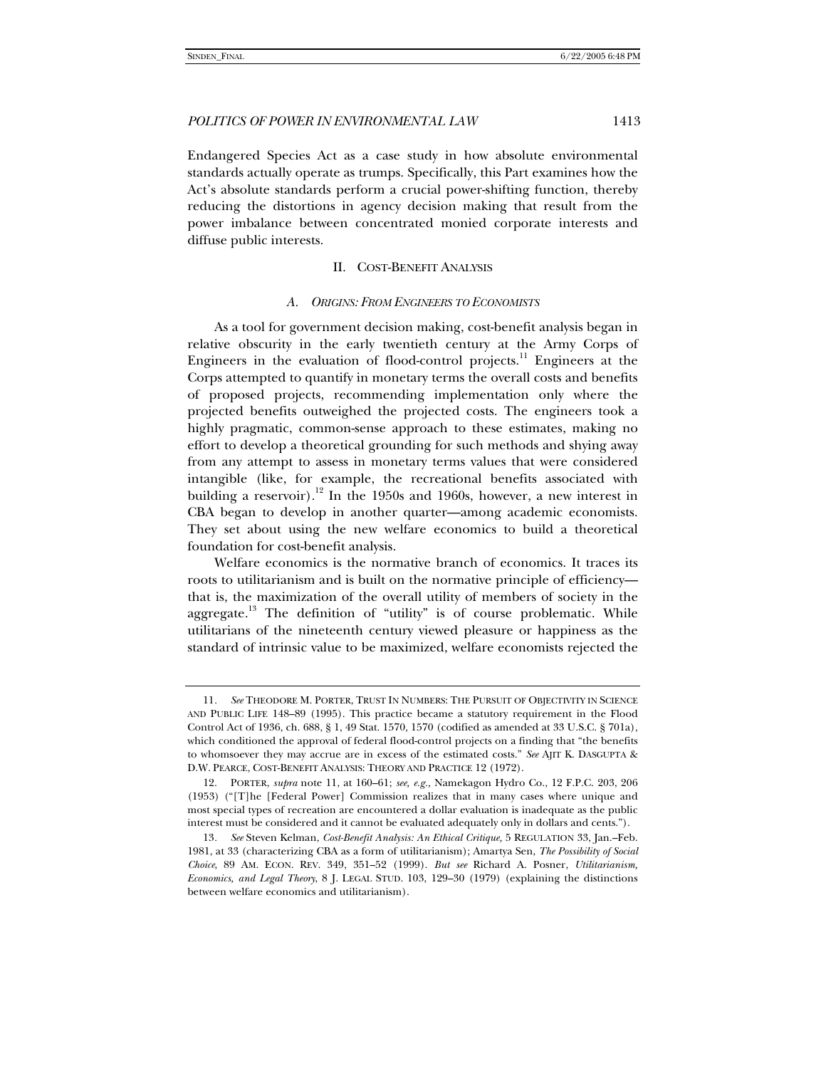Endangered Species Act as a case study in how absolute environmental standards actually operate as trumps. Specifically, this Part examines how the Act's absolute standards perform a crucial power-shifting function, thereby reducing the distortions in agency decision making that result from the power imbalance between concentrated monied corporate interests and diffuse public interests.

## II. COST-BENEFIT ANALYSIS

### A. *ORIGINS: FROM ENGINEERS TO ECONOMISTS*

As a tool for government decision making, cost-benefit analysis began in relative obscurity in the early twentieth century at the Army Corps of Engineers in the evaluation of flood-control projects.[11] Engineers at the Corps attempted to quantify in monetary terms the overall costs and benefits of proposed projects, recommending implementation only where the projected benefits outweighed the projected costs. The engineers took a highly pragmatic, common-sense approach to these estimates, making no effort to develop a theoretical grounding for such methods and shying away from any attempt to assess in monetary terms values that were considered intangible (like, for example, the recreational benefits associated with building a reservoir).[12] In the 1950s and 1960s, however, a new interest in CBA began to develop in another quarter—among academic economists. They set about using the new welfare economics to build a theoretical foundation for cost-benefit analysis.

Welfare economics is the normative branch of economics. It traces its roots to utilitarianism and is built on the normative principle of efficiency—that is, the maximization of the overall utility of members of society in the aggregate.[13] The definition of "utility" is of course problematic. While utilitarians of the nineteenth century viewed pleasure or happiness as the standard of intrinsic value to be maximized, welfare economists rejected the

---

11. *See* THEODORE M. PORTER, TRUST IN NUMBERS: THE PURSUIT OF OBJECTIVITY IN SCIENCE AND PUBLIC LIFE 148–89 (1995). This practice became a statutory requirement in the Flood Control Act of 1936, ch. 688, § 1, 49 Stat. 1570, 1570 (codified as amended at 33 U.S.C. § 701a), which conditioned the approval of federal flood-control projects on a finding that "the benefits to whomsoever they may accrue are in excess of the estimated costs." *See* AJIT K. DASGUPTA & D.W. PEARCE, COST-BENEFIT ANALYSIS: THEORY AND PRACTICE 12 (1972).

12. PORTER, *supra* note 11, at 160–61; *see, e.g.*, Namekagon Hydro Co., 12 F.P.C. 203, 206 (1953) ("[T]he [Federal Power] Commission realizes that in many cases where unique and most special types of recreation are encountered a dollar evaluation is inadequate as the public interest must be considered and it cannot be evaluated adequately only in dollars and cents.").

13. *See* Steven Kelman, *Cost-Benefit Analysis: An Ethical Critique,* 5 REGULATION 33, Jan.–Feb. 1981, at 33 (characterizing CBA as a form of utilitarianism); Amartya Sen, *The Possibility of Social Choice*, 89 AM. ECON. REV. 349, 351–52 (1999). *But see* Richard A. Posner, *Utilitarianism, Economics, and Legal Theory*, 8 J. LEGAL STUD. 103, 129–30 (1979) (explaining the distinctions between welfare economics and utilitarianism).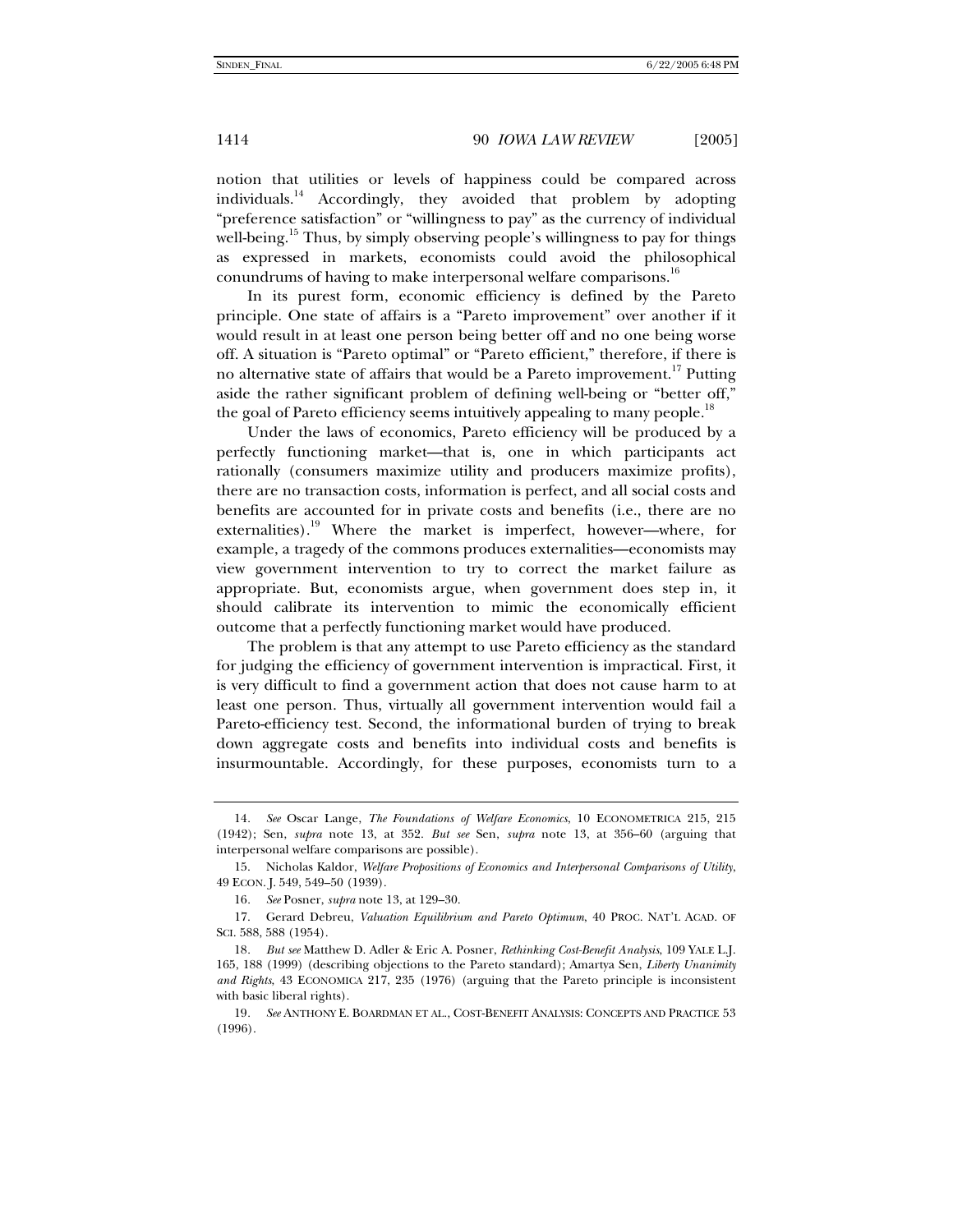notion that utilities or levels of happiness could be compared across individuals.[14] Accordingly, they avoided that problem by adopting "preference satisfaction" or "willingness to pay" as the currency of individual well-being.[15] Thus, by simply observing people's willingness to pay for things as expressed in markets, economists could avoid the philosophical conundrums of having to make interpersonal welfare comparisons.[16]

In its purest form, economic efficiency is defined by the Pareto principle. One state of affairs is a "Pareto improvement" over another if it would result in at least one person being better off and no one being worse off. A situation is "Pareto optimal" or "Pareto efficient," therefore, if there is no alternative state of affairs that would be a Pareto improvement.[17] Putting aside the rather significant problem of defining well-being or "better off," the goal of Pareto efficiency seems intuitively appealing to many people.[18]

Under the laws of economics, Pareto efficiency will be produced by a perfectly functioning market—that is, one in which participants act rationally (consumers maximize utility and producers maximize profits), there are no transaction costs, information is perfect, and all social costs and benefits are accounted for in private costs and benefits (i.e., there are no externalities).[19] Where the market is imperfect, however—where, for example, a tragedy of the commons produces externalities—economists may view government intervention to try to correct the market failure as appropriate. But, economists argue, when government does step in, it should calibrate its intervention to mimic the economically efficient outcome that a perfectly functioning market would have produced.

The problem is that any attempt to use Pareto efficiency as the standard for judging the efficiency of government intervention is impractical. First, it is very difficult to find a government action that does not cause harm to at least one person. Thus, virtually all government intervention would fail a Pareto-efficiency test. Second, the informational burden of trying to break down aggregate costs and benefits into individual costs and benefits is insurmountable. Accordingly, for these purposes, economists turn to a

---

14. *See* Oscar Lange, *The Foundations of Welfare Economics*, 10 ECONOMETRICA 215, 215 (1942); Sen, *supra* note 13, at 352. *But see* Sen, *supra* note 13, at 356–60 (arguing that interpersonal welfare comparisons are possible).

15. Nicholas Kaldor, *Welfare Propositions of Economics and Interpersonal Comparisons of Utility*, 49 ECON. J. 549, 549–50 (1939).

16. *See* Posner, *supra* note 13, at 129–30.

17. Gerard Debreu, *Valuation Equilibrium and Pareto Optimum*, 40 PROC. NAT'L ACAD. OF SCI. 588, 588 (1954).

18. *But see* Matthew D. Adler & Eric A. Posner, *Rethinking Cost-Benefit Analysis*, 109 YALE L.J. 165, 188 (1999) (describing objections to the Pareto standard); Amartya Sen, *Liberty Unanimity and Rights*, 43 ECONOMICA 217, 235 (1976) (arguing that the Pareto principle is inconsistent with basic liberal rights).

19. *See* ANTHONY E. BOARDMAN ET AL., COST-BENEFIT ANALYSIS: CONCEPTS AND PRACTICE 53 (1996).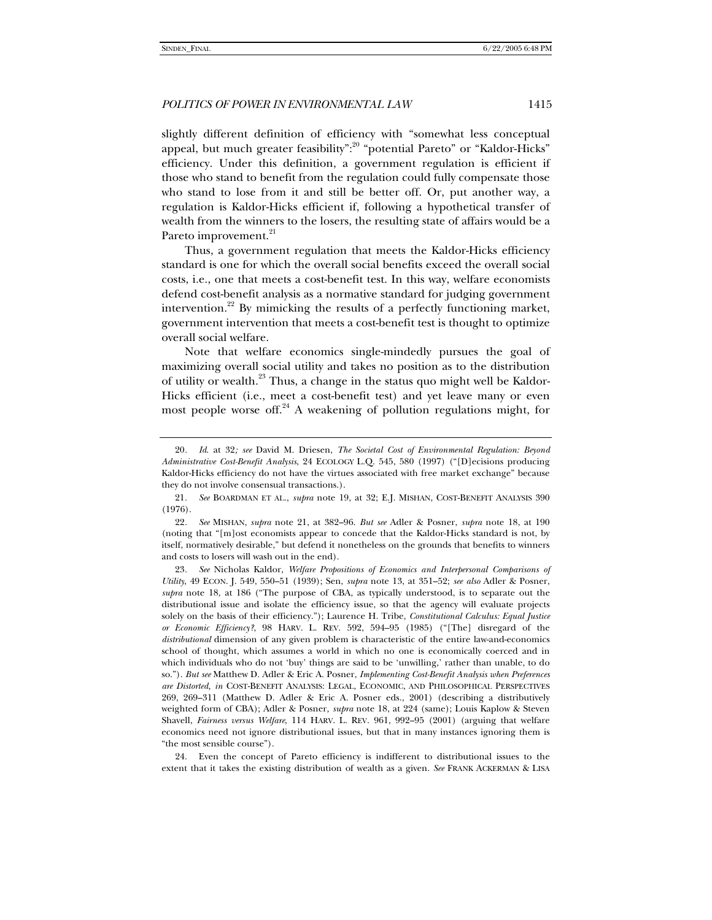slightly different definition of efficiency with "somewhat less conceptual appeal, but much greater feasibility":[20] "potential Pareto" or "Kaldor-Hicks" efficiency. Under this definition, a government regulation is efficient if those who stand to benefit from the regulation could fully compensate those who stand to lose from it and still be better off. Or, put another way, a regulation is Kaldor-Hicks efficient if, following a hypothetical transfer of wealth from the winners to the losers, the resulting state of affairs would be a Pareto improvement.[21]

Thus, a government regulation that meets the Kaldor-Hicks efficiency standard is one for which the overall social benefits exceed the overall social costs, i.e., one that meets a cost-benefit test. In this way, welfare economists defend cost-benefit analysis as a normative standard for judging government intervention.[22] By mimicking the results of a perfectly functioning market, government intervention that meets a cost-benefit test is thought to optimize overall social welfare.

Note that welfare economics single-mindedly pursues the goal of maximizing overall social utility and takes no position as to the distribution of utility or wealth.[23] Thus, a change in the status quo might well be Kaldor-Hicks efficient (i.e., meet a cost-benefit test) and yet leave many or even most people worse off.[24] A weakening of pollution regulations might, for

---

20. *Id.* at 32*; see* David M. Driesen, *The Societal Cost of Environmental Regulation: Beyond Administrative Cost-Benefit Analysis*, 24 ECOLOGY L.Q. 545, 580 (1997) ("[D]ecisions producing Kaldor-Hicks efficiency do not have the virtues associated with free market exchange" because they do not involve consensual transactions.).

21. *See* BOARDMAN ET AL., *supra* note 19, at 32; E.J. MISHAN, COST-BENEFIT ANALYSIS 390 (1976).

22. *See* MISHAN, *supra* note 21, at 382–96. *But see* Adler & Posner, *supra* note 18, at 190 (noting that "[m]ost economists appear to concede that the Kaldor-Hicks standard is not, by itself, normatively desirable," but defend it nonetheless on the grounds that benefits to winners and costs to losers will wash out in the end).

23. *See* Nicholas Kaldor, *Welfare Propositions of Economics and Interpersonal Comparisons of Utility*, 49 ECON. J. 549, 550–51 (1939); Sen, *supra* note 13, at 351–52; *see also* Adler & Posner, *supra* note 18, at 186 ("The purpose of CBA, as typically understood, is to separate out the distributional issue and isolate the efficiency issue, so that the agency will evaluate projects solely on the basis of their efficiency."); Laurence H. Tribe, *Constitutional Calculus: Equal Justice or Economic Efficiency?*, 98 HARV. L. REV. 592, 594–95 (1985) ("[The] disregard of the *distributional* dimension of any given problem is characteristic of the entire law-and-economics school of thought, which assumes a world in which no one is economically coerced and in which individuals who do not 'buy' things are said to be 'unwilling,' rather than unable, to do so."). *But see* Matthew D. Adler & Eric A. Posner, *Implementing Cost-Benefit Analysis when Preferences are Distorted, in* COST-BENEFIT ANALYSIS: LEGAL, ECONOMIC, AND PHILOSOPHICAL PERSPECTIVES 269, 269–311 (Matthew D. Adler & Eric A. Posner eds., 2001) (describing a distributively weighted form of CBA); Adler & Posner, *supra* note 18, at 224 (same); Louis Kaplow & Steven Shavell, *Fairness versus Welfare*, 114 HARV. L. REV. 961, 992–95 (2001) (arguing that welfare economics need not ignore distributional issues, but that in many instances ignoring them is "the most sensible course").

24. Even the concept of Pareto efficiency is indifferent to distributional issues to the extent that it takes the existing distribution of wealth as a given. *See* FRANK ACKERMAN & LISA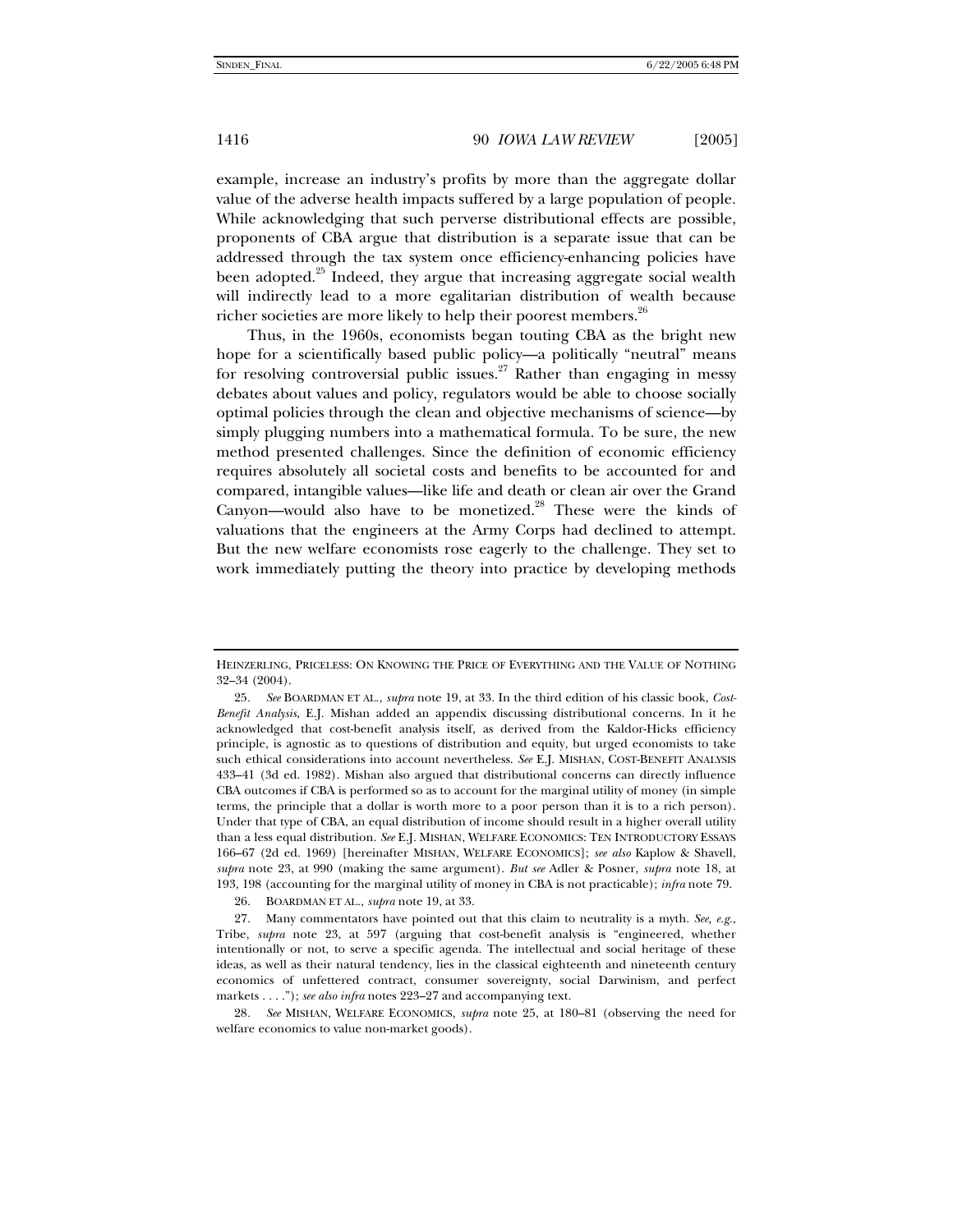example, increase an industry's profits by more than the aggregate dollar value of the adverse health impacts suffered by a large population of people. While acknowledging that such perverse distributional effects are possible, proponents of CBA argue that distribution is a separate issue that can be addressed through the tax system once efficiency-enhancing policies have been adopted.[25] Indeed, they argue that increasing aggregate social wealth will indirectly lead to a more egalitarian distribution of wealth because richer societies are more likely to help their poorest members.[26]

Thus, in the 1960s, economists began touting CBA as the bright new hope for a scientifically based public policy—a politically "neutral" means for resolving controversial public issues.[27] Rather than engaging in messy debates about values and policy, regulators would be able to choose socially optimal policies through the clean and objective mechanisms of science—by simply plugging numbers into a mathematical formula. To be sure, the new method presented challenges. Since the definition of economic efficiency requires absolutely all societal costs and benefits to be accounted for and compared, intangible values—like life and death or clean air over the Grand Canyon—would also have to be monetized.[28] These were the kinds of valuations that the engineers at the Army Corps had declined to attempt. But the new welfare economists rose eagerly to the challenge. They set to work immediately putting the theory into practice by developing methods

---

HEINZERLING, PRICELESS: ON KNOWING THE PRICE OF EVERYTHING AND THE VALUE OF NOTHING 32–34 (2004).

25. *See* BOARDMAN ET AL., *supra* note 19, at 33. In the third edition of his classic book, *Cost-Benefit Analysis*, E.J. Mishan added an appendix discussing distributional concerns. In it he acknowledged that cost-benefit analysis itself, as derived from the Kaldor-Hicks efficiency principle, is agnostic as to questions of distribution and equity, but urged economists to take such ethical considerations into account nevertheless. *See* E.J. MISHAN, COST-BENEFIT ANALYSIS 433–41 (3d ed. 1982). Mishan also argued that distributional concerns can directly influence CBA outcomes if CBA is performed so as to account for the marginal utility of money (in simple terms, the principle that a dollar is worth more to a poor person than it is to a rich person). Under that type of CBA, an equal distribution of income should result in a higher overall utility than a less equal distribution. *See* E.J. MISHAN, WELFARE ECONOMICS: TEN INTRODUCTORY ESSAYS 166–67 (2d ed. 1969) [hereinafter MISHAN, WELFARE ECONOMICS]; *see also* Kaplow & Shavell, *supra* note 23, at 990 (making the same argument). *But see* Adler & Posner, *supra* note 18, at 193, 198 (accounting for the marginal utility of money in CBA is not practicable); *infra* note 79.

26. BOARDMAN ET AL., *supra* note 19, at 33.

27. Many commentators have pointed out that this claim to neutrality is a myth. *See, e.g.*, Tribe, *supra* note 23, at 597 (arguing that cost-benefit analysis is "engineered, whether intentionally or not, to serve a specific agenda. The intellectual and social heritage of these ideas, as well as their natural tendency, lies in the classical eighteenth and nineteenth century economics of unfettered contract, consumer sovereignty, social Darwinism, and perfect markets . . . ."); *see also infra* notes 223–27 and accompanying text.

28. *See* MISHAN, WELFARE ECONOMICS, *supra* note 25, at 180–81 (observing the need for welfare economics to value non-market goods).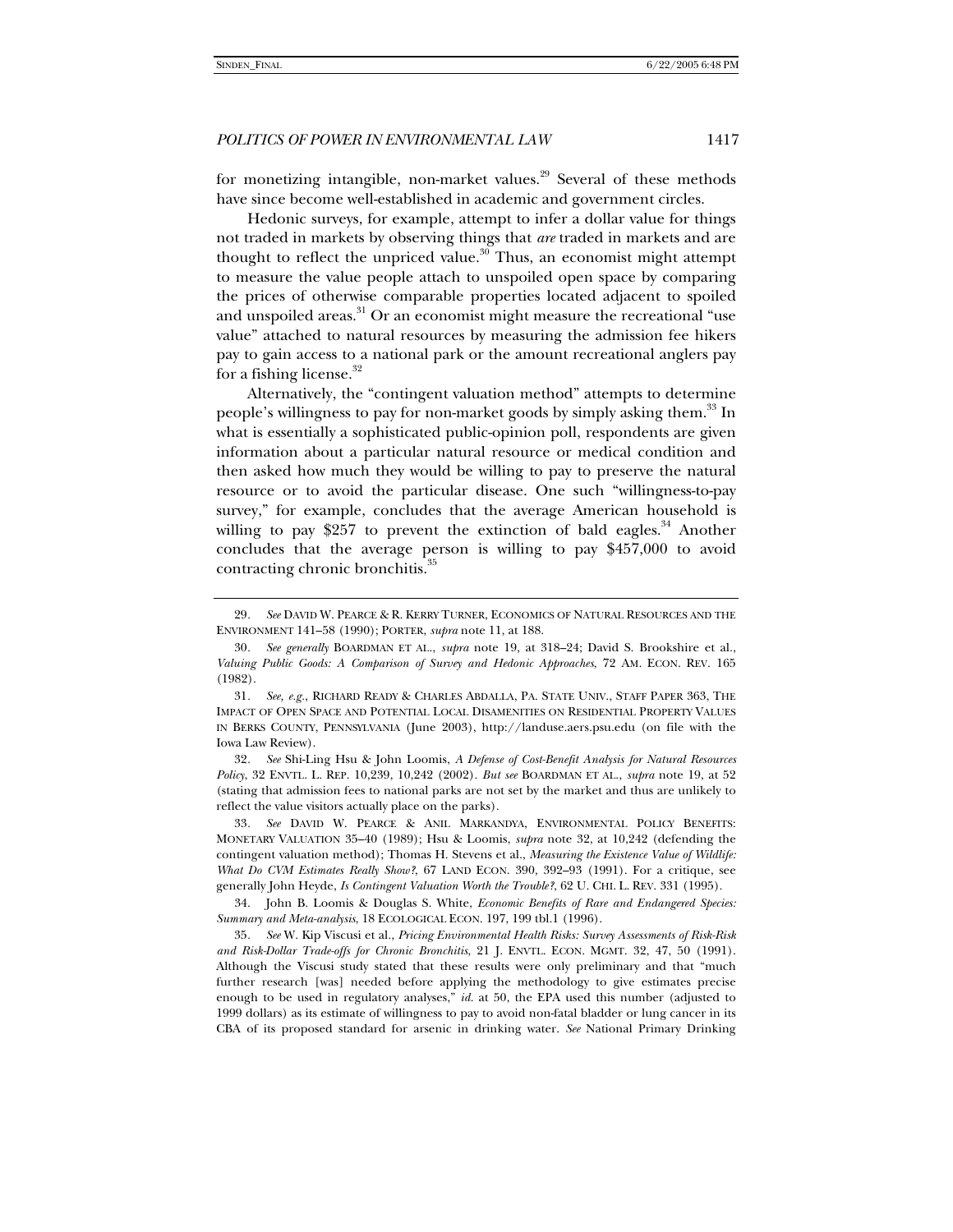for monetizing intangible, non-market values.[29] Several of these methods have since become well-established in academic and government circles.

Hedonic surveys, for example, attempt to infer a dollar value for things not traded in markets by observing things that *are* traded in markets and are thought to reflect the unpriced value.[30] Thus, an economist might attempt to measure the value people attach to unspoiled open space by comparing the prices of otherwise comparable properties located adjacent to spoiled and unspoiled areas.[31] Or an economist might measure the recreational "use value" attached to natural resources by measuring the admission fee hikers pay to gain access to a national park or the amount recreational anglers pay for a fishing license.[32]

Alternatively, the "contingent valuation method" attempts to determine people's willingness to pay for non-market goods by simply asking them.[33] In what is essentially a sophisticated public-opinion poll, respondents are given information about a particular natural resource or medical condition and then asked how much they would be willing to pay to preserve the natural resource or to avoid the particular disease. One such "willingness-to-pay survey," for example, concludes that the average American household is willing to pay $257 to prevent the extinction of bald eagles.[34] Another concludes that the average person is willing to pay $457,000 to avoid contracting chronic bronchitis.[35]

---

29. *See* DAVID W. PEARCE & R. KERRY TURNER, ECONOMICS OF NATURAL RESOURCES AND THE ENVIRONMENT 141–58 (1990); PORTER, *supra* note 11, at 188.

30. *See generally* BOARDMAN ET AL., *supra* note 19, at 318–24; David S. Brookshire et al., *Valuing Public Goods: A Comparison of Survey and Hedonic Approaches*, 72 AM. ECON. REV. 165 (1982).

31. *See, e.g.*, RICHARD READY & CHARLES ABDALLA, PA. STATE UNIV., STAFF PAPER 363, THE IMPACT OF OPEN SPACE AND POTENTIAL LOCAL DISAMENITIES ON RESIDENTIAL PROPERTY VALUES IN BERKS COUNTY, PENNSYLVANIA (June 2003), http://landuse.aers.psu.edu (on file with the Iowa Law Review).

32. *See* Shi-Ling Hsu & John Loomis, *A Defense of Cost-Benefit Analysis for Natural Resources Policy*, 32 ENVTL. L. REP. 10,239, 10,242 (2002). *But see* BOARDMAN ET AL., *supra* note 19, at 52 (stating that admission fees to national parks are not set by the market and thus are unlikely to reflect the value visitors actually place on the parks).

33. *See* DAVID W. PEARCE & ANIL MARKANDYA, ENVIRONMENTAL POLICY BENEFITS: MONETARY VALUATION 35–40 (1989); Hsu & Loomis, *supra* note 32, at 10,242 (defending the contingent valuation method); Thomas H. Stevens et al., *Measuring the Existence Value of Wildlife: What Do CVM Estimates Really Show?*, 67 LAND ECON. 390, 392–93 (1991). For a critique, see generally John Heyde, *Is Contingent Valuation Worth the Trouble?*, 62 U. CHI. L. REV. 331 (1995).

34. John B. Loomis & Douglas S. White, *Economic Benefits of Rare and Endangered Species: Summary and Meta-analysis*, 18 ECOLOGICAL ECON. 197, 199 tbl.1 (1996).

35. *See* W. Kip Viscusi et al., *Pricing Environmental Health Risks: Survey Assessments of Risk-Risk and Risk-Dollar Trade-offs for Chronic Bronchitis*, 21 J. ENVTL. ECON. MGMT. 32, 47, 50 (1991). Although the Viscusi study stated that these results were only preliminary and that "much further research [was] needed before applying the methodology to give estimates precise enough to be used in regulatory analyses," *id.* at 50, the EPA used this number (adjusted to 1999 dollars) as its estimate of willingness to pay to avoid non-fatal bladder or lung cancer in its CBA of its proposed standard for arsenic in drinking water. *See* National Primary Drinking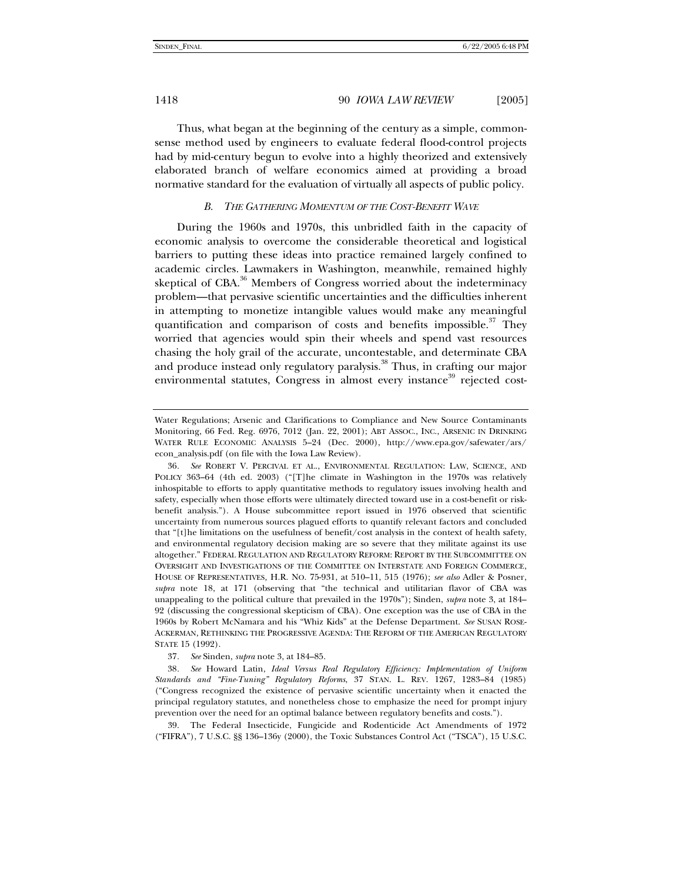Thus, what began at the beginning of the century as a simple, commonsense method used by engineers to evaluate federal flood-control projects had by mid-century begun to evolve into a highly theorized and extensively elaborated branch of welfare economics aimed at providing a broad normative standard for the evaluation of virtually all aspects of public policy.

### *B. THE GATHERING MOMENTUM OF THE COST-BENEFIT WAVE*

During the 1960s and 1970s, this unbridled faith in the capacity of economic analysis to overcome the considerable theoretical and logistical barriers to putting these ideas into practice remained largely confined to academic circles. Lawmakers in Washington, meanwhile, remained highly skeptical of CBA.[36] Members of Congress worried about the indeterminacy problem—that pervasive scientific uncertainties and the difficulties inherent in attempting to monetize intangible values would make any meaningful quantification and comparison of costs and benefits impossible.[37] They worried that agencies would spin their wheels and spend vast resources chasing the holy grail of the accurate, uncontestable, and determinate CBA and produce instead only regulatory paralysis.[38] Thus, in crafting our major environmental statutes, Congress in almost every instance[39] rejected cost-

---

Water Regulations; Arsenic and Clarifications to Compliance and New Source Contaminants Monitoring, 66 Fed. Reg. 6976, 7012 (Jan. 22, 2001); ABT ASSOC., INC., ARSENIC IN DRINKING WATER RULE ECONOMIC ANALYSIS 5–24 (Dec. 2000), http://www.epa.gov/safewater/ars/econ_analysis.pdf (on file with the Iowa Law Review).

36. *See* ROBERT V. PERCIVAL ET AL., ENVIRONMENTAL REGULATION: LAW, SCIENCE, AND POLICY 363–64 (4th ed. 2003) ("[T]he climate in Washington in the 1970s was relatively inhospitable to efforts to apply quantitative methods to regulatory issues involving health and safety, especially when those efforts were ultimately directed toward use in a cost-benefit or risk-benefit analysis."). A House subcommittee report issued in 1976 observed that scientific uncertainty from numerous sources plagued efforts to quantify relevant factors and concluded that "[t]he limitations on the usefulness of benefit/cost analysis in the context of health safety, and environmental regulatory decision making are so severe that they militate against its use altogether." FEDERAL REGULATION AND REGULATORY REFORM: REPORT BY THE SUBCOMMITTEE ON OVERSIGHT AND INVESTIGATIONS OF THE COMMITTEE ON INTERSTATE AND FOREIGN COMMERCE, HOUSE OF REPRESENTATIVES, H.R. NO. 75-931, at 510–11, 515 (1976); *see also* Adler & Posner, *supra* note 18, at 171 (observing that "the technical and utilitarian flavor of CBA was unappealing to the political culture that prevailed in the 1970s"); Sinden, *supra* note 3, at 184–92 (discussing the congressional skepticism of CBA). One exception was the use of CBA in the 1960s by Robert McNamara and his "Whiz Kids" at the Defense Department. *See* SUSAN ROSE-ACKERMAN, RETHINKING THE PROGRESSIVE AGENDA: THE REFORM OF THE AMERICAN REGULATORY STATE 15 (1992).

37. *See* Sinden, *supra* note 3, at 184–85.

38. *See* Howard Latin, *Ideal Versus Real Regulatory Efficiency: Implementation of Uniform Standards and "Fine-Tuning" Regulatory Reforms*, 37 STAN. L. REV. 1267, 1283–84 (1985) ("Congress recognized the existence of pervasive scientific uncertainty when it enacted the principal regulatory statutes, and nonetheless chose to emphasize the need for prompt injury prevention over the need for an optimal balance between regulatory benefits and costs.").

39. The Federal Insecticide, Fungicide and Rodenticide Act Amendments of 1972 ("FIFRA"), 7 U.S.C. §§ 136–136y (2000), the Toxic Substances Control Act ("TSCA"), 15 U.S.C.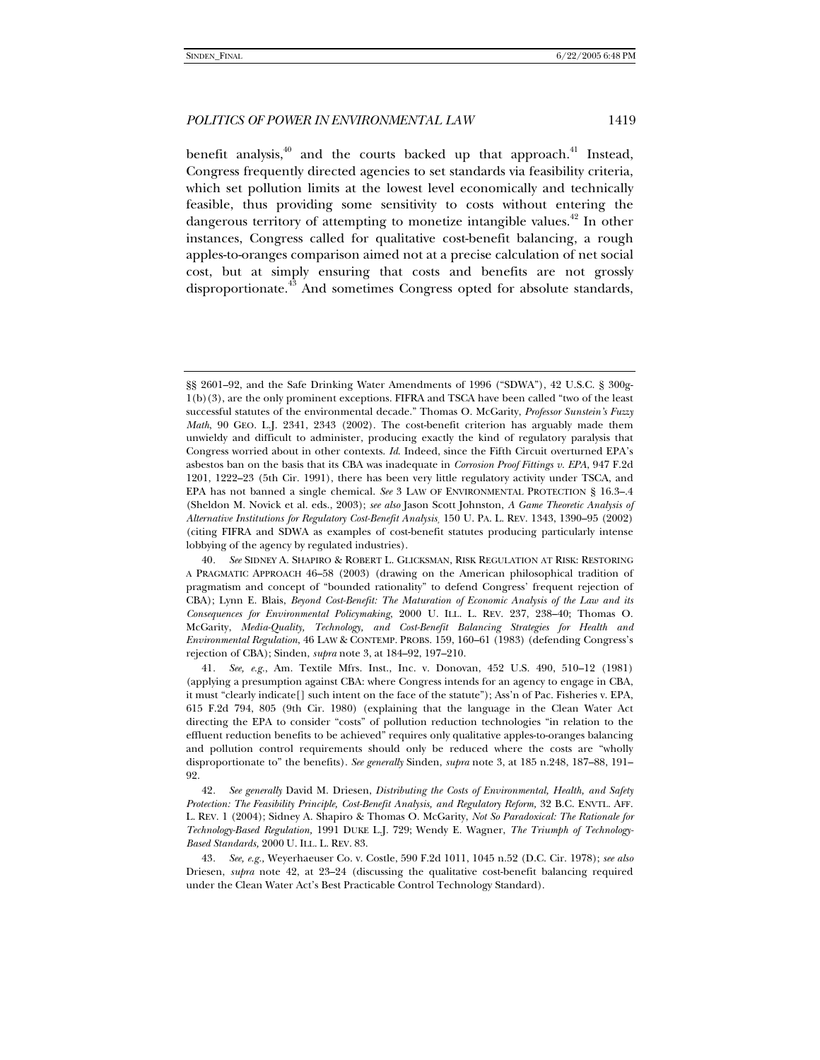benefit analysis,[40] and the courts backed up that approach.[41] Instead, Congress frequently directed agencies to set standards via feasibility criteria, which set pollution limits at the lowest level economically and technically feasible, thus providing some sensitivity to costs without entering the dangerous territory of attempting to monetize intangible values.[42] In other instances, Congress called for qualitative cost-benefit balancing, a rough apples-to-oranges comparison aimed not at a precise calculation of net social cost, but at simply ensuring that costs and benefits are not grossly disproportionate.[43] And sometimes Congress opted for absolute standards,

---

§§ 2601–92, and the Safe Drinking Water Amendments of 1996 ("SDWA"), 42 U.S.C. § 300g-1(b)(3), are the only prominent exceptions. FIFRA and TSCA have been called "two of the least successful statutes of the environmental decade." Thomas O. McGarity, *Professor Sunstein's Fuzzy Math*, 90 GEO. L.J. 2341, 2343 (2002). The cost-benefit criterion has arguably made them unwieldy and difficult to administer, producing exactly the kind of regulatory paralysis that Congress worried about in other contexts. *Id*. Indeed, since the Fifth Circuit overturned EPA's asbestos ban on the basis that its CBA was inadequate in *Corrosion Proof Fittings v. EPA*, 947 F.2d 1201, 1222–23 (5th Cir. 1991), there has been very little regulatory activity under TSCA, and EPA has not banned a single chemical. *See* 3 LAW OF ENVIRONMENTAL PROTECTION § 16.3–.4 (Sheldon M. Novick et al. eds., 2003); *see also* Jason Scott Johnston, *A Game Theoretic Analysis of Alternative Institutions for Regulatory Cost-Benefit Analysis*, 150 U. PA. L. REV. 1343, 1390–95 (2002) (citing FIFRA and SDWA as examples of cost-benefit statutes producing particularly intense lobbying of the agency by regulated industries).

40. *See* SIDNEY A. SHAPIRO & ROBERT L. GLICKSMAN, RISK REGULATION AT RISK: RESTORING A PRAGMATIC APPROACH 46–58 (2003) (drawing on the American philosophical tradition of pragmatism and concept of "bounded rationality" to defend Congress' frequent rejection of CBA); Lynn E. Blais, *Beyond Cost-Benefit: The Maturation of Economic Analysis of the Law and its Consequences for Environmental Policymaking*, 2000 U. ILL. L. REV. 237, 238–40; Thomas O. McGarity, *Media-Quality, Technology, and Cost-Benefit Balancing Strategies for Health and Environmental Regulation*, 46 LAW & CONTEMP. PROBS. 159, 160–61 (1983) (defending Congress's rejection of CBA); Sinden, *supra* note 3, at 184–92, 197–210.

41. *See, e.g.*, Am. Textile Mfrs. Inst., Inc. v. Donovan, 452 U.S. 490, 510–12 (1981) (applying a presumption against CBA: where Congress intends for an agency to engage in CBA, it must "clearly indicate[] such intent on the face of the statute"); Ass'n of Pac. Fisheries v. EPA, 615 F.2d 794, 805 (9th Cir. 1980) (explaining that the language in the Clean Water Act directing the EPA to consider "costs" of pollution reduction technologies "in relation to the effluent reduction benefits to be achieved" requires only qualitative apples-to-oranges balancing and pollution control requirements should only be reduced where the costs are "wholly disproportionate to" the benefits). *See generally* Sinden, *supra* note 3, at 185 n.248, 187–88, 191–92.

42. *See generally* David M. Driesen, *Distributing the Costs of Environmental, Health, and Safety Protection: The Feasibility Principle, Cost-Benefit Analysis, and Regulatory Reform,* 32 B.C. ENVTL. AFF. L. REV. 1 (2004); Sidney A. Shapiro & Thomas O. McGarity, *Not So Paradoxical: The Rationale for Technology-Based Regulation,* 1991 DUKE L.J. 729; Wendy E. Wagner, *The Triumph of Technology-Based Standards,* 2000 U. ILL. L. REV. 83.

43. *See, e.g.*, Weyerhaeuser Co. v. Costle, 590 F.2d 1011, 1045 n.52 (D.C. Cir. 1978); *see also* Driesen, *supra* note 42, at 23–24 (discussing the qualitative cost-benefit balancing required under the Clean Water Act's Best Practicable Control Technology Standard).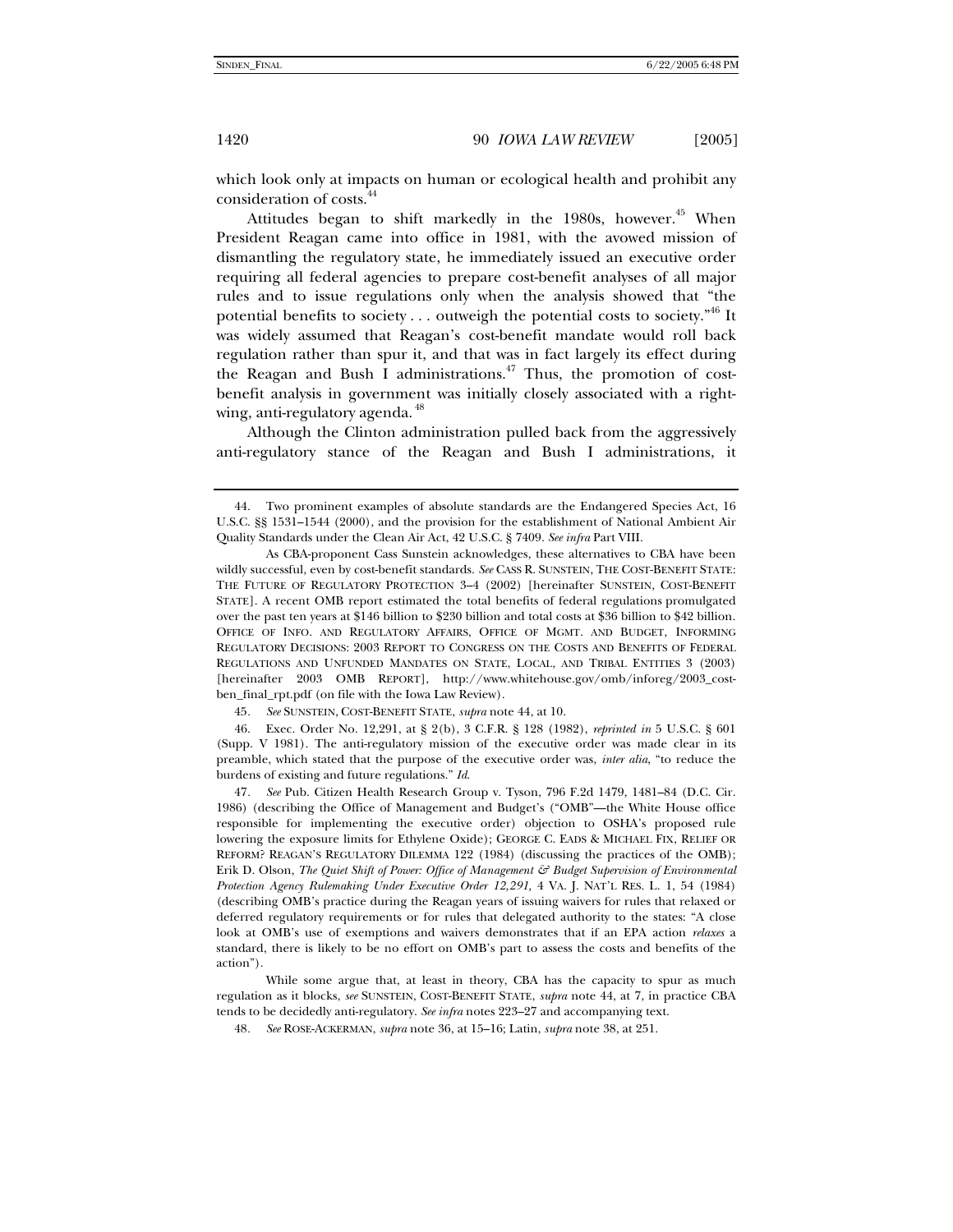which look only at impacts on human or ecological health and prohibit any consideration of costs.[44]

Attitudes began to shift markedly in the 1980s, however.[45] When President Reagan came into office in 1981, with the avowed mission of dismantling the regulatory state, he immediately issued an executive order requiring all federal agencies to prepare cost-benefit analyses of all major rules and to issue regulations only when the analysis showed that "the potential benefits to society . . . outweigh the potential costs to society."[46] It was widely assumed that Reagan's cost-benefit mandate would roll back regulation rather than spur it, and that was in fact largely its effect during the Reagan and Bush I administrations.[47] Thus, the promotion of cost-benefit analysis in government was initially closely associated with a right-wing, anti-regulatory agenda.[48]

Although the Clinton administration pulled back from the aggressively anti-regulatory stance of the Reagan and Bush I administrations, it

---

44. Two prominent examples of absolute standards are the Endangered Species Act, 16 U.S.C. §§ 1531–1544 (2000), and the provision for the establishment of National Ambient Air Quality Standards under the Clean Air Act, 42 U.S.C. § 7409. *See infra* Part VIII.

As CBA-proponent Cass Sunstein acknowledges, these alternatives to CBA have been wildly successful, even by cost-benefit standards. *See* CASS R. SUNSTEIN, THE COST-BENEFIT STATE: THE FUTURE OF REGULATORY PROTECTION 3–4 (2002) [hereinafter SUNSTEIN, COST-BENEFIT STATE]. A recent OMB report estimated the total benefits of federal regulations promulgated over the past ten years at $146 billion to $230 billion and total costs at $36 billion to $42 billion. OFFICE OF INFO. AND REGULATORY AFFAIRS, OFFICE OF MGMT. AND BUDGET, INFORMING REGULATORY DECISIONS: 2003 REPORT TO CONGRESS ON THE COSTS AND BENEFITS OF FEDERAL REGULATIONS AND UNFUNDED MANDATES ON STATE, LOCAL, AND TRIBAL ENTITIES 3 (2003) [hereinafter 2003 OMB REPORT], http://www.whitehouse.gov/omb/inforeg/2003_cost-ben_final_rpt.pdf (on file with the Iowa Law Review).

45. *See* SUNSTEIN, COST-BENEFIT STATE, *supra* note 44, at 10.

46. Exec. Order No. 12,291, at § 2(b), 3 C.F.R. § 128 (1982), *reprinted in* 5 U.S.C. § 601 (Supp. V 1981). The anti-regulatory mission of the executive order was made clear in its preamble, which stated that the purpose of the executive order was, *inter alia*, "to reduce the burdens of existing and future regulations." *Id.*

47. *See* Pub. Citizen Health Research Group v. Tyson, 796 F.2d 1479, 1481–84 (D.C. Cir. 1986) (describing the Office of Management and Budget's ("OMB"—the White House office responsible for implementing the executive order) objection to OSHA's proposed rule lowering the exposure limits for Ethylene Oxide); GEORGE C. EADS & MICHAEL FIX, RELIEF OR REFORM? REAGAN'S REGULATORY DILEMMA 122 (1984) (discussing the practices of the OMB); Erik D. Olson, *The Quiet Shift of Power: Office of Management & Budget Supervision of Environmental Protection Agency Rulemaking Under Executive Order 12,291*, 4 VA. J. NAT'L RES. L. 1, 54 (1984) (describing OMB's practice during the Reagan years of issuing waivers for rules that relaxed or deferred regulatory requirements or for rules that delegated authority to the states: "A close look at OMB's use of exemptions and waivers demonstrates that if an EPA action *relaxes* a standard, there is likely to be no effort on OMB's part to assess the costs and benefits of the action").

While some argue that, at least in theory, CBA has the capacity to spur as much regulation as it blocks, *see* SUNSTEIN, COST-BENEFIT STATE, *supra* note 44, at 7, in practice CBA tends to be decidedly anti-regulatory. *See infra* notes 223–27 and accompanying text.

48. *See* ROSE-ACKERMAN, *supra* note 36, at 15–16; Latin, *supra* note 38, at 251.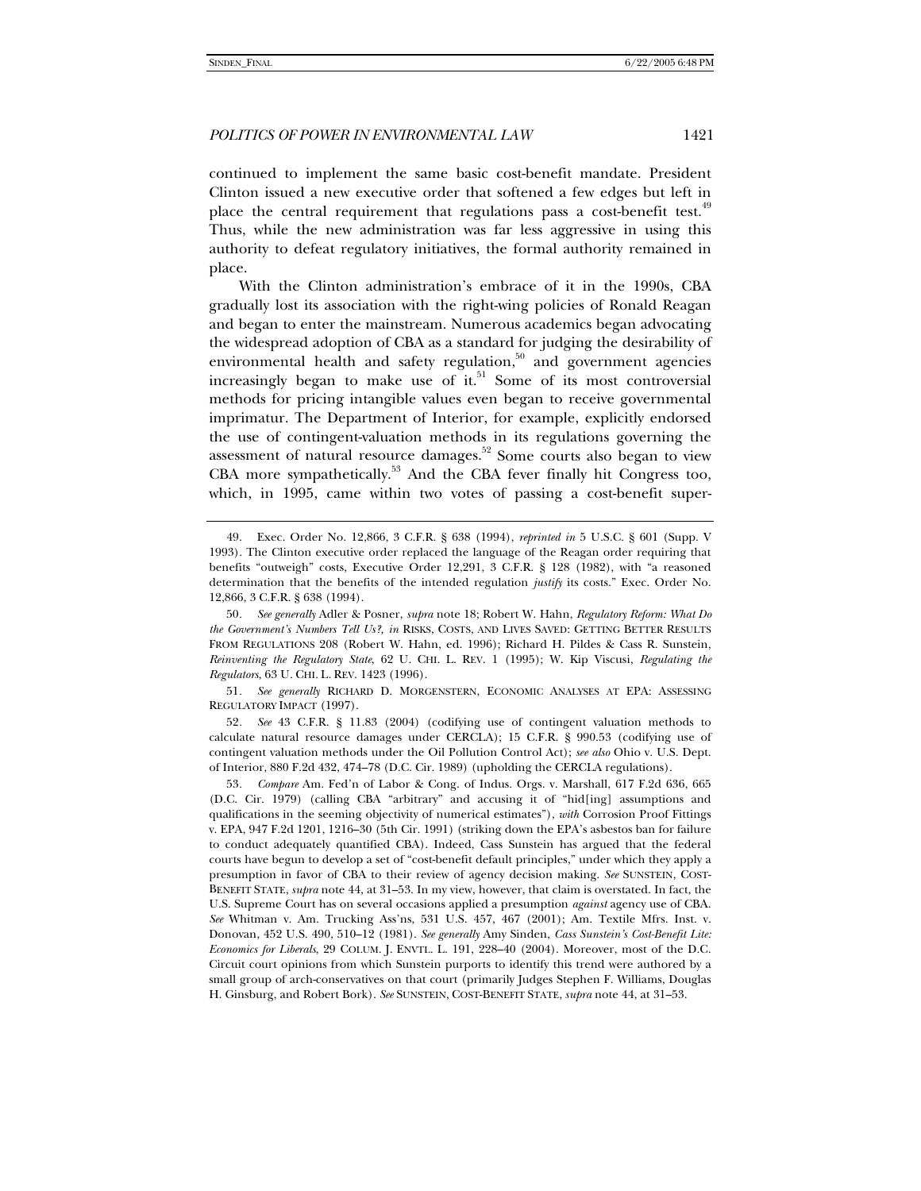continued to implement the same basic cost-benefit mandate. President Clinton issued a new executive order that softened a few edges but left in place the central requirement that regulations pass a cost-benefit test.[49] Thus, while the new administration was far less aggressive in using this authority to defeat regulatory initiatives, the formal authority remained in place.

With the Clinton administration's embrace of it in the 1990s, CBA gradually lost its association with the right-wing policies of Ronald Reagan and began to enter the mainstream. Numerous academics began advocating the widespread adoption of CBA as a standard for judging the desirability of environmental health and safety regulation,[50] and government agencies increasingly began to make use of it.[51] Some of its most controversial methods for pricing intangible values even began to receive governmental imprimatur. The Department of Interior, for example, explicitly endorsed the use of contingent-valuation methods in its regulations governing the assessment of natural resource damages.[52] Some courts also began to view CBA more sympathetically.[53] And the CBA fever finally hit Congress too, which, in 1995, came within two votes of passing a cost-benefit super-

---

49. Exec. Order No. 12,866, 3 C.F.R. § 638 (1994), *reprinted in* 5 U.S.C. § 601 (Supp. V 1993). The Clinton executive order replaced the language of the Reagan order requiring that benefits "outweigh" costs, Executive Order 12,291, 3 C.F.R. § 128 (1982), with "a reasoned determination that the benefits of the intended regulation *justify* its costs." Exec. Order No. 12,866, 3 C.F.R. § 638 (1994).

50. *See generally* Adler & Posner, *supra* note 18; Robert W. Hahn, *Regulatory Reform: What Do the Government's Numbers Tell Us?*, *in* RISKS, COSTS, AND LIVES SAVED: GETTING BETTER RESULTS FROM REGULATIONS 208 (Robert W. Hahn, ed. 1996); Richard H. Pildes & Cass R. Sunstein, *Reinventing the Regulatory State*, 62 U. CHI. L. REV. 1 (1995); W. Kip Viscusi, *Regulating the Regulators*, 63 U. CHI. L. REV. 1423 (1996).

51. *See generally* RICHARD D. MORGENSTERN, ECONOMIC ANALYSES AT EPA: ASSESSING REGULATORY IMPACT (1997).

52. *See* 43 C.F.R. § 11.83 (2004) (codifying use of contingent valuation methods to calculate natural resource damages under CERCLA); 15 C.F.R. § 990.53 (codifying use of contingent valuation methods under the Oil Pollution Control Act); *see also* Ohio v. U.S. Dept. of Interior, 880 F.2d 432, 474–78 (D.C. Cir. 1989) (upholding the CERCLA regulations).

53. *Compare* Am. Fed'n of Labor & Cong. of Indus. Orgs. v. Marshall, 617 F.2d 636, 665 (D.C. Cir. 1979) (calling CBA "arbitrary" and accusing it of "hid[ing] assumptions and qualifications in the seeming objectivity of numerical estimates"), *with* Corrosion Proof Fittings v. EPA, 947 F.2d 1201, 1216–30 (5th Cir. 1991) (striking down the EPA's asbestos ban for failure to conduct adequately quantified CBA). Indeed, Cass Sunstein has argued that the federal courts have begun to develop a set of "cost-benefit default principles," under which they apply a presumption in favor of CBA to their review of agency decision making. *See* SUNSTEIN, COST-BENEFIT STATE, *supra* note 44, at 31–53. In my view, however, that claim is overstated. In fact, the U.S. Supreme Court has on several occasions applied a presumption *against* agency use of CBA. *See* Whitman v. Am. Trucking Ass'ns, 531 U.S. 457, 467 (2001); Am. Textile Mfrs. Inst. v. Donovan, 452 U.S. 490, 510–12 (1981). *See generally* Amy Sinden, *Cass Sunstein's Cost-Benefit Lite: Economics for Liberals*, 29 COLUM. J. ENVTL. L. 191, 228–40 (2004). Moreover, most of the D.C. Circuit court opinions from which Sunstein purports to identify this trend were authored by a small group of arch-conservatives on that court (primarily Judges Stephen F. Williams, Douglas H. Ginsburg, and Robert Bork). *See* SUNSTEIN, COST-BENEFIT STATE, *supra* note 44, at 31–53.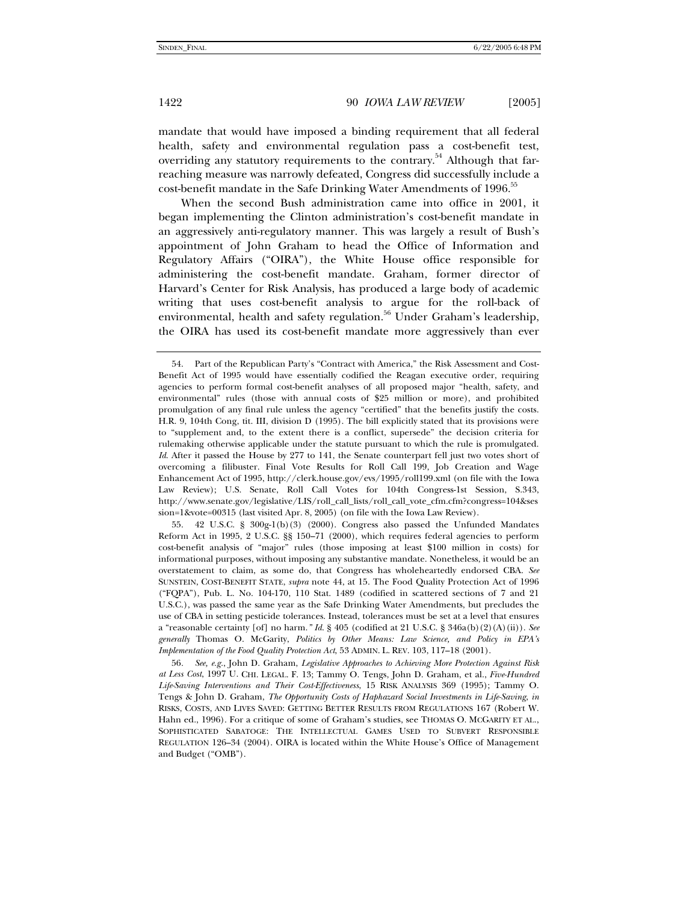mandate that would have imposed a binding requirement that all federal health, safety and environmental regulation pass a cost-benefit test, overriding any statutory requirements to the contrary.[54] Although that far-reaching measure was narrowly defeated, Congress did successfully include a cost-benefit mandate in the Safe Drinking Water Amendments of 1996.[55]

When the second Bush administration came into office in 2001, it began implementing the Clinton administration's cost-benefit mandate in an aggressively anti-regulatory manner. This was largely a result of Bush's appointment of John Graham to head the Office of Information and Regulatory Affairs ("OIRA"), the White House office responsible for administering the cost-benefit mandate. Graham, former director of Harvard's Center for Risk Analysis, has produced a large body of academic writing that uses cost-benefit analysis to argue for the roll-back of environmental, health and safety regulation.[56] Under Graham's leadership, the OIRA has used its cost-benefit mandate more aggressively than ever

---

54. Part of the Republican Party's "Contract with America," the Risk Assessment and Cost-Benefit Act of 1995 would have essentially codified the Reagan executive order, requiring agencies to perform formal cost-benefit analyses of all proposed major "health, safety, and environmental" rules (those with annual costs of $25 million or more), and prohibited promulgation of any final rule unless the agency "certified" that the benefits justify the costs. H.R. 9, 104th Cong, tit. III, division D (1995). The bill explicitly stated that its provisions were to "supplement and, to the extent there is a conflict, supersede" the decision criteria for rulemaking otherwise applicable under the statute pursuant to which the rule is promulgated. *Id*. After it passed the House by 277 to 141, the Senate counterpart fell just two votes short of overcoming a filibuster. Final Vote Results for Roll Call 199, Job Creation and Wage Enhancement Act of 1995, http://clerk.house.gov/evs/1995/roll199.xml (on file with the Iowa Law Review); U.S. Senate, Roll Call Votes for 104th Congress-1st Session, S.343, http://www.senate.gov/legislative/LIS/roll_call_lists/roll_call_vote_cfm.cfm?congress=104&session=1&vote=00315 (last visited Apr. 8, 2005) (on file with the Iowa Law Review).

55. 42 U.S.C. § 300g-1(b)(3) (2000). Congress also passed the Unfunded Mandates Reform Act in 1995, 2 U.S.C. §§ 150–71 (2000), which requires federal agencies to perform cost-benefit analysis of "major" rules (those imposing at least $100 million in costs) for informational purposes, without imposing any substantive mandate. Nonetheless, it would be an overstatement to claim, as some do, that Congress has wholeheartedly endorsed CBA. *See* SUNSTEIN, COST-BENEFIT STATE, *supra* note 44, at 15. The Food Quality Protection Act of 1996 ("FQPA"), Pub. L. No. 104-170, 110 Stat. 1489 (codified in scattered sections of 7 and 21 U.S.C.), was passed the same year as the Safe Drinking Water Amendments, but precludes the use of CBA in setting pesticide tolerances. Instead, tolerances must be set at a level that ensures a "reasonable certainty [of] no harm." *Id*. § 405 (codified at 21 U.S.C. § 346a(b)(2)(A)(ii)). *See generally* Thomas O. McGarity, *Politics by Other Means: Law Science, and Policy in EPA's Implementation of the Food Quality Protection Act*, 53 ADMIN. L. REV. 103, 117–18 (2001).

56. *See, e.g.*, John D. Graham, *Legislative Approaches to Achieving More Protection Against Risk at Less Cost*, 1997 U. CHI. LEGAL. F. 13; Tammy O. Tengs, John D. Graham, et al., *Five-Hundred Life-Saving Interventions and Their Cost-Effectiveness*, 15 RISK ANALYSIS 369 (1995); Tammy O. Tengs & John D. Graham, *The Opportunity Costs of Haphazard Social Investments in Life-Saving*, *in* RISKS, COSTS, AND LIVES SAVED: GETTING BETTER RESULTS FROM REGULATIONS 167 (Robert W. Hahn ed., 1996). For a critique of some of Graham's studies, see THOMAS O. MCGARITY ET AL., SOPHISTICATED SABATOGE: THE INTELLECTUAL GAMES USED TO SUBVERT RESPONSIBLE REGULATION 126–34 (2004). OIRA is located within the White House's Office of Management and Budget ("OMB").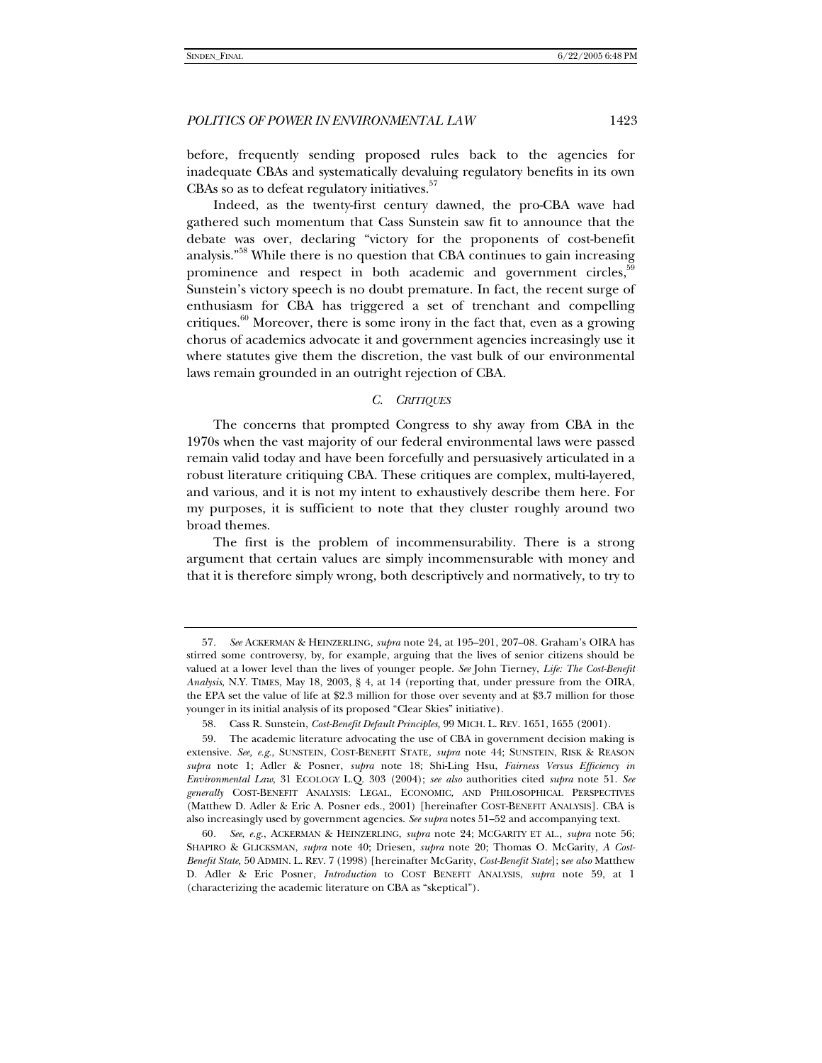before, frequently sending proposed rules back to the agencies for inadequate CBAs and systematically devaluing regulatory benefits in its own CBAs so as to defeat regulatory initiatives.[57]

Indeed, as the twenty-first century dawned, the pro-CBA wave had gathered such momentum that Cass Sunstein saw fit to announce that the debate was over, declaring "victory for the proponents of cost-benefit analysis."[58] While there is no question that CBA continues to gain increasing prominence and respect in both academic and government circles,[59] Sunstein's victory speech is no doubt premature. In fact, the recent surge of enthusiasm for CBA has triggered a set of trenchant and compelling critiques.[60] Moreover, there is some irony in the fact that, even as a growing chorus of academics advocate it and government agencies increasingly use it where statutes give them the discretion, the vast bulk of our environmental laws remain grounded in an outright rejection of CBA.

### *C. CRITIQUES*

The concerns that prompted Congress to shy away from CBA in the 1970s when the vast majority of our federal environmental laws were passed remain valid today and have been forcefully and persuasively articulated in a robust literature critiquing CBA. These critiques are complex, multi-layered, and various, and it is not my intent to exhaustively describe them here. For my purposes, it is sufficient to note that they cluster roughly around two broad themes.

The first is the problem of incommensurability. There is a strong argument that certain values are simply incommensurable with money and that it is therefore simply wrong, both descriptively and normatively, to try to

---

57. *See* ACKERMAN & HEINZERLING, *supra* note 24, at 195–201, 207–08. Graham's OIRA has stirred some controversy, by, for example, arguing that the lives of senior citizens should be valued at a lower level than the lives of younger people. *See* John Tierney, *Life: The Cost-Benefit Analysis*, N.Y. TIMES, May 18, 2003, § 4, at 14 (reporting that, under pressure from the OIRA, the EPA set the value of life at $2.3 million for those over seventy and at $3.7 million for those younger in its initial analysis of its proposed "Clear Skies" initiative).

58. Cass R. Sunstein, *Cost-Benefit Default Principles*, 99 MICH. L. REV. 1651, 1655 (2001).

59. The academic literature advocating the use of CBA in government decision making is extensive. *See, e.g.*, SUNSTEIN, COST-BENEFIT STATE, *supra* note 44; SUNSTEIN, RISK & REASON *supra* note 1; Adler & Posner, *supra* note 18; Shi-Ling Hsu, *Fairness Versus Efficiency in Environmental Law*, 31 ECOLOGY L.Q. 303 (2004); *see also* authorities cited *supra* note 51. *See generally* COST-BENEFIT ANALYSIS: LEGAL, ECONOMIC, AND PHILOSOPHICAL PERSPECTIVES (Matthew D. Adler & Eric A. Posner eds., 2001) [hereinafter COST-BENEFIT ANALYSIS]. CBA is also increasingly used by government agencies. *See supra* notes 51–52 and accompanying text.

60. *See, e.g.*, ACKERMAN & HEINZERLING, *supra* note 24; MCGARITY ET AL., *supra* note 56; SHAPIRO & GLICKSMAN, *supra* note 40; Driesen, *supra* note 20; Thomas O. McGarity, *A Cost-Benefit State*, 50 ADMIN. L. REV. 7 (1998) [hereinafter McGarity, *Cost-Benefit State*]; *see also* Matthew D. Adler & Eric Posner, *Introduction* to COST BENEFIT ANALYSIS, *supra* note 59, at 1 (characterizing the academic literature on CBA as "skeptical").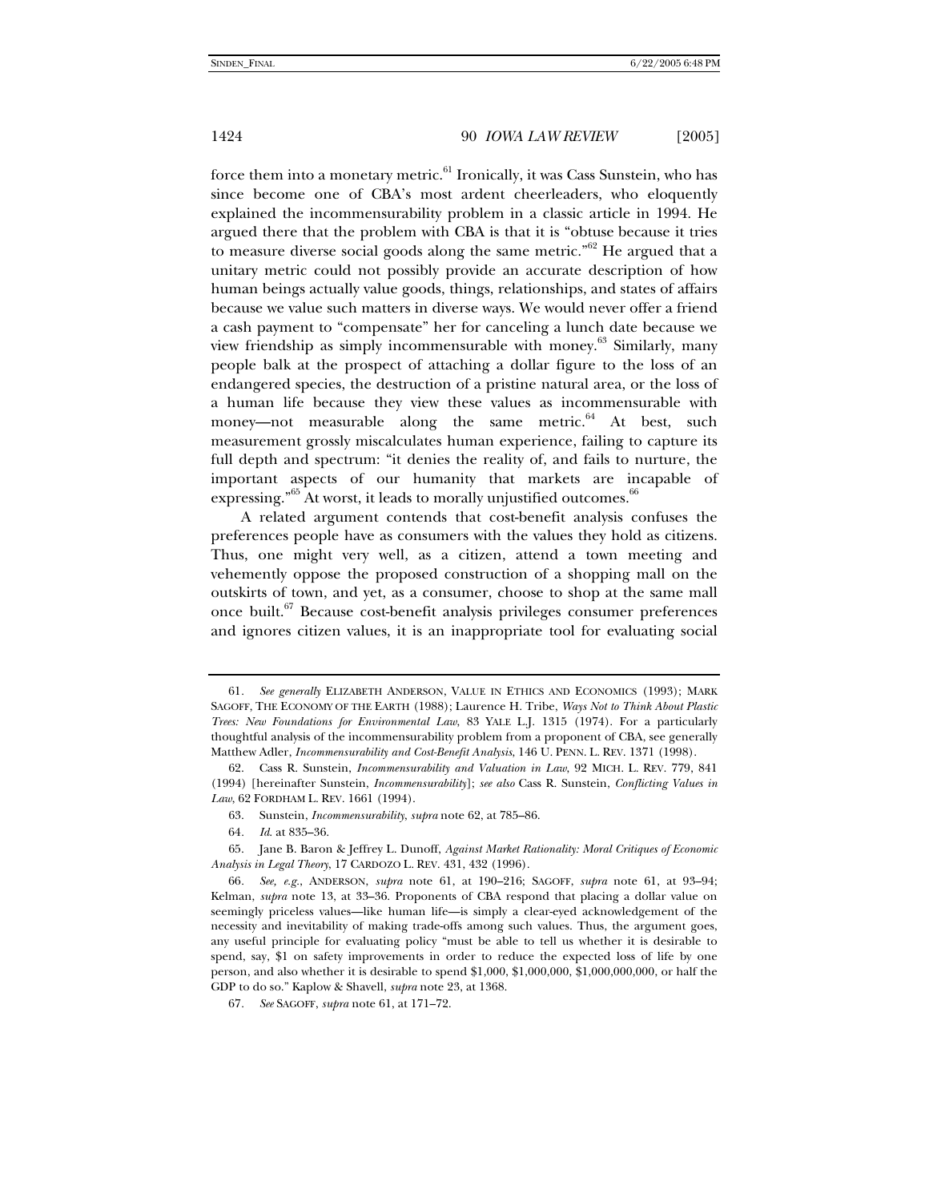force them into a monetary metric.[61] Ironically, it was Cass Sunstein, who has since become one of CBA's most ardent cheerleaders, who eloquently explained the incommensurability problem in a classic article in 1994. He argued there that the problem with CBA is that it is "obtuse because it tries to measure diverse social goods along the same metric."[62] He argued that a unitary metric could not possibly provide an accurate description of how human beings actually value goods, things, relationships, and states of affairs because we value such matters in diverse ways. We would never offer a friend a cash payment to "compensate" her for canceling a lunch date because we view friendship as simply incommensurable with money.[63] Similarly, many people balk at the prospect of attaching a dollar figure to the loss of an endangered species, the destruction of a pristine natural area, or the loss of a human life because they view these values as incommensurable with money—not measurable along the same metric.[64] At best, such measurement grossly miscalculates human experience, failing to capture its full depth and spectrum: "it denies the reality of, and fails to nurture, the important aspects of our humanity that markets are incapable of expressing."[65] At worst, it leads to morally unjustified outcomes.[66]

A related argument contends that cost-benefit analysis confuses the preferences people have as consumers with the values they hold as citizens. Thus, one might very well, as a citizen, attend a town meeting and vehemently oppose the proposed construction of a shopping mall on the outskirts of town, and yet, as a consumer, choose to shop at the same mall once built.[67] Because cost-benefit analysis privileges consumer preferences and ignores citizen values, it is an inappropriate tool for evaluating social

---

61. *See generally* ELIZABETH ANDERSON, VALUE IN ETHICS AND ECONOMICS (1993); MARK SAGOFF, THE ECONOMY OF THE EARTH (1988); Laurence H. Tribe, *Ways Not to Think About Plastic Trees: New Foundations for Environmental Law*, 83 YALE L.J. 1315 (1974). For a particularly thoughtful analysis of the incommensurability problem from a proponent of CBA, see generally Matthew Adler, *Incommensurability and Cost-Benefit Analysis*, 146 U. PENN. L. REV. 1371 (1998).

62. Cass R. Sunstein, *Incommensurability and Valuation in Law*, 92 MICH. L. REV. 779, 841 (1994) [hereinafter Sunstein, *Incommensurability*]; *see also* Cass R. Sunstein, *Conflicting Values in Law*, 62 FORDHAM L. REV. 1661 (1994).

63. Sunstein, *Incommensurability*, *supra* note 62, at 785–86.

64. *Id.* at 835–36.

65. Jane B. Baron & Jeffrey L. Dunoff, *Against Market Rationality: Moral Critiques of Economic Analysis in Legal Theory*, 17 CARDOZO L. REV. 431, 432 (1996).

66. *See, e.g.*, ANDERSON, *supra* note 61, at 190–216; SAGOFF, *supra* note 61, at 93–94; Kelman, *supra* note 13, at 33–36. Proponents of CBA respond that placing a dollar value on seemingly priceless values—like human life—is simply a clear-eyed acknowledgement of the necessity and inevitability of making trade-offs among such values. Thus, the argument goes, any useful principle for evaluating policy "must be able to tell us whether it is desirable to spend, say, $1 on safety improvements in order to reduce the expected loss of life by one person, and also whether it is desirable to spend $1,000, $1,000,000, $1,000,000,000, or half the GDP to do so." Kaplow & Shavell, *supra* note 23, at 1368.

67. *See* SAGOFF, *supra* note 61, at 171–72.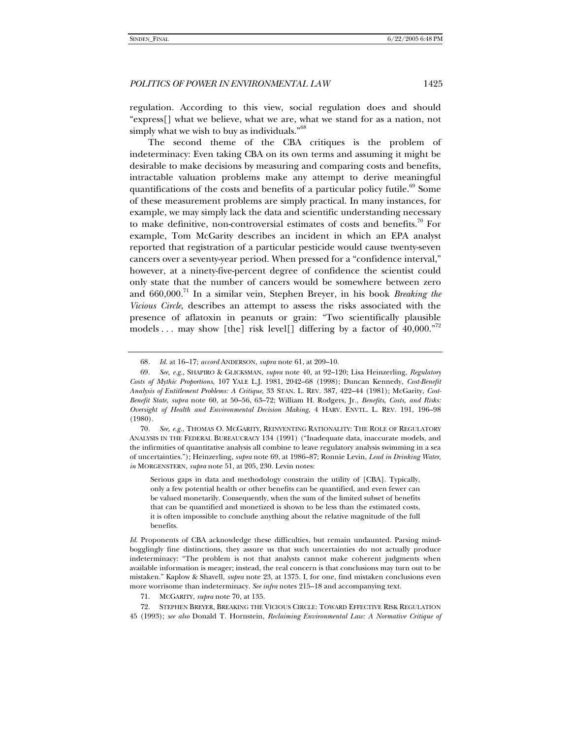regulation. According to this view, social regulation does and should "express[] what we believe, what we are, what we stand for as a nation, not simply what we wish to buy as individuals."[68]

The second theme of the CBA critiques is the problem of indeterminacy: Even taking CBA on its own terms and assuming it might be desirable to make decisions by measuring and comparing costs and benefits, intractable valuation problems make any attempt to derive meaningful quantifications of the costs and benefits of a particular policy futile.[69] Some of these measurement problems are simply practical. In many instances, for example, we may simply lack the data and scientific understanding necessary to make definitive, non-controversial estimates of costs and benefits.[70] For example, Tom McGarity describes an incident in which an EPA analyst reported that registration of a particular pesticide would cause twenty-seven cancers over a seventy-year period. When pressed for a "confidence interval," however, at a ninety-five-percent degree of confidence the scientist could only state that the number of cancers would be somewhere between zero and 660,000.[71] In a similar vein, Stephen Breyer, in his book *Breaking the Vicious Circle*, describes an attempt to assess the risks associated with the presence of aflatoxin in peanuts or grain: "Two scientifically plausible models . . . may show [the] risk level[] differing by a factor of 40,000."[72]

---

68. *Id.* at 16–17; *accord* ANDERSON, *supra* note 61, at 209–10.

69. *See, e.g.*, SHAPIRO & GLICKSMAN, *supra* note 40, at 92–120; Lisa Heinzerling, *Regulatory Costs of Mythic Proportions*, 107 YALE L.J. 1981, 2042–68 (1998); Duncan Kennedy, *Cost-Benefit Analysis of Entitlement Problems: A Critique*, 33 STAN. L. REV. 387, 422–44 (1981); McGarity, *Cost-Benefit State*, *supra* note 60, at 50–56, 63–72; William H. Rodgers, Jr., *Benefits, Costs, and Risks: Oversight of Health and Environmental Decision Making*, 4 HARV. ENVTL. L. REV. 191, 196–98 (1980).

70. *See, e.g.*, THOMAS O. MCGARITY, REINVENTING RATIONALITY: THE ROLE OF REGULATORY ANALYSIS IN THE FEDERAL BUREAUCRACY 134 (1991) ("Inadequate data, inaccurate models, and the infirmities of quantitative analysis all combine to leave regulatory analysis swimming in a sea of uncertainties."); Heinzerling, *supra* note 69, at 1986–87; Ronnie Levin, *Lead in Drinking Water*, *in* MORGENSTERN, *supra* note 51, at 205, 230. Levin notes:

> Serious gaps in data and methodology constrain the utility of [CBA]. Typically, only a few potential health or other benefits can be quantified, and even fewer can be valued monetarily. Consequently, when the sum of the limited subset of benefits that can be quantified and monetized is shown to be less than the estimated costs, it is often impossible to conclude anything about the relative magnitude of the full benefits.

*Id.* Proponents of CBA acknowledge these difficulties, but remain undaunted. Parsing mind-bogglingly fine distinctions, they assure us that such uncertainties do not actually produce indeterminacy: "The problem is not that analysts cannot make coherent judgments when available information is meager; instead, the real concern is that conclusions may turn out to be mistaken." Kaplow & Shavell, *supra* note 23, at 1375. I, for one, find mistaken conclusions even more worrisome than indeterminacy. *See infra* notes 215–18 and accompanying text.

71. MCGARITY, *supra* note 70, at 135.

72. STEPHEN BREYER, BREAKING THE VICIOUS CIRCLE: TOWARD EFFECTIVE RISK REGULATION 45 (1993); *see also* Donald T. Hornstein, *Reclaiming Environmental Law: A Normative Critique of*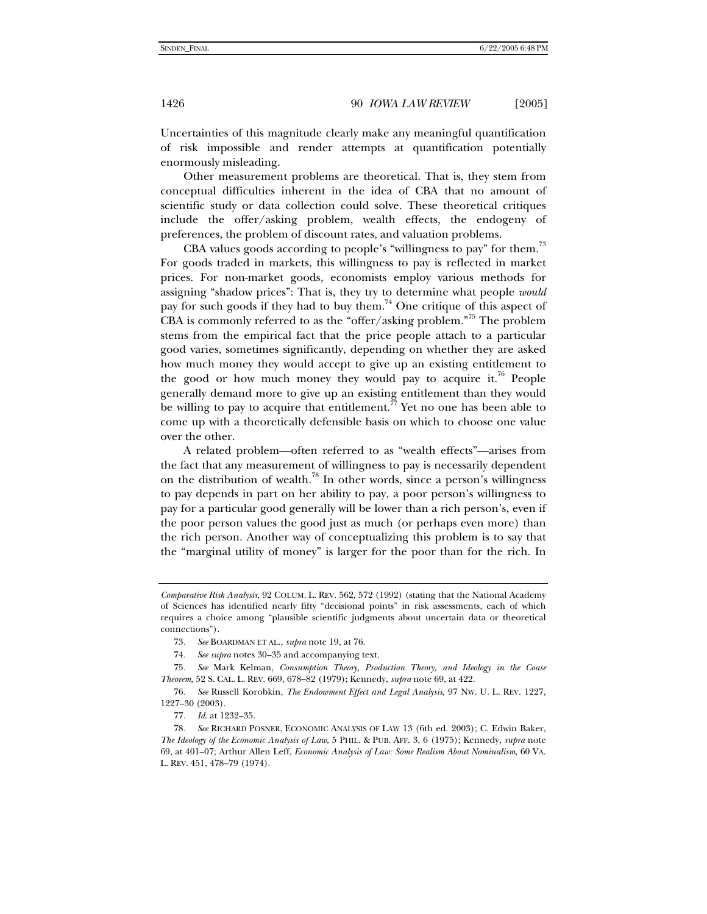Uncertainties of this magnitude clearly make any meaningful quantification of risk impossible and render attempts at quantification potentially enormously misleading.

Other measurement problems are theoretical. That is, they stem from conceptual difficulties inherent in the idea of CBA that no amount of scientific study or data collection could solve. These theoretical critiques include the offer/asking problem, wealth effects, the endogeny of preferences, the problem of discount rates, and valuation problems.

CBA values goods according to people's "willingness to pay" for them.[73] For goods traded in markets, this willingness to pay is reflected in market prices. For non-market goods, economists employ various methods for assigning "shadow prices": That is, they try to determine what people *would* pay for such goods if they had to buy them.[74] One critique of this aspect of CBA is commonly referred to as the "offer/asking problem."[75] The problem stems from the empirical fact that the price people attach to a particular good varies, sometimes significantly, depending on whether they are asked how much money they would accept to give up an existing entitlement to the good or how much money they would pay to acquire it.[76] People generally demand more to give up an existing entitlement than they would be willing to pay to acquire that entitlement.[77] Yet no one has been able to come up with a theoretically defensible basis on which to choose one value over the other.

A related problem—often referred to as "wealth effects"—arises from the fact that any measurement of willingness to pay is necessarily dependent on the distribution of wealth.[78] In other words, since a person's willingness to pay depends in part on her ability to pay, a poor person's willingness to pay for a particular good generally will be lower than a rich person's, even if the poor person values the good just as much (or perhaps even more) than the rich person. Another way of conceptualizing this problem is to say that the "marginal utility of money" is larger for the poor than for the rich. In

---

*Comparative Risk Analysis*, 92 COLUM. L. REV. 562, 572 (1992) (stating that the National Academy of Sciences has identified nearly fifty "decisional points" in risk assessments, each of which requires a choice among "plausible scientific judgments about uncertain data or theoretical connections").

73. *See* BOARDMAN ET AL., *supra* note 19, at 76.

74. *See supra* notes 30–35 and accompanying text.

75. *See* Mark Kelman, *Consumption Theory, Production Theory, and Ideology in the Coase Theorem*, 52 S. CAL. L. REV. 669, 678–82 (1979); Kennedy, *supra* note 69, at 422.

76. *See* Russell Korobkin, *The Endowment Effect and Legal Analysis*, 97 NW. U. L. REV. 1227, 1227–30 (2003).

77. *Id.* at 1232–35.

78. *See* RICHARD POSNER, ECONOMIC ANALYSIS OF LAW 13 (6th ed. 2003); C. Edwin Baker, *The Ideology of the Economic Analysis of Law*, 5 PHIL. & PUB. AFF. 3, 6 (1975); Kennedy, *supra* note 69, at 401–07; Arthur Allen Leff, *Economic Analysis of Law: Some Realism About Nominalism*, 60 VA. L. REV. 451, 478–79 (1974).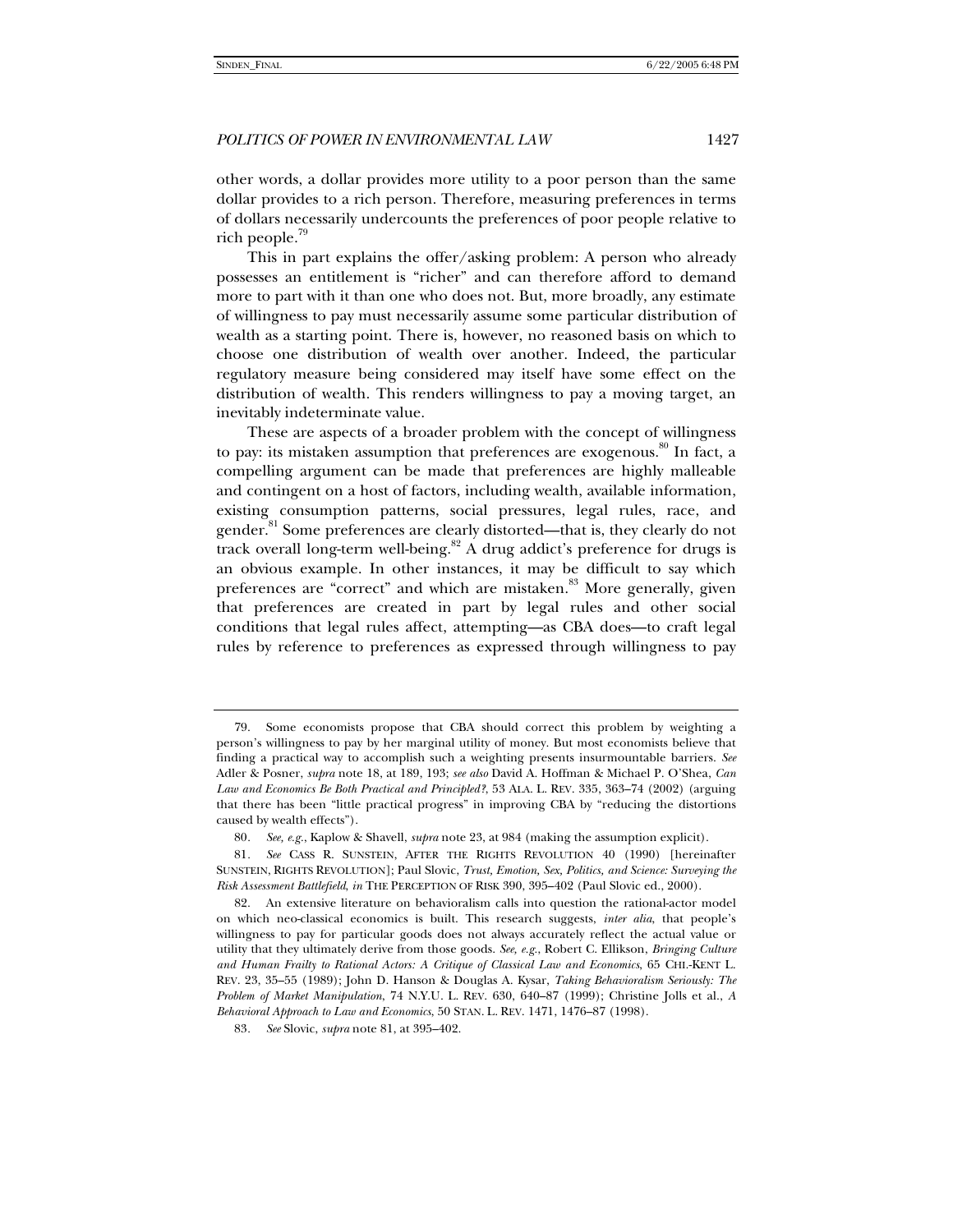other words, a dollar provides more utility to a poor person than the same dollar provides to a rich person. Therefore, measuring preferences in terms of dollars necessarily undercounts the preferences of poor people relative to rich people.[79]

This in part explains the offer/asking problem: A person who already possesses an entitlement is "richer" and can therefore afford to demand more to part with it than one who does not. But, more broadly, any estimate of willingness to pay must necessarily assume some particular distribution of wealth as a starting point. There is, however, no reasoned basis on which to choose one distribution of wealth over another. Indeed, the particular regulatory measure being considered may itself have some effect on the distribution of wealth. This renders willingness to pay a moving target, an inevitably indeterminate value.

These are aspects of a broader problem with the concept of willingness to pay: its mistaken assumption that preferences are exogenous.[80] In fact, a compelling argument can be made that preferences are highly malleable and contingent on a host of factors, including wealth, available information, existing consumption patterns, social pressures, legal rules, race, and gender.[81] Some preferences are clearly distorted—that is, they clearly do not track overall long-term well-being.[82] A drug addict's preference for drugs is an obvious example. In other instances, it may be difficult to say which preferences are "correct" and which are mistaken.[83] More generally, given that preferences are created in part by legal rules and other social conditions that legal rules affect, attempting—as CBA does—to craft legal rules by reference to preferences as expressed through willingness to pay

---

79. Some economists propose that CBA should correct this problem by weighting a person's willingness to pay by her marginal utility of money. But most economists believe that finding a practical way to accomplish such a weighting presents insurmountable barriers. *See* Adler & Posner, *supra* note 18, at 189, 193; *see also* David A. Hoffman & Michael P. O'Shea, *Can Law and Economics Be Both Practical and Principled?*, 53 ALA. L. REV. 335, 363–74 (2002) (arguing that there has been "little practical progress" in improving CBA by "reducing the distortions caused by wealth effects").

80. *See, e.g.*, Kaplow & Shavell, *supra* note 23, at 984 (making the assumption explicit).

81. *See* CASS R. SUNSTEIN, AFTER THE RIGHTS REVOLUTION 40 (1990) [hereinafter SUNSTEIN, RIGHTS REVOLUTION]; Paul Slovic, *Trust, Emotion, Sex, Politics, and Science: Surveying the Risk Assessment Battlefield*, *in* THE PERCEPTION OF RISK 390, 395–402 (Paul Slovic ed., 2000).

82. An extensive literature on behavioralism calls into question the rational-actor model on which neo-classical economics is built. This research suggests, *inter alia*, that people's willingness to pay for particular goods does not always accurately reflect the actual value or utility that they ultimately derive from those goods. *See, e.g.*, Robert C. Ellikson, *Bringing Culture and Human Frailty to Rational Actors: A Critique of Classical Law and Economics*, 65 CHI.-KENT L. REV. 23, 35–55 (1989); John D. Hanson & Douglas A. Kysar, *Taking Behavioralism Seriously: The Problem of Market Manipulation*, 74 N.Y.U. L. REV. 630, 640–87 (1999); Christine Jolls et al., *A Behavioral Approach to Law and Economics*, 50 STAN. L. REV. 1471, 1476–87 (1998).

83. *See* Slovic, *supra* note 81, at 395–402.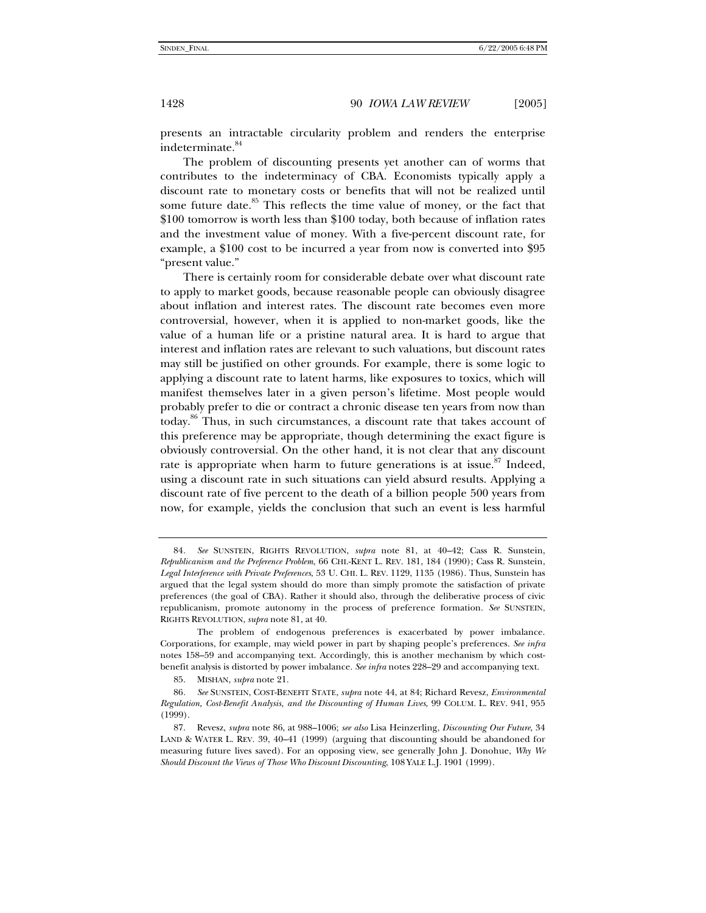presents an intractable circularity problem and renders the enterprise indeterminate.[84]

The problem of discounting presents yet another can of worms that contributes to the indeterminacy of CBA. Economists typically apply a discount rate to monetary costs or benefits that will not be realized until some future date.[85] This reflects the time value of money, or the fact that $100 tomorrow is worth less than $100 today, both because of inflation rates and the investment value of money. With a five-percent discount rate, for example, a $100 cost to be incurred a year from now is converted into $95 "present value."

There is certainly room for considerable debate over what discount rate to apply to market goods, because reasonable people can obviously disagree about inflation and interest rates. The discount rate becomes even more controversial, however, when it is applied to non-market goods, like the value of a human life or a pristine natural area. It is hard to argue that interest and inflation rates are relevant to such valuations, but discount rates may still be justified on other grounds. For example, there is some logic to applying a discount rate to latent harms, like exposures to toxics, which will manifest themselves later in a given person's lifetime. Most people would probably prefer to die or contract a chronic disease ten years from now than today.[86] Thus, in such circumstances, a discount rate that takes account of this preference may be appropriate, though determining the exact figure is obviously controversial. On the other hand, it is not clear that any discount rate is appropriate when harm to future generations is at issue.[87] Indeed, using a discount rate in such situations can yield absurd results. Applying a discount rate of five percent to the death of a billion people 500 years from now, for example, yields the conclusion that such an event is less harmful

---

84. *See* SUNSTEIN, RIGHTS REVOLUTION, *supra* note 81, at 40–42; Cass R. Sunstein, *Republicanism and the Preference Problem*, 66 CHI.-KENT L. REV. 181, 184 (1990); Cass R. Sunstein, *Legal Interference with Private Preferences*, 53 U. CHI. L. REV. 1129, 1135 (1986). Thus, Sunstein has argued that the legal system should do more than simply promote the satisfaction of private preferences (the goal of CBA). Rather it should also, through the deliberative process of civic republicanism, promote autonomy in the process of preference formation. *See* SUNSTEIN, RIGHTS REVOLUTION, *supra* note 81, at 40.

The problem of endogenous preferences is exacerbated by power imbalance. Corporations, for example, may wield power in part by shaping people's preferences. *See infra* notes 158–59 and accompanying text. Accordingly, this is another mechanism by which cost-benefit analysis is distorted by power imbalance. *See infra* notes 228–29 and accompanying text.

85. MISHAN, *supra* note 21.

86. *See* SUNSTEIN, COST-BENEFIT STATE, *supra* note 44, at 84; Richard Revesz, *Environmental Regulation, Cost-Benefit Analysis, and the Discounting of Human Lives*, 99 COLUM. L. REV. 941, 955 (1999).

87. Revesz, *supra* note 86, at 988–1006; *see also* Lisa Heinzerling, *Discounting Our Future*, 34 LAND & WATER L. REV. 39, 40–41 (1999) (arguing that discounting should be abandoned for measuring future lives saved). For an opposing view, see generally John J. Donohue, *Why We Should Discount the Views of Those Who Discount Discounting*, 108 YALE L.J. 1901 (1999).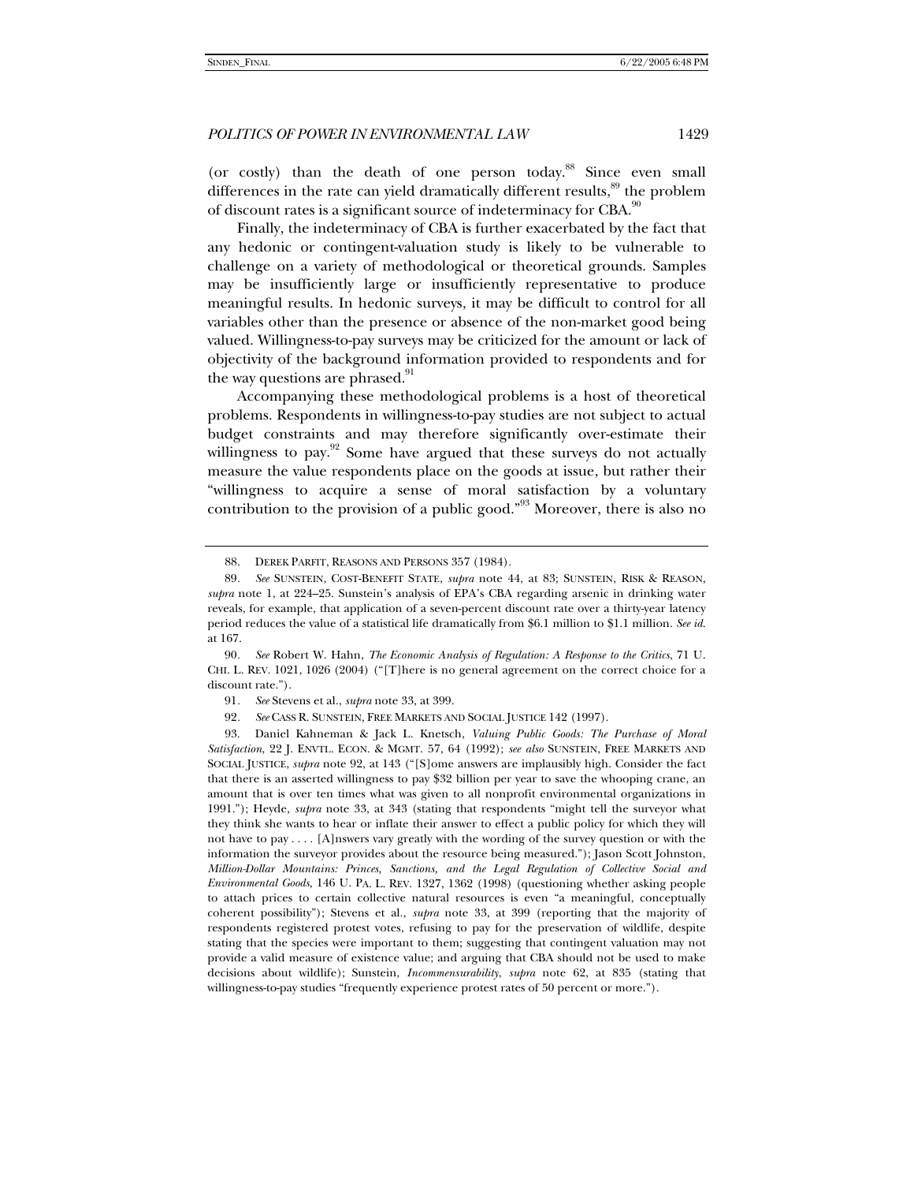(or costly) than the death of one person today.[88] Since even small differences in the rate can yield dramatically different results,[89] the problem of discount rates is a significant source of indeterminacy for CBA.[90]

Finally, the indeterminacy of CBA is further exacerbated by the fact that any hedonic or contingent-valuation study is likely to be vulnerable to challenge on a variety of methodological or theoretical grounds. Samples may be insufficiently large or insufficiently representative to produce meaningful results. In hedonic surveys, it may be difficult to control for all variables other than the presence or absence of the non-market good being valued. Willingness-to-pay surveys may be criticized for the amount or lack of objectivity of the background information provided to respondents and for the way questions are phrased.[91]

Accompanying these methodological problems is a host of theoretical problems. Respondents in willingness-to-pay studies are not subject to actual budget constraints and may therefore significantly over-estimate their willingness to pay.[92] Some have argued that these surveys do not actually measure the value respondents place on the goods at issue, but rather their "willingness to acquire a sense of moral satisfaction by a voluntary contribution to the provision of a public good."[93] Moreover, there is also no

---

88. DEREK PARFIT, REASONS AND PERSONS 357 (1984).

89. *See* SUNSTEIN, COST-BENEFIT STATE, *supra* note 44, at 83; SUNSTEIN, RISK & REASON, *supra* note 1, at 224–25. Sunstein's analysis of EPA's CBA regarding arsenic in drinking water reveals, for example, that application of a seven-percent discount rate over a thirty-year latency period reduces the value of a statistical life dramatically from $6.1 million to $1.1 million. *See id.* at 167.

90. *See* Robert W. Hahn, *The Economic Analysis of Regulation: A Response to the Critics*, 71 U. CHI. L. REV. 1021, 1026 (2004) ("[T]here is no general agreement on the correct choice for a discount rate.").

91. *See* Stevens et al., *supra* note 33, at 399.

92. *See* CASS R. SUNSTEIN, FREE MARKETS AND SOCIAL JUSTICE 142 (1997).

93. Daniel Kahneman & Jack L. Knetsch, *Valuing Public Goods: The Purchase of Moral Satisfaction*, 22 J. ENVTL. ECON. & MGMT. 57, 64 (1992); *see also* SUNSTEIN, FREE MARKETS AND SOCIAL JUSTICE, *supra* note 92, at 143 ("[S]ome answers are implausibly high. Consider the fact that there is an asserted willingness to pay $32 billion per year to save the whooping crane, an amount that is over ten times what was given to all nonprofit environmental organizations in 1991."); Heyde, *supra* note 33, at 343 (stating that respondents "might tell the surveyor what they think she wants to hear or inflate their answer to effect a public policy for which they will not have to pay . . . . [A]nswers vary greatly with the wording of the survey question or with the information the surveyor provides about the resource being measured."); Jason Scott Johnston, *Million-Dollar Mountains: Princes, Sanctions, and the Legal Regulation of Collective Social and Environmental Goods,* 146 U. PA. L. REV. 1327, 1362 (1998) (questioning whether asking people to attach prices to certain collective natural resources is even "a meaningful, conceptually coherent possibility"); Stevens et al., *supra* note 33, at 399 (reporting that the majority of respondents registered protest votes, refusing to pay for the preservation of wildlife, despite stating that the species were important to them; suggesting that contingent valuation may not provide a valid measure of existence value; and arguing that CBA should not be used to make decisions about wildlife); Sunstein, *Incommensurability*, *supra* note 62, at 835 (stating that willingness-to-pay studies "frequently experience protest rates of 50 percent or more.").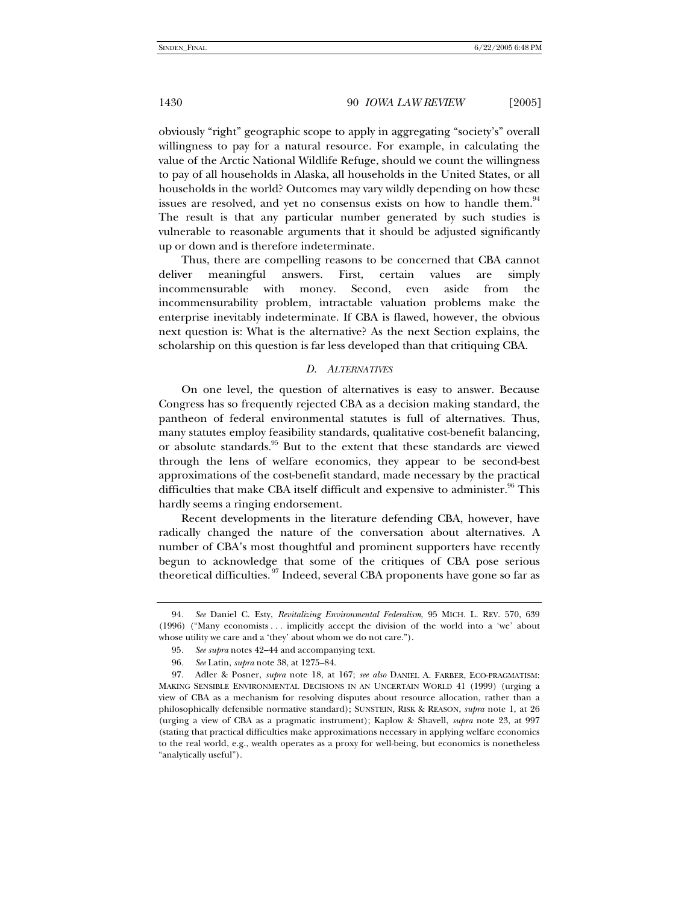obviously "right" geographic scope to apply in aggregating "society's" overall willingness to pay for a natural resource. For example, in calculating the value of the Arctic National Wildlife Refuge, should we count the willingness to pay of all households in Alaska, all households in the United States, or all households in the world? Outcomes may vary wildly depending on how these issues are resolved, and yet no consensus exists on how to handle them.[94] The result is that any particular number generated by such studies is vulnerable to reasonable arguments that it should be adjusted significantly up or down and is therefore indeterminate.

Thus, there are compelling reasons to be concerned that CBA cannot deliver meaningful answers. First, certain values are simply incommensurable with money. Second, even aside from the incommensurability problem, intractable valuation problems make the enterprise inevitably indeterminate. If CBA is flawed, however, the obvious next question is: What is the alternative? As the next Section explains, the scholarship on this question is far less developed than that critiquing CBA.

### *D. ALTERNATIVES*

On one level, the question of alternatives is easy to answer. Because Congress has so frequently rejected CBA as a decision making standard, the pantheon of federal environmental statutes is full of alternatives. Thus, many statutes employ feasibility standards, qualitative cost-benefit balancing, or absolute standards.[95] But to the extent that these standards are viewed through the lens of welfare economics, they appear to be second-best approximations of the cost-benefit standard, made necessary by the practical difficulties that make CBA itself difficult and expensive to administer.[96] This hardly seems a ringing endorsement.

Recent developments in the literature defending CBA, however, have radically changed the nature of the conversation about alternatives. A number of CBA's most thoughtful and prominent supporters have recently begun to acknowledge that some of the critiques of CBA pose serious theoretical difficulties.[97] Indeed, several CBA proponents have gone so far as

---

94. *See* Daniel C. Esty, *Revitalizing Environmental Federalism*, 95 MICH. L. REV. 570, 639 (1996) ("Many economists . . . implicitly accept the division of the world into a 'we' about whose utility we care and a 'they' about whom we do not care.").

95. *See supra* notes 42–44 and accompanying text.

96. *See* Latin, *supra* note 38, at 1275–84.

97. Adler & Posner, *supra* note 18, at 167; *see also* DANIEL A. FARBER, ECO-PRAGMATISM: MAKING SENSIBLE ENVIRONMENTAL DECISIONS IN AN UNCERTAIN WORLD 41 (1999) (urging a view of CBA as a mechanism for resolving disputes about resource allocation, rather than a philosophically defensible normative standard); SUNSTEIN, RISK & REASON, *supra* note 1, at 26 (urging a view of CBA as a pragmatic instrument); Kaplow & Shavell, *supra* note 23, at 997 (stating that practical difficulties make approximations necessary in applying welfare economics to the real world, e.g., wealth operates as a proxy for well-being, but economics is nonetheless "analytically useful").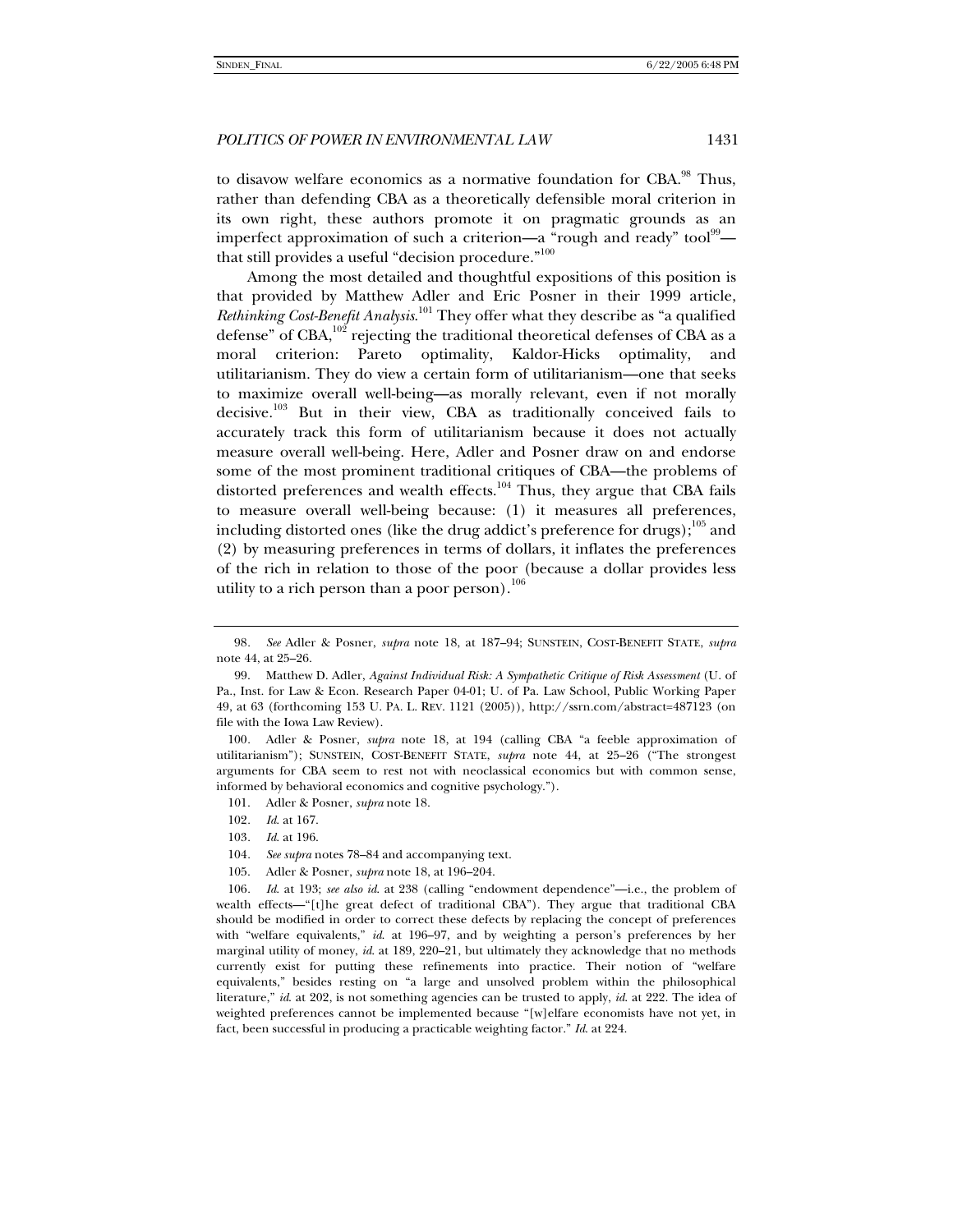to disavow welfare economics as a normative foundation for CBA.[98] Thus, rather than defending CBA as a theoretically defensible moral criterion in its own right, these authors promote it on pragmatic grounds as an imperfect approximation of such a criterion—a "rough and ready" tool[99]—that still provides a useful "decision procedure."[100]

Among the most detailed and thoughtful expositions of this position is that provided by Matthew Adler and Eric Posner in their 1999 article, *Rethinking Cost-Benefit Analysis*.[101] They offer what they describe as "a qualified defense" of CBA,[102] rejecting the traditional theoretical defenses of CBA as a moral criterion: Pareto optimality, Kaldor-Hicks optimality, and utilitarianism. They do view a certain form of utilitarianism—one that seeks to maximize overall well-being—as morally relevant, even if not morally decisive.[103] But in their view, CBA as traditionally conceived fails to accurately track this form of utilitarianism because it does not actually measure overall well-being. Here, Adler and Posner draw on and endorse some of the most prominent traditional critiques of CBA—the problems of distorted preferences and wealth effects.[104] Thus, they argue that CBA fails to measure overall well-being because: (1) it measures all preferences, including distorted ones (like the drug addict's preference for drugs);[105] and (2) by measuring preferences in terms of dollars, it inflates the preferences of the rich in relation to those of the poor (because a dollar provides less utility to a rich person than a poor person).[106]

---

98. *See* Adler & Posner, *supra* note 18, at 187–94; SUNSTEIN, COST-BENEFIT STATE, *supra* note 44, at 25–26.

99. Matthew D. Adler, *Against Individual Risk: A Sympathetic Critique of Risk Assessment* (U. of Pa., Inst. for Law & Econ. Research Paper 04-01; U. of Pa. Law School, Public Working Paper 49, at 63 (forthcoming 153 U. PA. L. REV. 1121 (2005)), http://ssrn.com/abstract=487123 (on file with the Iowa Law Review).

100. Adler & Posner, *supra* note 18, at 194 (calling CBA "a feeble approximation of utilitarianism"); SUNSTEIN, COST-BENEFIT STATE, *supra* note 44, at 25–26 ("The strongest arguments for CBA seem to rest not with neoclassical economics but with common sense, informed by behavioral economics and cognitive psychology.").

101. Adler & Posner, *supra* note 18.

102. *Id.* at 167.

103. *Id.* at 196.

104. *See supra* notes 78–84 and accompanying text.

105. Adler & Posner, *supra* note 18, at 196–204.

106. *Id.* at 193; *see also id.* at 238 (calling "endowment dependence"—i.e., the problem of wealth effects—"[t]he great defect of traditional CBA"). They argue that traditional CBA should be modified in order to correct these defects by replacing the concept of preferences with "welfare equivalents," *id.* at 196–97, and by weighting a person's preferences by her marginal utility of money, *id.* at 189, 220–21, but ultimately they acknowledge that no methods currently exist for putting these refinements into practice. Their notion of "welfare equivalents," besides resting on "a large and unsolved problem within the philosophical literature," *id.* at 202, is not something agencies can be trusted to apply, *id.* at 222. The idea of weighted preferences cannot be implemented because "[w]elfare economists have not yet, in fact, been successful in producing a practicable weighting factor." *Id.* at 224.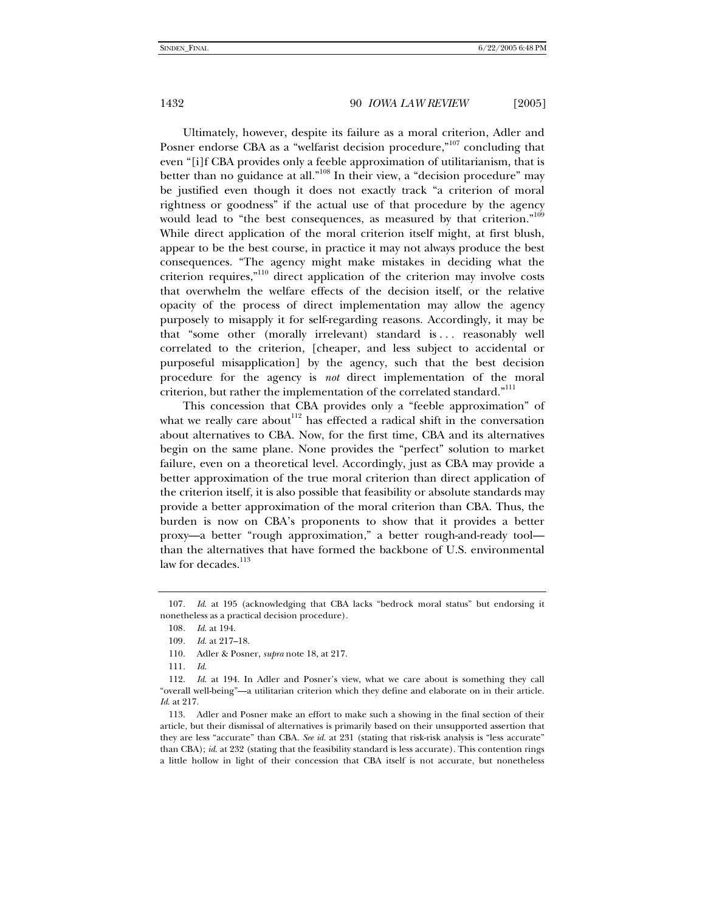Ultimately, however, despite its failure as a moral criterion, Adler and Posner endorse CBA as a "welfarist decision procedure,"[107] concluding that even "[i]f CBA provides only a feeble approximation of utilitarianism, that is better than no guidance at all."[108] In their view, a "decision procedure" may be justified even though it does not exactly track "a criterion of moral rightness or goodness" if the actual use of that procedure by the agency would lead to "the best consequences, as measured by that criterion."[109] While direct application of the moral criterion itself might, at first blush, appear to be the best course, in practice it may not always produce the best consequences. "The agency might make mistakes in deciding what the criterion requires,"[110] direct application of the criterion may involve costs that overwhelm the welfare effects of the decision itself, or the relative opacity of the process of direct implementation may allow the agency purposely to misapply it for self-regarding reasons. Accordingly, it may be that "some other (morally irrelevant) standard is . . . reasonably well correlated to the criterion, [cheaper, and less subject to accidental or purposeful misapplication] by the agency, such that the best decision procedure for the agency is *not* direct implementation of the moral criterion, but rather the implementation of the correlated standard."[111]

This concession that CBA provides only a "feeble approximation" of what we really care about[112] has effected a radical shift in the conversation about alternatives to CBA. Now, for the first time, CBA and its alternatives begin on the same plane. None provides the "perfect" solution to market failure, even on a theoretical level. Accordingly, just as CBA may provide a better approximation of the true moral criterion than direct application of the criterion itself, it is also possible that feasibility or absolute standards may provide a better approximation of the moral criterion than CBA. Thus, the burden is now on CBA's proponents to show that it provides a better proxy—a better "rough approximation," a better rough-and-ready tool—than the alternatives that have formed the backbone of U.S. environmental law for decades.[113]

---

107. *Id.* at 195 (acknowledging that CBA lacks "bedrock moral status" but endorsing it nonetheless as a practical decision procedure).

108. *Id.* at 194.

109. *Id.* at 217–18.

110. Adler & Posner, *supra* note 18, at 217.

111. *Id.*

112. *Id.* at 194. In Adler and Posner's view, what we care about is something they call "overall well-being"—a utilitarian criterion which they define and elaborate on in their article. *Id.* at 217.

113. Adler and Posner make an effort to make such a showing in the final section of their article, but their dismissal of alternatives is primarily based on their unsupported assertion that they are less "accurate" than CBA. *See id.* at 231 (stating that risk-risk analysis is "less accurate" than CBA); *id.* at 232 (stating that the feasibility standard is less accurate). This contention rings a little hollow in light of their concession that CBA itself is not accurate, but nonetheless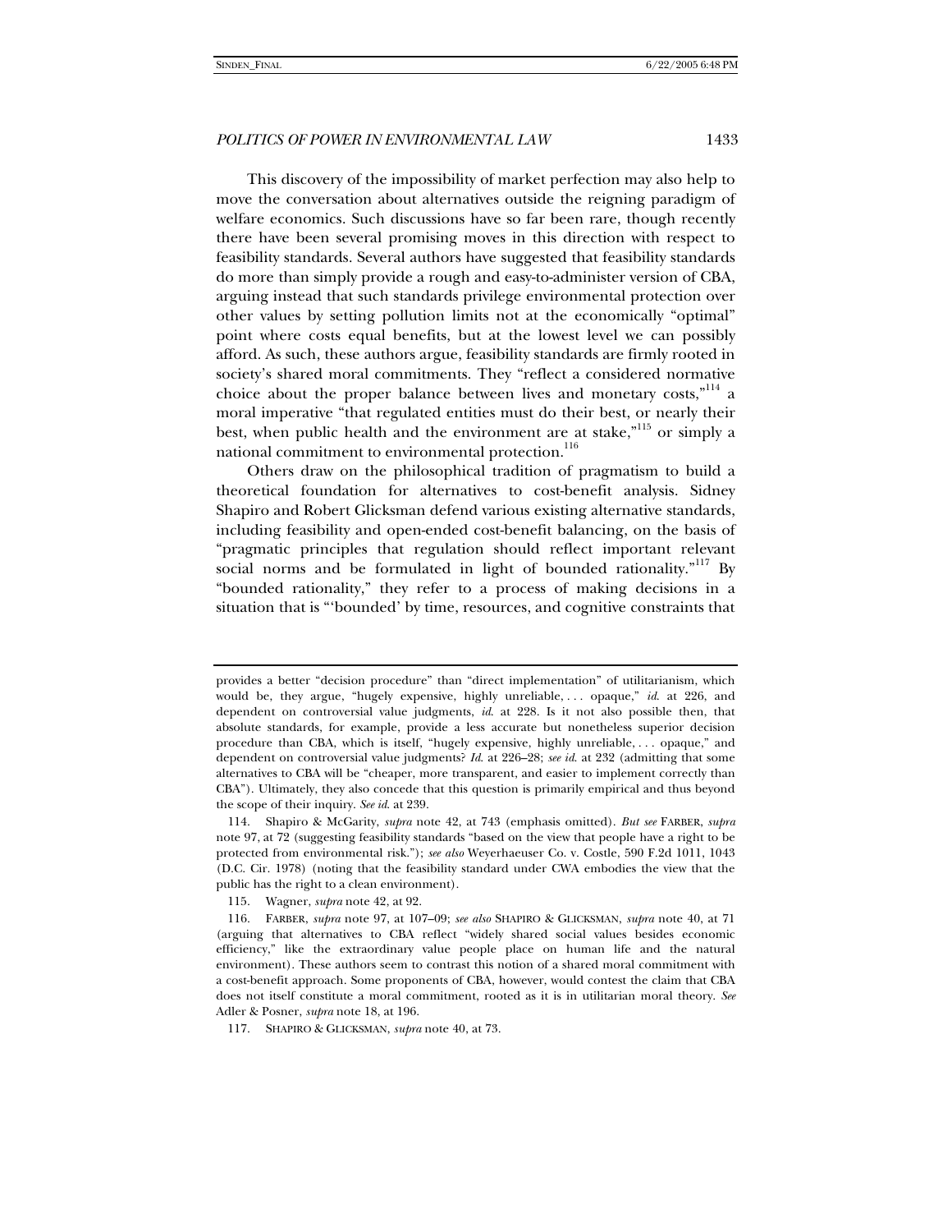This discovery of the impossibility of market perfection may also help to move the conversation about alternatives outside the reigning paradigm of welfare economics. Such discussions have so far been rare, though recently there have been several promising moves in this direction with respect to feasibility standards. Several authors have suggested that feasibility standards do more than simply provide a rough and easy-to-administer version of CBA, arguing instead that such standards privilege environmental protection over other values by setting pollution limits not at the economically "optimal" point where costs equal benefits, but at the lowest level we can possibly afford. As such, these authors argue, feasibility standards are firmly rooted in society's shared moral commitments. They "reflect a considered normative choice about the proper balance between lives and monetary costs,"[114] a moral imperative "that regulated entities must do their best, or nearly their best, when public health and the environment are at stake,"[115] or simply a national commitment to environmental protection.[116]

Others draw on the philosophical tradition of pragmatism to build a theoretical foundation for alternatives to cost-benefit analysis. Sidney Shapiro and Robert Glicksman defend various existing alternative standards, including feasibility and open-ended cost-benefit balancing, on the basis of "pragmatic principles that regulation should reflect important relevant social norms and be formulated in light of bounded rationality."[117] By "bounded rationality," they refer to a process of making decisions in a situation that is "'bounded' by time, resources, and cognitive constraints that

---

provides a better "decision procedure" than "direct implementation" of utilitarianism, which would be, they argue, "hugely expensive, highly unreliable, . . . opaque," *id.* at 226, and dependent on controversial value judgments, *id.* at 228. Is it not also possible then, that absolute standards, for example, provide a less accurate but nonetheless superior decision procedure than CBA, which is itself, "hugely expensive, highly unreliable, . . . opaque," and dependent on controversial value judgments? *Id.* at 226–28; *see id.* at 232 (admitting that some alternatives to CBA will be "cheaper, more transparent, and easier to implement correctly than CBA"). Ultimately, they also concede that this question is primarily empirical and thus beyond the scope of their inquiry. *See id.* at 239.

114. Shapiro & McGarity, *supra* note 42, at 743 (emphasis omitted). *But see* FARBER, *supra* note 97, at 72 (suggesting feasibility standards "based on the view that people have a right to be protected from environmental risk."); *see also* Weyerhaeuser Co. v. Costle, 590 F.2d 1011, 1043 (D.C. Cir. 1978) (noting that the feasibility standard under CWA embodies the view that the public has the right to a clean environment).

115. Wagner, *supra* note 42, at 92.

116. FARBER, *supra* note 97, at 107–09; *see also* SHAPIRO & GLICKSMAN, *supra* note 40, at 71 (arguing that alternatives to CBA reflect "widely shared social values besides economic efficiency," like the extraordinary value people place on human life and the natural environment). These authors seem to contrast this notion of a shared moral commitment with a cost-benefit approach. Some proponents of CBA, however, would contest the claim that CBA does not itself constitute a moral commitment, rooted as it is in utilitarian moral theory. *See* Adler & Posner, *supra* note 18, at 196.

117. SHAPIRO & GLICKSMAN, *supra* note 40, at 73.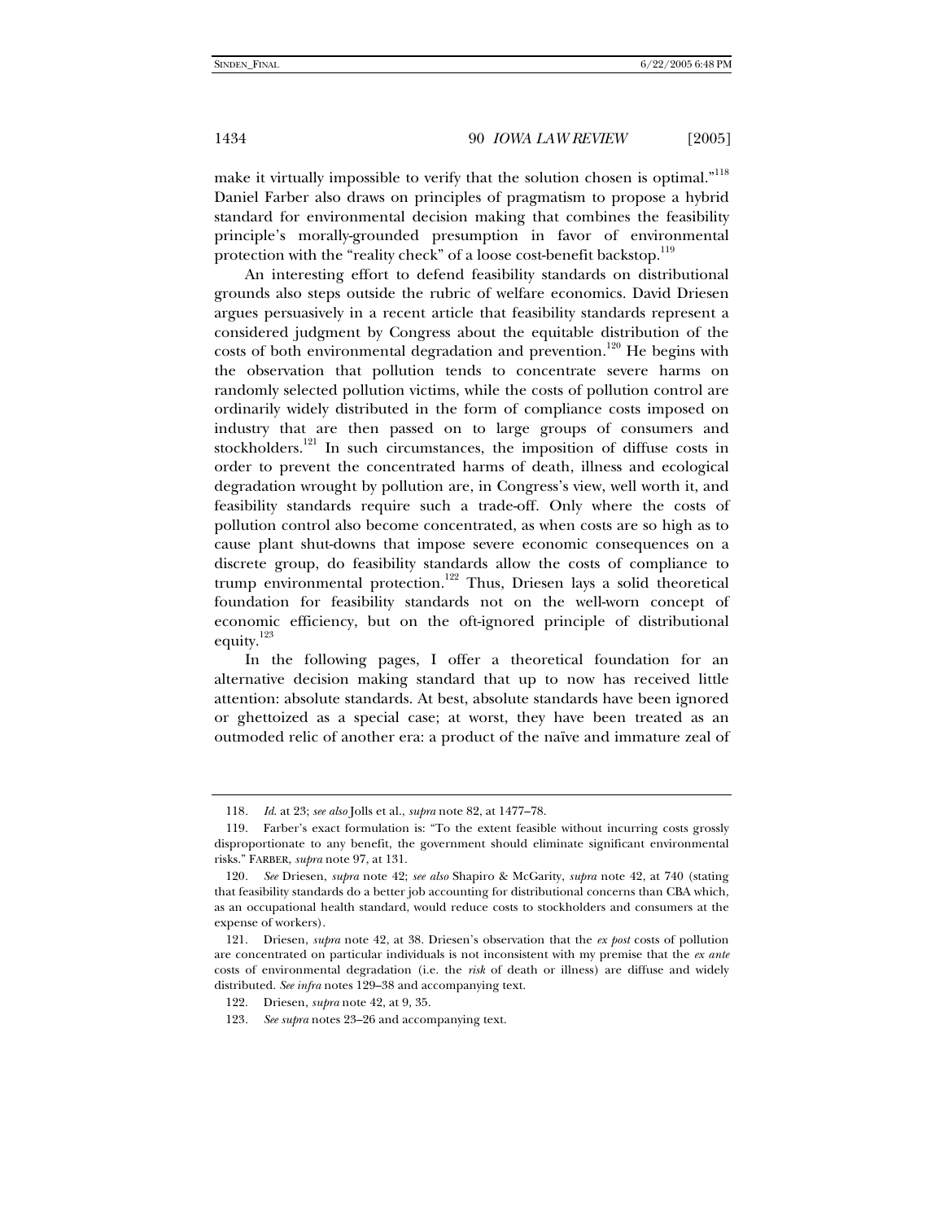make it virtually impossible to verify that the solution chosen is optimal."[118] Daniel Farber also draws on principles of pragmatism to propose a hybrid standard for environmental decision making that combines the feasibility principle's morally-grounded presumption in favor of environmental protection with the "reality check" of a loose cost-benefit backstop.[119]

An interesting effort to defend feasibility standards on distributional grounds also steps outside the rubric of welfare economics. David Driesen argues persuasively in a recent article that feasibility standards represent a considered judgment by Congress about the equitable distribution of the costs of both environmental degradation and prevention.[120] He begins with the observation that pollution tends to concentrate severe harms on randomly selected pollution victims, while the costs of pollution control are ordinarily widely distributed in the form of compliance costs imposed on industry that are then passed on to large groups of consumers and stockholders.[121] In such circumstances, the imposition of diffuse costs in order to prevent the concentrated harms of death, illness and ecological degradation wrought by pollution are, in Congress's view, well worth it, and feasibility standards require such a trade-off. Only where the costs of pollution control also become concentrated, as when costs are so high as to cause plant shut-downs that impose severe economic consequences on a discrete group, do feasibility standards allow the costs of compliance to trump environmental protection.[122] Thus, Driesen lays a solid theoretical foundation for feasibility standards not on the well-worn concept of economic efficiency, but on the oft-ignored principle of distributional equity.[123]

In the following pages, I offer a theoretical foundation for an alternative decision making standard that up to now has received little attention: absolute standards. At best, absolute standards have been ignored or ghettoized as a special case; at worst, they have been treated as an outmoded relic of another era: a product of the naïve and immature zeal of

---

118. *Id.* at 23; *see also* Jolls et al., *supra* note 82, at 1477–78.

119. Farber's exact formulation is: "To the extent feasible without incurring costs grossly disproportionate to any benefit, the government should eliminate significant environmental risks." FARBER, *supra* note 97, at 131.

120. *See* Driesen, *supra* note 42; *see also* Shapiro & McGarity, *supra* note 42, at 740 (stating that feasibility standards do a better job accounting for distributional concerns than CBA which, as an occupational health standard, would reduce costs to stockholders and consumers at the expense of workers).

121. Driesen, *supra* note 42, at 38. Driesen's observation that the *ex post* costs of pollution are concentrated on particular individuals is not inconsistent with my premise that the *ex ante* costs of environmental degradation (i.e. the *risk* of death or illness) are diffuse and widely distributed. *See infra* notes 129–38 and accompanying text.

122. Driesen, *supra* note 42, at 9, 35.

123. *See supra* notes 23–26 and accompanying text.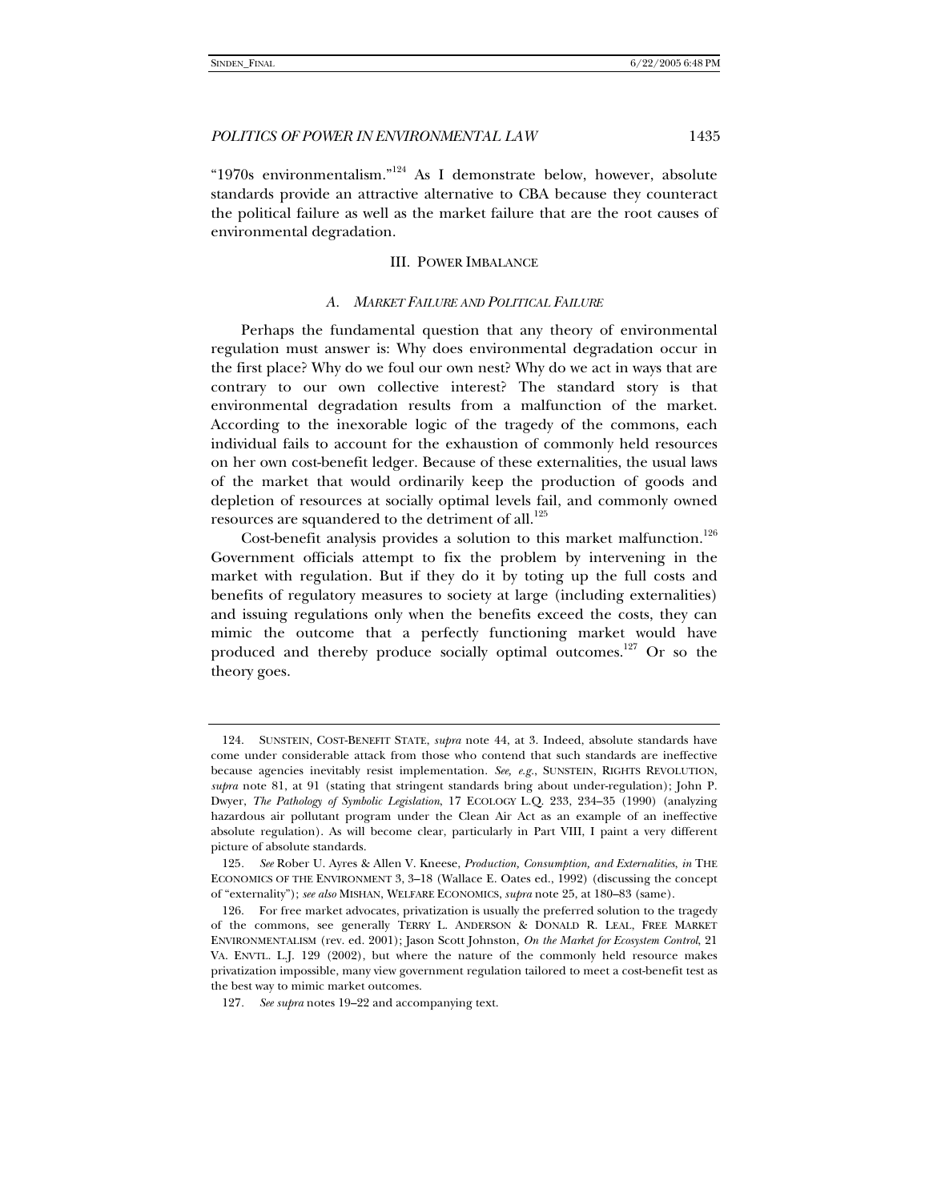"1970s environmentalism."[124] As I demonstrate below, however, absolute standards provide an attractive alternative to CBA because they counteract the political failure as well as the market failure that are the root causes of environmental degradation.

## III. POWER IMBALANCE

### A. *MARKET FAILURE AND POLITICAL FAILURE*

Perhaps the fundamental question that any theory of environmental regulation must answer is: Why does environmental degradation occur in the first place? Why do we foul our own nest? Why do we act in ways that are contrary to our own collective interest? The standard story is that environmental degradation results from a malfunction of the market. According to the inexorable logic of the tragedy of the commons, each individual fails to account for the exhaustion of commonly held resources on her own cost-benefit ledger. Because of these externalities, the usual laws of the market that would ordinarily keep the production of goods and depletion of resources at socially optimal levels fail, and commonly owned resources are squandered to the detriment of all.[125]

Cost-benefit analysis provides a solution to this market malfunction.[126] Government officials attempt to fix the problem by intervening in the market with regulation. But if they do it by toting up the full costs and benefits of regulatory measures to society at large (including externalities) and issuing regulations only when the benefits exceed the costs, they can mimic the outcome that a perfectly functioning market would have produced and thereby produce socially optimal outcomes.[127] Or so the theory goes.

---

124. SUNSTEIN, COST-BENEFIT STATE, *supra* note 44, at 3. Indeed, absolute standards have come under considerable attack from those who contend that such standards are ineffective because agencies inevitably resist implementation. *See, e.g.*, SUNSTEIN, RIGHTS REVOLUTION, *supra* note 81, at 91 (stating that stringent standards bring about under-regulation); John P. Dwyer, *The Pathology of Symbolic Legislation*, 17 ECOLOGY L.Q. 233, 234–35 (1990) (analyzing hazardous air pollutant program under the Clean Air Act as an example of an ineffective absolute regulation). As will become clear, particularly in Part VIII, I paint a very different picture of absolute standards.

125. *See* Rober U. Ayres & Allen V. Kneese, *Production, Consumption, and Externalities*, *in* THE ECONOMICS OF THE ENVIRONMENT 3, 3–18 (Wallace E. Oates ed., 1992) (discussing the concept of "externality"); *see also* MISHAN, WELFARE ECONOMICS, *supra* note 25, at 180–83 (same).

126. For free market advocates, privatization is usually the preferred solution to the tragedy of the commons, see generally TERRY L. ANDERSON & DONALD R. LEAL, FREE MARKET ENVIRONMENTALISM (rev. ed. 2001); Jason Scott Johnston, *On the Market for Ecosystem Control*, 21 VA. ENVTL. L.J. 129 (2002), but where the nature of the commonly held resource makes privatization impossible, many view government regulation tailored to meet a cost-benefit test as the best way to mimic market outcomes.

127. *See supra* notes 19–22 and accompanying text.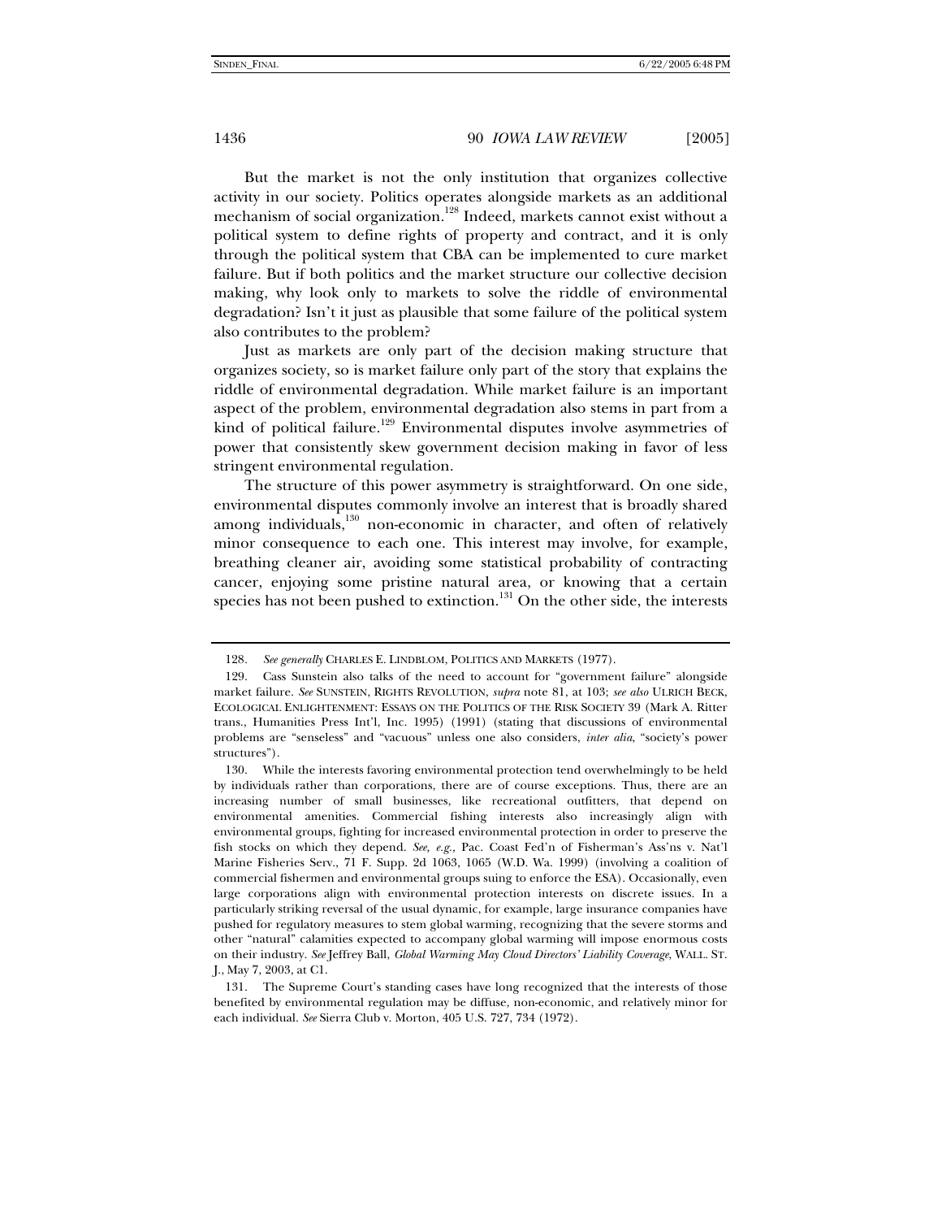But the market is not the only institution that organizes collective activity in our society. Politics operates alongside markets as an additional mechanism of social organization.[128] Indeed, markets cannot exist without a political system to define rights of property and contract, and it is only through the political system that CBA can be implemented to cure market failure. But if both politics and the market structure our collective decision making, why look only to markets to solve the riddle of environmental degradation? Isn't it just as plausible that some failure of the political system also contributes to the problem?

Just as markets are only part of the decision making structure that organizes society, so is market failure only part of the story that explains the riddle of environmental degradation. While market failure is an important aspect of the problem, environmental degradation also stems in part from a kind of political failure.[129] Environmental disputes involve asymmetries of power that consistently skew government decision making in favor of less stringent environmental regulation.

The structure of this power asymmetry is straightforward. On one side, environmental disputes commonly involve an interest that is broadly shared among individuals,[130] non-economic in character, and often of relatively minor consequence to each one. This interest may involve, for example, breathing cleaner air, avoiding some statistical probability of contracting cancer, enjoying some pristine natural area, or knowing that a certain species has not been pushed to extinction.[131] On the other side, the interests

---

128. *See generally* CHARLES E. LINDBLOM, POLITICS AND MARKETS (1977).

129. Cass Sunstein also talks of the need to account for "government failure" alongside market failure. *See* SUNSTEIN, RIGHTS REVOLUTION, *supra* note 81, at 103; *see also* ULRICH BECK, ECOLOGICAL ENLIGHTENMENT: ESSAYS ON THE POLITICS OF THE RISK SOCIETY 39 (Mark A. Ritter trans., Humanities Press Int'l, Inc. 1995) (1991) (stating that discussions of environmental problems are "senseless" and "vacuous" unless one also considers, *inter alia*, "society's power structures").

130. While the interests favoring environmental protection tend overwhelmingly to be held by individuals rather than corporations, there are of course exceptions. Thus, there are an increasing number of small businesses, like recreational outfitters, that depend on environmental amenities. Commercial fishing interests also increasingly align with environmental groups, fighting for increased environmental protection in order to preserve the fish stocks on which they depend. *See, e.g.*, Pac. Coast Fed'n of Fisherman's Ass'ns v. Nat'l Marine Fisheries Serv., 71 F. Supp. 2d 1063, 1065 (W.D. Wa. 1999) (involving a coalition of commercial fishermen and environmental groups suing to enforce the ESA). Occasionally, even large corporations align with environmental protection interests on discrete issues. In a particularly striking reversal of the usual dynamic, for example, large insurance companies have pushed for regulatory measures to stem global warming, recognizing that the severe storms and other "natural" calamities expected to accompany global warming will impose enormous costs on their industry. *See* Jeffrey Ball, *Global Warming May Cloud Directors' Liability Coverage*, WALL. ST. J., May 7, 2003, at C1.

131. The Supreme Court's standing cases have long recognized that the interests of those benefited by environmental regulation may be diffuse, non-economic, and relatively minor for each individual. *See* Sierra Club v. Morton, 405 U.S. 727, 734 (1972).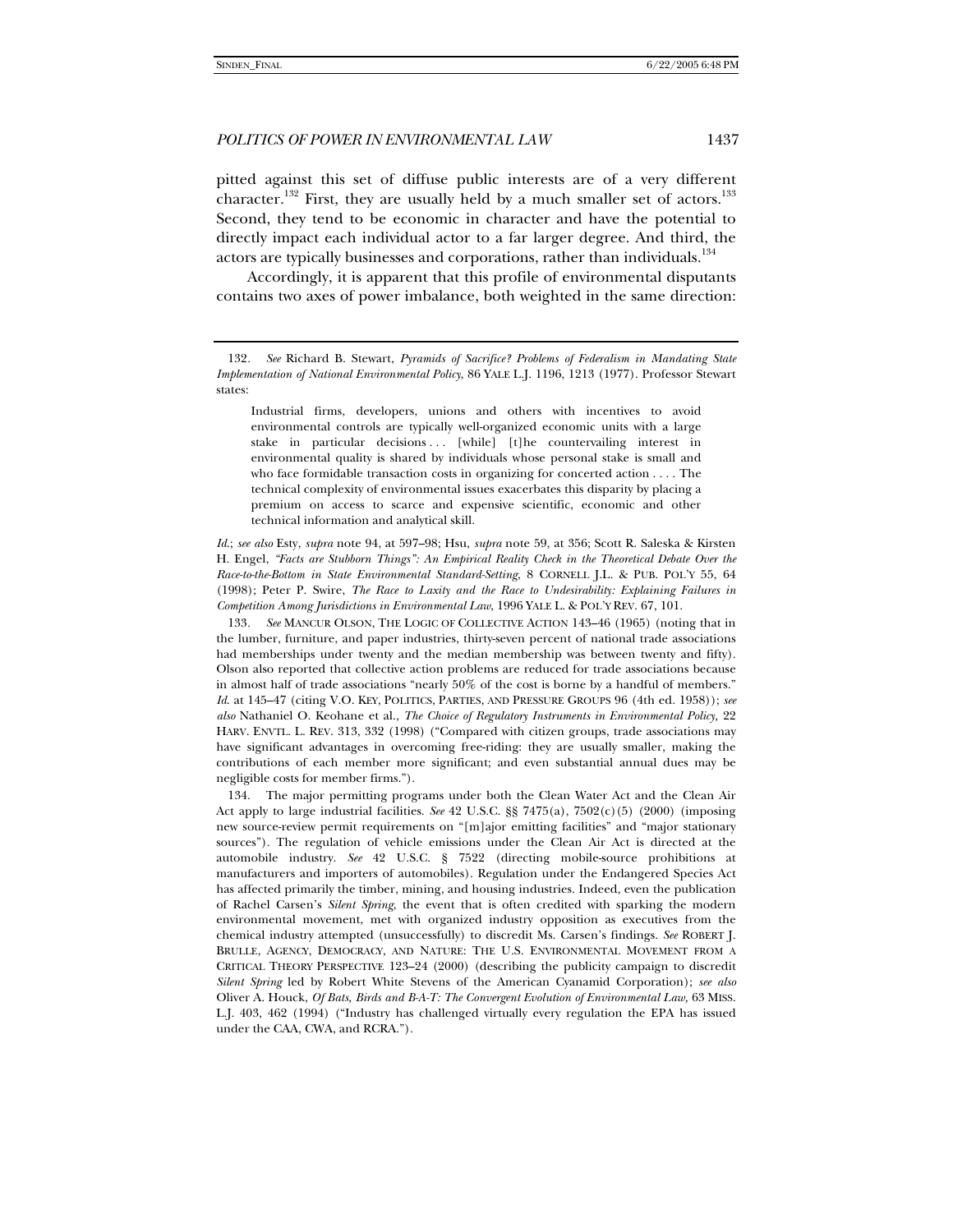pitted against this set of diffuse public interests are of a very different character.[132] First, they are usually held by a much smaller set of actors.[133] Second, they tend to be economic in character and have the potential to directly impact each individual actor to a far larger degree. And third, the actors are typically businesses and corporations, rather than individuals.[134]

Accordingly, it is apparent that this profile of environmental disputants contains two axes of power imbalance, both weighted in the same direction:

---

132. *See* Richard B. Stewart, *Pyramids of Sacrifice? Problems of Federalism in Mandating State Implementation of National Environmental Policy*, 86 YALE L.J. 1196, 1213 (1977). Professor Stewart states:

> Industrial firms, developers, unions and others with incentives to avoid environmental controls are typically well-organized economic units with a large stake in particular decisions . . . [while] [t]he countervailing interest in environmental quality is shared by individuals whose personal stake is small and who face formidable transaction costs in organizing for concerted action . . . . The technical complexity of environmental issues exacerbates this disparity by placing a premium on access to scarce and expensive scientific, economic and other technical information and analytical skill.

*Id.*; *see also* Esty, *supra* note 94, at 597–98; Hsu, *supra* note 59, at 356; Scott R. Saleska & Kirsten H. Engel, *"Facts are Stubborn Things": An Empirical Reality Check in the Theoretical Debate Over the Race-to-the-Bottom in State Environmental Standard-Setting*, 8 CORNELL J.L. & PUB. POL'Y 55, 64 (1998); Peter P. Swire, *The Race to Laxity and the Race to Undesirability: Explaining Failures in Competition Among Jurisdictions in Environmental Law*, 1996 YALE L. & POL'Y REV. 67, 101.

133. *See* MANCUR OLSON, THE LOGIC OF COLLECTIVE ACTION 143–46 (1965) (noting that in the lumber, furniture, and paper industries, thirty-seven percent of national trade associations had memberships under twenty and the median membership was between twenty and fifty). Olson also reported that collective action problems are reduced for trade associations because in almost half of trade associations "nearly 50% of the cost is borne by a handful of members." *Id.* at 145–47 (citing V.O. KEY, POLITICS, PARTIES, AND PRESSURE GROUPS 96 (4th ed. 1958)); *see also* Nathaniel O. Keohane et al., *The Choice of Regulatory Instruments in Environmental Policy,* 22 HARV. ENVTL. L. REV. 313, 332 (1998) ("Compared with citizen groups, trade associations may have significant advantages in overcoming free-riding: they are usually smaller, making the contributions of each member more significant; and even substantial annual dues may be negligible costs for member firms.").

134. The major permitting programs under both the Clean Water Act and the Clean Air Act apply to large industrial facilities. *See* 42 U.S.C. §§ 7475(a), 7502(c)(5) (2000) (imposing new source-review permit requirements on "[m]ajor emitting facilities" and "major stationary sources"). The regulation of vehicle emissions under the Clean Air Act is directed at the automobile industry. *See* 42 U.S.C. § 7522 (directing mobile-source prohibitions at manufacturers and importers of automobiles). Regulation under the Endangered Species Act has affected primarily the timber, mining, and housing industries. Indeed, even the publication of Rachel Carsen's *Silent Spring*, the event that is often credited with sparking the modern environmental movement, met with organized industry opposition as executives from the chemical industry attempted (unsuccessfully) to discredit Ms. Carsen's findings. *See* ROBERT J. BRULLE, AGENCY, DEMOCRACY, AND NATURE: THE U.S. ENVIRONMENTAL MOVEMENT FROM A CRITICAL THEORY PERSPECTIVE 123–24 (2000) (describing the publicity campaign to discredit *Silent Spring* led by Robert White Stevens of the American Cyanamid Corporation); *see also* Oliver A. Houck, *Of Bats, Birds and B-A-T: The Convergent Evolution of Environmental Law,* 63 MISS. L.J. 403, 462 (1994) ("Industry has challenged virtually every regulation the EPA has issued under the CAA, CWA, and RCRA.").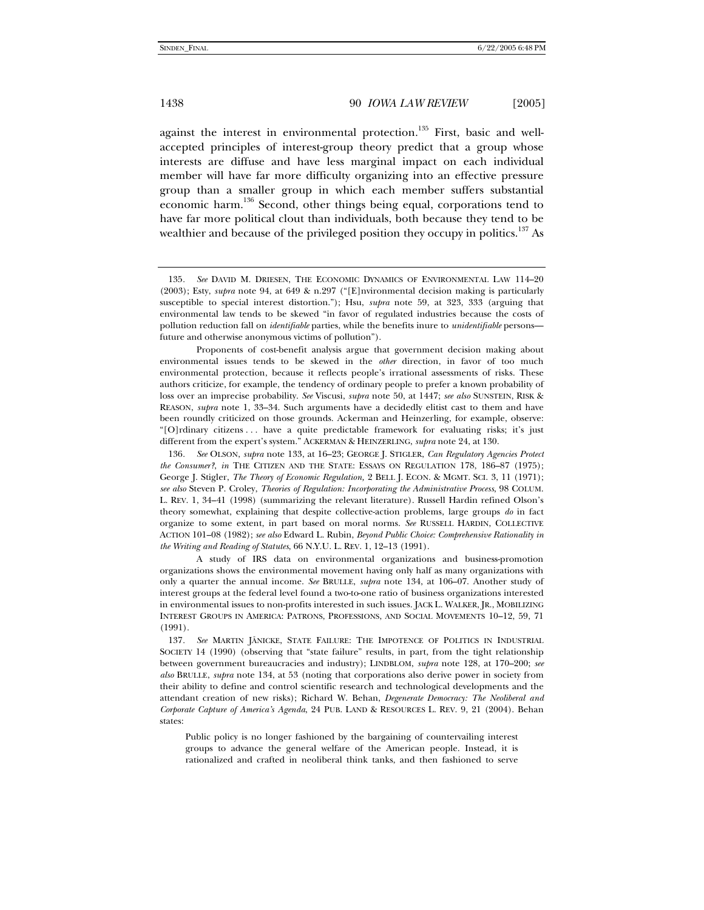against the interest in environmental protection.[135] First, basic and well-accepted principles of interest-group theory predict that a group whose interests are diffuse and have less marginal impact on each individual member will have far more difficulty organizing into an effective pressure group than a smaller group in which each member suffers substantial economic harm.[136] Second, other things being equal, corporations tend to have far more political clout than individuals, both because they tend to be wealthier and because of the privileged position they occupy in politics.[137] As

---

135. *See* DAVID M. DRIESEN, THE ECONOMIC DYNAMICS OF ENVIRONMENTAL LAW 114–20 (2003); Esty, *supra* note 94, at 649 & n.297 ("[E]nvironmental decision making is particularly susceptible to special interest distortion."); Hsu, *supra* note 59, at 323, 333 (arguing that environmental law tends to be skewed "in favor of regulated industries because the costs of pollution reduction fall on *identifiable* parties, while the benefits inure to *unidentifiable* persons—future and otherwise anonymous victims of pollution").

Proponents of cost-benefit analysis argue that government decision making about environmental issues tends to be skewed in the *other* direction, in favor of too much environmental protection, because it reflects people's irrational assessments of risks. These authors criticize, for example, the tendency of ordinary people to prefer a known probability of loss over an imprecise probability. *See* Viscusi, *supra* note 50, at 1447; *see also* SUNSTEIN, RISK & REASON, *supra* note 1, 33–34. Such arguments have a decidedly elitist cast to them and have been roundly criticized on those grounds. Ackerman and Heinzerling, for example, observe: "[O]rdinary citizens . . . have a quite predictable framework for evaluating risks; it's just different from the expert's system." ACKERMAN & HEINZERLING, *supra* note 24, at 130.

136. *See* OLSON, *supra* note 133, at 16–23; GEORGE J. STIGLER, *Can Regulatory Agencies Protect the Consumer?*, *in* THE CITIZEN AND THE STATE: ESSAYS ON REGULATION 178, 186–87 (1975); George J. Stigler, *The Theory of Economic Regulation*, 2 BELL J. ECON. & MGMT. SCI. 3, 11 (1971); *see also* Steven P. Croley, *Theories of Regulation: Incorporating the Administrative Process*, 98 COLUM. L. REV. 1, 34–41 (1998) (summarizing the relevant literature). Russell Hardin refined Olson's theory somewhat, explaining that despite collective-action problems, large groups *do* in fact organize to some extent, in part based on moral norms. *See* RUSSELL HARDIN, COLLECTIVE ACTION 101–08 (1982); *see also* Edward L. Rubin, *Beyond Public Choice: Comprehensive Rationality in the Writing and Reading of Statutes*, 66 N.Y.U. L. REV. 1, 12–13 (1991).

A study of IRS data on environmental organizations and business-promotion organizations shows the environmental movement having only half as many organizations with only a quarter the annual income. *See* BRULLE, *supra* note 134, at 106–07. Another study of interest groups at the federal level found a two-to-one ratio of business organizations interested in environmental issues to non-profits interested in such issues. JACK L. WALKER, JR., MOBILIZING INTEREST GROUPS IN AMERICA: PATRONS, PROFESSIONS, AND SOCIAL MOVEMENTS 10–12, 59, 71 (1991).

137. *See* MARTIN JÄNICKE, STATE FAILURE: THE IMPOTENCE OF POLITICS IN INDUSTRIAL SOCIETY 14 (1990) (observing that "state failure" results, in part, from the tight relationship between government bureaucracies and industry); LINDBLOM, *supra* note 128, at 170–200; *see also* BRULLE, *supra* note 134, at 53 (noting that corporations also derive power in society from their ability to define and control scientific research and technological developments and the attendant creation of new risks); Richard W. Behan, *Degenerate Democracy: The Neoliberal and Corporate Capture of America's Agenda*, 24 PUB. LAND & RESOURCES L. REV. 9, 21 (2004). Behan states:

> Public policy is no longer fashioned by the bargaining of countervailing interest groups to advance the general welfare of the American people. Instead, it is rationalized and crafted in neoliberal think tanks, and then fashioned to serve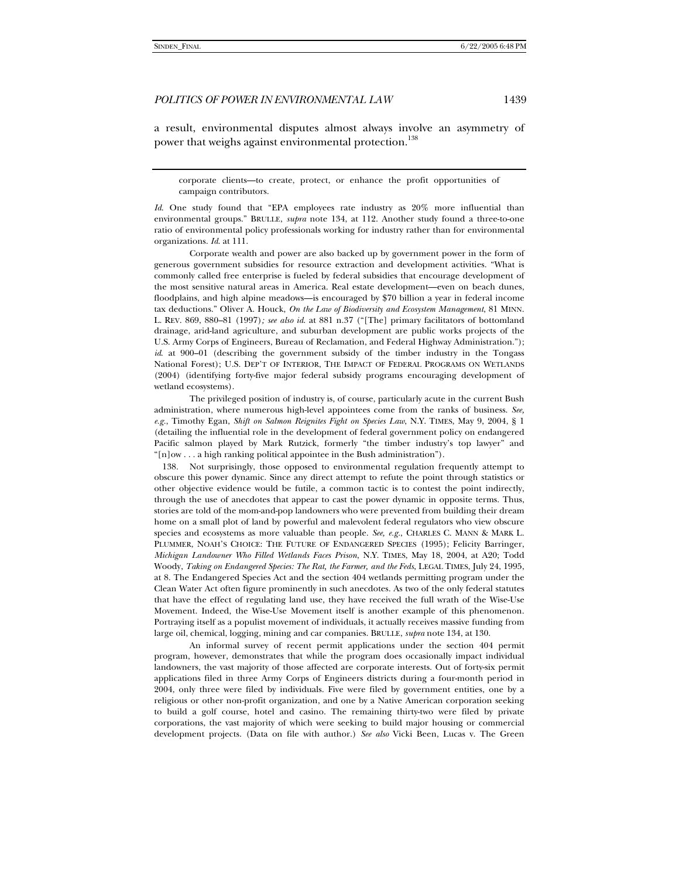a result, environmental disputes almost always involve an asymmetry of power that weighs against environmental protection.[138]

---

corporate clients—to create, protect, or enhance the profit opportunities of campaign contributors.

*Id*. One study found that "EPA employees rate industry as 20% more influential than environmental groups." BRULLE, *supra* note 134, at 112. Another study found a three-to-one ratio of environmental policy professionals working for industry rather than for environmental organizations. *Id*. at 111.

Corporate wealth and power are also backed up by government power in the form of generous government subsidies for resource extraction and development activities. "What is commonly called free enterprise is fueled by federal subsidies that encourage development of the most sensitive natural areas in America. Real estate development—even on beach dunes, floodplains, and high alpine meadows—is encouraged by $70 billion a year in federal income tax deductions." Oliver A. Houck, *On the Law of Biodiversity and Ecosystem Management*, 81 MINN. L. REV. 869, 880–81 (1997)*; see also id*. at 881 n.37 ("[The] primary facilitators of bottomland drainage, arid-land agriculture, and suburban development are public works projects of the U.S. Army Corps of Engineers, Bureau of Reclamation, and Federal Highway Administration."); *id*. at 900–01 (describing the government subsidy of the timber industry in the Tongass National Forest); U.S. DEP'T OF INTERIOR, THE IMPACT OF FEDERAL PROGRAMS ON WETLANDS (2004) (identifying forty-five major federal subsidy programs encouraging development of wetland ecosystems).

The privileged position of industry is, of course, particularly acute in the current Bush administration, where numerous high-level appointees come from the ranks of business. *See, e.g.*, Timothy Egan, *Shift on Salmon Reignites Fight on Species Law*, N.Y. TIMES, May 9, 2004, § 1 (detailing the influential role in the development of federal government policy on endangered Pacific salmon played by Mark Rutzick, formerly "the timber industry's top lawyer" and "[n]ow . . . a high ranking political appointee in the Bush administration").

138. Not surprisingly, those opposed to environmental regulation frequently attempt to obscure this power dynamic. Since any direct attempt to refute the point through statistics or other objective evidence would be futile, a common tactic is to contest the point indirectly, through the use of anecdotes that appear to cast the power dynamic in opposite terms. Thus, stories are told of the mom-and-pop landowners who were prevented from building their dream home on a small plot of land by powerful and malevolent federal regulators who view obscure species and ecosystems as more valuable than people. *See, e.g.*, CHARLES C. MANN & MARK L. PLUMMER, NOAH'S CHOICE: THE FUTURE OF ENDANGERED SPECIES (1995); Felicity Barringer, *Michigan Landowner Who Filled Wetlands Faces Prison*, N.Y. TIMES, May 18, 2004, at A20; Todd Woody, *Taking on Endangered Species: The Rat, the Farmer, and the Feds*, LEGAL TIMES, July 24, 1995, at 8. The Endangered Species Act and the section 404 wetlands permitting program under the Clean Water Act often figure prominently in such anecdotes. As two of the only federal statutes that have the effect of regulating land use, they have received the full wrath of the Wise-Use Movement. Indeed, the Wise-Use Movement itself is another example of this phenomenon. Portraying itself as a populist movement of individuals, it actually receives massive funding from large oil, chemical, logging, mining and car companies. BRULLE, *supra* note 134, at 130.

An informal survey of recent permit applications under the section 404 permit program, however, demonstrates that while the program does occasionally impact individual landowners, the vast majority of those affected are corporate interests. Out of forty-six permit applications filed in three Army Corps of Engineers districts during a four-month period in 2004, only three were filed by individuals. Five were filed by government entities, one by a religious or other non-profit organization, and one by a Native American corporation seeking to build a golf course, hotel and casino. The remaining thirty-two were filed by private corporations, the vast majority of which were seeking to build major housing or commercial development projects. (Data on file with author.) *See also* Vicki Been, Lucas v. The Green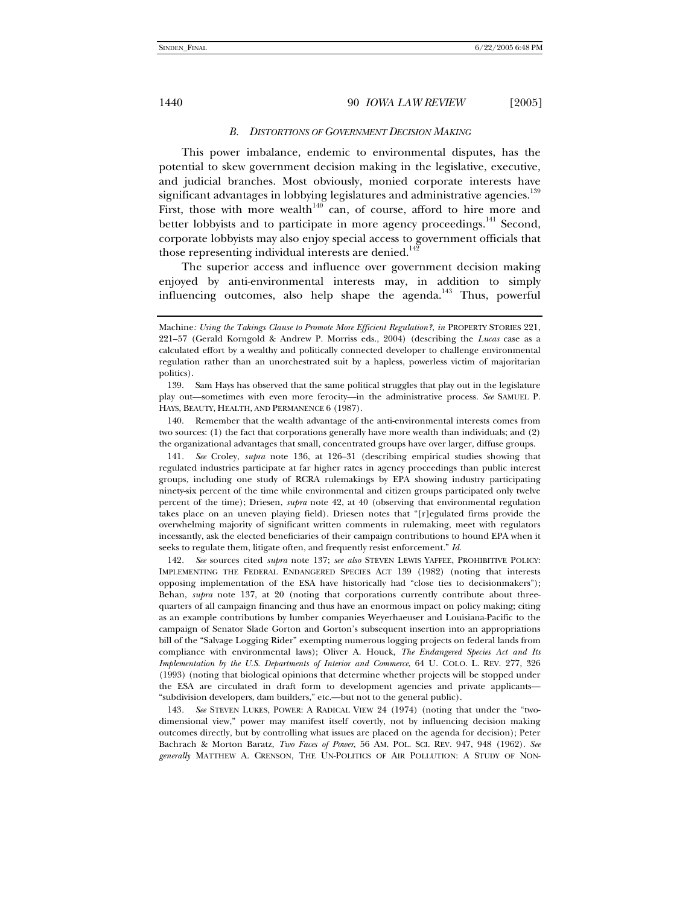### *B. Distortions of Government Decision Making*

This power imbalance, endemic to environmental disputes, has the potential to skew government decision making in the legislative, executive, and judicial branches. Most obviously, monied corporate interests have significant advantages in lobbying legislatures and administrative agencies.[139] First, those with more wealth[140] can, of course, afford to hire more and better lobbyists and to participate in more agency proceedings.[141] Second, corporate lobbyists may also enjoy special access to government officials that those representing individual interests are denied.[142]

The superior access and influence over government decision making enjoyed by anti-environmental interests may, in addition to simply influencing outcomes, also help shape the agenda.[143] Thus, powerful

---

Machine*: Using the Takings Clause to Promote More Efficient Regulation?*, *in* PROPERTY STORIES 221, 221–57 (Gerald Korngold & Andrew P. Morriss eds., 2004) (describing the *Lucas* case as a calculated effort by a wealthy and politically connected developer to challenge environmental regulation rather than an unorchestrated suit by a hapless, powerless victim of majoritarian politics).

139. Sam Hays has observed that the same political struggles that play out in the legislature play out—sometimes with even more ferocity—in the administrative process. *See* SAMUEL P. HAYS, BEAUTY, HEALTH, AND PERMANENCE 6 (1987).

140. Remember that the wealth advantage of the anti-environmental interests comes from two sources: (1) the fact that corporations generally have more wealth than individuals; and (2) the organizational advantages that small, concentrated groups have over larger, diffuse groups.

141. *See* Croley, *supra* note 136, at 126–31 (describing empirical studies showing that regulated industries participate at far higher rates in agency proceedings than public interest groups, including one study of RCRA rulemakings by EPA showing industry participating ninety-six percent of the time while environmental and citizen groups participated only twelve percent of the time); Driesen, *supra* note 42, at 40 (observing that environmental regulation takes place on an uneven playing field). Driesen notes that "[r]egulated firms provide the overwhelming majority of significant written comments in rulemaking, meet with regulators incessantly, ask the elected beneficiaries of their campaign contributions to hound EPA when it seeks to regulate them, litigate often, and frequently resist enforcement." *Id.*

142. *See* sources cited *supra* note 137; *see also* STEVEN LEWIS YAFFEE, PROHIBITIVE POLICY: IMPLEMENTING THE FEDERAL ENDANGERED SPECIES ACT 139 (1982) (noting that interests opposing implementation of the ESA have historically had "close ties to decisionmakers"); Behan, *supra* note 137, at 20 (noting that corporations currently contribute about three-quarters of all campaign financing and thus have an enormous impact on policy making; citing as an example contributions by lumber companies Weyerhaeuser and Louisiana-Pacific to the campaign of Senator Slade Gorton and Gorton's subsequent insertion into an appropriations bill of the "Salvage Logging Rider" exempting numerous logging projects on federal lands from compliance with environmental laws); Oliver A. Houck, *The Endangered Species Act and Its Implementation by the U.S. Departments of Interior and Commerce*, 64 U. COLO. L. REV. 277, 326 (1993) (noting that biological opinions that determine whether projects will be stopped under the ESA are circulated in draft form to development agencies and private applicants—"subdivision developers, dam builders," etc.—but not to the general public).

143. *See* STEVEN LUKES, POWER: A RADICAL VIEW 24 (1974) (noting that under the "two-dimensional view," power may manifest itself covertly, not by influencing decision making outcomes directly, but by controlling what issues are placed on the agenda for decision); Peter Bachrach & Morton Baratz, *Two Faces of Power*, 56 AM. POL. SCI. REV. 947, 948 (1962). *See generally* MATTHEW A. CRENSON, THE UN-POLITICS OF AIR POLLUTION: A STUDY OF NON-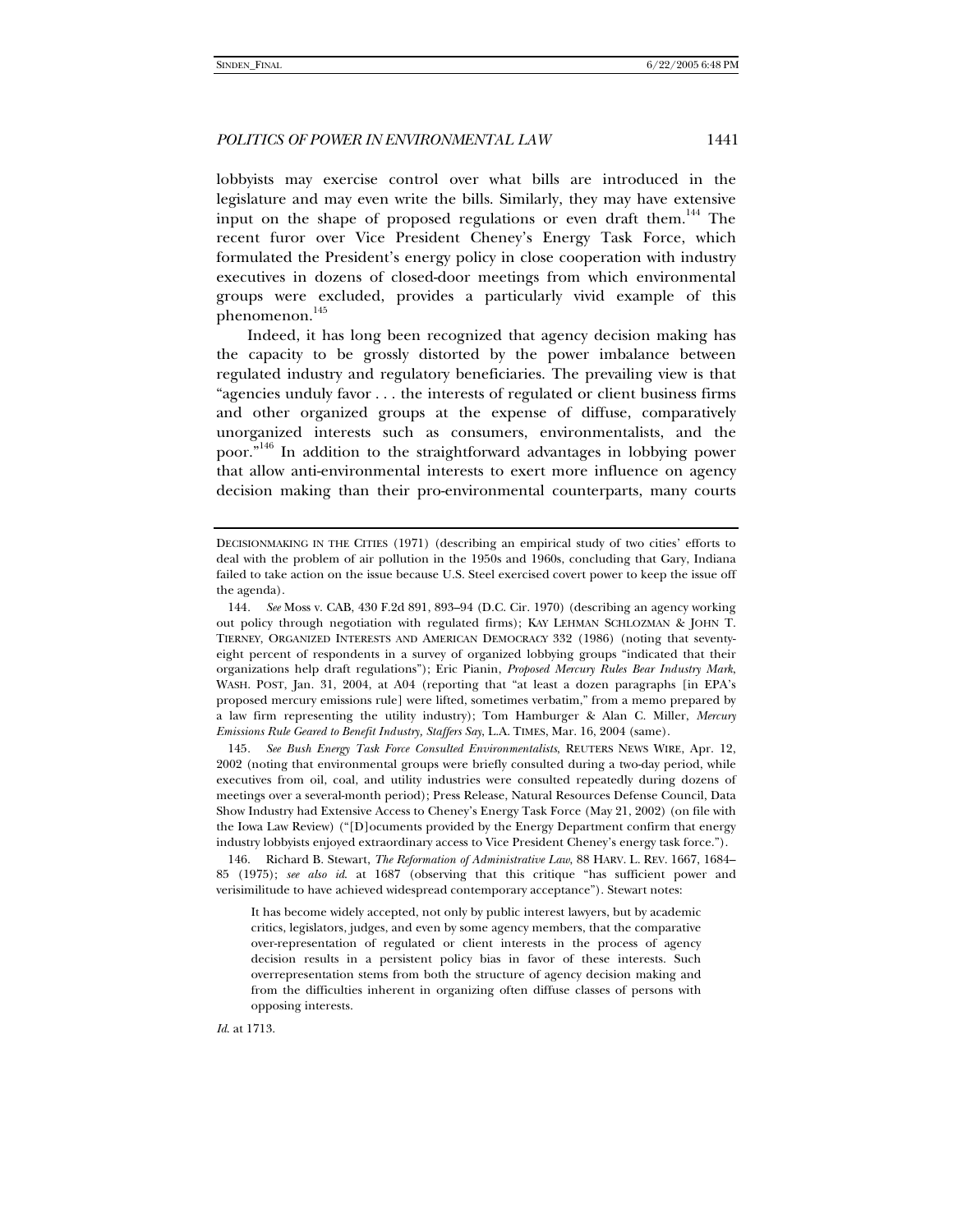lobbyists may exercise control over what bills are introduced in the legislature and may even write the bills. Similarly, they may have extensive input on the shape of proposed regulations or even draft them.[144] The recent furor over Vice President Cheney's Energy Task Force, which formulated the President's energy policy in close cooperation with industry executives in dozens of closed-door meetings from which environmental groups were excluded, provides a particularly vivid example of this phenomenon.[145]

Indeed, it has long been recognized that agency decision making has the capacity to be grossly distorted by the power imbalance between regulated industry and regulatory beneficiaries. The prevailing view is that "agencies unduly favor . . . the interests of regulated or client business firms and other organized groups at the expense of diffuse, comparatively unorganized interests such as consumers, environmentalists, and the poor."[146] In addition to the straightforward advantages in lobbying power that allow anti-environmental interests to exert more influence on agency decision making than their pro-environmental counterparts, many courts

---

DECISIONMAKING IN THE CITIES (1971) (describing an empirical study of two cities' efforts to deal with the problem of air pollution in the 1950s and 1960s, concluding that Gary, Indiana failed to take action on the issue because U.S. Steel exercised covert power to keep the issue off the agenda).

144. *See* Moss v. CAB, 430 F.2d 891, 893–94 (D.C. Cir. 1970) (describing an agency working out policy through negotiation with regulated firms); KAY LEHMAN SCHLOZMAN & JOHN T. TIERNEY, ORGANIZED INTERESTS AND AMERICAN DEMOCRACY 332 (1986) (noting that seventy-eight percent of respondents in a survey of organized lobbying groups "indicated that their organizations help draft regulations"); Eric Pianin, *Proposed Mercury Rules Bear Industry Mark*, WASH. POST, Jan. 31, 2004, at A04 (reporting that "at least a dozen paragraphs [in EPA's proposed mercury emissions rule] were lifted, sometimes verbatim," from a memo prepared by a law firm representing the utility industry); Tom Hamburger & Alan C. Miller, *Mercury Emissions Rule Geared to Benefit Industry, Staffers Say*, L.A. TIMES, Mar. 16, 2004 (same).

145. *See Bush Energy Task Force Consulted Environmentalists*, REUTERS NEWS WIRE, Apr. 12, 2002 (noting that environmental groups were briefly consulted during a two-day period, while executives from oil, coal, and utility industries were consulted repeatedly during dozens of meetings over a several-month period); Press Release, Natural Resources Defense Council, Data Show Industry had Extensive Access to Cheney's Energy Task Force (May 21, 2002) (on file with the Iowa Law Review) ("[D]ocuments provided by the Energy Department confirm that energy industry lobbyists enjoyed extraordinary access to Vice President Cheney's energy task force.").

146. Richard B. Stewart, *The Reformation of Administrative Law*, 88 HARV. L. REV. 1667, 1684–85 (1975); *see also id.* at 1687 (observing that this critique "has sufficient power and verisimilitude to have achieved widespread contemporary acceptance"). Stewart notes:

> It has become widely accepted, not only by public interest lawyers, but by academic critics, legislators, judges, and even by some agency members, that the comparative over-representation of regulated or client interests in the process of agency decision results in a persistent policy bias in favor of these interests. Such overrepresentation stems from both the structure of agency decision making and from the difficulties inherent in organizing often diffuse classes of persons with opposing interests.

*Id.* at 1713.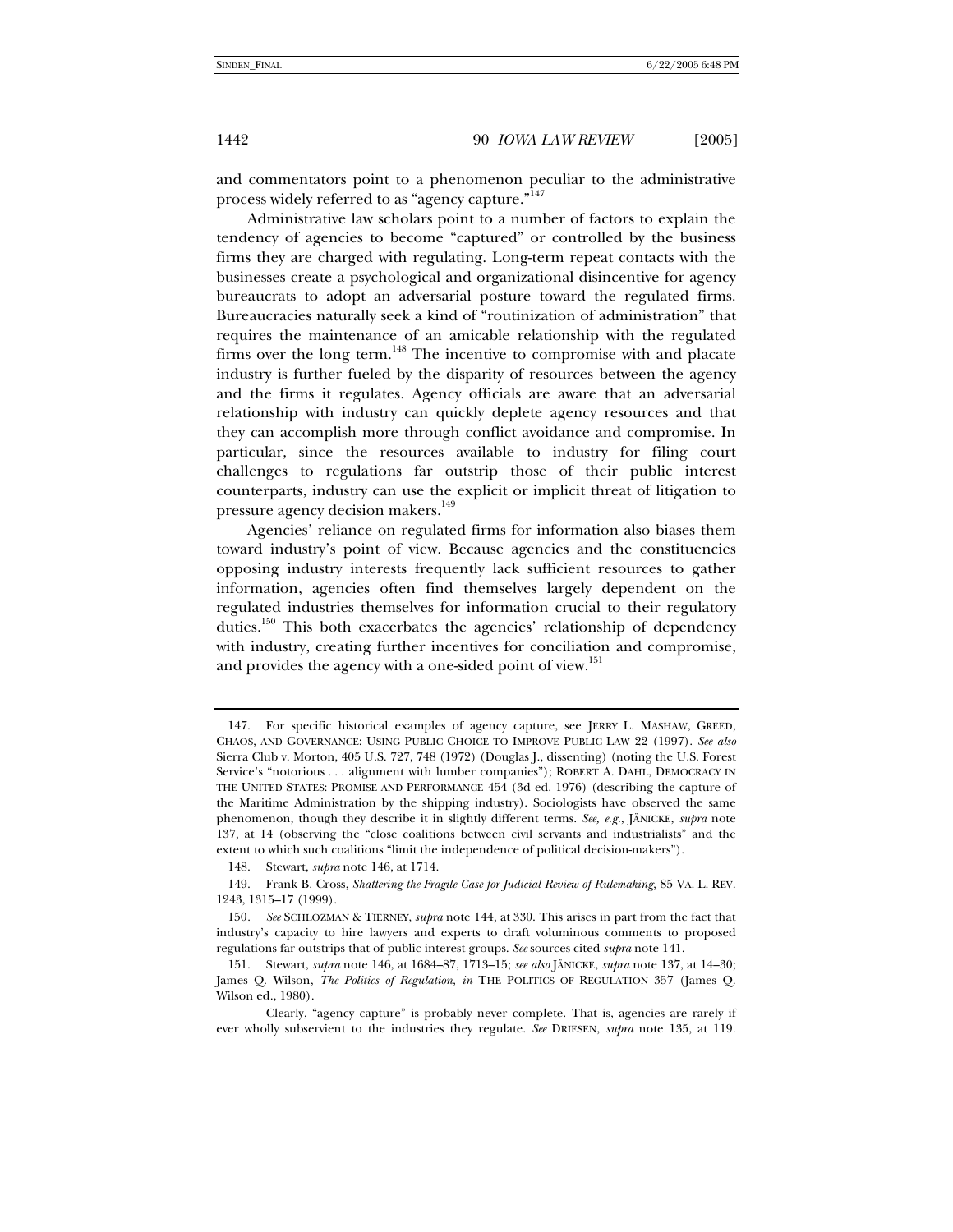and commentators point to a phenomenon peculiar to the administrative process widely referred to as "agency capture."[147]

Administrative law scholars point to a number of factors to explain the tendency of agencies to become "captured" or controlled by the business firms they are charged with regulating. Long-term repeat contacts with the businesses create a psychological and organizational disincentive for agency bureaucrats to adopt an adversarial posture toward the regulated firms. Bureaucracies naturally seek a kind of "routinization of administration" that requires the maintenance of an amicable relationship with the regulated firms over the long term.[148] The incentive to compromise with and placate industry is further fueled by the disparity of resources between the agency and the firms it regulates. Agency officials are aware that an adversarial relationship with industry can quickly deplete agency resources and that they can accomplish more through conflict avoidance and compromise. In particular, since the resources available to industry for filing court challenges to regulations far outstrip those of their public interest counterparts, industry can use the explicit or implicit threat of litigation to pressure agency decision makers.[149]

Agencies' reliance on regulated firms for information also biases them toward industry's point of view. Because agencies and the constituencies opposing industry interests frequently lack sufficient resources to gather information, agencies often find themselves largely dependent on the regulated industries themselves for information crucial to their regulatory duties.[150] This both exacerbates the agencies' relationship of dependency with industry, creating further incentives for conciliation and compromise, and provides the agency with a one-sided point of view.[151]

---

147. For specific historical examples of agency capture, see JERRY L. MASHAW, GREED, CHAOS, AND GOVERNANCE: USING PUBLIC CHOICE TO IMPROVE PUBLIC LAW 22 (1997). *See also* Sierra Club v. Morton, 405 U.S. 727, 748 (1972) (Douglas J., dissenting) (noting the U.S. Forest Service's "notorious . . . alignment with lumber companies"); ROBERT A. DAHL, DEMOCRACY IN THE UNITED STATES: PROMISE AND PERFORMANCE 454 (3d ed. 1976) (describing the capture of the Maritime Administration by the shipping industry). Sociologists have observed the same phenomenon, though they describe it in slightly different terms. *See, e.g.*, JÄNICKE, *supra* note 137, at 14 (observing the "close coalitions between civil servants and industrialists" and the extent to which such coalitions "limit the independence of political decision-makers").

148. Stewart, *supra* note 146, at 1714.

149. Frank B. Cross, *Shattering the Fragile Case for Judicial Review of Rulemaking*, 85 VA. L. REV. 1243, 1315–17 (1999).

150. *See* SCHLOZMAN & TIERNEY, *supra* note 144, at 330. This arises in part from the fact that industry's capacity to hire lawyers and experts to draft voluminous comments to proposed regulations far outstrips that of public interest groups. *See* sources cited *supra* note 141.

151. Stewart, *supra* note 146, at 1684–87, 1713–15; *see also* JÄNICKE, *supra* note 137, at 14–30; James Q. Wilson, *The Politics of Regulation*, *in* THE POLITICS OF REGULATION 357 (James Q. Wilson ed., 1980).

Clearly, "agency capture" is probably never complete. That is, agencies are rarely if ever wholly subservient to the industries they regulate. *See* DRIESEN, *supra* note 135, at 119.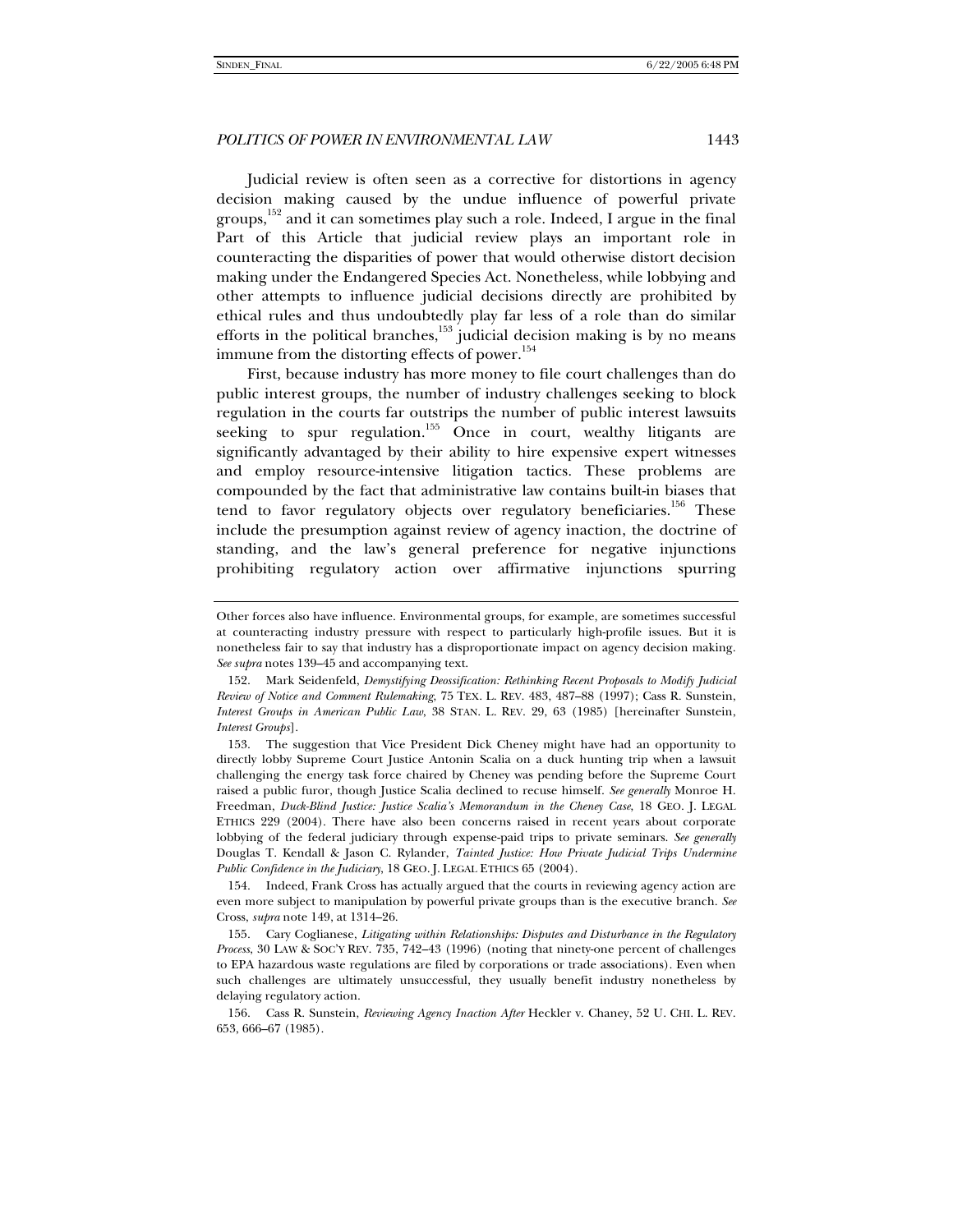Judicial review is often seen as a corrective for distortions in agency decision making caused by the undue influence of powerful private groups,[152] and it can sometimes play such a role. Indeed, I argue in the final Part of this Article that judicial review plays an important role in counteracting the disparities of power that would otherwise distort decision making under the Endangered Species Act. Nonetheless, while lobbying and other attempts to influence judicial decisions directly are prohibited by ethical rules and thus undoubtedly play far less of a role than do similar efforts in the political branches,[153] judicial decision making is by no means immune from the distorting effects of power.[154]

First, because industry has more money to file court challenges than do public interest groups, the number of industry challenges seeking to block regulation in the courts far outstrips the number of public interest lawsuits seeking to spur regulation.[155] Once in court, wealthy litigants are significantly advantaged by their ability to hire expensive expert witnesses and employ resource-intensive litigation tactics. These problems are compounded by the fact that administrative law contains built-in biases that tend to favor regulatory objects over regulatory beneficiaries.[156] These include the presumption against review of agency inaction, the doctrine of standing, and the law's general preference for negative injunctions prohibiting regulatory action over affirmative injunctions spurring

---

Other forces also have influence. Environmental groups, for example, are sometimes successful at counteracting industry pressure with respect to particularly high-profile issues. But it is nonetheless fair to say that industry has a disproportionate impact on agency decision making. *See supra* notes 139–45 and accompanying text.

152. Mark Seidenfeld, *Demystifying Deossification: Rethinking Recent Proposals to Modify Judicial Review of Notice and Comment Rulemaking*, 75 TEX. L. REV. 483, 487–88 (1997); Cass R. Sunstein, *Interest Groups in American Public Law*, 38 STAN. L. REV. 29, 63 (1985) [hereinafter Sunstein, *Interest Groups*].

153. The suggestion that Vice President Dick Cheney might have had an opportunity to directly lobby Supreme Court Justice Antonin Scalia on a duck hunting trip when a lawsuit challenging the energy task force chaired by Cheney was pending before the Supreme Court raised a public furor, though Justice Scalia declined to recuse himself. *See generally* Monroe H. Freedman, *Duck-Blind Justice: Justice Scalia's Memorandum in the Cheney Case*, 18 GEO. J. LEGAL ETHICS 229 (2004). There have also been concerns raised in recent years about corporate lobbying of the federal judiciary through expense-paid trips to private seminars. *See generally* Douglas T. Kendall & Jason C. Rylander, *Tainted Justice: How Private Judicial Trips Undermine Public Confidence in the Judiciary*, 18 GEO. J. LEGAL ETHICS 65 (2004).

154. Indeed, Frank Cross has actually argued that the courts in reviewing agency action are even more subject to manipulation by powerful private groups than is the executive branch. *See* Cross, *supra* note 149, at 1314–26.

155. Cary Coglianese, *Litigating within Relationships: Disputes and Disturbance in the Regulatory Process*, 30 LAW & SOC'Y REV. 735, 742–43 (1996) (noting that ninety-one percent of challenges to EPA hazardous waste regulations are filed by corporations or trade associations). Even when such challenges are ultimately unsuccessful, they usually benefit industry nonetheless by delaying regulatory action.

156. Cass R. Sunstein, *Reviewing Agency Inaction After* Heckler v. Chaney, 52 U. CHI. L. REV. 653, 666–67 (1985).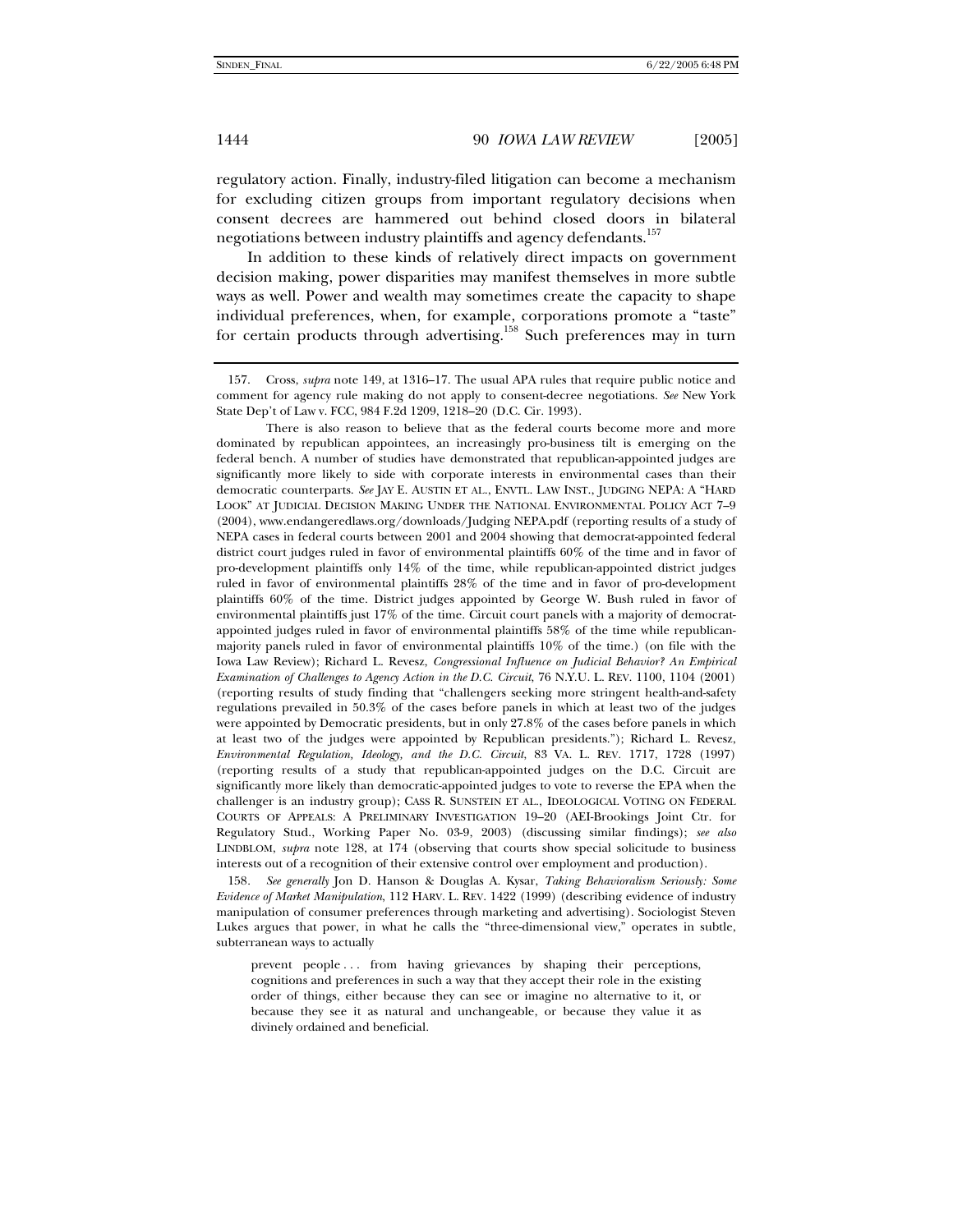regulatory action. Finally, industry-filed litigation can become a mechanism for excluding citizen groups from important regulatory decisions when consent decrees are hammered out behind closed doors in bilateral negotiations between industry plaintiffs and agency defendants.[157]

In addition to these kinds of relatively direct impacts on government decision making, power disparities may manifest themselves in more subtle ways as well. Power and wealth may sometimes create the capacity to shape individual preferences, when, for example, corporations promote a "taste" for certain products through advertising.[158] Such preferences may in turn

---

157. Cross, *supra* note 149, at 1316–17. The usual APA rules that require public notice and comment for agency rule making do not apply to consent-decree negotiations. *See* New York State Dep't of Law v. FCC, 984 F.2d 1209, 1218–20 (D.C. Cir. 1993).

There is also reason to believe that as the federal courts become more and more dominated by republican appointees, an increasingly pro-business tilt is emerging on the federal bench. A number of studies have demonstrated that republican-appointed judges are significantly more likely to side with corporate interests in environmental cases than their democratic counterparts. *See* JAY E. AUSTIN ET AL., ENVTL. LAW INST., JUDGING NEPA: A "HARD LOOK" AT JUDICIAL DECISION MAKING UNDER THE NATIONAL ENVIRONMENTAL POLICY ACT 7–9 (2004), www.endangeredlaws.org/downloads/Judging NEPA.pdf (reporting results of a study of NEPA cases in federal courts between 2001 and 2004 showing that democrat-appointed federal district court judges ruled in favor of environmental plaintiffs 60% of the time and in favor of pro-development plaintiffs only 14% of the time, while republican-appointed district judges ruled in favor of environmental plaintiffs 28% of the time and in favor of pro-development plaintiffs 60% of the time. District judges appointed by George W. Bush ruled in favor of environmental plaintiffs just 17% of the time. Circuit court panels with a majority of democrat-appointed judges ruled in favor of environmental plaintiffs 58% of the time while republican-majority panels ruled in favor of environmental plaintiffs 10% of the time.) (on file with the Iowa Law Review); Richard L. Revesz, *Congressional Influence on Judicial Behavior? An Empirical Examination of Challenges to Agency Action in the D.C. Circuit*, 76 N.Y.U. L. REV. 1100, 1104 (2001) (reporting results of study finding that "challengers seeking more stringent health-and-safety regulations prevailed in 50.3% of the cases before panels in which at least two of the judges were appointed by Democratic presidents, but in only 27.8% of the cases before panels in which at least two of the judges were appointed by Republican presidents."); Richard L. Revesz, *Environmental Regulation, Ideology, and the D.C. Circuit*, 83 VA. L. REV. 1717, 1728 (1997) (reporting results of a study that republican-appointed judges on the D.C. Circuit are significantly more likely than democratic-appointed judges to vote to reverse the EPA when the challenger is an industry group); CASS R. SUNSTEIN ET AL., IDEOLOGICAL VOTING ON FEDERAL COURTS OF APPEALS: A PRELIMINARY INVESTIGATION 19–20 (AEI-Brookings Joint Ctr. for Regulatory Stud., Working Paper No. 03-9, 2003) (discussing similar findings); *see also* LINDBLOM, *supra* note 128, at 174 (observing that courts show special solicitude to business interests out of a recognition of their extensive control over employment and production).

158. *See generally* Jon D. Hanson & Douglas A. Kysar, *Taking Behavioralism Seriously: Some Evidence of Market Manipulation*, 112 HARV. L. REV. 1422 (1999) (describing evidence of industry manipulation of consumer preferences through marketing and advertising). Sociologist Steven Lukes argues that power, in what he calls the "three-dimensional view," operates in subtle, subterranean ways to actually

> prevent people . . . from having grievances by shaping their perceptions, cognitions and preferences in such a way that they accept their role in the existing order of things, either because they can see or imagine no alternative to it, or because they see it as natural and unchangeable, or because they value it as divinely ordained and beneficial.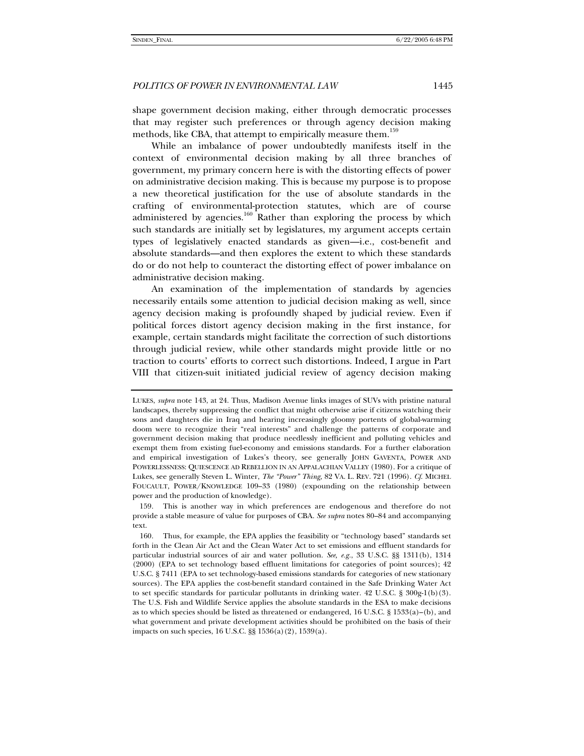shape government decision making, either through democratic processes that may register such preferences or through agency decision making methods, like CBA, that attempt to empirically measure them.[159]

While an imbalance of power undoubtedly manifests itself in the context of environmental decision making by all three branches of government, my primary concern here is with the distorting effects of power on administrative decision making. This is because my purpose is to propose a new theoretical justification for the use of absolute standards in the crafting of environmental-protection statutes, which are of course administered by agencies.[160] Rather than exploring the process by which such standards are initially set by legislatures, my argument accepts certain types of legislatively enacted standards as given—i.e., cost-benefit and absolute standards—and then explores the extent to which these standards do or do not help to counteract the distorting effect of power imbalance on administrative decision making.

An examination of the implementation of standards by agencies necessarily entails some attention to judicial decision making as well, since agency decision making is profoundly shaped by judicial review. Even if political forces distort agency decision making in the first instance, for example, certain standards might facilitate the correction of such distortions through judicial review, while other standards might provide little or no traction to courts' efforts to correct such distortions. Indeed, I argue in Part VIII that citizen-suit initiated judicial review of agency decision making

---

LUKES, *supra* note 143, at 24. Thus, Madison Avenue links images of SUVs with pristine natural landscapes, thereby suppressing the conflict that might otherwise arise if citizens watching their sons and daughters die in Iraq and hearing increasingly gloomy portents of global-warming doom were to recognize their "real interests" and challenge the patterns of corporate and government decision making that produce needlessly inefficient and polluting vehicles and exempt them from existing fuel-economy and emissions standards. For a further elaboration and empirical investigation of Lukes's theory, see generally JOHN GAVENTA, POWER AND POWERLESSNESS: QUIESCENCE AD REBELLION IN AN APPALACHIAN VALLEY (1980). For a critique of Lukes, see generally Steven L. Winter, *The "Power" Thing*, 82 VA. L. REV. 721 (1996). *Cf.* MICHEL FOUCAULT, POWER/KNOWLEDGE 109–33 (1980) (expounding on the relationship between power and the production of knowledge).

159. This is another way in which preferences are endogenous and therefore do not provide a stable measure of value for purposes of CBA. *See supra* notes 80–84 and accompanying text.

160. Thus, for example, the EPA applies the feasibility or "technology based" standards set forth in the Clean Air Act and the Clean Water Act to set emissions and effluent standards for particular industrial sources of air and water pollution. *See, e.g.*, 33 U.S.C. §§ 1311(b), 1314 (2000) (EPA to set technology based effluent limitations for categories of point sources); 42 U.S.C. § 7411 (EPA to set technology-based emissions standards for categories of new stationary sources). The EPA applies the cost-benefit standard contained in the Safe Drinking Water Act to set specific standards for particular pollutants in drinking water. 42 U.S.C. § 300g-1(b)(3). The U.S. Fish and Wildlife Service applies the absolute standards in the ESA to make decisions as to which species should be listed as threatened or endangered, 16 U.S.C. § 1533(a)–(b), and what government and private development activities should be prohibited on the basis of their impacts on such species, 16 U.S.C. §§ 1536(a)(2), 1539(a).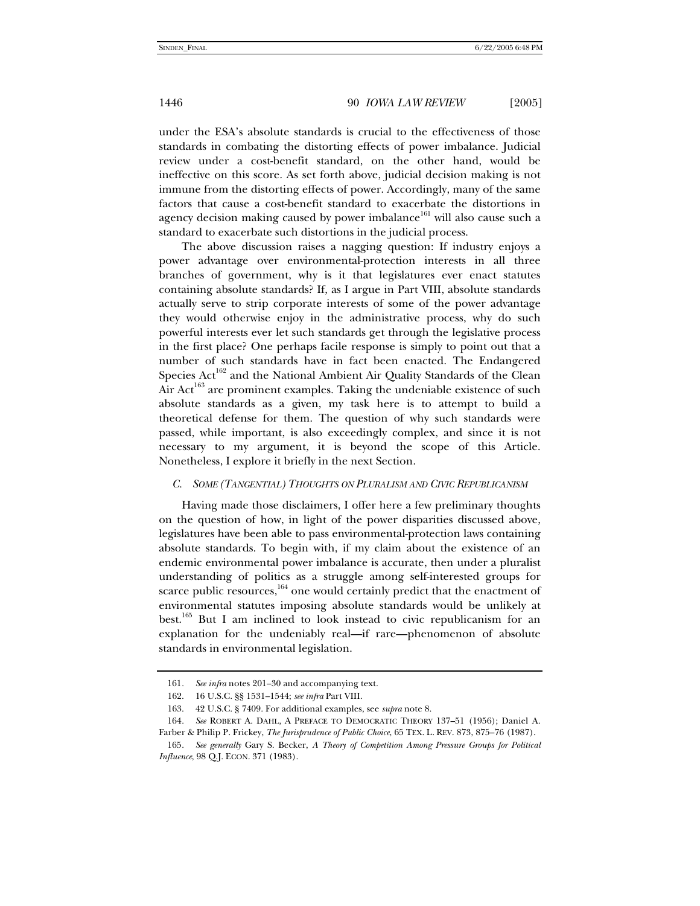under the ESA's absolute standards is crucial to the effectiveness of those standards in combating the distorting effects of power imbalance. Judicial review under a cost-benefit standard, on the other hand, would be ineffective on this score. As set forth above, judicial decision making is not immune from the distorting effects of power. Accordingly, many of the same factors that cause a cost-benefit standard to exacerbate the distortions in agency decision making caused by power imbalance[161] will also cause such a standard to exacerbate such distortions in the judicial process.

The above discussion raises a nagging question: If industry enjoys a power advantage over environmental-protection interests in all three branches of government, why is it that legislatures ever enact statutes containing absolute standards? If, as I argue in Part VIII, absolute standards actually serve to strip corporate interests of some of the power advantage they would otherwise enjoy in the administrative process, why do such powerful interests ever let such standards get through the legislative process in the first place? One perhaps facile response is simply to point out that a number of such standards have in fact been enacted. The Endangered Species Act[162] and the National Ambient Air Quality Standards of the Clean Air Act[163] are prominent examples. Taking the undeniable existence of such absolute standards as a given, my task here is to attempt to build a theoretical defense for them. The question of why such standards were passed, while important, is also exceedingly complex, and since it is not necessary to my argument, it is beyond the scope of this Article. Nonetheless, I explore it briefly in the next Section.

### *C. Some (Tangential) Thoughts on Pluralism and Civic Republicanism*

Having made those disclaimers, I offer here a few preliminary thoughts on the question of how, in light of the power disparities discussed above, legislatures have been able to pass environmental-protection laws containing absolute standards. To begin with, if my claim about the existence of an endemic environmental power imbalance is accurate, then under a pluralist understanding of politics as a struggle among self-interested groups for scarce public resources,[164] one would certainly predict that the enactment of environmental statutes imposing absolute standards would be unlikely at best.[165] But I am inclined to look instead to civic republicanism for an explanation for the undeniably real—if rare—phenomenon of absolute standards in environmental legislation.

---

161. *See infra* notes 201–30 and accompanying text.

162. 16 U.S.C. §§ 1531–1544; *see infra* Part VIII.

163. 42 U.S.C. § 7409. For additional examples, see *supra* note 8.

164. *See* ROBERT A. DAHL, A PREFACE TO DEMOCRATIC THEORY 137–51 (1956); Daniel A. Farber & Philip P. Frickey, *The Jurisprudence of Public Choice*, 65 TEX. L. REV. 873, 875–76 (1987).

165. *See generally* Gary S. Becker, *A Theory of Competition Among Pressure Groups for Political Influence*, 98 Q.J. ECON. 371 (1983).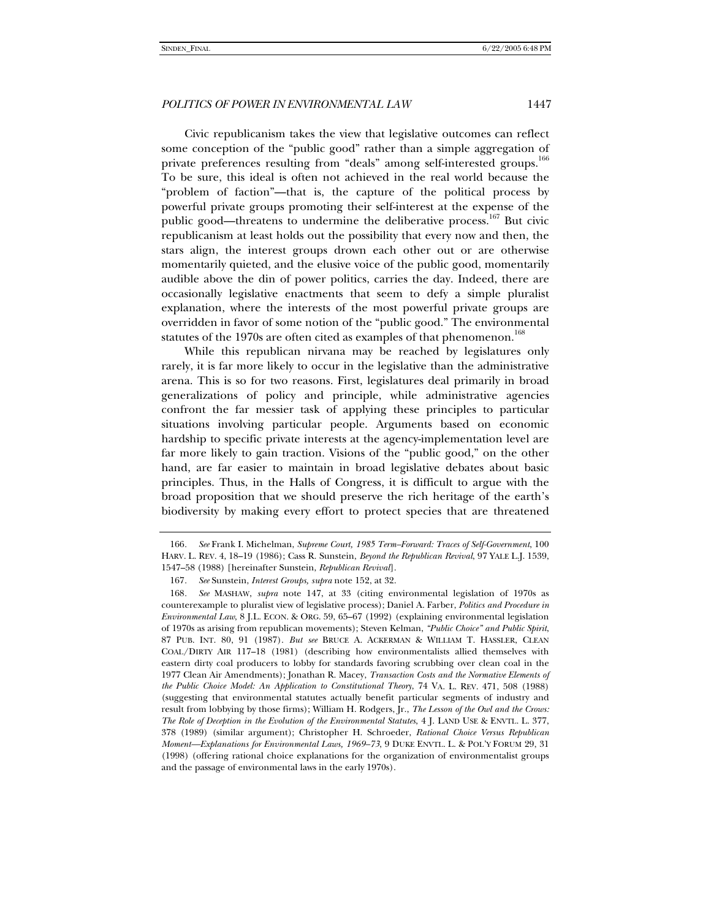Civic republicanism takes the view that legislative outcomes can reflect some conception of the "public good" rather than a simple aggregation of private preferences resulting from "deals" among self-interested groups.[166] To be sure, this ideal is often not achieved in the real world because the "problem of faction"—that is, the capture of the political process by powerful private groups promoting their self-interest at the expense of the public good—threatens to undermine the deliberative process.[167] But civic republicanism at least holds out the possibility that every now and then, the stars align, the interest groups drown each other out or are otherwise momentarily quieted, and the elusive voice of the public good, momentarily audible above the din of power politics, carries the day. Indeed, there are occasionally legislative enactments that seem to defy a simple pluralist explanation, where the interests of the most powerful private groups are overridden in favor of some notion of the "public good." The environmental statutes of the 1970s are often cited as examples of that phenomenon.[168]

While this republican nirvana may be reached by legislatures only rarely, it is far more likely to occur in the legislative than the administrative arena. This is so for two reasons. First, legislatures deal primarily in broad generalizations of policy and principle, while administrative agencies confront the far messier task of applying these principles to particular situations involving particular people. Arguments based on economic hardship to specific private interests at the agency-implementation level are far more likely to gain traction. Visions of the "public good," on the other hand, are far easier to maintain in broad legislative debates about basic principles. Thus, in the Halls of Congress, it is difficult to argue with the broad proposition that we should preserve the rich heritage of the earth's biodiversity by making every effort to protect species that are threatened

---

166. *See* Frank I. Michelman, *Supreme Court, 1985 Term–Forward: Traces of Self-Government*, 100 HARV. L. REV. 4, 18–19 (1986); Cass R. Sunstein, *Beyond the Republican Revival*, 97 YALE L.J. 1539, 1547–58 (1988) [hereinafter Sunstein, *Republican Revival*].

167. *See* Sunstein, *Interest Groups, supra* note 152, at 32.

168. *See* MASHAW, *supra* note 147, at 33 (citing environmental legislation of 1970s as counterexample to pluralist view of legislative process); Daniel A. Farber, *Politics and Procedure in Environmental Law*, 8 J.L. ECON. & ORG. 59, 65–67 (1992) (explaining environmental legislation of 1970s as arising from republican movements); Steven Kelman, *"Public Choice" and Public Spirit*, 87 PUB. INT. 80, 91 (1987). *But see* BRUCE A. ACKERMAN & WILLIAM T. HASSLER, CLEAN COAL/DIRTY AIR 117–18 (1981) (describing how environmentalists allied themselves with eastern dirty coal producers to lobby for standards favoring scrubbing over clean coal in the 1977 Clean Air Amendments); Jonathan R. Macey, *Transaction Costs and the Normative Elements of the Public Choice Model: An Application to Constitutional Theory*, 74 VA. L. REV. 471, 508 (1988) (suggesting that environmental statutes actually benefit particular segments of industry and result from lobbying by those firms); William H. Rodgers, Jr., *The Lesson of the Owl and the Crows: The Role of Deception in the Evolution of the Environmental Statutes*, 4 J. LAND USE & ENVTL. L. 377, 378 (1989) (similar argument); Christopher H. Schroeder, *Rational Choice Versus Republican Moment—Explanations for Environmental Laws, 1969–73*, 9 DUKE ENVTL. L. & POL'Y FORUM 29, 31 (1998) (offering rational choice explanations for the organization of environmentalist groups and the passage of environmental laws in the early 1970s).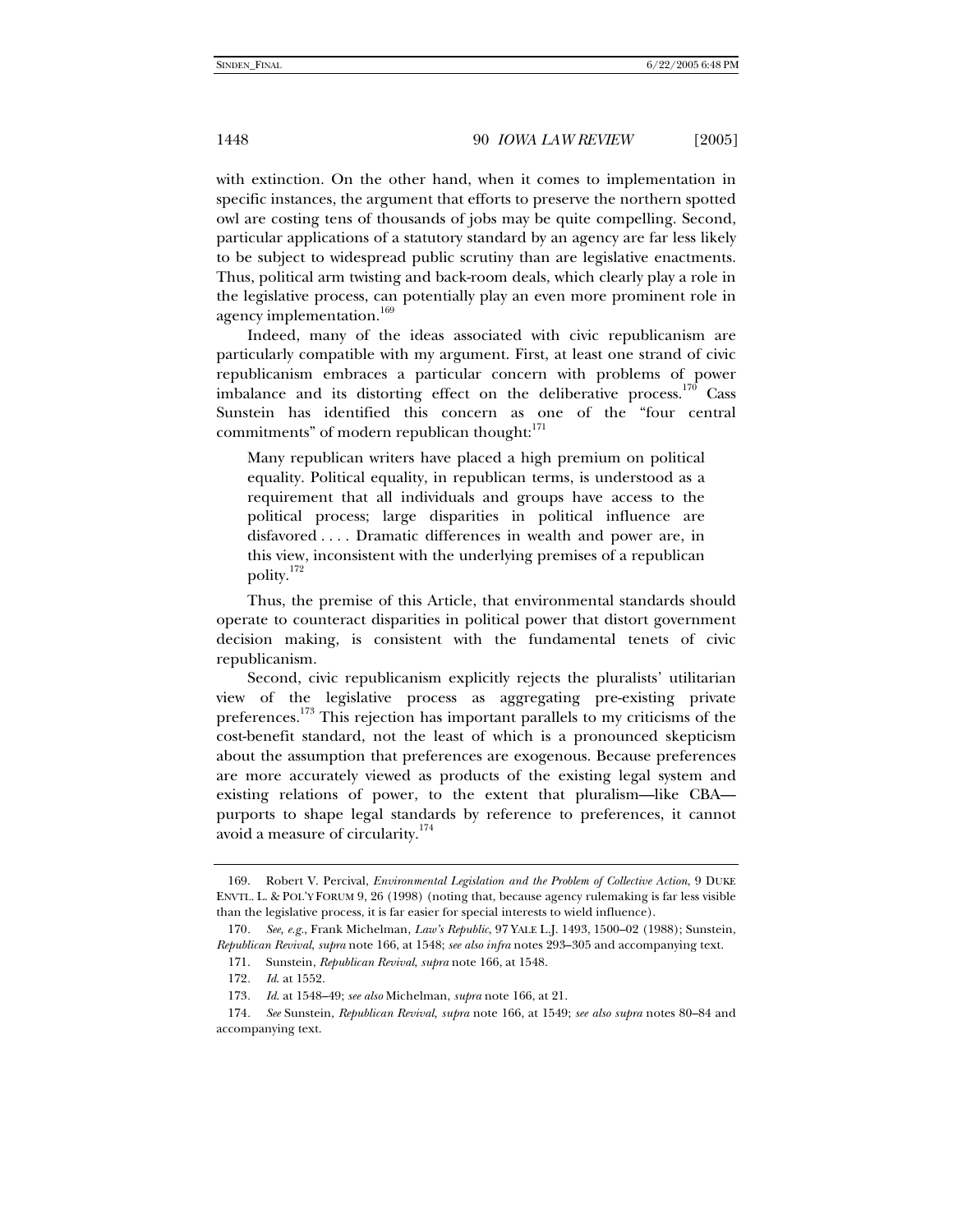with extinction. On the other hand, when it comes to implementation in specific instances, the argument that efforts to preserve the northern spotted owl are costing tens of thousands of jobs may be quite compelling. Second, particular applications of a statutory standard by an agency are far less likely to be subject to widespread public scrutiny than are legislative enactments. Thus, political arm twisting and back-room deals, which clearly play a role in the legislative process, can potentially play an even more prominent role in agency implementation.[169]

Indeed, many of the ideas associated with civic republicanism are particularly compatible with my argument. First, at least one strand of civic republicanism embraces a particular concern with problems of power imbalance and its distorting effect on the deliberative process.[170] Cass Sunstein has identified this concern as one of the "four central commitments" of modern republican thought:[171]

> Many republican writers have placed a high premium on political equality. Political equality, in republican terms, is understood as a requirement that all individuals and groups have access to the political process; large disparities in political influence are disfavored . . . . Dramatic differences in wealth and power are, in this view, inconsistent with the underlying premises of a republican polity.[172]

Thus, the premise of this Article, that environmental standards should operate to counteract disparities in political power that distort government decision making, is consistent with the fundamental tenets of civic republicanism.

Second, civic republicanism explicitly rejects the pluralists' utilitarian view of the legislative process as aggregating pre-existing private preferences.[173] This rejection has important parallels to my criticisms of the cost-benefit standard, not the least of which is a pronounced skepticism about the assumption that preferences are exogenous. Because preferences are more accurately viewed as products of the existing legal system and existing relations of power, to the extent that pluralism—like CBA—purports to shape legal standards by reference to preferences, it cannot avoid a measure of circularity.[174]

---

169. Robert V. Percival, *Environmental Legislation and the Problem of Collective Action*, 9 DUKE ENVTL. L. & POL'Y FORUM 9, 26 (1998) (noting that, because agency rulemaking is far less visible than the legislative process, it is far easier for special interests to wield influence).

170. *See, e.g.*, Frank Michelman, *Law's Republic*, 97 YALE L.J. 1493, 1500–02 (1988); Sunstein, *Republican Revival*, *supra* note 166, at 1548; *see also infra* notes 293–305 and accompanying text.

171. Sunstein, *Republican Revival*, *supra* note 166, at 1548.

172. *Id.* at 1552.

173. *Id.* at 1548–49; *see also* Michelman, *supra* note 166, at 21.

174. *See* Sunstein, *Republican Revival, supra* note 166, at 1549; *see also supra* notes 80–84 and accompanying text.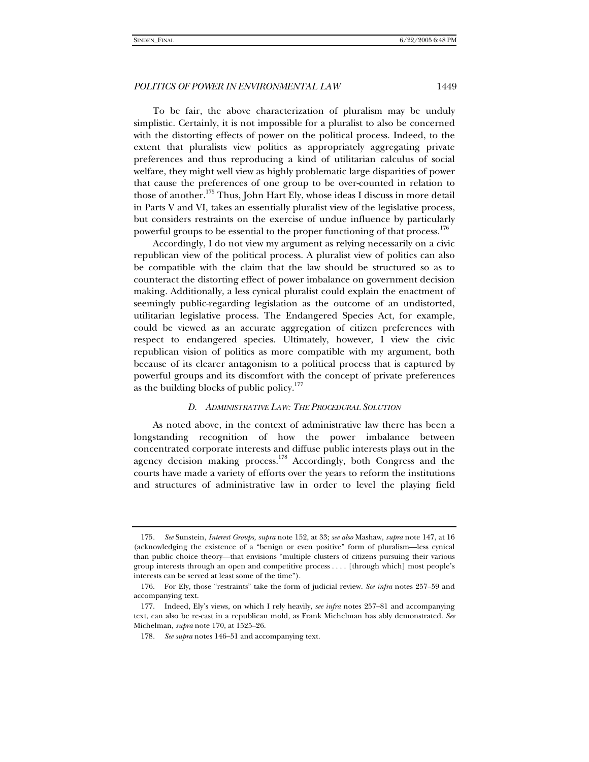To be fair, the above characterization of pluralism may be unduly simplistic. Certainly, it is not impossible for a pluralist to also be concerned with the distorting effects of power on the political process. Indeed, to the extent that pluralists view politics as appropriately aggregating private preferences and thus reproducing a kind of utilitarian calculus of social welfare, they might well view as highly problematic large disparities of power that cause the preferences of one group to be over-counted in relation to those of another.[175] Thus, John Hart Ely, whose ideas I discuss in more detail in Parts V and VI, takes an essentially pluralist view of the legislative process, but considers restraints on the exercise of undue influence by particularly powerful groups to be essential to the proper functioning of that process.[176]

Accordingly, I do not view my argument as relying necessarily on a civic republican view of the political process. A pluralist view of politics can also be compatible with the claim that the law should be structured so as to counteract the distorting effect of power imbalance on government decision making. Additionally, a less cynical pluralist could explain the enactment of seemingly public-regarding legislation as the outcome of an undistorted, utilitarian legislative process. The Endangered Species Act, for example, could be viewed as an accurate aggregation of citizen preferences with respect to endangered species. Ultimately, however, I view the civic republican vision of politics as more compatible with my argument, both because of its clearer antagonism to a political process that is captured by powerful groups and its discomfort with the concept of private preferences as the building blocks of public policy.[177]

### *D. Administrative Law: The Procedural Solution*

As noted above, in the context of administrative law there has been a longstanding recognition of how the power imbalance between concentrated corporate interests and diffuse public interests plays out in the agency decision making process.[178] Accordingly, both Congress and the courts have made a variety of efforts over the years to reform the institutions and structures of administrative law in order to level the playing field

---

175. *See* Sunstein, *Interest Groups, supra* note 152, at 33; *see also* Mashaw, *supra* note 147, at 16 (acknowledging the existence of a "benign or even positive" form of pluralism—less cynical than public choice theory—that envisions "multiple clusters of citizens pursuing their various group interests through an open and competitive process . . . . [through which] most people's interests can be served at least some of the time").

176. For Ely, those "restraints" take the form of judicial review. *See infra* notes 257–59 and accompanying text.

177. Indeed, Ely's views, on which I rely heavily, *see infra* notes 257–81 and accompanying text, can also be re-cast in a republican mold, as Frank Michelman has ably demonstrated. *See* Michelman, *supra* note 170, at 1525–26.

178. *See supra* notes 146–51 and accompanying text.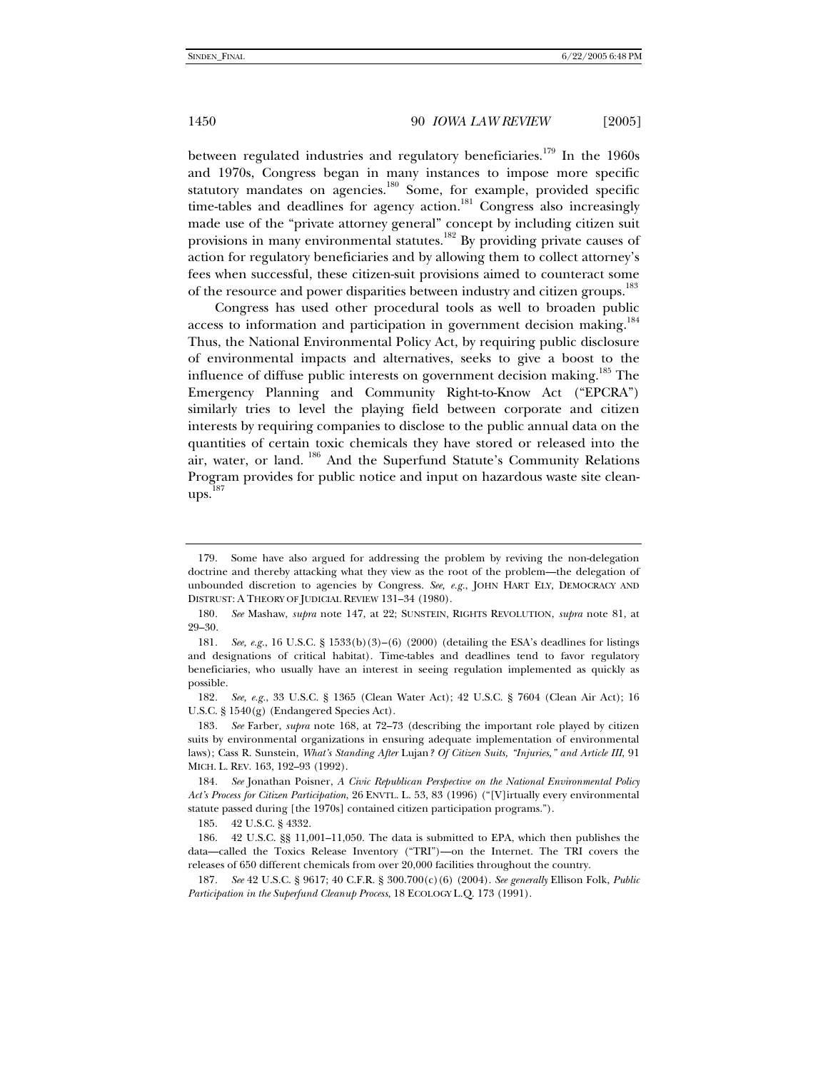between regulated industries and regulatory beneficiaries.[179] In the 1960s and 1970s, Congress began in many instances to impose more specific statutory mandates on agencies.[180] Some, for example, provided specific time-tables and deadlines for agency action.[181] Congress also increasingly made use of the "private attorney general" concept by including citizen suit provisions in many environmental statutes.[182] By providing private causes of action for regulatory beneficiaries and by allowing them to collect attorney's fees when successful, these citizen-suit provisions aimed to counteract some of the resource and power disparities between industry and citizen groups.[183]

Congress has used other procedural tools as well to broaden public access to information and participation in government decision making.[184] Thus, the National Environmental Policy Act, by requiring public disclosure of environmental impacts and alternatives, seeks to give a boost to the influence of diffuse public interests on government decision making.[185] The Emergency Planning and Community Right-to-Know Act ("EPCRA") similarly tries to level the playing field between corporate and citizen interests by requiring companies to disclose to the public annual data on the quantities of certain toxic chemicals they have stored or released into the air, water, or land.[186] And the Superfund Statute's Community Relations Program provides for public notice and input on hazardous waste site clean-ups.[187]

---

179. Some have also argued for addressing the problem by reviving the non-delegation doctrine and thereby attacking what they view as the root of the problem—the delegation of unbounded discretion to agencies by Congress. *See, e.g.*, JOHN HART ELY, DEMOCRACY AND DISTRUST: A THEORY OF JUDICIAL REVIEW 131–34 (1980).

180. *See* Mashaw, *supra* note 147, at 22; SUNSTEIN, RIGHTS REVOLUTION, *supra* note 81, at 29–30.

181. *See, e.g.*, 16 U.S.C. § 1533(b)(3)–(6) (2000) (detailing the ESA's deadlines for listings and designations of critical habitat). Time-tables and deadlines tend to favor regulatory beneficiaries, who usually have an interest in seeing regulation implemented as quickly as possible.

182. *See, e.g.*, 33 U.S.C. § 1365 (Clean Water Act); 42 U.S.C. § 7604 (Clean Air Act); 16 U.S.C. § 1540(g) (Endangered Species Act).

183. *See* Farber, *supra* note 168, at 72–73 (describing the important role played by citizen suits by environmental organizations in ensuring adequate implementation of environmental laws); Cass R. Sunstein, *What's Standing After* Lujan*? Of Citizen Suits, "Injuries," and Article III*, 91 MICH. L. REV. 163, 192–93 (1992).

184. *See* Jonathan Poisner, *A Civic Republican Perspective on the National Environmental Policy Act's Process for Citizen Participation*, 26 ENVTL. L. 53, 83 (1996) ("[V]irtually every environmental statute passed during [the 1970s] contained citizen participation programs.").

185. 42 U.S.C. § 4332.

186. 42 U.S.C. §§ 11,001–11,050. The data is submitted to EPA, which then publishes the data—called the Toxics Release Inventory ("TRI")—on the Internet. The TRI covers the releases of 650 different chemicals from over 20,000 facilities throughout the country.

187. *See* 42 U.S.C. § 9617; 40 C.F.R. § 300.700(c)(6) (2004). *See generally* Ellison Folk, *Public Participation in the Superfund Cleanup Process*, 18 ECOLOGY L.Q. 173 (1991).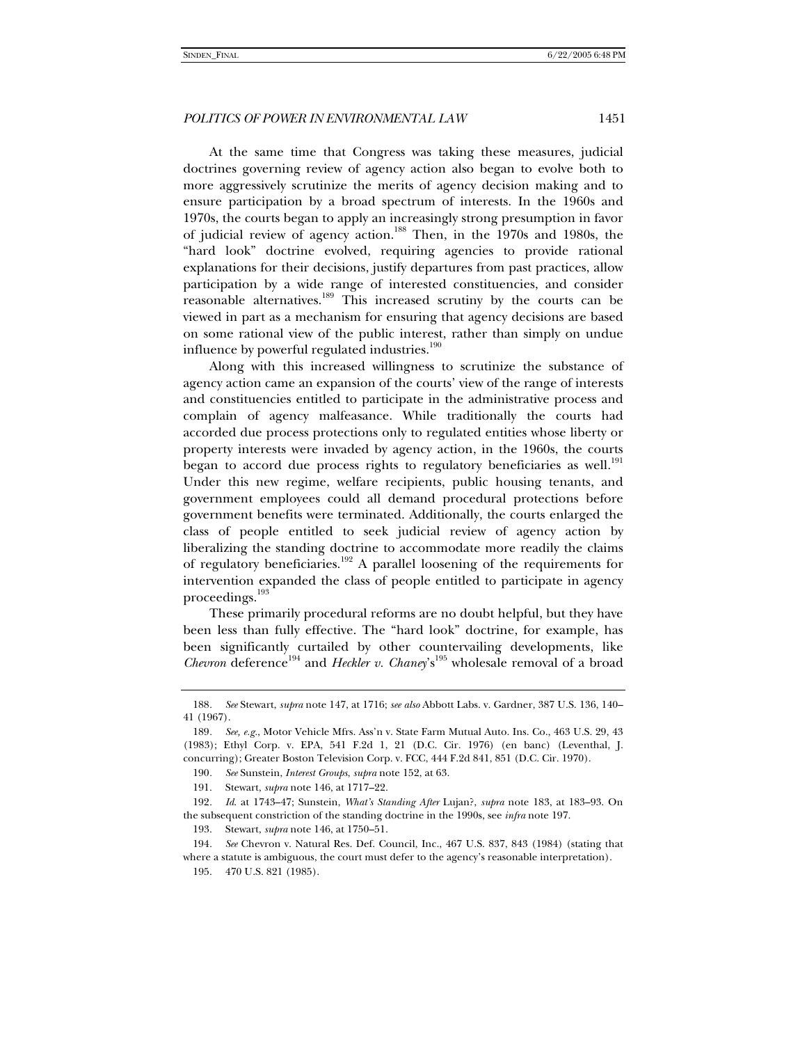At the same time that Congress was taking these measures, judicial doctrines governing review of agency action also began to evolve both to more aggressively scrutinize the merits of agency decision making and to ensure participation by a broad spectrum of interests. In the 1960s and 1970s, the courts began to apply an increasingly strong presumption in favor of judicial review of agency action.[188] Then, in the 1970s and 1980s, the "hard look" doctrine evolved, requiring agencies to provide rational explanations for their decisions, justify departures from past practices, allow participation by a wide range of interested constituencies, and consider reasonable alternatives.[189] This increased scrutiny by the courts can be viewed in part as a mechanism for ensuring that agency decisions are based on some rational view of the public interest, rather than simply on undue influence by powerful regulated industries.[190]

Along with this increased willingness to scrutinize the substance of agency action came an expansion of the courts' view of the range of interests and constituencies entitled to participate in the administrative process and complain of agency malfeasance. While traditionally the courts had accorded due process protections only to regulated entities whose liberty or property interests were invaded by agency action, in the 1960s, the courts began to accord due process rights to regulatory beneficiaries as well.[191] Under this new regime, welfare recipients, public housing tenants, and government employees could all demand procedural protections before government benefits were terminated. Additionally, the courts enlarged the class of people entitled to seek judicial review of agency action by liberalizing the standing doctrine to accommodate more readily the claims of regulatory beneficiaries.[192] A parallel loosening of the requirements for intervention expanded the class of people entitled to participate in agency proceedings.[193]

These primarily procedural reforms are no doubt helpful, but they have been less than fully effective. The "hard look" doctrine, for example, has been significantly curtailed by other countervailing developments, like *Chevron* deference[194] and *Heckler v. Chaney*'s[195] wholesale removal of a broad

---

188. *See* Stewart, *supra* note 147, at 1716; *see also* Abbott Labs. v. Gardner, 387 U.S. 136, 140–41 (1967).

189. *See, e.g.*, Motor Vehicle Mfrs. Ass'n v. State Farm Mutual Auto. Ins. Co., 463 U.S. 29, 43 (1983); Ethyl Corp. v. EPA, 541 F.2d 1, 21 (D.C. Cir. 1976) (en banc) (Leventhal, J. concurring); Greater Boston Television Corp. v. FCC, 444 F.2d 841, 851 (D.C. Cir. 1970).

190. *See* Sunstein, *Interest Groups*, *supra* note 152, at 63.

191. Stewart, *supra* note 146, at 1717–22.

192. *Id.* at 1743–47; Sunstein, *What's Standing After* Lujan?, *supra* note 183, at 183–93. On the subsequent constriction of the standing doctrine in the 1990s, see *infra* note 197.

193. Stewart, *supra* note 146, at 1750–51.

194. *See* Chevron v. Natural Res. Def. Council, Inc., 467 U.S. 837, 843 (1984) (stating that where a statute is ambiguous, the court must defer to the agency's reasonable interpretation).

195. 470 U.S. 821 (1985).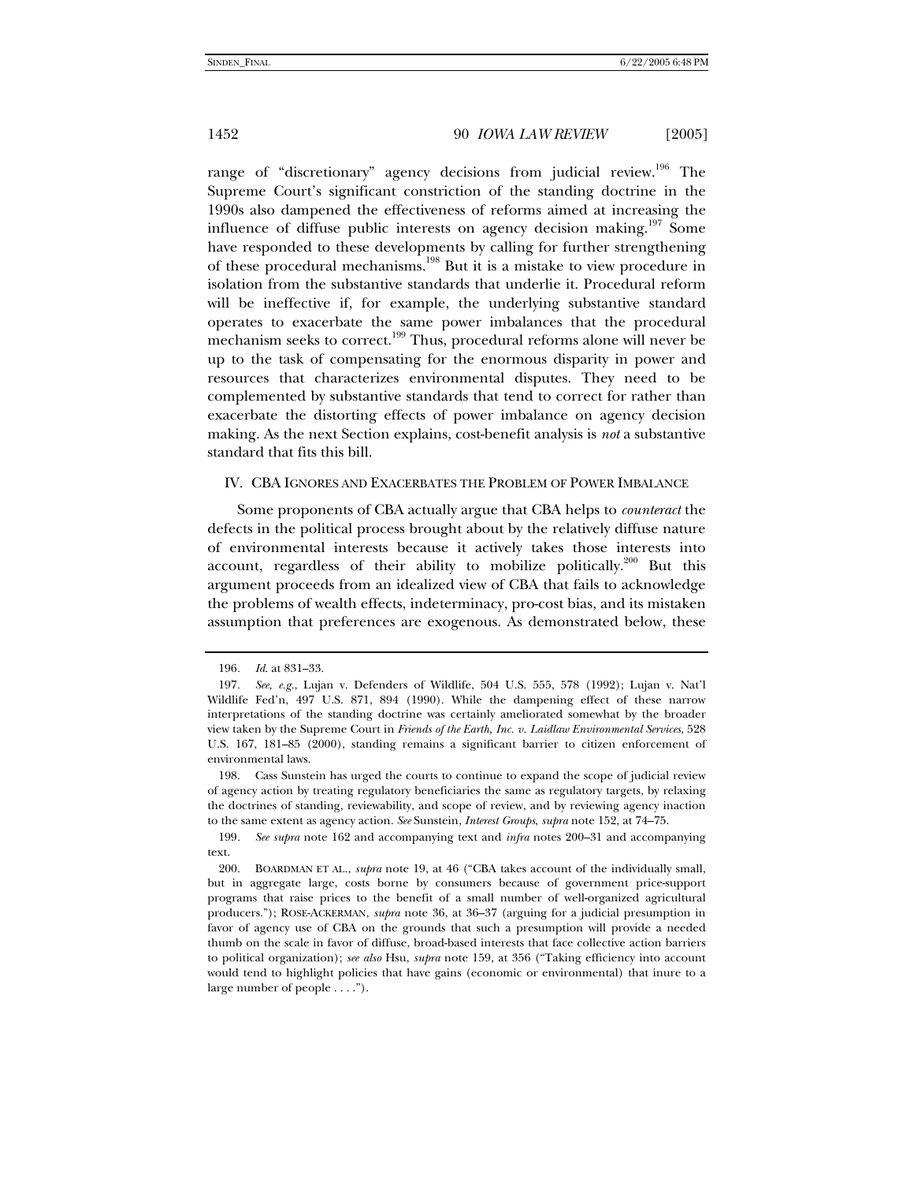range of "discretionary" agency decisions from judicial review.[196] The Supreme Court's significant constriction of the standing doctrine in the 1990s also dampened the effectiveness of reforms aimed at increasing the influence of diffuse public interests on agency decision making.[197] Some have responded to these developments by calling for further strengthening of these procedural mechanisms.[198] But it is a mistake to view procedure in isolation from the substantive standards that underlie it. Procedural reform will be ineffective if, for example, the underlying substantive standard operates to exacerbate the same power imbalances that the procedural mechanism seeks to correct.[199] Thus, procedural reforms alone will never be up to the task of compensating for the enormous disparity in power and resources that characterizes environmental disputes. They need to be complemented by substantive standards that tend to correct for rather than exacerbate the distorting effects of power imbalance on agency decision making. As the next Section explains, cost-benefit analysis is *not* a substantive standard that fits this bill.

## IV. CBA Ignores and Exacerbates the Problem of Power Imbalance

Some proponents of CBA actually argue that CBA helps to *counteract* the defects in the political process brought about by the relatively diffuse nature of environmental interests because it actively takes those interests into account, regardless of their ability to mobilize politically.[200] But this argument proceeds from an idealized view of CBA that fails to acknowledge the problems of wealth effects, indeterminacy, pro-cost bias, and its mistaken assumption that preferences are exogenous. As demonstrated below, these

---

196. *Id.* at 831–33.

197. *See, e.g.*, Lujan v. Defenders of Wildlife, 504 U.S. 555, 578 (1992); Lujan v. Nat'l Wildlife Fed'n, 497 U.S. 871, 894 (1990). While the dampening effect of these narrow interpretations of the standing doctrine was certainly ameliorated somewhat by the broader view taken by the Supreme Court in *Friends of the Earth, Inc. v. Laidlaw Environmental Services*, 528 U.S. 167, 181–85 (2000), standing remains a significant barrier to citizen enforcement of environmental laws.

198. Cass Sunstein has urged the courts to continue to expand the scope of judicial review of agency action by treating regulatory beneficiaries the same as regulatory targets, by relaxing the doctrines of standing, reviewability, and scope of review, and by reviewing agency inaction to the same extent as agency action. *See* Sunstein, *Interest Groups*, *supra* note 152, at 74–75.

199. *See supra* note 162 and accompanying text and *infra* notes 200–31 and accompanying text.

200. BOARDMAN ET AL., *supra* note 19, at 46 ("CBA takes account of the individually small, but in aggregate large, costs borne by consumers because of government price-support programs that raise prices to the benefit of a small number of well-organized agricultural producers."); ROSE-ACKERMAN, *supra* note 36, at 36–37 (arguing for a judicial presumption in favor of agency use of CBA on the grounds that such a presumption will provide a needed thumb on the scale in favor of diffuse, broad-based interests that face collective action barriers to political organization); *see also* Hsu, *supra* note 159, at 356 ("Taking efficiency into account would tend to highlight policies that have gains (economic or environmental) that inure to a large number of people . . . .").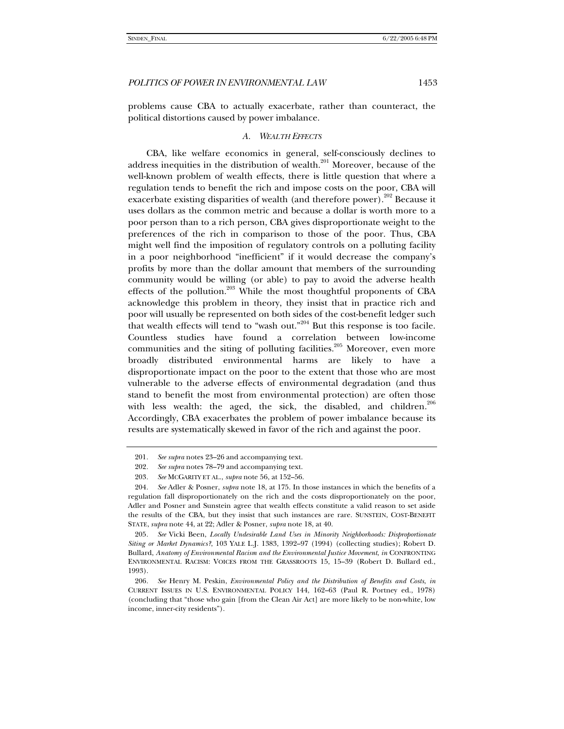problems cause CBA to actually exacerbate, rather than counteract, the political distortions caused by power imbalance.

### *A. Wealth Effects*

CBA, like welfare economics in general, self-consciously declines to address inequities in the distribution of wealth.[201] Moreover, because of the well-known problem of wealth effects, there is little question that where a regulation tends to benefit the rich and impose costs on the poor, CBA will exacerbate existing disparities of wealth (and therefore power).[202] Because it uses dollars as the common metric and because a dollar is worth more to a poor person than to a rich person, CBA gives disproportionate weight to the preferences of the rich in comparison to those of the poor. Thus, CBA might well find the imposition of regulatory controls on a polluting facility in a poor neighborhood "inefficient" if it would decrease the company's profits by more than the dollar amount that members of the surrounding community would be willing (or able) to pay to avoid the adverse health effects of the pollution.[203] While the most thoughtful proponents of CBA acknowledge this problem in theory, they insist that in practice rich and poor will usually be represented on both sides of the cost-benefit ledger such that wealth effects will tend to "wash out."[204] But this response is too facile. Countless studies have found a correlation between low-income communities and the siting of polluting facilities.[205] Moreover, even more broadly distributed environmental harms are likely to have a disproportionate impact on the poor to the extent that those who are most vulnerable to the adverse effects of environmental degradation (and thus stand to benefit the most from environmental protection) are often those with less wealth: the aged, the sick, the disabled, and children.[206] Accordingly, CBA exacerbates the problem of power imbalance because its results are systematically skewed in favor of the rich and against the poor.

---

201. *See supra* notes 23–26 and accompanying text.

202. *See supra* notes 78–79 and accompanying text.

203. *See* McGarity et al., *supra* note 56, at 152–56.

204. *See* Adler & Posner, *supra* note 18, at 175. In those instances in which the benefits of a regulation fall disproportionately on the rich and the costs disproportionately on the poor, Adler and Posner and Sunstein agree that wealth effects constitute a valid reason to set aside the results of the CBA, but they insist that such instances are rare. Sunstein, Cost-Benefit State, *supra* note 44, at 22; Adler & Posner, *supra* note 18, at 40.

205. *See* Vicki Been, *Locally Undesirable Land Uses in Minority Neighborhoods: Disproportionate Siting or Market Dynamics?*, 103 Yale L.J. 1383, 1392–97 (1994) (collecting studies); Robert D. Bullard, *Anatomy of Environmental Racism and the Environmental Justice Movement*, *in* Confronting Environmental Racism: Voices from the Grassroots 15, 15–39 (Robert D. Bullard ed., 1993).

206. *See* Henry M. Peskin, *Environmental Policy and the Distribution of Benefits and Costs*, *in* Current Issues in U.S. Environmental Policy 144, 162–63 (Paul R. Portney ed., 1978) (concluding that "those who gain [from the Clean Air Act] are more likely to be non-white, low income, inner-city residents").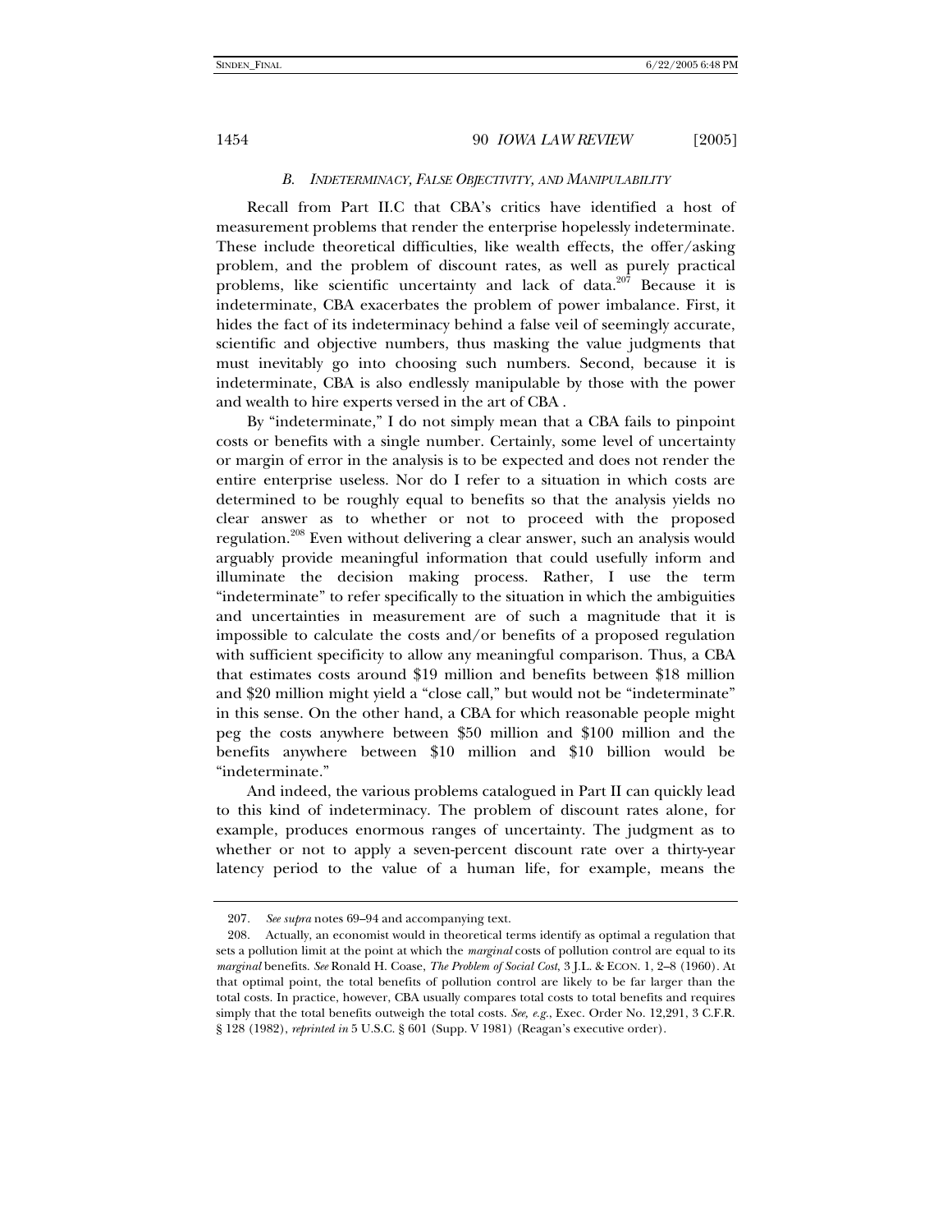### *B. Indeterminacy, False Objectivity, and Manipulability*

Recall from Part II.C that CBA's critics have identified a host of measurement problems that render the enterprise hopelessly indeterminate. These include theoretical difficulties, like wealth effects, the offer/asking problem, and the problem of discount rates, as well as purely practical problems, like scientific uncertainty and lack of data.[207] Because it is indeterminate, CBA exacerbates the problem of power imbalance. First, it hides the fact of its indeterminacy behind a false veil of seemingly accurate, scientific and objective numbers, thus masking the value judgments that must inevitably go into choosing such numbers. Second, because it is indeterminate, CBA is also endlessly manipulable by those with the power and wealth to hire experts versed in the art of CBA .

By "indeterminate," I do not simply mean that a CBA fails to pinpoint costs or benefits with a single number. Certainly, some level of uncertainty or margin of error in the analysis is to be expected and does not render the entire enterprise useless. Nor do I refer to a situation in which costs are determined to be roughly equal to benefits so that the analysis yields no clear answer as to whether or not to proceed with the proposed regulation.[208] Even without delivering a clear answer, such an analysis would arguably provide meaningful information that could usefully inform and illuminate the decision making process. Rather, I use the term "indeterminate" to refer specifically to the situation in which the ambiguities and uncertainties in measurement are of such a magnitude that it is impossible to calculate the costs and/or benefits of a proposed regulation with sufficient specificity to allow any meaningful comparison. Thus, a CBA that estimates costs around $19 million and benefits between $18 million and $20 million might yield a "close call," but would not be "indeterminate" in this sense. On the other hand, a CBA for which reasonable people might peg the costs anywhere between $50 million and $100 million and the benefits anywhere between $10 million and $10 billion would be "indeterminate."

And indeed, the various problems catalogued in Part II can quickly lead to this kind of indeterminacy. The problem of discount rates alone, for example, produces enormous ranges of uncertainty. The judgment as to whether or not to apply a seven-percent discount rate over a thirty-year latency period to the value of a human life, for example, means the

---

207. *See supra* notes 69–94 and accompanying text.

208. Actually, an economist would in theoretical terms identify as optimal a regulation that sets a pollution limit at the point at which the *marginal* costs of pollution control are equal to its *marginal* benefits. *See* Ronald H. Coase, *The Problem of Social Cost*, 3 J.L. & ECON. 1, 2–8 (1960). At that optimal point, the total benefits of pollution control are likely to be far larger than the total costs. In practice, however, CBA usually compares total costs to total benefits and requires simply that the total benefits outweigh the total costs. *See, e.g.*, Exec. Order No. 12,291, 3 C.F.R. § 128 (1982), *reprinted in* 5 U.S.C. § 601 (Supp. V 1981) (Reagan's executive order).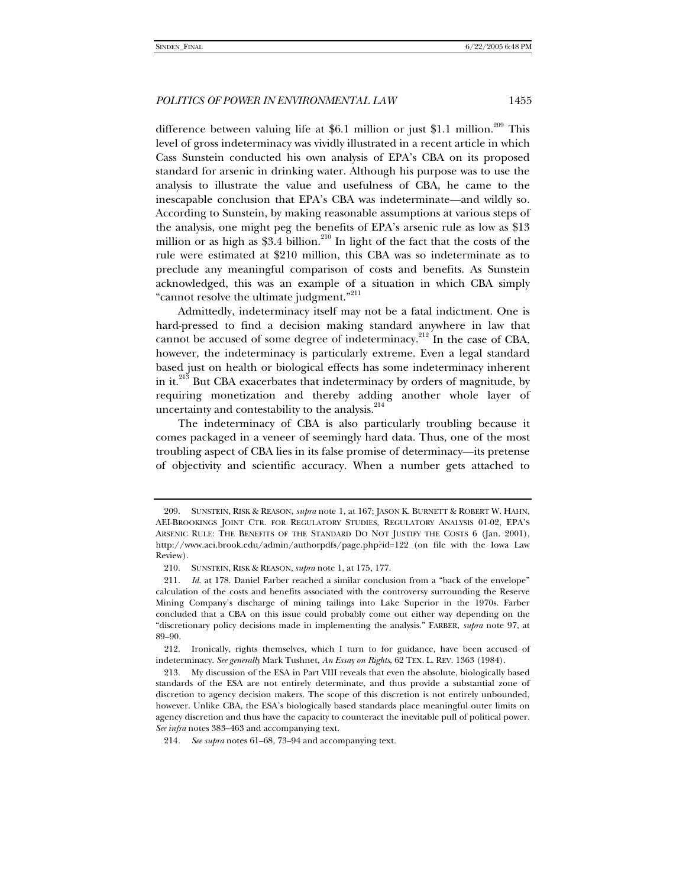difference between valuing life at $6.1 million or just $1.1 million.[209] This level of gross indeterminacy was vividly illustrated in a recent article in which Cass Sunstein conducted his own analysis of EPA's CBA on its proposed standard for arsenic in drinking water. Although his purpose was to use the analysis to illustrate the value and usefulness of CBA, he came to the inescapable conclusion that EPA's CBA was indeterminate—and wildly so. According to Sunstein, by making reasonable assumptions at various steps of the analysis, one might peg the benefits of EPA's arsenic rule as low as $13 million or as high as $3.4 billion.[210] In light of the fact that the costs of the rule were estimated at $210 million, this CBA was so indeterminate as to preclude any meaningful comparison of costs and benefits. As Sunstein acknowledged, this was an example of a situation in which CBA simply "cannot resolve the ultimate judgment."[211]

Admittedly, indeterminacy itself may not be a fatal indictment. One is hard-pressed to find a decision making standard anywhere in law that cannot be accused of some degree of indeterminacy.[212] In the case of CBA, however, the indeterminacy is particularly extreme. Even a legal standard based just on health or biological effects has some indeterminacy inherent in it.[213] But CBA exacerbates that indeterminacy by orders of magnitude, by requiring monetization and thereby adding another whole layer of uncertainty and contestability to the analysis.[214]

The indeterminacy of CBA is also particularly troubling because it comes packaged in a veneer of seemingly hard data. Thus, one of the most troubling aspect of CBA lies in its false promise of determinacy—its pretense of objectivity and scientific accuracy. When a number gets attached to

---

209. SUNSTEIN, RISK & REASON, *supra* note 1, at 167; JASON K. BURNETT & ROBERT W. HAHN, AEI-BROOKINGS JOINT CTR. FOR REGULATORY STUDIES, REGULATORY ANALYSIS 01-02, EPA'S ARSENIC RULE: THE BENEFITS OF THE STANDARD DO NOT JUSTIFY THE COSTS 6 (Jan. 2001), http://www.aei.brook.edu/admin/authorpdfs/page.php?id=122 (on file with the Iowa Law Review).

210. SUNSTEIN, RISK & REASON, *supra* note 1, at 175, 177.

211. *Id.* at 178. Daniel Farber reached a similar conclusion from a "back of the envelope" calculation of the costs and benefits associated with the controversy surrounding the Reserve Mining Company's discharge of mining tailings into Lake Superior in the 1970s. Farber concluded that a CBA on this issue could probably come out either way depending on the "discretionary policy decisions made in implementing the analysis." FARBER, *supra* note 97, at 89–90.

212. Ironically, rights themselves, which I turn to for guidance, have been accused of indeterminacy. *See generally* Mark Tushnet, *An Essay on Rights*, 62 TEX. L. REV. 1363 (1984).

213. My discussion of the ESA in Part VIII reveals that even the absolute, biologically based standards of the ESA are not entirely determinate, and thus provide a substantial zone of discretion to agency decision makers. The scope of this discretion is not entirely unbounded, however. Unlike CBA, the ESA's biologically based standards place meaningful outer limits on agency discretion and thus have the capacity to counteract the inevitable pull of political power. *See infra* notes 383–463 and accompanying text.

214. *See supra* notes 61–68, 73–94 and accompanying text.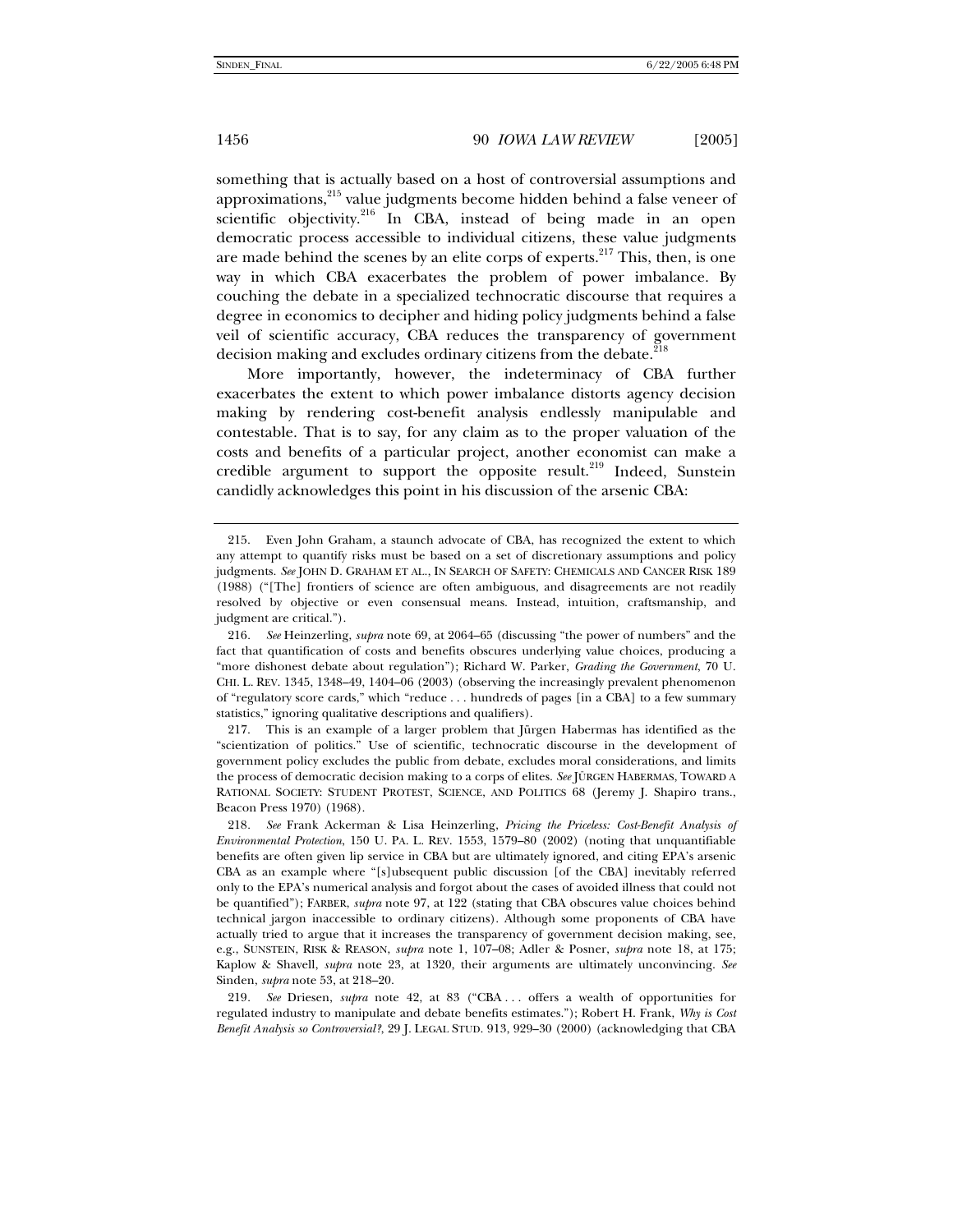something that is actually based on a host of controversial assumptions and approximations,[215] value judgments become hidden behind a false veneer of scientific objectivity.[216] In CBA, instead of being made in an open democratic process accessible to individual citizens, these value judgments are made behind the scenes by an elite corps of experts.[217] This, then, is one way in which CBA exacerbates the problem of power imbalance. By couching the debate in a specialized technocratic discourse that requires a degree in economics to decipher and hiding policy judgments behind a false veil of scientific accuracy, CBA reduces the transparency of government decision making and excludes ordinary citizens from the debate.[218]

More importantly, however, the indeterminacy of CBA further exacerbates the extent to which power imbalance distorts agency decision making by rendering cost-benefit analysis endlessly manipulable and contestable. That is to say, for any claim as to the proper valuation of the costs and benefits of a particular project, another economist can make a credible argument to support the opposite result.[219] Indeed, Sunstein candidly acknowledges this point in his discussion of the arsenic CBA:

---

215. Even John Graham, a staunch advocate of CBA, has recognized the extent to which any attempt to quantify risks must be based on a set of discretionary assumptions and policy judgments. *See* JOHN D. GRAHAM ET AL., IN SEARCH OF SAFETY: CHEMICALS AND CANCER RISK 189 (1988) ("[The] frontiers of science are often ambiguous, and disagreements are not readily resolved by objective or even consensual means. Instead, intuition, craftsmanship, and judgment are critical.").

216. *See* Heinzerling, *supra* note 69, at 2064–65 (discussing "the power of numbers" and the fact that quantification of costs and benefits obscures underlying value choices, producing a "more dishonest debate about regulation"); Richard W. Parker, *Grading the Government*, 70 U. CHI. L. REV. 1345, 1348–49, 1404–06 (2003) (observing the increasingly prevalent phenomenon of "regulatory score cards," which "reduce . . . hundreds of pages [in a CBA] to a few summary statistics," ignoring qualitative descriptions and qualifiers).

217. This is an example of a larger problem that Jürgen Habermas has identified as the "scientization of politics." Use of scientific, technocratic discourse in the development of government policy excludes the public from debate, excludes moral considerations, and limits the process of democratic decision making to a corps of elites. *See* JÜRGEN HABERMAS, TOWARD A RATIONAL SOCIETY: STUDENT PROTEST, SCIENCE, AND POLITICS 68 (Jeremy J. Shapiro trans., Beacon Press 1970) (1968).

218. *See* Frank Ackerman & Lisa Heinzerling, *Pricing the Priceless: Cost-Benefit Analysis of Environmental Protection*, 150 U. PA. L. REV. 1553, 1579–80 (2002) (noting that unquantifiable benefits are often given lip service in CBA but are ultimately ignored, and citing EPA's arsenic CBA as an example where "[s]ubsequent public discussion [of the CBA] inevitably referred only to the EPA's numerical analysis and forgot about the cases of avoided illness that could not be quantified"); FARBER, *supra* note 97, at 122 (stating that CBA obscures value choices behind technical jargon inaccessible to ordinary citizens). Although some proponents of CBA have actually tried to argue that it increases the transparency of government decision making, see, e.g., SUNSTEIN, RISK & REASON, *supra* note 1, 107–08; Adler & Posner, *supra* note 18, at 175; Kaplow & Shavell, *supra* note 23, at 1320, their arguments are ultimately unconvincing. *See* Sinden, *supra* note 53, at 218–20.

219. *See* Driesen, *supra* note 42, at 83 ("CBA . . . offers a wealth of opportunities for regulated industry to manipulate and debate benefits estimates."); Robert H. Frank, *Why is Cost Benefit Analysis so Controversial?*, 29 J. LEGAL STUD. 913, 929–30 (2000) (acknowledging that CBA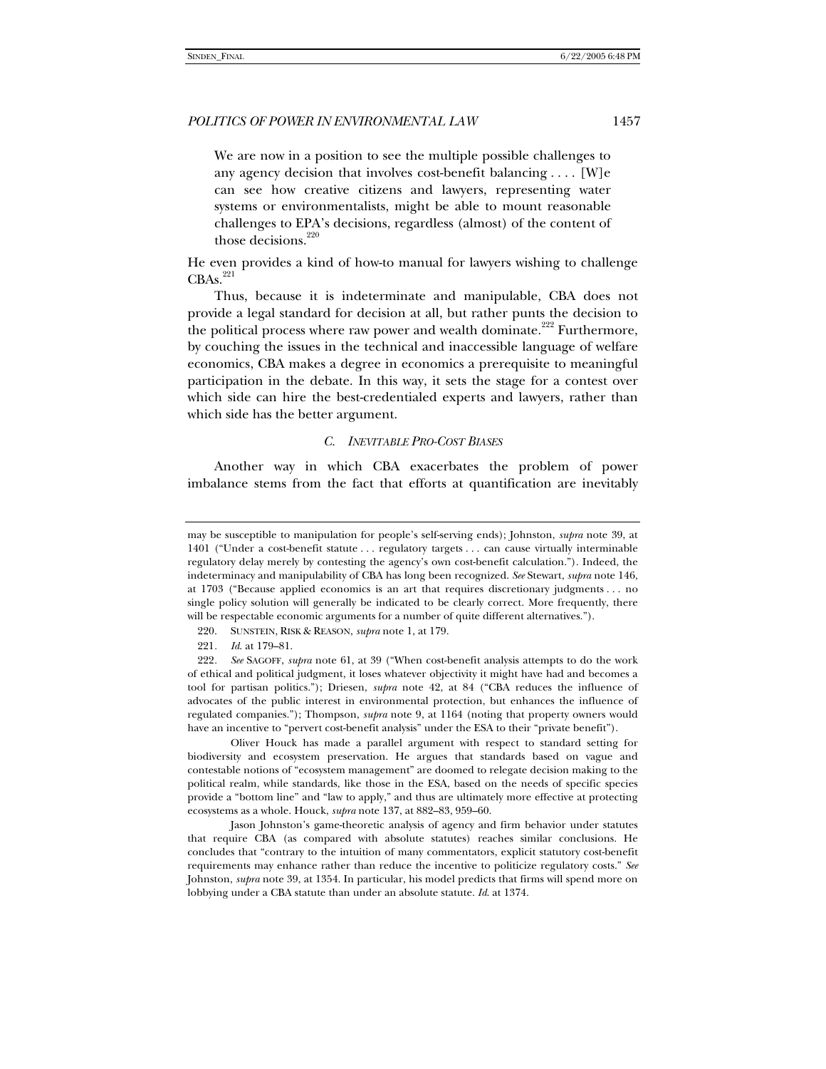> We are now in a position to see the multiple possible challenges to any agency decision that involves cost-benefit balancing . . . . [W]e can see how creative citizens and lawyers, representing water systems or environmentalists, might be able to mount reasonable challenges to EPA's decisions, regardless (almost) of the content of those decisions.[220]

He even provides a kind of how-to manual for lawyers wishing to challenge CBAs.[221]

Thus, because it is indeterminate and manipulable, CBA does not provide a legal standard for decision at all, but rather punts the decision to the political process where raw power and wealth dominate.[222] Furthermore, by couching the issues in the technical and inaccessible language of welfare economics, CBA makes a degree in economics a prerequisite to meaningful participation in the debate. In this way, it sets the stage for a contest over which side can hire the best-credentialed experts and lawyers, rather than which side has the better argument.

### C. *Inevitable Pro-Cost Biases*

Another way in which CBA exacerbates the problem of power imbalance stems from the fact that efforts at quantification are inevitably

---

may be susceptible to manipulation for people's self-serving ends); Johnston, *supra* note 39, at 1401 ("Under a cost-benefit statute . . . regulatory targets . . . can cause virtually interminable regulatory delay merely by contesting the agency's own cost-benefit calculation."). Indeed, the indeterminacy and manipulability of CBA has long been recognized. *See* Stewart, *supra* note 146, at 1703 ("Because applied economics is an art that requires discretionary judgments . . . no single policy solution will generally be indicated to be clearly correct. More frequently, there will be respectable economic arguments for a number of quite different alternatives.").

220. SUNSTEIN, RISK & REASON, *supra* note 1, at 179.

221. *Id.* at 179–81.

222. *See* SAGOFF, *supra* note 61, at 39 ("When cost-benefit analysis attempts to do the work of ethical and political judgment, it loses whatever objectivity it might have had and becomes a tool for partisan politics."); Driesen, *supra* note 42, at 84 ("CBA reduces the influence of advocates of the public interest in environmental protection, but enhances the influence of regulated companies."); Thompson, *supra* note 9, at 1164 (noting that property owners would have an incentive to "pervert cost-benefit analysis" under the ESA to their "private benefit").

Oliver Houck has made a parallel argument with respect to standard setting for biodiversity and ecosystem preservation. He argues that standards based on vague and contestable notions of "ecosystem management" are doomed to relegate decision making to the political realm, while standards, like those in the ESA, based on the needs of specific species provide a "bottom line" and "law to apply," and thus are ultimately more effective at protecting ecosystems as a whole. Houck, *supra* note 137, at 882–83, 959–60.

Jason Johnston's game-theoretic analysis of agency and firm behavior under statutes that require CBA (as compared with absolute statutes) reaches similar conclusions. He concludes that "contrary to the intuition of many commentators, explicit statutory cost-benefit requirements may enhance rather than reduce the incentive to politicize regulatory costs." *See* Johnston, *supra* note 39, at 1354. In particular, his model predicts that firms will spend more on lobbying under a CBA statute than under an absolute statute. *Id.* at 1374.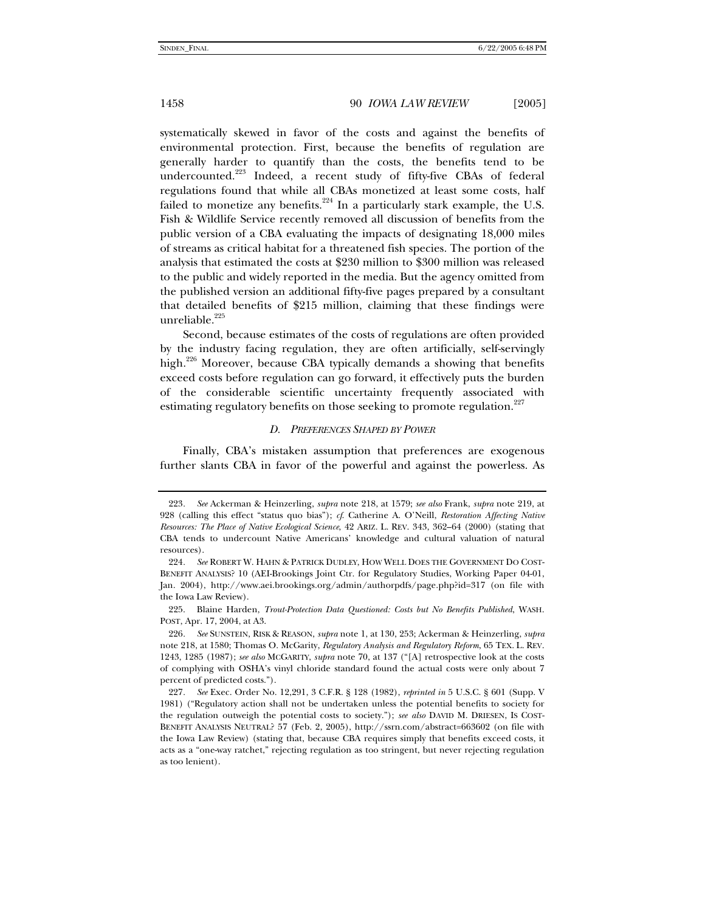systematically skewed in favor of the costs and against the benefits of environmental protection. First, because the benefits of regulation are generally harder to quantify than the costs, the benefits tend to be undercounted.[223] Indeed, a recent study of fifty-five CBAs of federal regulations found that while all CBAs monetized at least some costs, half failed to monetize any benefits.[224] In a particularly stark example, the U.S. Fish & Wildlife Service recently removed all discussion of benefits from the public version of a CBA evaluating the impacts of designating 18,000 miles of streams as critical habitat for a threatened fish species. The portion of the analysis that estimated the costs at $230 million to $300 million was released to the public and widely reported in the media. But the agency omitted from the published version an additional fifty-five pages prepared by a consultant that detailed benefits of $215 million, claiming that these findings were unreliable.[225]

Second, because estimates of the costs of regulations are often provided by the industry facing regulation, they are often artificially, self-servingly high.[226] Moreover, because CBA typically demands a showing that benefits exceed costs before regulation can go forward, it effectively puts the burden of the considerable scientific uncertainty frequently associated with estimating regulatory benefits on those seeking to promote regulation.[227]

### *D. Preferences Shaped by Power*

Finally, CBA's mistaken assumption that preferences are exogenous further slants CBA in favor of the powerful and against the powerless. As

---

223. *See* Ackerman & Heinzerling, *supra* note 218, at 1579; *see also* Frank, *supra* note 219, at 928 (calling this effect "status quo bias"); *cf.* Catherine A. O'Neill, *Restoration Affecting Native Resources: The Place of Native Ecological Science*, 42 ARIZ. L. REV. 343, 362–64 (2000) (stating that CBA tends to undercount Native Americans' knowledge and cultural valuation of natural resources).

224. *See* ROBERT W. HAHN & PATRICK DUDLEY, HOW WELL DOES THE GOVERNMENT DO COST-BENEFIT ANALYSIS? 10 (AEI-Brookings Joint Ctr. for Regulatory Studies, Working Paper 04-01, Jan. 2004), http://www.aei.brookings.org/admin/authorpdfs/page.php?id=317 (on file with the Iowa Law Review).

225. Blaine Harden, *Trout-Protection Data Questioned: Costs but No Benefits Published*, WASH. POST, Apr. 17, 2004, at A3.

226. *See* SUNSTEIN, RISK & REASON, *supra* note 1, at 130, 253; Ackerman & Heinzerling, *supra* note 218, at 1580; Thomas O. McGarity, *Regulatory Analysis and Regulatory Reform*, 65 TEX. L. REV. 1243, 1285 (1987); *see also* MCGARITY, *supra* note 70, at 137 ("[A] retrospective look at the costs of complying with OSHA's vinyl chloride standard found the actual costs were only about 7 percent of predicted costs.").

227. *See* Exec. Order No. 12,291, 3 C.F.R. § 128 (1982), *reprinted in* 5 U.S.C. § 601 (Supp. V 1981) ("Regulatory action shall not be undertaken unless the potential benefits to society for the regulation outweigh the potential costs to society."); *see also* DAVID M. DRIESEN, IS COST-BENEFIT ANALYSIS NEUTRAL? 57 (Feb. 2, 2005), http://ssrn.com/abstract=663602 (on file with the Iowa Law Review) (stating that, because CBA requires simply that benefits exceed costs, it acts as a "one-way ratchet," rejecting regulation as too stringent, but never rejecting regulation as too lenient).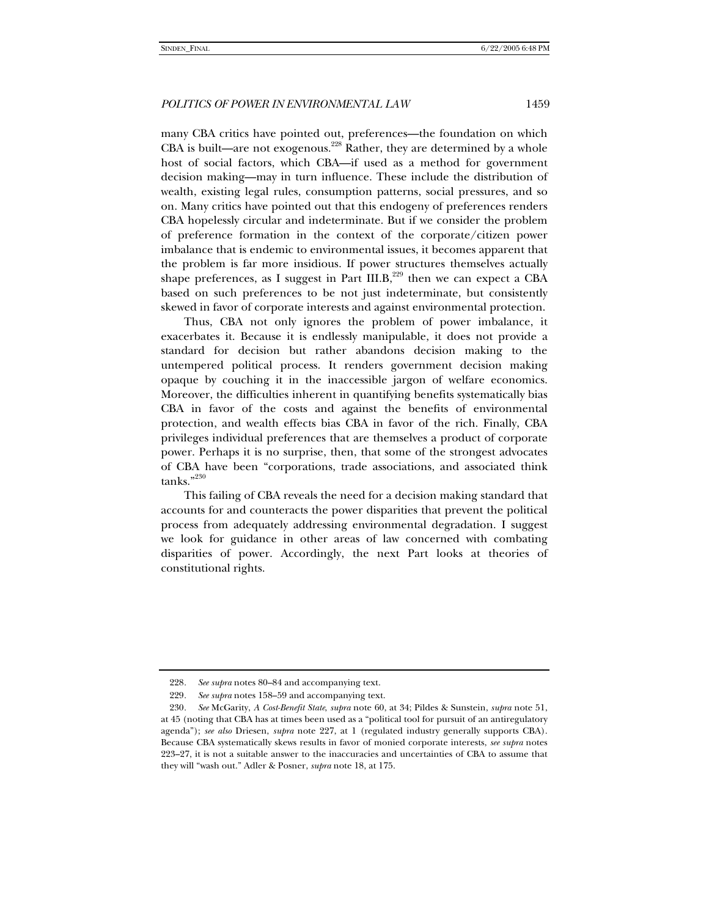many CBA critics have pointed out, preferences—the foundation on which CBA is built—are not exogenous.[228] Rather, they are determined by a whole host of social factors, which CBA—if used as a method for government decision making—may in turn influence. These include the distribution of wealth, existing legal rules, consumption patterns, social pressures, and so on. Many critics have pointed out that this endogeny of preferences renders CBA hopelessly circular and indeterminate. But if we consider the problem of preference formation in the context of the corporate/citizen power imbalance that is endemic to environmental issues, it becomes apparent that the problem is far more insidious. If power structures themselves actually shape preferences, as I suggest in Part III.B,[229] then we can expect a CBA based on such preferences to be not just indeterminate, but consistently skewed in favor of corporate interests and against environmental protection.

Thus, CBA not only ignores the problem of power imbalance, it exacerbates it. Because it is endlessly manipulable, it does not provide a standard for decision but rather abandons decision making to the untempered political process. It renders government decision making opaque by couching it in the inaccessible jargon of welfare economics. Moreover, the difficulties inherent in quantifying benefits systematically bias CBA in favor of the costs and against the benefits of environmental protection, and wealth effects bias CBA in favor of the rich. Finally, CBA privileges individual preferences that are themselves a product of corporate power. Perhaps it is no surprise, then, that some of the strongest advocates of CBA have been "corporations, trade associations, and associated think tanks."[230]

This failing of CBA reveals the need for a decision making standard that accounts for and counteracts the power disparities that prevent the political process from adequately addressing environmental degradation. I suggest we look for guidance in other areas of law concerned with combating disparities of power. Accordingly, the next Part looks at theories of constitutional rights.

---

228. *See supra* notes 80–84 and accompanying text.

229. *See supra* notes 158–59 and accompanying text.

230. *See* McGarity, *A Cost-Benefit State*, *supra* note 60, at 34; Pildes & Sunstein, *supra* note 51, at 45 (noting that CBA has at times been used as a "political tool for pursuit of an antiregulatory agenda"); *see also* Driesen, *supra* note 227, at 1 (regulated industry generally supports CBA). Because CBA systematically skews results in favor of monied corporate interests, *see supra* notes 223–27, it is not a suitable answer to the inaccuracies and uncertainties of CBA to assume that they will "wash out." Adler & Posner, *supra* note 18, at 175.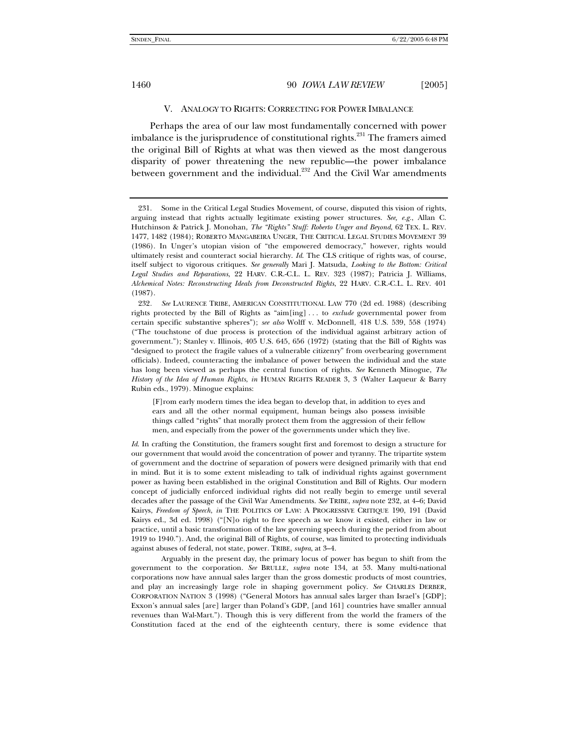## V. ANALOGY TO RIGHTS: CORRECTING FOR POWER IMBALANCE

Perhaps the area of our law most fundamentally concerned with power imbalance is the jurisprudence of constitutional rights.[231] The framers aimed the original Bill of Rights at what was then viewed as the most dangerous disparity of power threatening the new republic—the power imbalance between government and the individual.[232] And the Civil War amendments

---

231. Some in the Critical Legal Studies Movement, of course, disputed this vision of rights, arguing instead that rights actually legitimate existing power structures. *See, e.g.*, Allan C. Hutchinson & Patrick J. Monohan, *The "Rights" Stuff: Roberto Unger and Beyond*, 62 TEX. L. REV. 1477, 1482 (1984); ROBERTO MANGABEIRA UNGER, THE CRITICAL LEGAL STUDIES MOVEMENT 39 (1986). In Unger's utopian vision of "the empowered democracy," however, rights would ultimately resist and counteract social hierarchy. *Id*. The CLS critique of rights was, of course, itself subject to vigorous critiques. *See generally* Mari J. Matsuda, *Looking to the Bottom: Critical Legal Studies and Reparations*, 22 HARV. C.R.-C.L. L. REV. 323 (1987); Patricia J. Williams, *Alchemical Notes: Reconstructing Ideals from Deconstructed Rights*, 22 HARV. C.R.-C.L. L. REV. 401 (1987).

232. *See* LAURENCE TRIBE, AMERICAN CONSTITUTIONAL LAW 770 (2d ed. 1988) (describing rights protected by the Bill of Rights as "aim[ing] . . . to *exclude* governmental power from certain specific substantive spheres"); *see also* Wolff v. McDonnell, 418 U.S. 539, 558 (1974) ("The touchstone of due process is protection of the individual against arbitrary action of government."); Stanley v. Illinois, 405 U.S. 645, 656 (1972) (stating that the Bill of Rights was "designed to protect the fragile values of a vulnerable citizenry" from overbearing government officials). Indeed, counteracting the imbalance of power between the individual and the state has long been viewed as perhaps the central function of rights. *See* Kenneth Minogue, *The History of the Idea of Human Rights*, *in* HUMAN RIGHTS READER 3, 3 (Walter Laqueur & Barry Rubin eds., 1979). Minogue explains:

> [F]rom early modern times the idea began to develop that, in addition to eyes and ears and all the other normal equipment, human beings also possess invisible things called "rights" that morally protect them from the aggression of their fellow men, and especially from the power of the governments under which they live.

*Id*. In crafting the Constitution, the framers sought first and foremost to design a structure for our government that would avoid the concentration of power and tyranny. The tripartite system of government and the doctrine of separation of powers were designed primarily with that end in mind. But it is to some extent misleading to talk of individual rights against government power as having been established in the original Constitution and Bill of Rights. Our modern concept of judicially enforced individual rights did not really begin to emerge until several decades after the passage of the Civil War Amendments. *See* TRIBE, *supra* note 232, at 4–6; David Kairys, *Freedom of Speech*, *in* THE POLITICS OF LAW: A PROGRESSIVE CRITIQUE 190, 191 (David Kairys ed., 3d ed. 1998) ("[N]o right to free speech as we know it existed, either in law or practice, until a basic transformation of the law governing speech during the period from about 1919 to 1940."). And, the original Bill of Rights, of course, was limited to protecting individuals against abuses of federal, not state, power. TRIBE, *supra*, at 3–4.

Arguably in the present day, the primary locus of power has begun to shift from the government to the corporation. *See* BRULLE, *supra* note 134, at 53. Many multi-national corporations now have annual sales larger than the gross domestic products of most countries, and play an increasingly large role in shaping government policy. *See* CHARLES DERBER, CORPORATION NATION 3 (1998) ("General Motors has annual sales larger than Israel's [GDP]; Exxon's annual sales [are] larger than Poland's GDP, [and 161] countries have smaller annual revenues than Wal-Mart."). Though this is very different from the world the framers of the Constitution faced at the end of the eighteenth century, there is some evidence that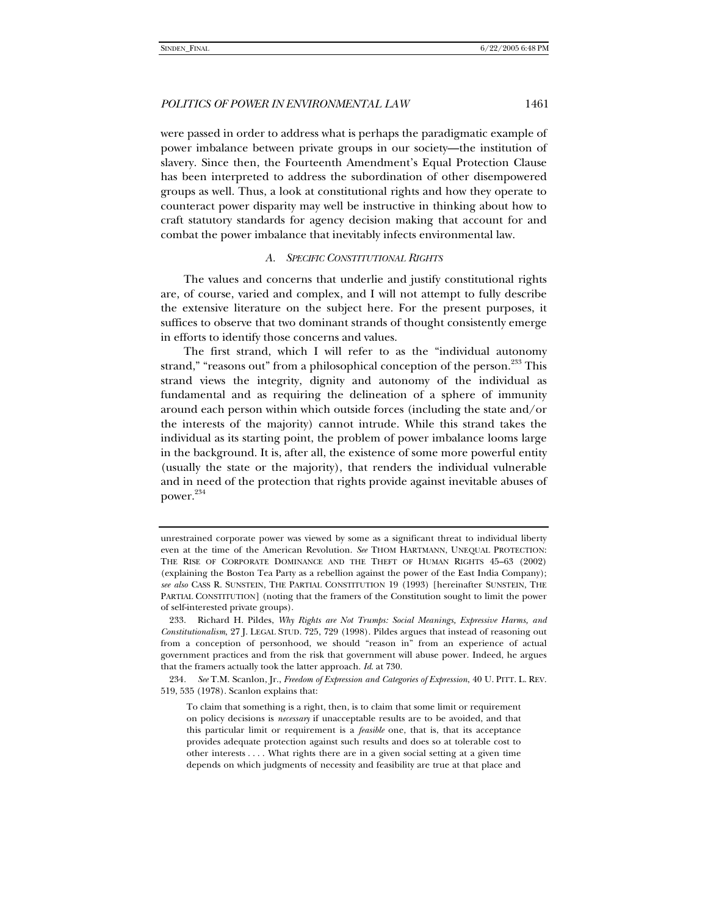were passed in order to address what is perhaps the paradigmatic example of power imbalance between private groups in our society—the institution of slavery. Since then, the Fourteenth Amendment's Equal Protection Clause has been interpreted to address the subordination of other disempowered groups as well. Thus, a look at constitutional rights and how they operate to counteract power disparity may well be instructive in thinking about how to craft statutory standards for agency decision making that account for and combat the power imbalance that inevitably infects environmental law.

### A. *SPECIFIC CONSTITUTIONAL RIGHTS*

The values and concerns that underlie and justify constitutional rights are, of course, varied and complex, and I will not attempt to fully describe the extensive literature on the subject here. For the present purposes, it suffices to observe that two dominant strands of thought consistently emerge in efforts to identify those concerns and values.

The first strand, which I will refer to as the "individual autonomy strand," "reasons out" from a philosophical conception of the person.[233] This strand views the integrity, dignity and autonomy of the individual as fundamental and as requiring the delineation of a sphere of immunity around each person within which outside forces (including the state and/or the interests of the majority) cannot intrude. While this strand takes the individual as its starting point, the problem of power imbalance looms large in the background. It is, after all, the existence of some more powerful entity (usually the state or the majority), that renders the individual vulnerable and in need of the protection that rights provide against inevitable abuses of power.[234]

---

unrestrained corporate power was viewed by some as a significant threat to individual liberty even at the time of the American Revolution. *See* THOM HARTMANN, UNEQUAL PROTECTION: THE RISE OF CORPORATE DOMINANCE AND THE THEFT OF HUMAN RIGHTS 45–63 (2002) (explaining the Boston Tea Party as a rebellion against the power of the East India Company); *see also* CASS R. SUNSTEIN, THE PARTIAL CONSTITUTION 19 (1993) [hereinafter SUNSTEIN, THE PARTIAL CONSTITUTION] (noting that the framers of the Constitution sought to limit the power of self-interested private groups).

233. Richard H. Pildes, *Why Rights are Not Trumps: Social Meanings, Expressive Harms, and Constitutionalism*, 27 J. LEGAL STUD. 725, 729 (1998). Pildes argues that instead of reasoning out from a conception of personhood, we should "reason in" from an experience of actual government practices and from the risk that government will abuse power. Indeed, he argues that the framers actually took the latter approach. *Id.* at 730.

234. *See* T.M. Scanlon, Jr., *Freedom of Expression and Categories of Expression*, 40 U. PITT. L. REV. 519, 535 (1978). Scanlon explains that:

> To claim that something is a right, then, is to claim that some limit or requirement on policy decisions is *necessary* if unacceptable results are to be avoided, and that this particular limit or requirement is a *feasible* one, that is, that its acceptance provides adequate protection against such results and does so at tolerable cost to other interests . . . . What rights there are in a given social setting at a given time depends on which judgments of necessity and feasibility are true at that place and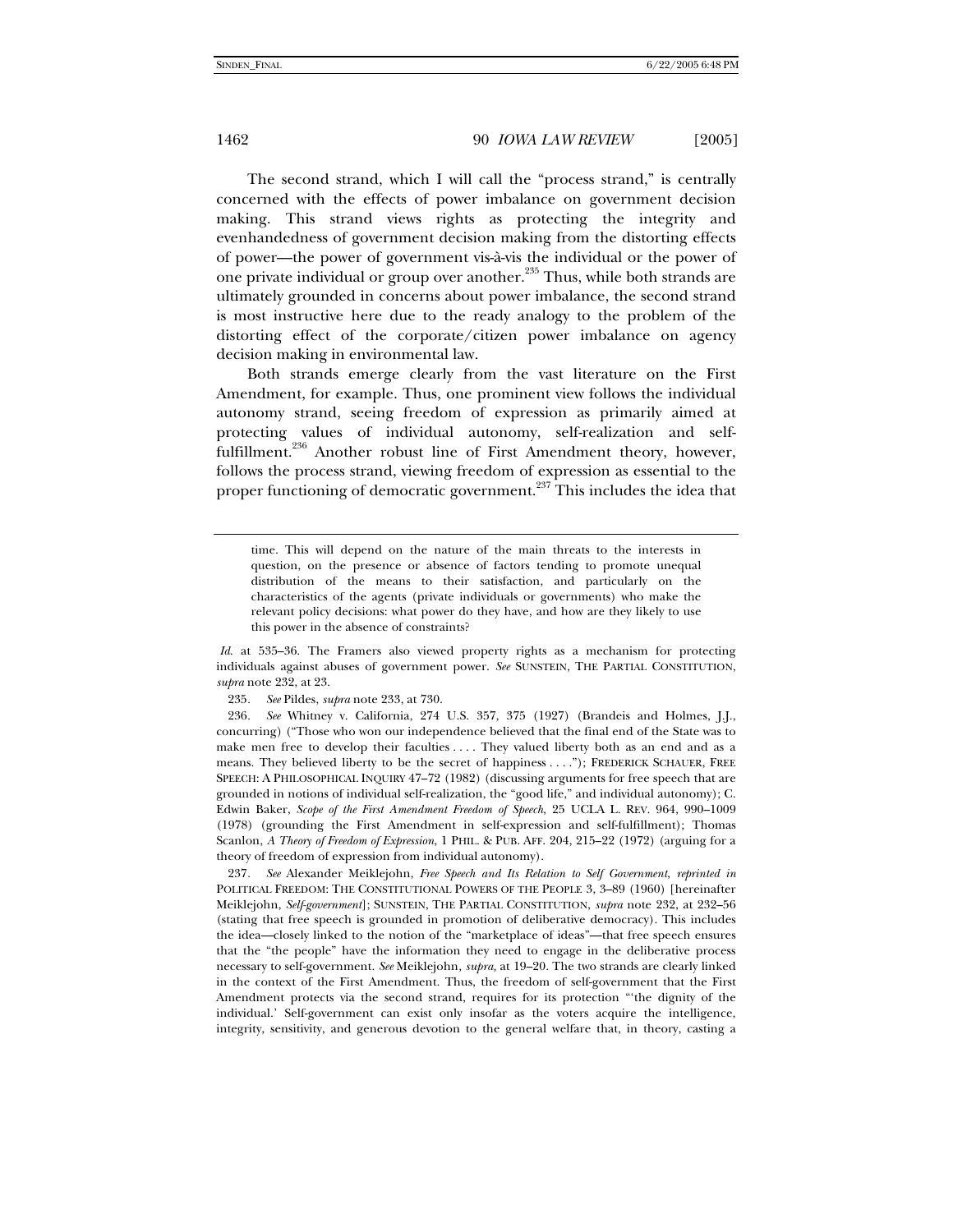The second strand, which I will call the "process strand," is centrally concerned with the effects of power imbalance on government decision making. This strand views rights as protecting the integrity and evenhandedness of government decision making from the distorting effects of power—the power of government vis-à-vis the individual or the power of one private individual or group over another.[235] Thus, while both strands are ultimately grounded in concerns about power imbalance, the second strand is most instructive here due to the ready analogy to the problem of the distorting effect of the corporate/citizen power imbalance on agency decision making in environmental law.

Both strands emerge clearly from the vast literature on the First Amendment, for example. Thus, one prominent view follows the individual autonomy strand, seeing freedom of expression as primarily aimed at protecting values of individual autonomy, self-realization and self-fulfillment.[236] Another robust line of First Amendment theory, however, follows the process strand, viewing freedom of expression as essential to the proper functioning of democratic government.[237] This includes the idea that

---

> time. This will depend on the nature of the main threats to the interests in question, on the presence or absence of factors tending to promote unequal distribution of the means to their satisfaction, and particularly on the characteristics of the agents (private individuals or governments) who make the relevant policy decisions: what power do they have, and how are they likely to use this power in the absence of constraints?

*Id.* at 535–36. The Framers also viewed property rights as a mechanism for protecting individuals against abuses of government power. *See* SUNSTEIN, THE PARTIAL CONSTITUTION, *supra* note 232, at 23.

235. *See* Pildes, *supra* note 233, at 730.

236. *See* Whitney v. California, 274 U.S. 357, 375 (1927) (Brandeis and Holmes, J.J., concurring) ("Those who won our independence believed that the final end of the State was to make men free to develop their faculties . . . . They valued liberty both as an end and as a means. They believed liberty to be the secret of happiness . . . ."); FREDERICK SCHAUER, FREE SPEECH: A PHILOSOPHICAL INQUIRY 47–72 (1982) (discussing arguments for free speech that are grounded in notions of individual self-realization, the "good life," and individual autonomy); C. Edwin Baker, *Scope of the First Amendment Freedom of Speech*, 25 UCLA L. REV. 964, 990–1009 (1978) (grounding the First Amendment in self-expression and self-fulfillment); Thomas Scanlon, *A Theory of Freedom of Expression*, 1 PHIL. & PUB. AFF. 204, 215–22 (1972) (arguing for a theory of freedom of expression from individual autonomy).

237. *See* Alexander Meiklejohn, *Free Speech and Its Relation to Self Government*, *reprinted in* POLITICAL FREEDOM: THE CONSTITUTIONAL POWERS OF THE PEOPLE 3, 3–89 (1960) [hereinafter Meiklejohn, *Self-government*]; SUNSTEIN, THE PARTIAL CONSTITUTION, *supra* note 232, at 232–56 (stating that free speech is grounded in promotion of deliberative democracy). This includes the idea—closely linked to the notion of the "marketplace of ideas"—that free speech ensures that the "the people" have the information they need to engage in the deliberative process necessary to self-government. *See* Meiklejohn*, supra,* at 19–20. The two strands are clearly linked in the context of the First Amendment. Thus, the freedom of self-government that the First Amendment protects via the second strand, requires for its protection "'the dignity of the individual.' Self-government can exist only insofar as the voters acquire the intelligence, integrity, sensitivity, and generous devotion to the general welfare that, in theory, casting a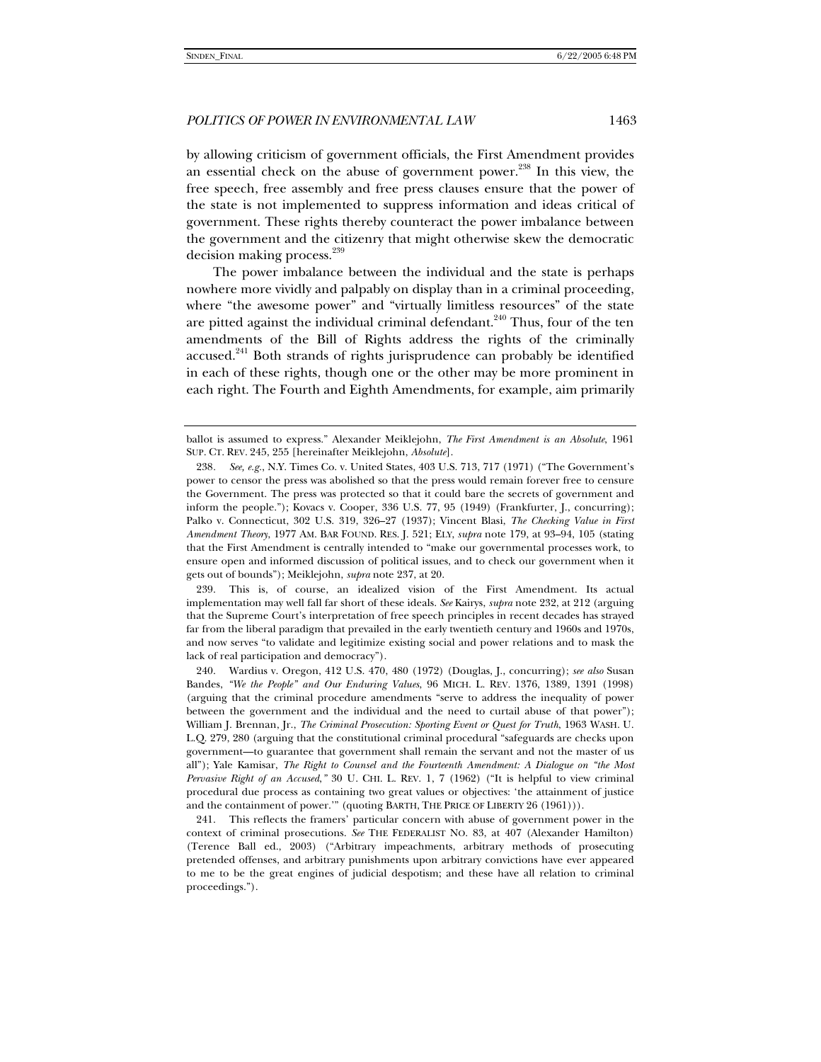by allowing criticism of government officials, the First Amendment provides an essential check on the abuse of government power.[238] In this view, the free speech, free assembly and free press clauses ensure that the power of the state is not implemented to suppress information and ideas critical of government. These rights thereby counteract the power imbalance between the government and the citizenry that might otherwise skew the democratic decision making process.[239]

The power imbalance between the individual and the state is perhaps nowhere more vividly and palpably on display than in a criminal proceeding, where "the awesome power" and "virtually limitless resources" of the state are pitted against the individual criminal defendant.[240] Thus, four of the ten amendments of the Bill of Rights address the rights of the criminally accused.[241] Both strands of rights jurisprudence can probably be identified in each of these rights, though one or the other may be more prominent in each right. The Fourth and Eighth Amendments, for example, aim primarily

---

ballot is assumed to express." Alexander Meiklejohn, *The First Amendment is an Absolute*, 1961 SUP. CT. REV. 245, 255 [hereinafter Meiklejohn, *Absolute*].

238. *See, e.g.*, N.Y. Times Co. v. United States, 403 U.S. 713, 717 (1971) ("The Government's power to censor the press was abolished so that the press would remain forever free to censure the Government. The press was protected so that it could bare the secrets of government and inform the people."); Kovacs v. Cooper, 336 U.S. 77, 95 (1949) (Frankfurter, J., concurring); Palko v. Connecticut, 302 U.S. 319, 326–27 (1937); Vincent Blasi, *The Checking Value in First Amendment Theory*, 1977 AM. BAR FOUND. RES. J. 521; ELY, *supra* note 179, at 93–94, 105 (stating that the First Amendment is centrally intended to "make our governmental processes work, to ensure open and informed discussion of political issues, and to check our government when it gets out of bounds"); Meiklejohn, *supra* note 237, at 20.

239. This is, of course, an idealized vision of the First Amendment. Its actual implementation may well fall far short of these ideals. *See* Kairys, *supra* note 232, at 212 (arguing that the Supreme Court's interpretation of free speech principles in recent decades has strayed far from the liberal paradigm that prevailed in the early twentieth century and 1960s and 1970s, and now serves "to validate and legitimize existing social and power relations and to mask the lack of real participation and democracy").

240. Wardius v. Oregon, 412 U.S. 470, 480 (1972) (Douglas, J., concurring); *see also* Susan Bandes, *"We the People" and Our Enduring Values*, 96 MICH. L. REV. 1376, 1389, 1391 (1998) (arguing that the criminal procedure amendments "serve to address the inequality of power between the government and the individual and the need to curtail abuse of that power"); William J. Brennan, Jr., *The Criminal Prosecution: Sporting Event or Quest for Truth*, 1963 WASH. U. L.Q. 279, 280 (arguing that the constitutional criminal procedural "safeguards are checks upon government—to guarantee that government shall remain the servant and not the master of us all"); Yale Kamisar, *The Right to Counsel and the Fourteenth Amendment: A Dialogue on "the Most Pervasive Right of an Accused,"* 30 U. CHI. L. REV. 1, 7 (1962) ("It is helpful to view criminal procedural due process as containing two great values or objectives: 'the attainment of justice and the containment of power.'" (quoting BARTH, THE PRICE OF LIBERTY 26 (1961))).

241. This reflects the framers' particular concern with abuse of government power in the context of criminal prosecutions. *See* THE FEDERALIST NO. 83, at 407 (Alexander Hamilton) (Terence Ball ed., 2003) ("Arbitrary impeachments, arbitrary methods of prosecuting pretended offenses, and arbitrary punishments upon arbitrary convictions have ever appeared to me to be the great engines of judicial despotism; and these have all relation to criminal proceedings.").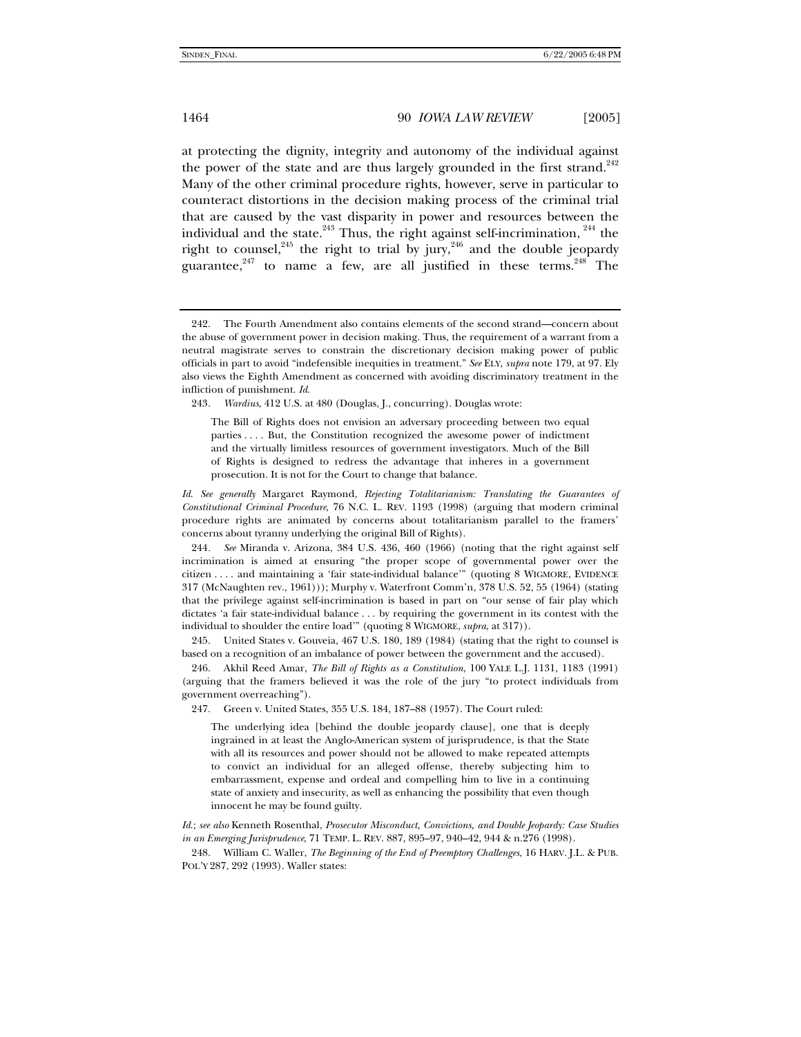at protecting the dignity, integrity and autonomy of the individual against the power of the state and are thus largely grounded in the first strand.[242] Many of the other criminal procedure rights, however, serve in particular to counteract distortions in the decision making process of the criminal trial that are caused by the vast disparity in power and resources between the individual and the state.[243] Thus, the right against self-incrimination,[244] the right to counsel,[245] the right to trial by jury,[246] and the double jeopardy guarantee,[247] to name a few, are all justified in these terms.[248] The

---

242. The Fourth Amendment also contains elements of the second strand—concern about the abuse of government power in decision making. Thus, the requirement of a warrant from a neutral magistrate serves to constrain the discretionary decision making power of public officials in part to avoid "indefensible inequities in treatment." *See* ELY, *supra* note 179, at 97. Ely also views the Eighth Amendment as concerned with avoiding discriminatory treatment in the infliction of punishment. *Id.*

243. *Wardius*, 412 U.S. at 480 (Douglas, J., concurring). Douglas wrote:

> The Bill of Rights does not envision an adversary proceeding between two equal parties . . . . But, the Constitution recognized the awesome power of indictment and the virtually limitless resources of government investigators. Much of the Bill of Rights is designed to redress the advantage that inheres in a government prosecution. It is not for the Court to change that balance.

*Id. See generally* Margaret Raymond, *Rejecting Totalitarianism: Translating the Guarantees of Constitutional Criminal Procedure*, 76 N.C. L. REV. 1193 (1998) (arguing that modern criminal procedure rights are animated by concerns about totalitarianism parallel to the framers' concerns about tyranny underlying the original Bill of Rights).

244. *See* Miranda v. Arizona, 384 U.S. 436, 460 (1966) (noting that the right against self incrimination is aimed at ensuring "the proper scope of governmental power over the citizen . . . . and maintaining a 'fair state-individual balance'" (quoting 8 WIGMORE, EVIDENCE 317 (McNaughten rev., 1961))); Murphy v. Waterfront Comm'n, 378 U.S. 52, 55 (1964) (stating that the privilege against self-incrimination is based in part on "our sense of fair play which dictates 'a fair state-individual balance . . . by requiring the government in its contest with the individual to shoulder the entire load'" (quoting 8 WIGMORE, *supra*, at 317)).

245. United States v. Gouveia, 467 U.S. 180, 189 (1984) (stating that the right to counsel is based on a recognition of an imbalance of power between the government and the accused).

246. Akhil Reed Amar, *The Bill of Rights as a Constitution*, 100 YALE L.J. 1131, 1183 (1991) (arguing that the framers believed it was the role of the jury "to protect individuals from government overreaching").

247. Green v. United States, 355 U.S. 184, 187–88 (1957). The Court ruled:

> The underlying idea [behind the double jeopardy clause], one that is deeply ingrained in at least the Anglo-American system of jurisprudence, is that the State with all its resources and power should not be allowed to make repeated attempts to convict an individual for an alleged offense, thereby subjecting him to embarrassment, expense and ordeal and compelling him to live in a continuing state of anxiety and insecurity, as well as enhancing the possibility that even though innocent he may be found guilty.

*Id.*; *see also* Kenneth Rosenthal, *Prosecutor Misconduct, Convictions, and Double Jeopardy: Case Studies in an Emerging Jurisprudence*, 71 TEMP. L. REV. 887, 895–97, 940–42, 944 & n.276 (1998).

248. William C. Waller, *The Beginning of the End of Preemptory Challenges*, 16 HARV. J.L. & PUB. POL'Y 287, 292 (1993). Waller states: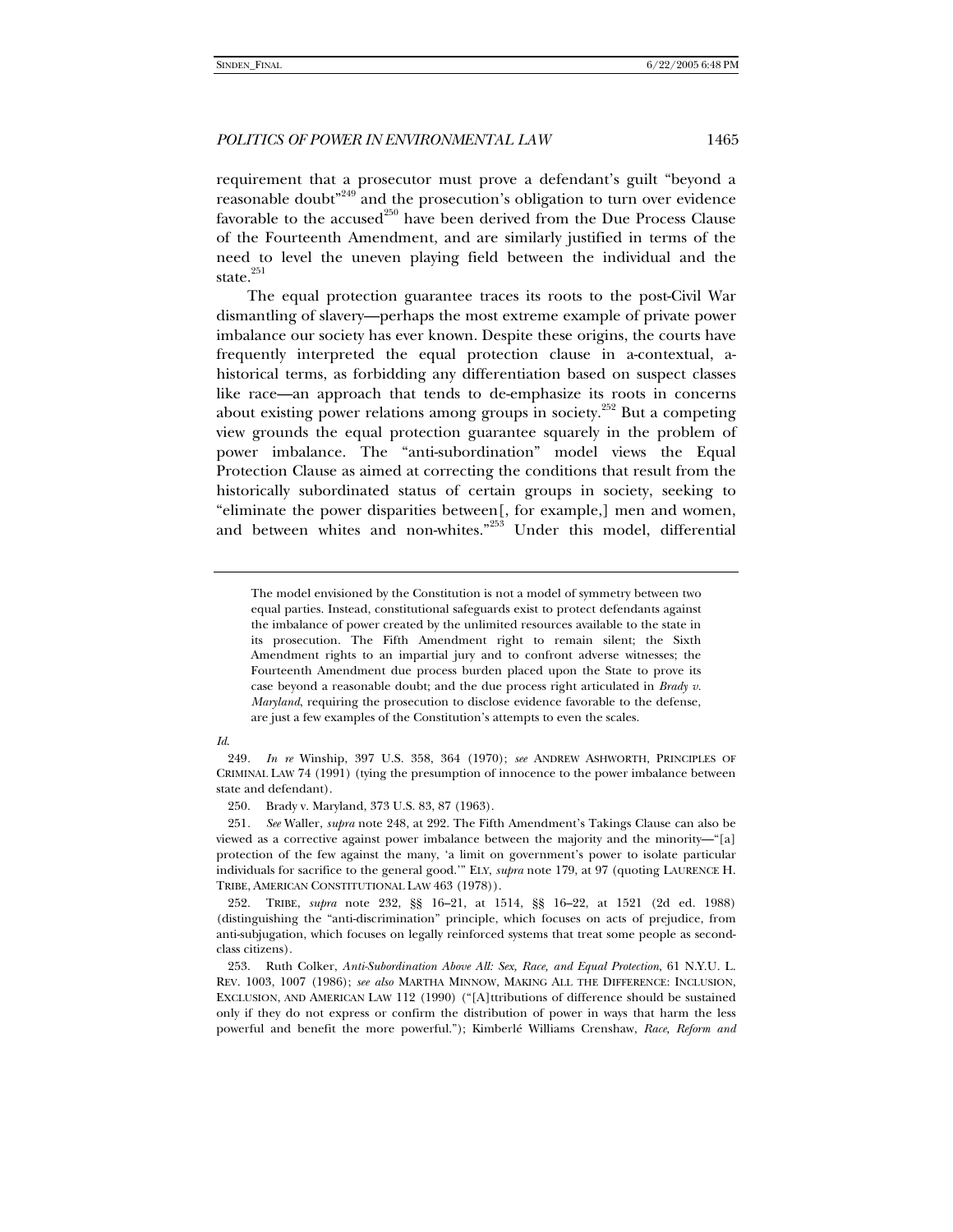requirement that a prosecutor must prove a defendant's guilt "beyond a reasonable doubt"[249] and the prosecution's obligation to turn over evidence favorable to the accused[250] have been derived from the Due Process Clause of the Fourteenth Amendment, and are similarly justified in terms of the need to level the uneven playing field between the individual and the state.[251]

The equal protection guarantee traces its roots to the post-Civil War dismantling of slavery—perhaps the most extreme example of private power imbalance our society has ever known. Despite these origins, the courts have frequently interpreted the equal protection clause in a-contextual, a-historical terms, as forbidding any differentiation based on suspect classes like race—an approach that tends to de-emphasize its roots in concerns about existing power relations among groups in society.[252] But a competing view grounds the equal protection guarantee squarely in the problem of power imbalance. The "anti-subordination" model views the Equal Protection Clause as aimed at correcting the conditions that result from the historically subordinated status of certain groups in society, seeking to "eliminate the power disparities between[, for example,] men and women, and between whites and non-whites."[253] Under this model, differential

---

> The model envisioned by the Constitution is not a model of symmetry between two equal parties. Instead, constitutional safeguards exist to protect defendants against the imbalance of power created by the unlimited resources available to the state in its prosecution. The Fifth Amendment right to remain silent; the Sixth Amendment rights to an impartial jury and to confront adverse witnesses; the Fourteenth Amendment due process burden placed upon the State to prove its case beyond a reasonable doubt; and the due process right articulated in *Brady v. Maryland*, requiring the prosecution to disclose evidence favorable to the defense, are just a few examples of the Constitution's attempts to even the scales.

*Id.*

249. *In re* Winship, 397 U.S. 358, 364 (1970); *see* ANDREW ASHWORTH, PRINCIPLES OF CRIMINAL LAW 74 (1991) (tying the presumption of innocence to the power imbalance between state and defendant).

250. Brady v. Maryland, 373 U.S. 83, 87 (1963).

251. *See* Waller, *supra* note 248, at 292. The Fifth Amendment's Takings Clause can also be viewed as a corrective against power imbalance between the majority and the minority—"[a] protection of the few against the many, 'a limit on government's power to isolate particular individuals for sacrifice to the general good.'" ELY, *supra* note 179, at 97 (quoting LAURENCE H. TRIBE, AMERICAN CONSTITUTIONAL LAW 463 (1978)).

252. TRIBE, *supra* note 232, §§ 16–21, at 1514, §§ 16–22, at 1521 (2d ed. 1988) (distinguishing the "anti-discrimination" principle, which focuses on acts of prejudice, from anti-subjugation, which focuses on legally reinforced systems that treat some people as second-class citizens).

253. Ruth Colker, *Anti-Subordination Above All: Sex, Race, and Equal Protection*, 61 N.Y.U. L. REV. 1003, 1007 (1986); *see also* MARTHA MINNOW, MAKING ALL THE DIFFERENCE: INCLUSION, EXCLUSION, AND AMERICAN LAW 112 (1990) ("[A]ttributions of difference should be sustained only if they do not express or confirm the distribution of power in ways that harm the less powerful and benefit the more powerful."); Kimberlé Williams Crenshaw, *Race, Reform and*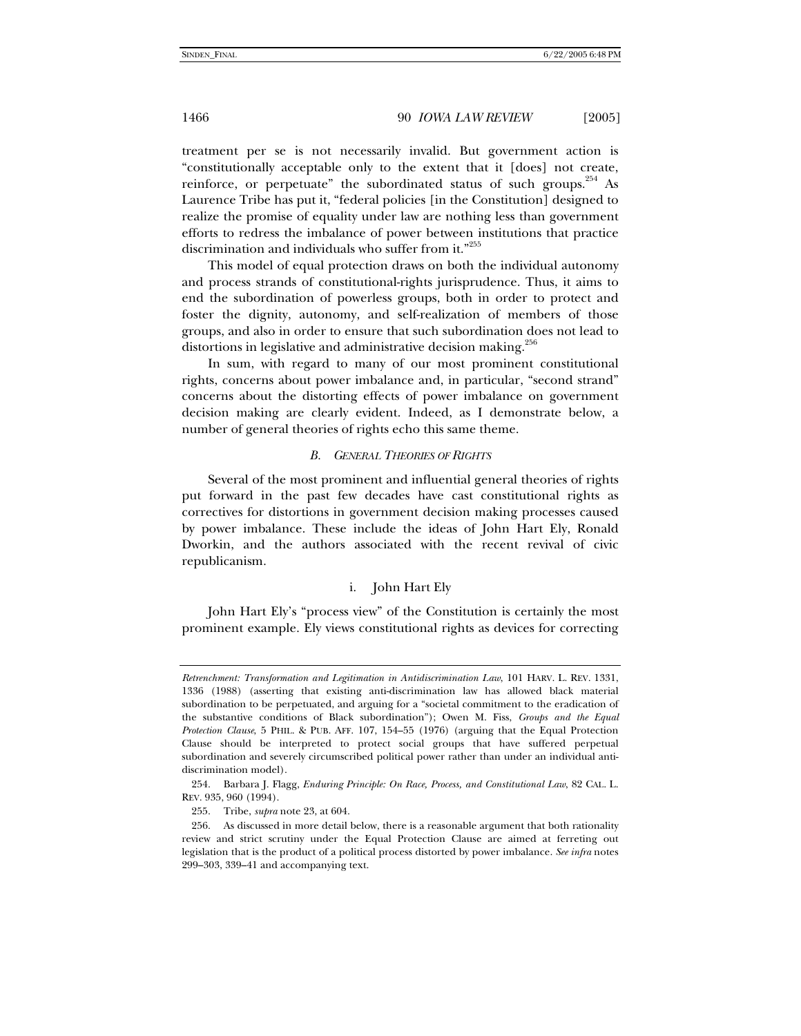treatment per se is not necessarily invalid. But government action is "constitutionally acceptable only to the extent that it [does] not create, reinforce, or perpetuate" the subordinated status of such groups.[254] As Laurence Tribe has put it, "federal policies [in the Constitution] designed to realize the promise of equality under law are nothing less than government efforts to redress the imbalance of power between institutions that practice discrimination and individuals who suffer from it."[255]

This model of equal protection draws on both the individual autonomy and process strands of constitutional-rights jurisprudence. Thus, it aims to end the subordination of powerless groups, both in order to protect and foster the dignity, autonomy, and self-realization of members of those groups, and also in order to ensure that such subordination does not lead to distortions in legislative and administrative decision making.[256]

In sum, with regard to many of our most prominent constitutional rights, concerns about power imbalance and, in particular, "second strand" concerns about the distorting effects of power imbalance on government decision making are clearly evident. Indeed, as I demonstrate below, a number of general theories of rights echo this same theme.

### *B. General Theories of Rights*

Several of the most prominent and influential general theories of rights put forward in the past few decades have cast constitutional rights as correctives for distortions in government decision making processes caused by power imbalance. These include the ideas of John Hart Ely, Ronald Dworkin, and the authors associated with the recent revival of civic republicanism.

#### i. John Hart Ely

John Hart Ely's "process view" of the Constitution is certainly the most prominent example. Ely views constitutional rights as devices for correcting

---

*Retrenchment: Transformation and Legitimation in Antidiscrimination Law*, 101 HARV. L. REV. 1331, 1336 (1988) (asserting that existing anti-discrimination law has allowed black material subordination to be perpetuated, and arguing for a "societal commitment to the eradication of the substantive conditions of Black subordination"); Owen M. Fiss, *Groups and the Equal Protection Clause*, 5 PHIL. & PUB. AFF. 107, 154–55 (1976) (arguing that the Equal Protection Clause should be interpreted to protect social groups that have suffered perpetual subordination and severely circumscribed political power rather than under an individual anti-discrimination model).

254. Barbara J. Flagg, *Enduring Principle: On Race, Process, and Constitutional Law*, 82 CAL. L. REV. 935, 960 (1994).

255. Tribe, *supra* note 23, at 604.

256. As discussed in more detail below, there is a reasonable argument that both rationality review and strict scrutiny under the Equal Protection Clause are aimed at ferreting out legislation that is the product of a political process distorted by power imbalance. *See infra* notes 299–303, 339–41 and accompanying text.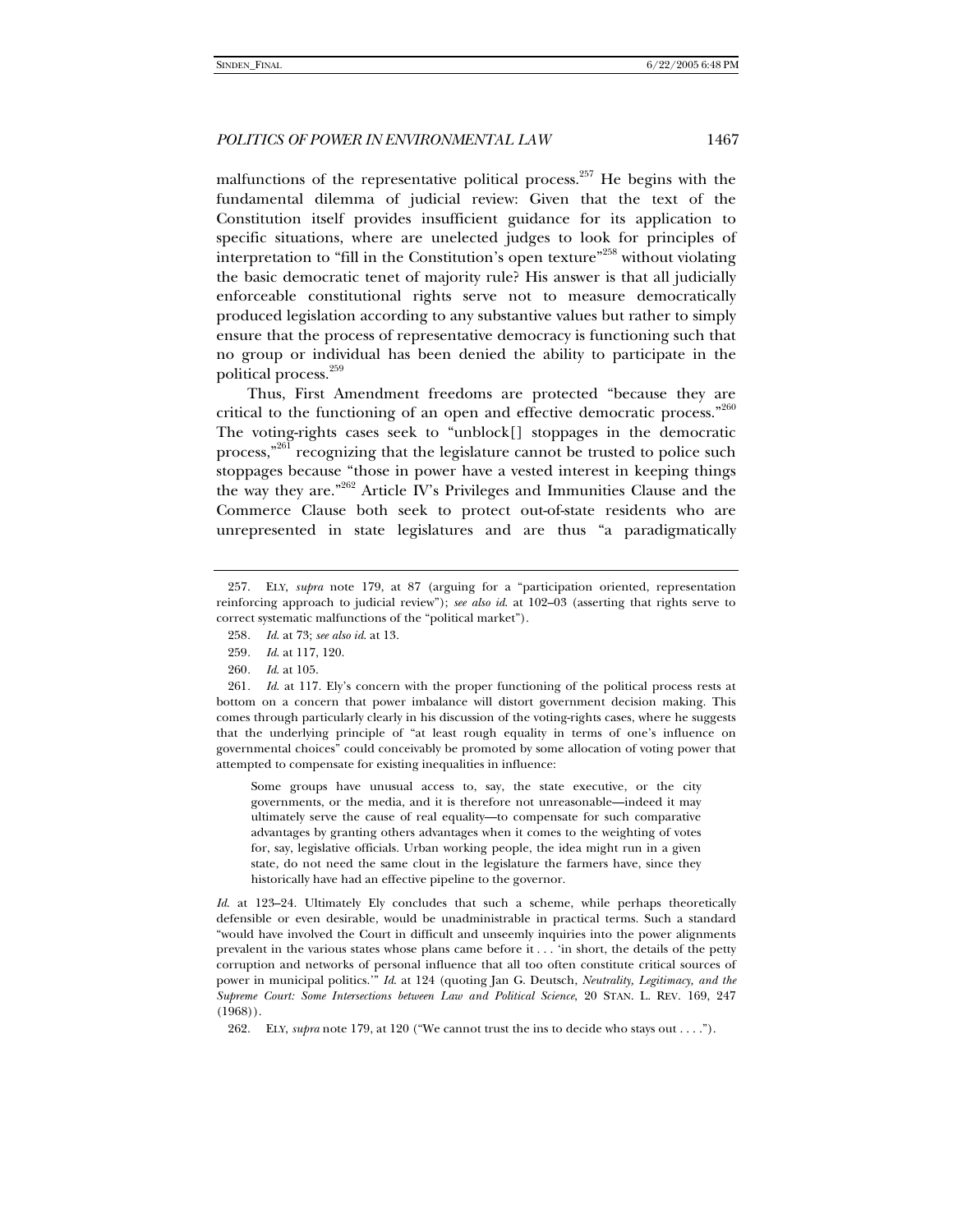malfunctions of the representative political process.[257] He begins with the fundamental dilemma of judicial review: Given that the text of the Constitution itself provides insufficient guidance for its application to specific situations, where are unelected judges to look for principles of interpretation to "fill in the Constitution's open texture"[258] without violating the basic democratic tenet of majority rule? His answer is that all judicially enforceable constitutional rights serve not to measure democratically produced legislation according to any substantive values but rather to simply ensure that the process of representative democracy is functioning such that no group or individual has been denied the ability to participate in the political process.[259]

Thus, First Amendment freedoms are protected "because they are critical to the functioning of an open and effective democratic process."[260] The voting-rights cases seek to "unblock[] stoppages in the democratic process,"[261] recognizing that the legislature cannot be trusted to police such stoppages because "those in power have a vested interest in keeping things the way they are."[262] Article IV's Privileges and Immunities Clause and the Commerce Clause both seek to protect out-of-state residents who are unrepresented in state legislatures and are thus "a paradigmatically

---

257. ELY, *supra* note 179, at 87 (arguing for a "participation oriented, representation reinforcing approach to judicial review"); *see also id.* at 102–03 (asserting that rights serve to correct systematic malfunctions of the "political market").

258. *Id.* at 73; *see also id.* at 13.

259. *Id.* at 117, 120.

260. *Id.* at 105.

261. *Id.* at 117. Ely's concern with the proper functioning of the political process rests at bottom on a concern that power imbalance will distort government decision making. This comes through particularly clearly in his discussion of the voting-rights cases, where he suggests that the underlying principle of "at least rough equality in terms of one's influence on governmental choices" could conceivably be promoted by some allocation of voting power that attempted to compensate for existing inequalities in influence:

> Some groups have unusual access to, say, the state executive, or the city governments, or the media, and it is therefore not unreasonable—indeed it may ultimately serve the cause of real equality—to compensate for such comparative advantages by granting others advantages when it comes to the weighting of votes for, say, legislative officials. Urban working people, the idea might run in a given state, do not need the same clout in the legislature the farmers have, since they historically have had an effective pipeline to the governor.

*Id.* at 123–24. Ultimately Ely concludes that such a scheme, while perhaps theoretically defensible or even desirable, would be unadministrable in practical terms. Such a standard "would have involved the Court in difficult and unseemly inquiries into the power alignments prevalent in the various states whose plans came before it . . . 'in short, the details of the petty corruption and networks of personal influence that all too often constitute critical sources of power in municipal politics.'" *Id.* at 124 (quoting Jan G. Deutsch, *Neutrality, Legitimacy, and the Supreme Court: Some Intersections between Law and Political Science*, 20 STAN. L. REV. 169, 247 (1968)).

262. ELY, *supra* note 179, at 120 ("We cannot trust the ins to decide who stays out . . . .").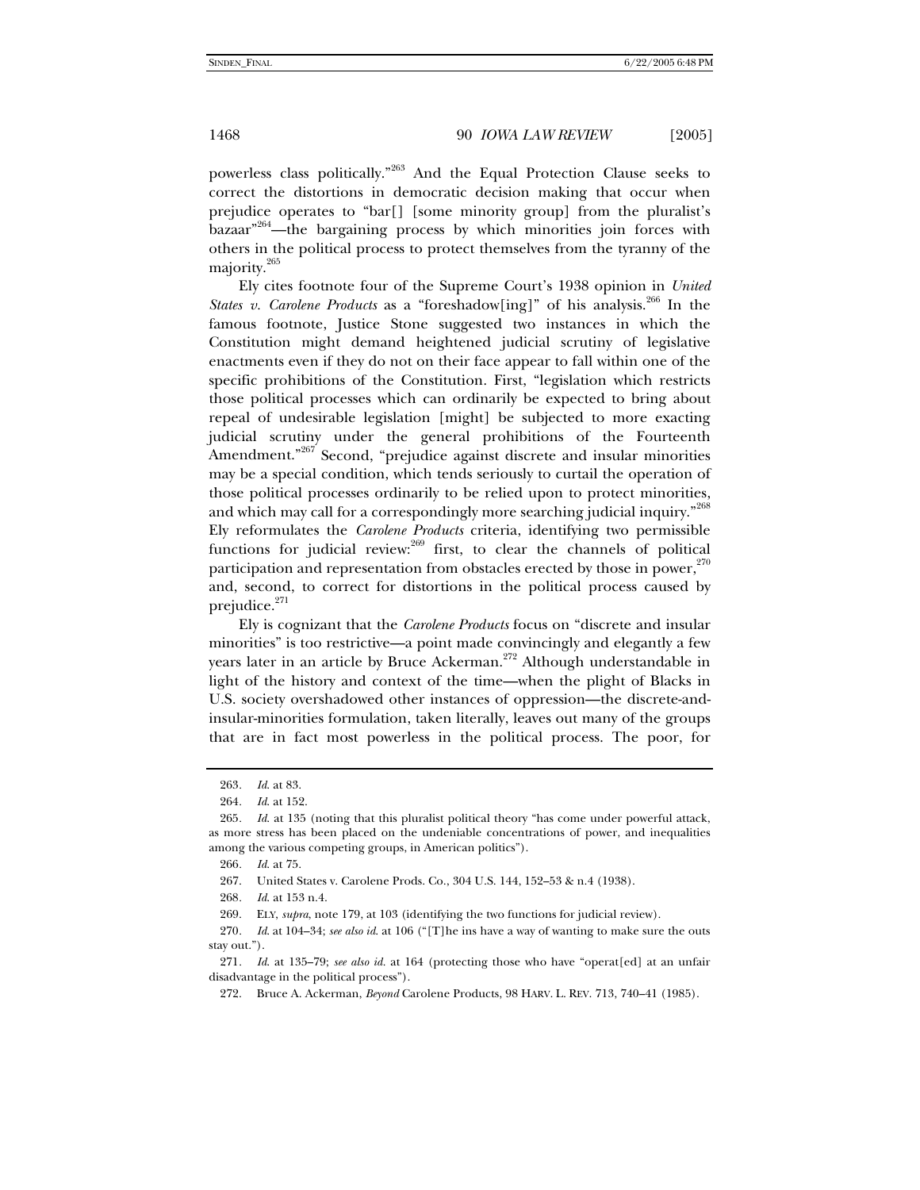powerless class politically."[263] And the Equal Protection Clause seeks to correct the distortions in democratic decision making that occur when prejudice operates to "bar[] [some minority group] from the pluralist's bazaar"[264]—the bargaining process by which minorities join forces with others in the political process to protect themselves from the tyranny of the majority.[265]

Ely cites footnote four of the Supreme Court's 1938 opinion in *United States v. Carolene Products* as a "foreshadow[ing]" of his analysis.[266] In the famous footnote, Justice Stone suggested two instances in which the Constitution might demand heightened judicial scrutiny of legislative enactments even if they do not on their face appear to fall within one of the specific prohibitions of the Constitution. First, "legislation which restricts those political processes which can ordinarily be expected to bring about repeal of undesirable legislation [might] be subjected to more exacting judicial scrutiny under the general prohibitions of the Fourteenth Amendment."[267] Second, "prejudice against discrete and insular minorities may be a special condition, which tends seriously to curtail the operation of those political processes ordinarily to be relied upon to protect minorities, and which may call for a correspondingly more searching judicial inquiry."[268] Ely reformulates the *Carolene Products* criteria, identifying two permissible functions for judicial review:[269] first, to clear the channels of political participation and representation from obstacles erected by those in power,[270] and, second, to correct for distortions in the political process caused by prejudice.[271]

Ely is cognizant that the *Carolene Products* focus on "discrete and insular minorities" is too restrictive—a point made convincingly and elegantly a few years later in an article by Bruce Ackerman.[272] Although understandable in light of the history and context of the time—when the plight of Blacks in U.S. society overshadowed other instances of oppression—the discrete-and-insular-minorities formulation, taken literally, leaves out many of the groups that are in fact most powerless in the political process. The poor, for

---

263. *Id.* at 83.

264. *Id.* at 152.

265. *Id.* at 135 (noting that this pluralist political theory "has come under powerful attack, as more stress has been placed on the undeniable concentrations of power, and inequalities among the various competing groups, in American politics").

266. *Id.* at 75.

267. United States v. Carolene Prods. Co., 304 U.S. 144, 152–53 & n.4 (1938).

268. *Id.* at 153 n.4.

269. ELY, *supra*, note 179, at 103 (identifying the two functions for judicial review).

270. *Id.* at 104–34; *see also id.* at 106 ("[T]he ins have a way of wanting to make sure the outs stay out.").

271. *Id.* at 135–79; *see also id.* at 164 (protecting those who have "operat[ed] at an unfair disadvantage in the political process").

272. Bruce A. Ackerman, *Beyond* Carolene Products, 98 HARV. L. REV. 713, 740–41 (1985).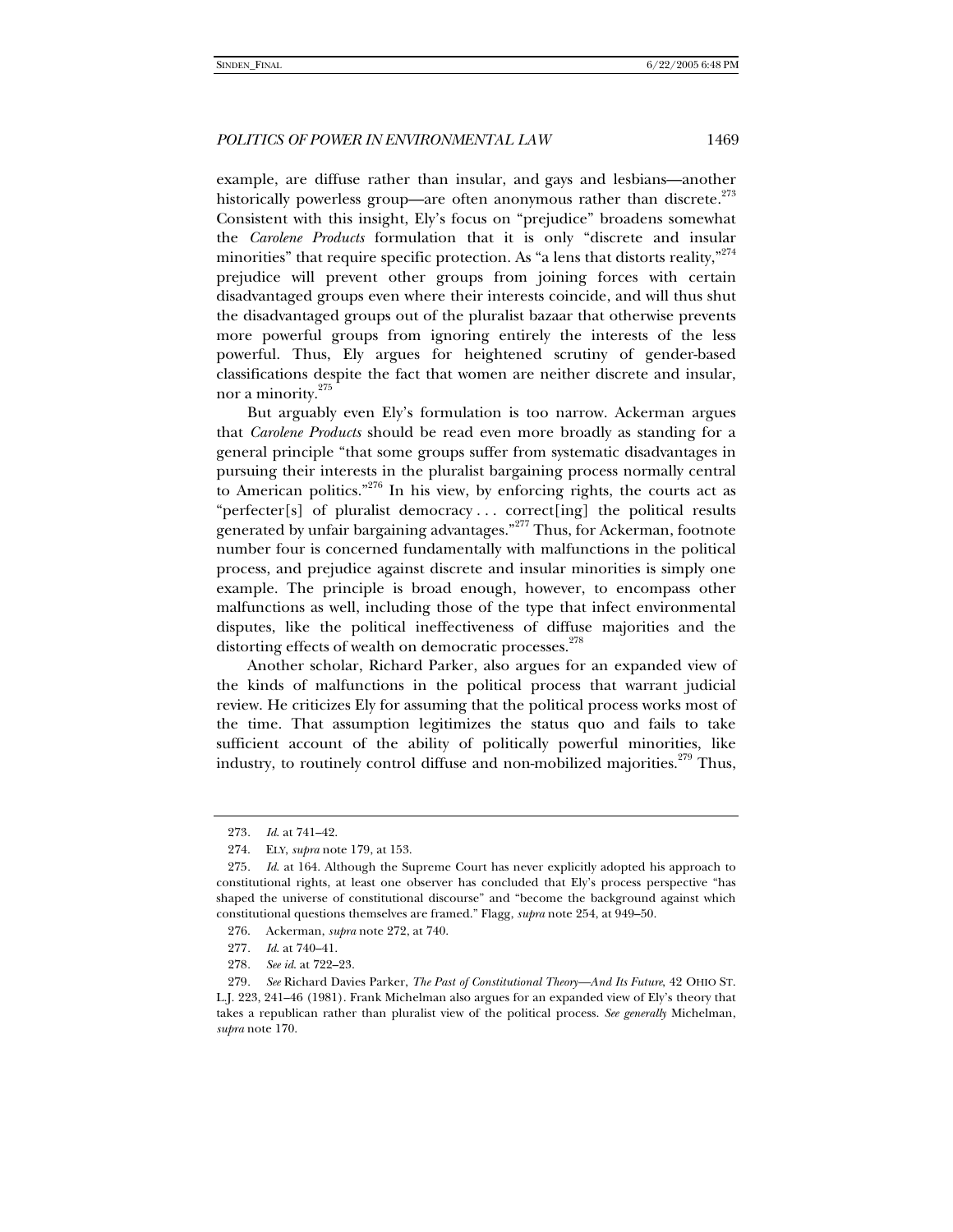example, are diffuse rather than insular, and gays and lesbians—another historically powerless group—are often anonymous rather than discrete.[273] Consistent with this insight, Ely's focus on "prejudice" broadens somewhat the *Carolene Products* formulation that it is only "discrete and insular minorities" that require specific protection. As "a lens that distorts reality,"[274] prejudice will prevent other groups from joining forces with certain disadvantaged groups even where their interests coincide, and will thus shut the disadvantaged groups out of the pluralist bazaar that otherwise prevents more powerful groups from ignoring entirely the interests of the less powerful. Thus, Ely argues for heightened scrutiny of gender-based classifications despite the fact that women are neither discrete and insular, nor a minority.[275]

But arguably even Ely's formulation is too narrow. Ackerman argues that *Carolene Products* should be read even more broadly as standing for a general principle "that some groups suffer from systematic disadvantages in pursuing their interests in the pluralist bargaining process normally central to American politics."[276] In his view, by enforcing rights, the courts act as "perfecter[s] of pluralist democracy . . . correct[ing] the political results generated by unfair bargaining advantages."[277] Thus, for Ackerman, footnote number four is concerned fundamentally with malfunctions in the political process, and prejudice against discrete and insular minorities is simply one example. The principle is broad enough, however, to encompass other malfunctions as well, including those of the type that infect environmental disputes, like the political ineffectiveness of diffuse majorities and the distorting effects of wealth on democratic processes.[278]

Another scholar, Richard Parker, also argues for an expanded view of the kinds of malfunctions in the political process that warrant judicial review. He criticizes Ely for assuming that the political process works most of the time. That assumption legitimizes the status quo and fails to take sufficient account of the ability of politically powerful minorities, like industry, to routinely control diffuse and non-mobilized majorities.[279] Thus,

---

273. *Id.* at 741–42.

274. ELY, *supra* note 179, at 153.

275. *Id.* at 164. Although the Supreme Court has never explicitly adopted his approach to constitutional rights, at least one observer has concluded that Ely's process perspective "has shaped the universe of constitutional discourse" and "become the background against which constitutional questions themselves are framed." Flagg, *supra* note 254, at 949–50.

276. Ackerman, *supra* note 272, at 740.

277. *Id.* at 740–41.

278. *See id.* at 722–23.

279. *See* Richard Davies Parker, *The Past of Constitutional Theory—And Its Future*, 42 OHIO ST. L.J. 223, 241–46 (1981). Frank Michelman also argues for an expanded view of Ely's theory that takes a republican rather than pluralist view of the political process. *See generally* Michelman, *supra* note 170.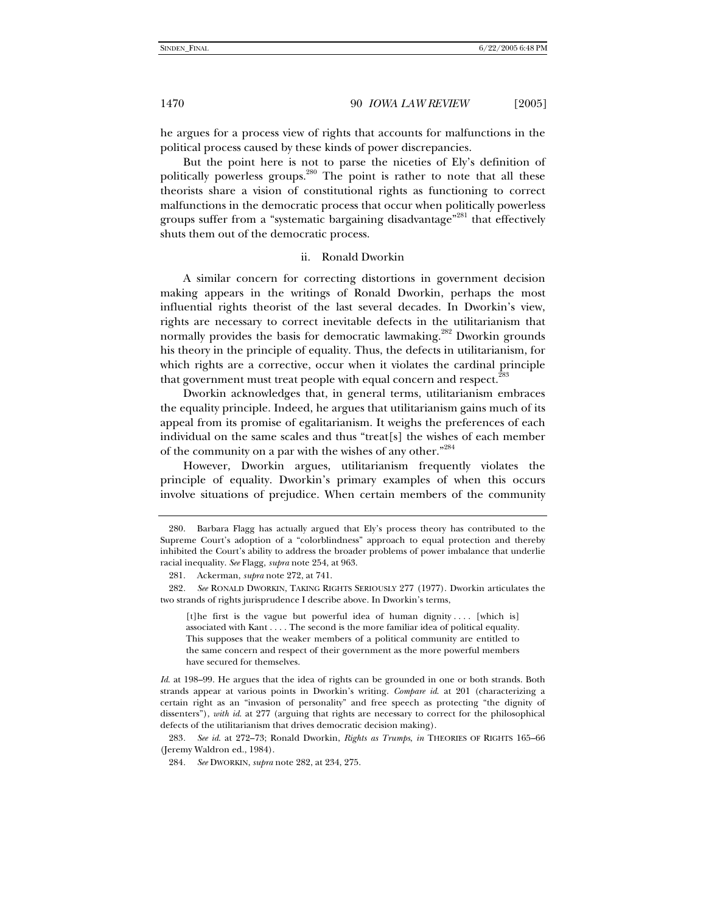he argues for a process view of rights that accounts for malfunctions in the political process caused by these kinds of power discrepancies.

But the point here is not to parse the niceties of Ely's definition of politically powerless groups.[280] The point is rather to note that all these theorists share a vision of constitutional rights as functioning to correct malfunctions in the democratic process that occur when politically powerless groups suffer from a "systematic bargaining disadvantage"[281] that effectively shuts them out of the democratic process.

#### ii. Ronald Dworkin

A similar concern for correcting distortions in government decision making appears in the writings of Ronald Dworkin, perhaps the most influential rights theorist of the last several decades. In Dworkin's view, rights are necessary to correct inevitable defects in the utilitarianism that normally provides the basis for democratic lawmaking.[282] Dworkin grounds his theory in the principle of equality. Thus, the defects in utilitarianism, for which rights are a corrective, occur when it violates the cardinal principle that government must treat people with equal concern and respect.[283]

Dworkin acknowledges that, in general terms, utilitarianism embraces the equality principle. Indeed, he argues that utilitarianism gains much of its appeal from its promise of egalitarianism. It weighs the preferences of each individual on the same scales and thus "treat[s] the wishes of each member of the community on a par with the wishes of any other."[284]

However, Dworkin argues, utilitarianism frequently violates the principle of equality. Dworkin's primary examples of when this occurs involve situations of prejudice. When certain members of the community

---

280. Barbara Flagg has actually argued that Ely's process theory has contributed to the Supreme Court's adoption of a "colorblindness" approach to equal protection and thereby inhibited the Court's ability to address the broader problems of power imbalance that underlie racial inequality. *See* Flagg, *supra* note 254, at 963.

281. Ackerman, *supra* note 272, at 741.

282. *See* RONALD DWORKIN, TAKING RIGHTS SERIOUSLY 277 (1977). Dworkin articulates the two strands of rights jurisprudence I describe above. In Dworkin's terms,

> [t]he first is the vague but powerful idea of human dignity . . . . [which is] associated with Kant . . . . The second is the more familiar idea of political equality. This supposes that the weaker members of a political community are entitled to the same concern and respect of their government as the more powerful members have secured for themselves.

*Id.* at 198–99. He argues that the idea of rights can be grounded in one or both strands. Both strands appear at various points in Dworkin's writing. *Compare id.* at 201 (characterizing a certain right as an "invasion of personality" and free speech as protecting "the dignity of dissenters"), *with id.* at 277 (arguing that rights are necessary to correct for the philosophical defects of the utilitarianism that drives democratic decision making).

283. *See id.* at 272–73; Ronald Dworkin, *Rights as Trumps*, *in* THEORIES OF RIGHTS 165–66 (Jeremy Waldron ed., 1984).

284. *See* DWORKIN, *supra* note 282, at 234, 275.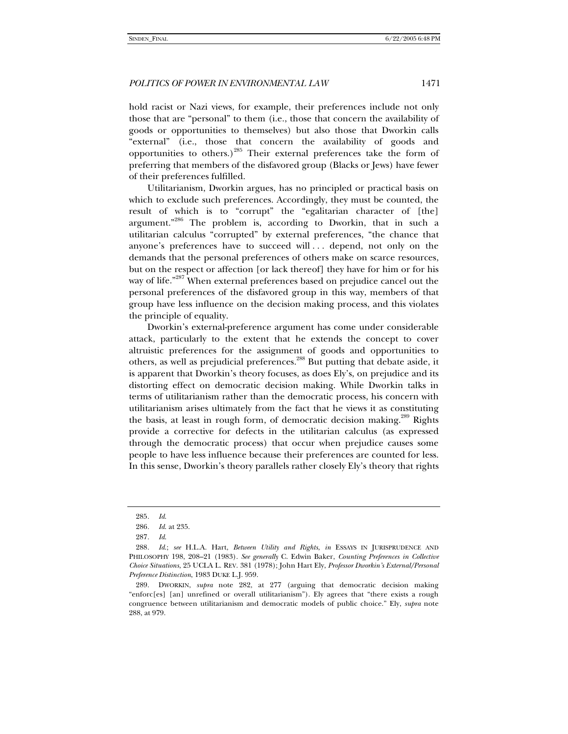hold racist or Nazi views, for example, their preferences include not only those that are "personal" to them (i.e., those that concern the availability of goods or opportunities to themselves) but also those that Dworkin calls "external" (i.e., those that concern the availability of goods and opportunities to others.)[285] Their external preferences take the form of preferring that members of the disfavored group (Blacks or Jews) have fewer of their preferences fulfilled.

Utilitarianism, Dworkin argues, has no principled or practical basis on which to exclude such preferences. Accordingly, they must be counted, the result of which is to "corrupt" the "egalitarian character of [the] argument."[286] The problem is, according to Dworkin, that in such a utilitarian calculus "corrupted" by external preferences, "the chance that anyone's preferences have to succeed will . . . depend, not only on the demands that the personal preferences of others make on scarce resources, but on the respect or affection [or lack thereof] they have for him or for his way of life."[287] When external preferences based on prejudice cancel out the personal preferences of the disfavored group in this way, members of that group have less influence on the decision making process, and this violates the principle of equality.

Dworkin's external-preference argument has come under considerable attack, particularly to the extent that he extends the concept to cover altruistic preferences for the assignment of goods and opportunities to others, as well as prejudicial preferences.[288] But putting that debate aside, it is apparent that Dworkin's theory focuses, as does Ely's, on prejudice and its distorting effect on democratic decision making. While Dworkin talks in terms of utilitarianism rather than the democratic process, his concern with utilitarianism arises ultimately from the fact that he views it as constituting the basis, at least in rough form, of democratic decision making.[289] Rights provide a corrective for defects in the utilitarian calculus (as expressed through the democratic process) that occur when prejudice causes some people to have less influence because their preferences are counted for less. In this sense, Dworkin's theory parallels rather closely Ely's theory that rights

---

285. *Id.*

286. *Id.* at 235.

287. *Id.*

288. *Id.*; *see* H.L.A. Hart, *Between Utility and Rights*, *in* ESSAYS IN JURISPRUDENCE AND PHILOSOPHY 198, 208–21 (1983). *See generally* C. Edwin Baker, *Counting Preferences in Collective Choice Situations*, 25 UCLA L. REV. 381 (1978); John Hart Ely, *Professor Dworkin's External/Personal Preference Distinction*, 1983 DUKE L.J. 959.

289. DWORKIN, *supra* note 282, at 277 (arguing that democratic decision making "enforc[es] [an] unrefined or overall utilitarianism"). Ely agrees that "there exists a rough congruence between utilitarianism and democratic models of public choice." Ely, *supra* note 288, at 979.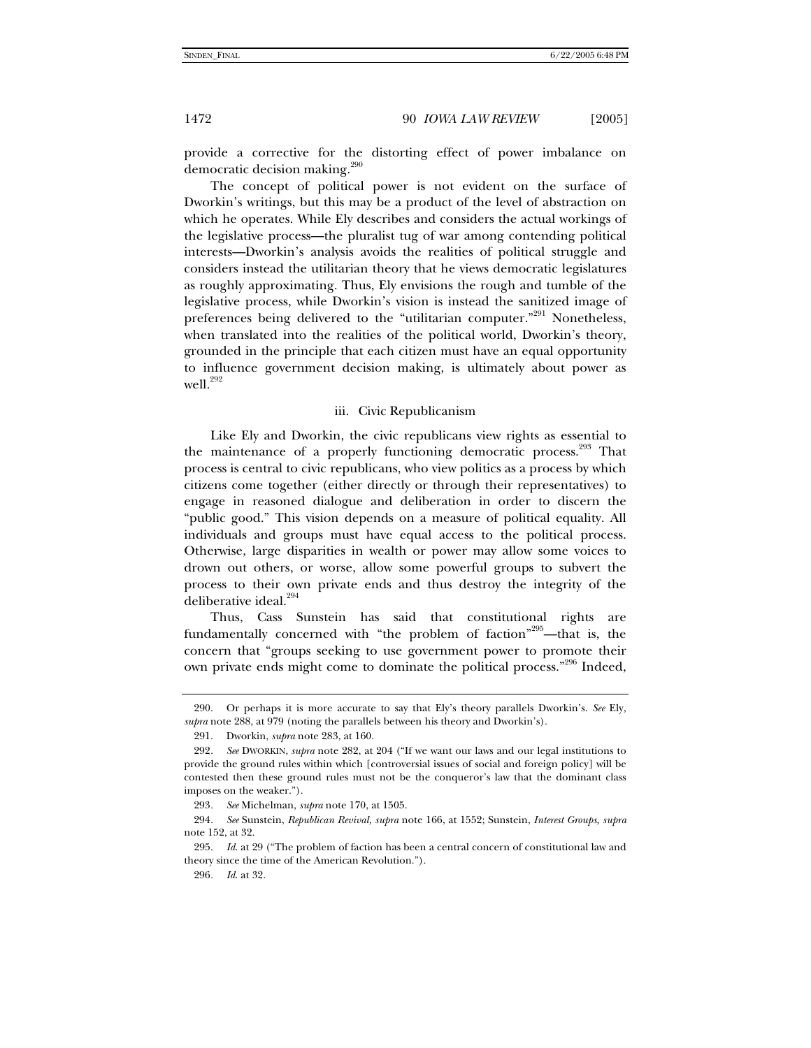provide a corrective for the distorting effect of power imbalance on democratic decision making.[290]

The concept of political power is not evident on the surface of Dworkin's writings, but this may be a product of the level of abstraction on which he operates. While Ely describes and considers the actual workings of the legislative process—the pluralist tug of war among contending political interests—Dworkin's analysis avoids the realities of political struggle and considers instead the utilitarian theory that he views democratic legislatures as roughly approximating. Thus, Ely envisions the rough and tumble of the legislative process, while Dworkin's vision is instead the sanitized image of preferences being delivered to the "utilitarian computer."[291] Nonetheless, when translated into the realities of the political world, Dworkin's theory, grounded in the principle that each citizen must have an equal opportunity to influence government decision making, is ultimately about power as well.[292]

### iii. Civic Republicanism

Like Ely and Dworkin, the civic republicans view rights as essential to the maintenance of a properly functioning democratic process.[293] That process is central to civic republicans, who view politics as a process by which citizens come together (either directly or through their representatives) to engage in reasoned dialogue and deliberation in order to discern the "public good." This vision depends on a measure of political equality. All individuals and groups must have equal access to the political process. Otherwise, large disparities in wealth or power may allow some voices to drown out others, or worse, allow some powerful groups to subvert the process to their own private ends and thus destroy the integrity of the deliberative ideal.[294]

Thus, Cass Sunstein has said that constitutional rights are fundamentally concerned with "the problem of faction"[295]—that is, the concern that "groups seeking to use government power to promote their own private ends might come to dominate the political process."[296] Indeed,

---

290. Or perhaps it is more accurate to say that Ely's theory parallels Dworkin's. *See* Ely, *supra* note 288, at 979 (noting the parallels between his theory and Dworkin's).

291. Dworkin, *supra* note 283, at 160.

292. *See* DWORKIN, *supra* note 282, at 204 ("If we want our laws and our legal institutions to provide the ground rules within which [controversial issues of social and foreign policy] will be contested then these ground rules must not be the conqueror's law that the dominant class imposes on the weaker.").

293. *See* Michelman, *supra* note 170, at 1505.

294. *See* Sunstein, *Republican Revival, supra* note 166, at 1552; Sunstein, *Interest Groups, supra* note 152, at 32.

295. *Id.* at 29 ("The problem of faction has been a central concern of constitutional law and theory since the time of the American Revolution.").

296. *Id.* at 32.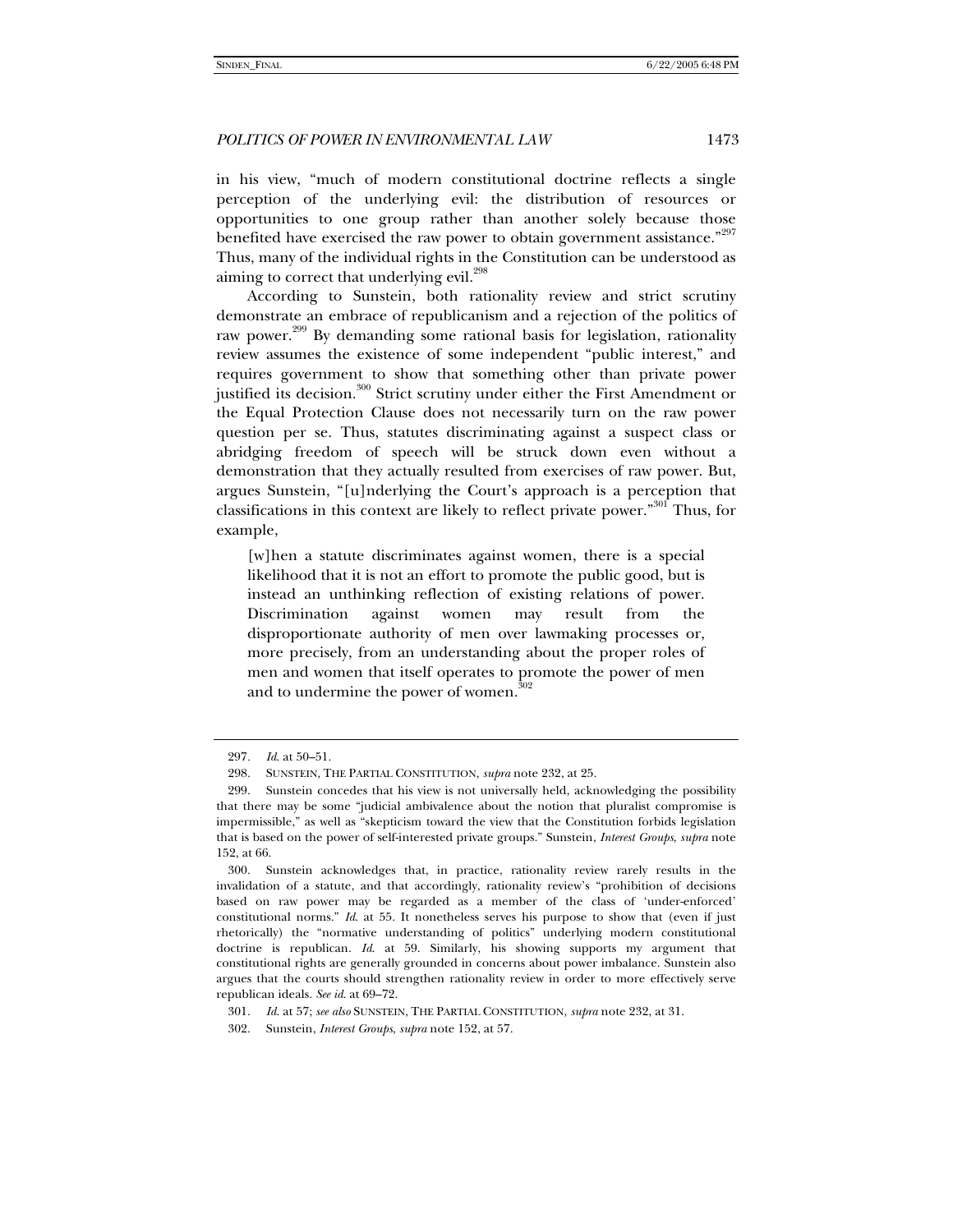in his view, "much of modern constitutional doctrine reflects a single perception of the underlying evil: the distribution of resources or opportunities to one group rather than another solely because those benefited have exercised the raw power to obtain government assistance."[297] Thus, many of the individual rights in the Constitution can be understood as aiming to correct that underlying evil.[298]

According to Sunstein, both rationality review and strict scrutiny demonstrate an embrace of republicanism and a rejection of the politics of raw power.[299] By demanding some rational basis for legislation, rationality review assumes the existence of some independent "public interest," and requires government to show that something other than private power justified its decision.[300] Strict scrutiny under either the First Amendment or the Equal Protection Clause does not necessarily turn on the raw power question per se. Thus, statutes discriminating against a suspect class or abridging freedom of speech will be struck down even without a demonstration that they actually resulted from exercises of raw power. But, argues Sunstein, "[u]nderlying the Court's approach is a perception that classifications in this context are likely to reflect private power."[301] Thus, for example,

> [w]hen a statute discriminates against women, there is a special likelihood that it is not an effort to promote the public good, but is instead an unthinking reflection of existing relations of power. Discrimination against women may result from the disproportionate authority of men over lawmaking processes or, more precisely, from an understanding about the proper roles of men and women that itself operates to promote the power of men and to undermine the power of women.[302]

---

297. *Id.* at 50–51.

298. SUNSTEIN, THE PARTIAL CONSTITUTION, *supra* note 232, at 25.

299. Sunstein concedes that his view is not universally held, acknowledging the possibility that there may be some "judicial ambivalence about the notion that pluralist compromise is impermissible," as well as "skepticism toward the view that the Constitution forbids legislation that is based on the power of self-interested private groups." Sunstein, *Interest Groups*, *supra* note 152, at 66.

300. Sunstein acknowledges that, in practice, rationality review rarely results in the invalidation of a statute, and that accordingly, rationality review's "prohibition of decisions based on raw power may be regarded as a member of the class of 'under-enforced' constitutional norms." *Id.* at 55. It nonetheless serves his purpose to show that (even if just rhetorically) the "normative understanding of politics" underlying modern constitutional doctrine is republican. *Id.* at 59. Similarly, his showing supports my argument that constitutional rights are generally grounded in concerns about power imbalance. Sunstein also argues that the courts should strengthen rationality review in order to more effectively serve republican ideals. *See id.* at 69–72.

301. *Id.* at 57; *see also* SUNSTEIN, THE PARTIAL CONSTITUTION, *supra* note 232, at 31.

302. Sunstein, *Interest Groups*, *supra* note 152, at 57.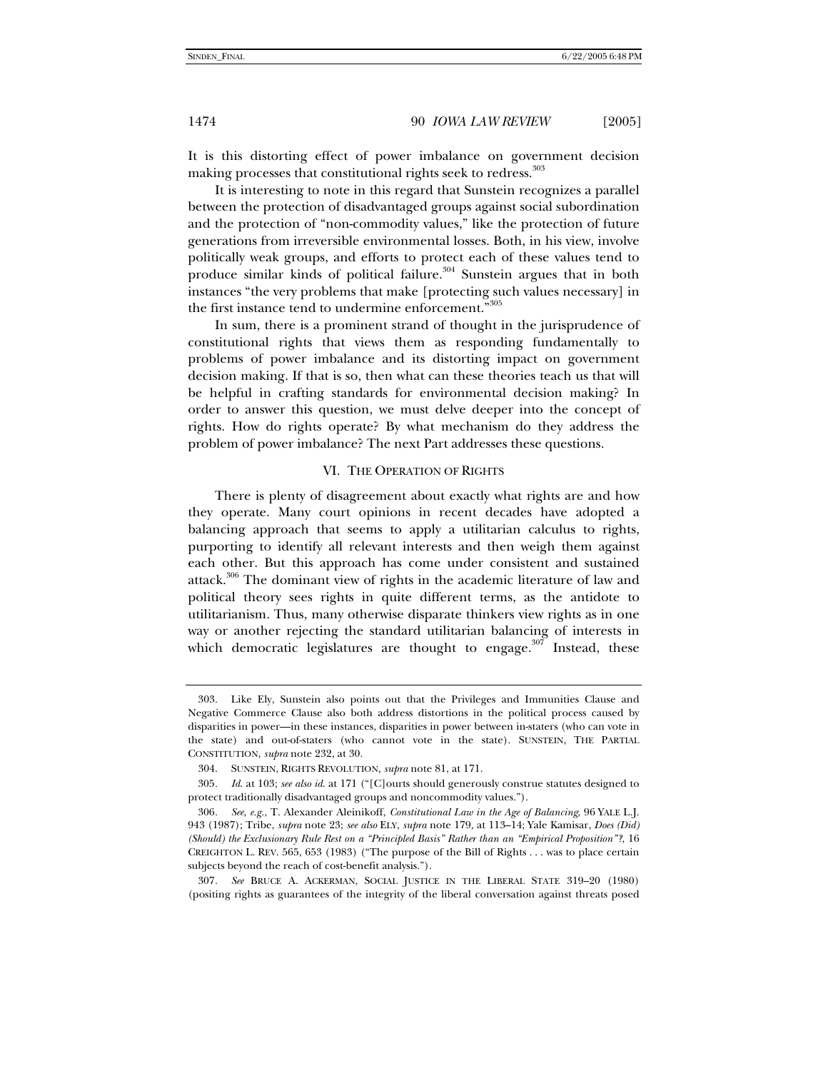It is this distorting effect of power imbalance on government decision making processes that constitutional rights seek to redress.[303]

It is interesting to note in this regard that Sunstein recognizes a parallel between the protection of disadvantaged groups against social subordination and the protection of "non-commodity values," like the protection of future generations from irreversible environmental losses. Both, in his view, involve politically weak groups, and efforts to protect each of these values tend to produce similar kinds of political failure.[304] Sunstein argues that in both instances "the very problems that make [protecting such values necessary] in the first instance tend to undermine enforcement."[305]

In sum, there is a prominent strand of thought in the jurisprudence of constitutional rights that views them as responding fundamentally to problems of power imbalance and its distorting impact on government decision making. If that is so, then what can these theories teach us that will be helpful in crafting standards for environmental decision making? In order to answer this question, we must delve deeper into the concept of rights. How do rights operate? By what mechanism do they address the problem of power imbalance? The next Part addresses these questions.

## VI. THE OPERATION OF RIGHTS

There is plenty of disagreement about exactly what rights are and how they operate. Many court opinions in recent decades have adopted a balancing approach that seems to apply a utilitarian calculus to rights, purporting to identify all relevant interests and then weigh them against each other. But this approach has come under consistent and sustained attack.[306] The dominant view of rights in the academic literature of law and political theory sees rights in quite different terms, as the antidote to utilitarianism. Thus, many otherwise disparate thinkers view rights as in one way or another rejecting the standard utilitarian balancing of interests in which democratic legislatures are thought to engage.[307] Instead, these

---

303. Like Ely, Sunstein also points out that the Privileges and Immunities Clause and Negative Commerce Clause also both address distortions in the political process caused by disparities in power—in these instances, disparities in power between in-staters (who can vote in the state) and out-of-staters (who cannot vote in the state). SUNSTEIN, THE PARTIAL CONSTITUTION, *supra* note 232, at 30.

304. SUNSTEIN, RIGHTS REVOLUTION, *supra* note 81, at 171.

305. *Id.* at 103; *see also id.* at 171 ("[C]ourts should generously construe statutes designed to protect traditionally disadvantaged groups and noncommodity values.").

306. *See, e.g.*, T. Alexander Aleinikoff, *Constitutional Law in the Age of Balancing*, 96 YALE L.J. 943 (1987); Tribe, *supra* note 23; *see also* ELY, *supra* note 179, at 113–14; Yale Kamisar, *Does (Did) (Should) the Exclusionary Rule Rest on a "Principled Basis" Rather than an "Empirical Proposition"?*, 16 CREIGHTON L. REV. 565, 653 (1983) ("The purpose of the Bill of Rights . . . was to place certain subjects beyond the reach of cost-benefit analysis.").

307. *See* BRUCE A. ACKERMAN, SOCIAL JUSTICE IN THE LIBERAL STATE 319–20 (1980) (positing rights as guarantees of the integrity of the liberal conversation against threats posed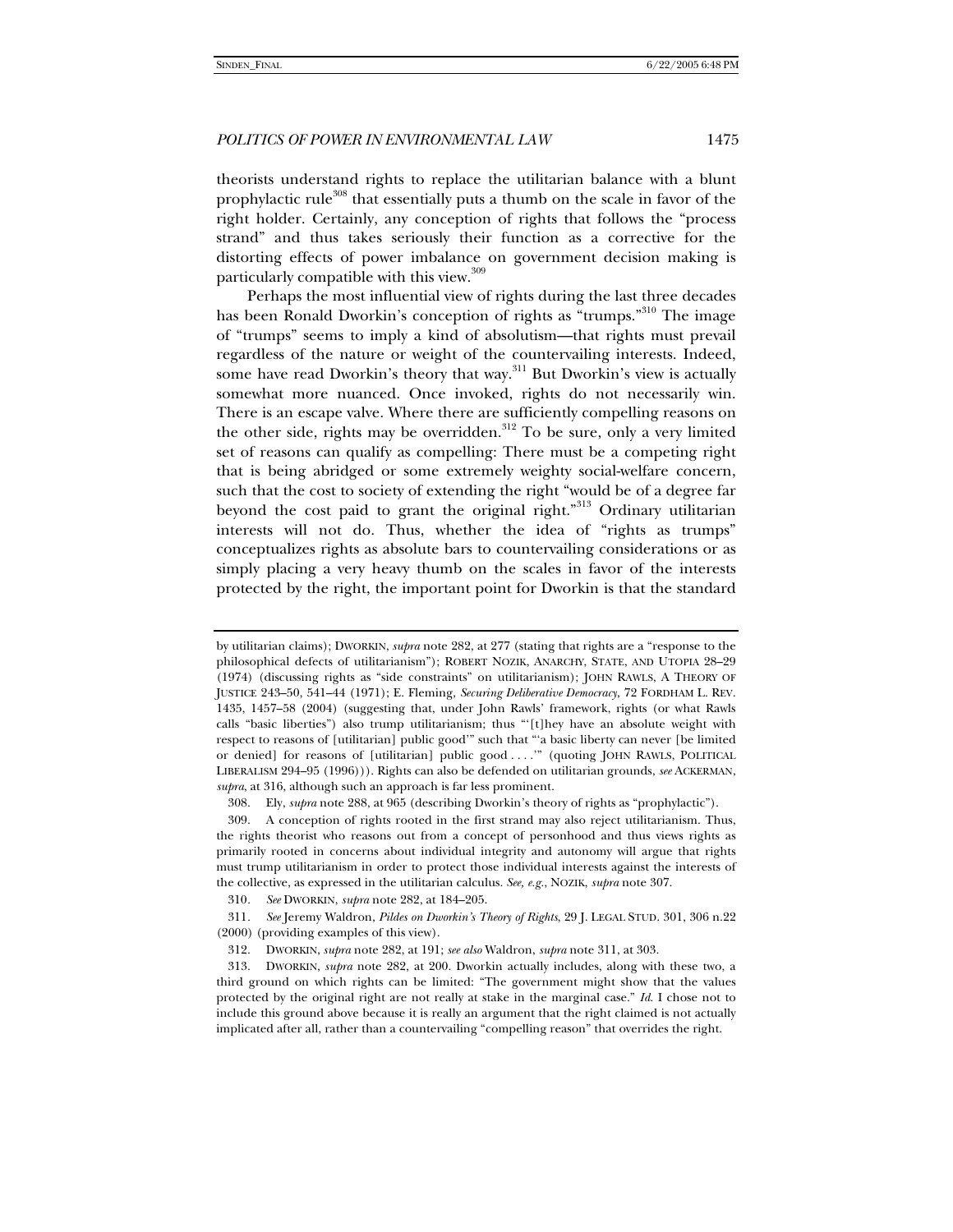theorists understand rights to replace the utilitarian balance with a blunt prophylactic rule[308] that essentially puts a thumb on the scale in favor of the right holder. Certainly, any conception of rights that follows the "process strand" and thus takes seriously their function as a corrective for the distorting effects of power imbalance on government decision making is particularly compatible with this view.[309]

Perhaps the most influential view of rights during the last three decades has been Ronald Dworkin's conception of rights as "trumps."[310] The image of "trumps" seems to imply a kind of absolutism—that rights must prevail regardless of the nature or weight of the countervailing interests. Indeed, some have read Dworkin's theory that way.[311] But Dworkin's view is actually somewhat more nuanced. Once invoked, rights do not necessarily win. There is an escape valve. Where there are sufficiently compelling reasons on the other side, rights may be overridden.[312] To be sure, only a very limited set of reasons can qualify as compelling: There must be a competing right that is being abridged or some extremely weighty social-welfare concern, such that the cost to society of extending the right "would be of a degree far beyond the cost paid to grant the original right."[313] Ordinary utilitarian interests will not do. Thus, whether the idea of "rights as trumps" conceptualizes rights as absolute bars to countervailing considerations or as simply placing a very heavy thumb on the scales in favor of the interests protected by the right, the important point for Dworkin is that the standard

---

by utilitarian claims); DWORKIN, *supra* note 282, at 277 (stating that rights are a "response to the philosophical defects of utilitarianism"); ROBERT NOZIK, ANARCHY, STATE, AND UTOPIA 28–29 (1974) (discussing rights as "side constraints" on utilitarianism); JOHN RAWLS, A THEORY OF JUSTICE 243–50, 541–44 (1971); E. Fleming, *Securing Deliberative Democracy*, 72 FORDHAM L. REV. 1435, 1457–58 (2004) (suggesting that, under John Rawls' framework, rights (or what Rawls calls "basic liberties") also trump utilitarianism; thus "'[t]hey have an absolute weight with respect to reasons of [utilitarian] public good'" such that "'a basic liberty can never [be limited or denied] for reasons of [utilitarian] public good . . . .'" (quoting JOHN RAWLS, POLITICAL LIBERALISM 294–95 (1996))). Rights can also be defended on utilitarian grounds, *see* ACKERMAN, *supra*, at 316, although such an approach is far less prominent.

308. Ely, *supra* note 288, at 965 (describing Dworkin's theory of rights as "prophylactic").

309. A conception of rights rooted in the first strand may also reject utilitarianism. Thus, the rights theorist who reasons out from a concept of personhood and thus views rights as primarily rooted in concerns about individual integrity and autonomy will argue that rights must trump utilitarianism in order to protect those individual interests against the interests of the collective, as expressed in the utilitarian calculus. *See, e.g.*, NOZIK, *supra* note 307.

310. *See* DWORKIN, *supra* note 282, at 184–205.

311. *See* Jeremy Waldron, *Pildes on Dworkin's Theory of Rights*, 29 J. LEGAL STUD. 301, 306 n.22 (2000) (providing examples of this view).

312. DWORKIN, *supra* note 282, at 191; *see also* Waldron, *supra* note 311, at 303.

313. DWORKIN, *supra* note 282, at 200. Dworkin actually includes, along with these two, a third ground on which rights can be limited: "The government might show that the values protected by the original right are not really at stake in the marginal case." *Id.* I chose not to include this ground above because it is really an argument that the right claimed is not actually implicated after all, rather than a countervailing "compelling reason" that overrides the right.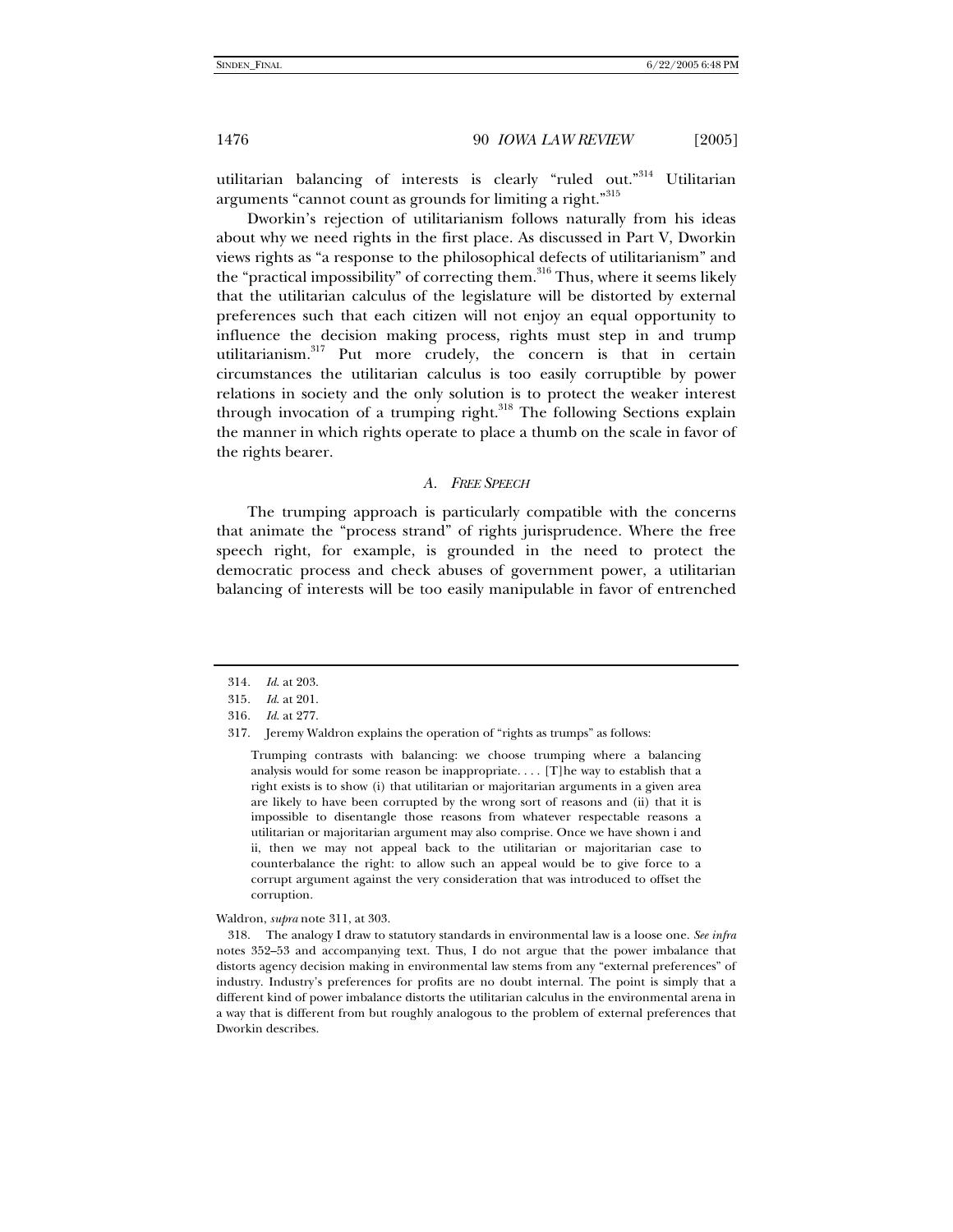utilitarian balancing of interests is clearly "ruled out."[314] Utilitarian arguments "cannot count as grounds for limiting a right."[315]

Dworkin's rejection of utilitarianism follows naturally from his ideas about why we need rights in the first place. As discussed in Part V, Dworkin views rights as "a response to the philosophical defects of utilitarianism" and the "practical impossibility" of correcting them.[316] Thus, where it seems likely that the utilitarian calculus of the legislature will be distorted by external preferences such that each citizen will not enjoy an equal opportunity to influence the decision making process, rights must step in and trump utilitarianism.[317] Put more crudely, the concern is that in certain circumstances the utilitarian calculus is too easily corruptible by power relations in society and the only solution is to protect the weaker interest through invocation of a trumping right.[318] The following Sections explain the manner in which rights operate to place a thumb on the scale in favor of the rights bearer.

### *A. FREE SPEECH*

The trumping approach is particularly compatible with the concerns that animate the "process strand" of rights jurisprudence. Where the free speech right, for example, is grounded in the need to protect the democratic process and check abuses of government power, a utilitarian balancing of interests will be too easily manipulable in favor of entrenched

---

314. *Id.* at 203.

315. *Id.* at 201.

316. *Id.* at 277.

317. Jeremy Waldron explains the operation of "rights as trumps" as follows:

> Trumping contrasts with balancing: we choose trumping where a balancing analysis would for some reason be inappropriate. . . . [T]he way to establish that a right exists is to show (i) that utilitarian or majoritarian arguments in a given area are likely to have been corrupted by the wrong sort of reasons and (ii) that it is impossible to disentangle those reasons from whatever respectable reasons a utilitarian or majoritarian argument may also comprise. Once we have shown i and ii, then we may not appeal back to the utilitarian or majoritarian case to counterbalance the right: to allow such an appeal would be to give force to a corrupt argument against the very consideration that was introduced to offset the corruption.

Waldron, *supra* note 311, at 303.

318. The analogy I draw to statutory standards in environmental law is a loose one. *See infra* notes 352–53 and accompanying text. Thus, I do not argue that the power imbalance that distorts agency decision making in environmental law stems from any "external preferences" of industry. Industry's preferences for profits are no doubt internal. The point is simply that a different kind of power imbalance distorts the utilitarian calculus in the environmental arena in a way that is different from but roughly analogous to the problem of external preferences that Dworkin describes.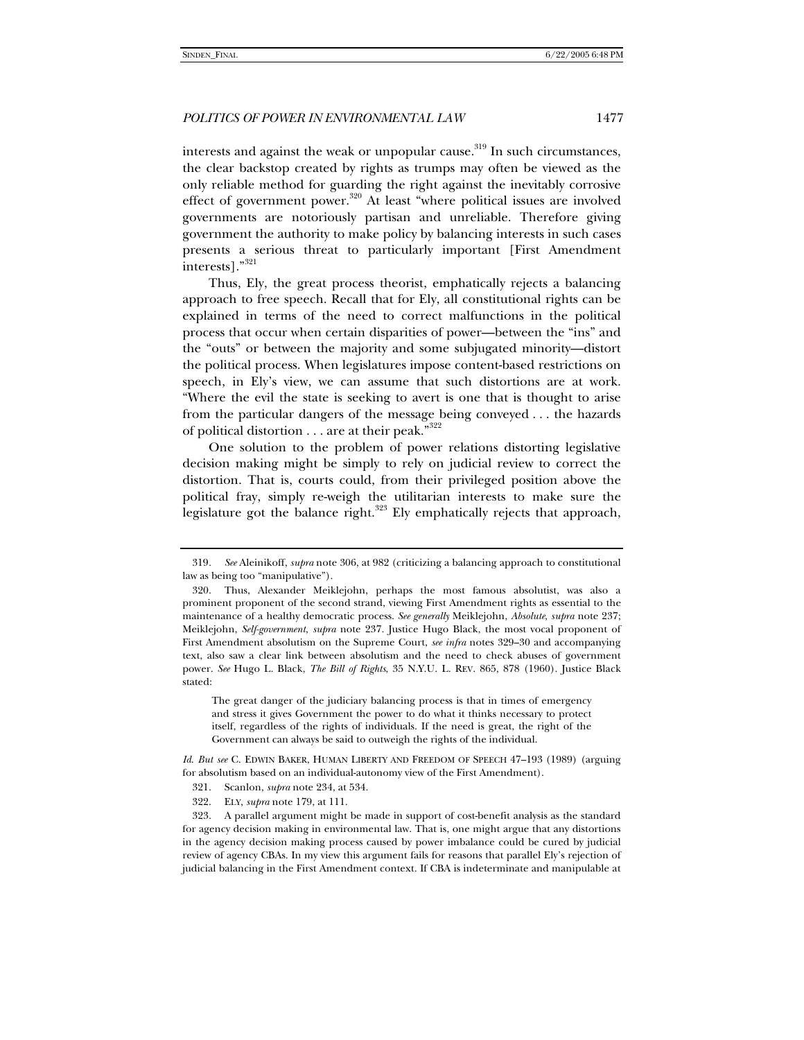interests and against the weak or unpopular cause.[319] In such circumstances, the clear backstop created by rights as trumps may often be viewed as the only reliable method for guarding the right against the inevitably corrosive effect of government power.[320] At least "where political issues are involved governments are notoriously partisan and unreliable. Therefore giving government the authority to make policy by balancing interests in such cases presents a serious threat to particularly important [First Amendment interests]."[321]

Thus, Ely, the great process theorist, emphatically rejects a balancing approach to free speech. Recall that for Ely, all constitutional rights can be explained in terms of the need to correct malfunctions in the political process that occur when certain disparities of power—between the "ins" and the "outs" or between the majority and some subjugated minority—distort the political process. When legislatures impose content-based restrictions on speech, in Ely's view, we can assume that such distortions are at work. "Where the evil the state is seeking to avert is one that is thought to arise from the particular dangers of the message being conveyed . . . the hazards of political distortion . . . are at their peak."[322]

One solution to the problem of power relations distorting legislative decision making might be simply to rely on judicial review to correct the distortion. That is, courts could, from their privileged position above the political fray, simply re-weigh the utilitarian interests to make sure the legislature got the balance right.[323] Ely emphatically rejects that approach,

---

319. *See* Aleinikoff, *supra* note 306, at 982 (criticizing a balancing approach to constitutional law as being too "manipulative").

320. Thus, Alexander Meiklejohn, perhaps the most famous absolutist, was also a prominent proponent of the second strand, viewing First Amendment rights as essential to the maintenance of a healthy democratic process. *See generally* Meiklejohn, *Absolute*, *supra* note 237; Meiklejohn, *Self-government*, *supra* note 237. Justice Hugo Black, the most vocal proponent of First Amendment absolutism on the Supreme Court, *see infra* notes 329–30 and accompanying text, also saw a clear link between absolutism and the need to check abuses of government power. *See* Hugo L. Black, *The Bill of Rights*, 35 N.Y.U. L. REV. 865, 878 (1960). Justice Black stated:

> The great danger of the judiciary balancing process is that in times of emergency and stress it gives Government the power to do what it thinks necessary to protect itself, regardless of the rights of individuals. If the need is great, the right of the Government can always be said to outweigh the rights of the individual.

*Id.* *But see* C. EDWIN BAKER, HUMAN LIBERTY AND FREEDOM OF SPEECH 47–193 (1989) (arguing for absolutism based on an individual-autonomy view of the First Amendment).

321. Scanlon, *supra* note 234, at 534.

322. ELY, *supra* note 179, at 111.

323. A parallel argument might be made in support of cost-benefit analysis as the standard for agency decision making in environmental law. That is, one might argue that any distortions in the agency decision making process caused by power imbalance could be cured by judicial review of agency CBAs. In my view this argument fails for reasons that parallel Ely's rejection of judicial balancing in the First Amendment context. If CBA is indeterminate and manipulable at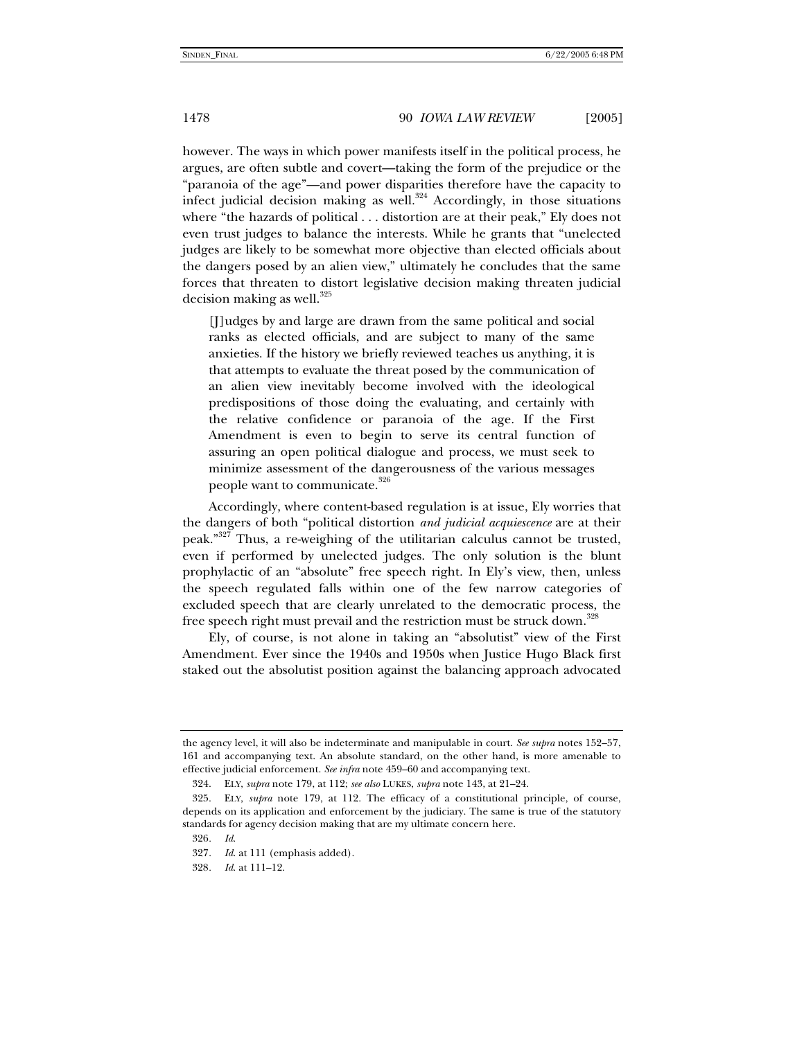however. The ways in which power manifests itself in the political process, he argues, are often subtle and covert—taking the form of the prejudice or the "paranoia of the age"—and power disparities therefore have the capacity to infect judicial decision making as well.[324] Accordingly, in those situations where "the hazards of political . . . distortion are at their peak," Ely does not even trust judges to balance the interests. While he grants that "unelected judges are likely to be somewhat more objective than elected officials about the dangers posed by an alien view," ultimately he concludes that the same forces that threaten to distort legislative decision making threaten judicial decision making as well.[325]

> [J]udges by and large are drawn from the same political and social ranks as elected officials, and are subject to many of the same anxieties. If the history we briefly reviewed teaches us anything, it is that attempts to evaluate the threat posed by the communication of an alien view inevitably become involved with the ideological predispositions of those doing the evaluating, and certainly with the relative confidence or paranoia of the age. If the First Amendment is even to begin to serve its central function of assuring an open political dialogue and process, we must seek to minimize assessment of the dangerousness of the various messages people want to communicate.[326]

Accordingly, where content-based regulation is at issue, Ely worries that the dangers of both "political distortion *and judicial acquiescence* are at their peak."[327] Thus, a re-weighing of the utilitarian calculus cannot be trusted, even if performed by unelected judges. The only solution is the blunt prophylactic of an "absolute" free speech right. In Ely's view, then, unless the speech regulated falls within one of the few narrow categories of excluded speech that are clearly unrelated to the democratic process, the free speech right must prevail and the restriction must be struck down.[328]

Ely, of course, is not alone in taking an "absolutist" view of the First Amendment. Ever since the 1940s and 1950s when Justice Hugo Black first staked out the absolutist position against the balancing approach advocated

---

the agency level, it will also be indeterminate and manipulable in court. *See supra* notes 152–57, 161 and accompanying text. An absolute standard, on the other hand, is more amenable to effective judicial enforcement. *See infra* note 459–60 and accompanying text.

324. ELY, *supra* note 179, at 112; *see also* LUKES, *supra* note 143, at 21–24.

325. ELY, *supra* note 179, at 112. The efficacy of a constitutional principle, of course, depends on its application and enforcement by the judiciary. The same is true of the statutory standards for agency decision making that are my ultimate concern here.

326. *Id.*

327. *Id.* at 111 (emphasis added).

328. *Id.* at 111–12.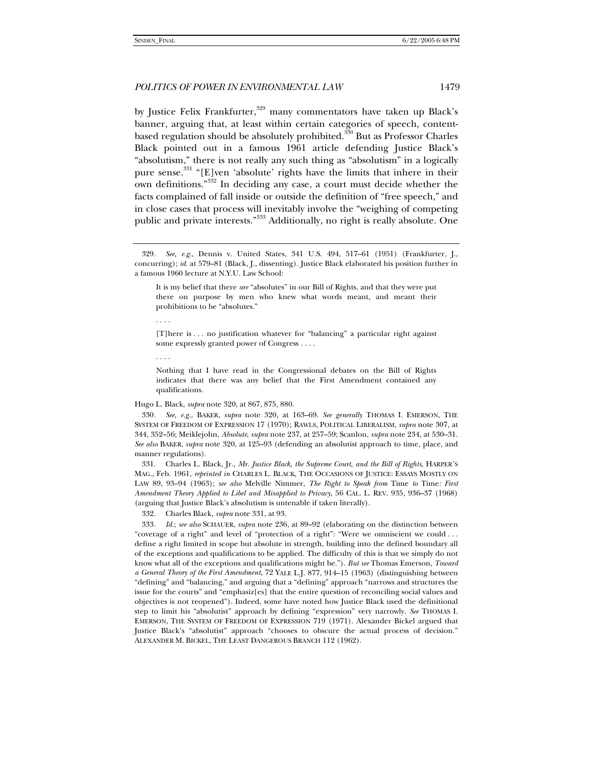by Justice Felix Frankfurter,[329] many commentators have taken up Black's banner, arguing that, at least within certain categories of speech, content-based regulation should be absolutely prohibited.[330] But as Professor Charles Black pointed out in a famous 1961 article defending Justice Black's "absolutism," there is not really any such thing as "absolutism" in a logically pure sense.[331] "[E]ven 'absolute' rights have the limits that inhere in their own definitions."[332] In deciding any case, a court must decide whether the facts complained of fall inside or outside the definition of "free speech," and in close cases that process will inevitably involve the "weighing of competing public and private interests."[333] Additionally, no right is really absolute. One

---

329. *See, e.g.*, Dennis v. United States, 341 U.S. 494, 517–61 (1951) (Frankfurter, J., concurring); *id.* at 579–81 (Black, J., dissenting). Justice Black elaborated his position further in a famous 1960 lecture at N.Y.U. Law School:

> It is my belief that there *are* "absolutes" in our Bill of Rights, and that they were put there on purpose by men who knew what words meant, and meant their prohibitions to be "absolutes."
>
> . . . .
>
> [T]here is . . . no justification whatever for "balancing" a particular right against some expressly granted power of Congress . . . .
>
> . . . .
>
> Nothing that I have read in the Congressional debates on the Bill of Rights indicates that there was any belief that the First Amendment contained any qualifications.

Hugo L. Black, *supra* note 320, at 867, 875, 880.

330. *See, e.g.*, BAKER, *supra* note 320, at 163–69. *See generally* THOMAS I. EMERSON, THE SYSTEM OF FREEDOM OF EXPRESSION 17 (1970); RAWLS, POLITICAL LIBERALISM, *supra* note 307, at 344, 352–56; Meiklejohn, *Absolute*, *supra* note 237, at 257–59; Scanlon, *supra* note 234, at 530–31. *See also* BAKER, *supra* note 320, at 125–93 (defending an absolutist approach to time, place, and manner regulations).

331. Charles L. Black, Jr., *Mr. Justice Black, the Supreme Court, and the Bill of Rights*, HARPER'S MAG., Feb. 1961, *reprinted in* CHARLES L. BLACK, THE OCCASIONS OF JUSTICE: ESSAYS MOSTLY ON LAW 89, 93–94 (1963); *see also* Melville Nimmer, *The Right to Speak from* Time *to* Time*: First Amendment Theory Applied to Libel and Misapplied to Privacy*, 56 CAL. L. REV. 935, 936–37 (1968) (arguing that Justice Black's absolutism is untenable if taken literally).

332. Charles Black, *supra* note 331, at 93.

333. *Id.*; *see also* SCHAUER, *supra* note 236, at 89–92 (elaborating on the distinction between "coverage of a right" and level of "protection of a right": "Were we omniscient we could . . . define a right limited in scope but absolute in strength, building into the defined boundary all of the exceptions and qualifications to be applied. The difficulty of this is that we simply do not know what all of the exceptions and qualifications might be."). *But see* Thomas Emerson, *Toward a General Theory of the First Amendment*, 72 YALE L.J. 877, 914–15 (1963) (distinguishing between "defining" and "balancing," and arguing that a "defining" approach "narrows and structures the issue for the courts" and "emphasiz[es] that the entire question of reconciling social values and objectives is not reopened"). Indeed, some have noted how Justice Black used the definitional step to limit his "absolutist" approach by defining "expression" very narrowly. *See* THOMAS I. EMERSON, THE SYSTEM OF FREEDOM OF EXPRESSION 719 (1971). Alexander Bickel argued that Justice Black's "absolutist" approach "chooses to obscure the actual process of decision." ALEXANDER M. BICKEL, THE LEAST DANGEROUS BRANCH 112 (1962).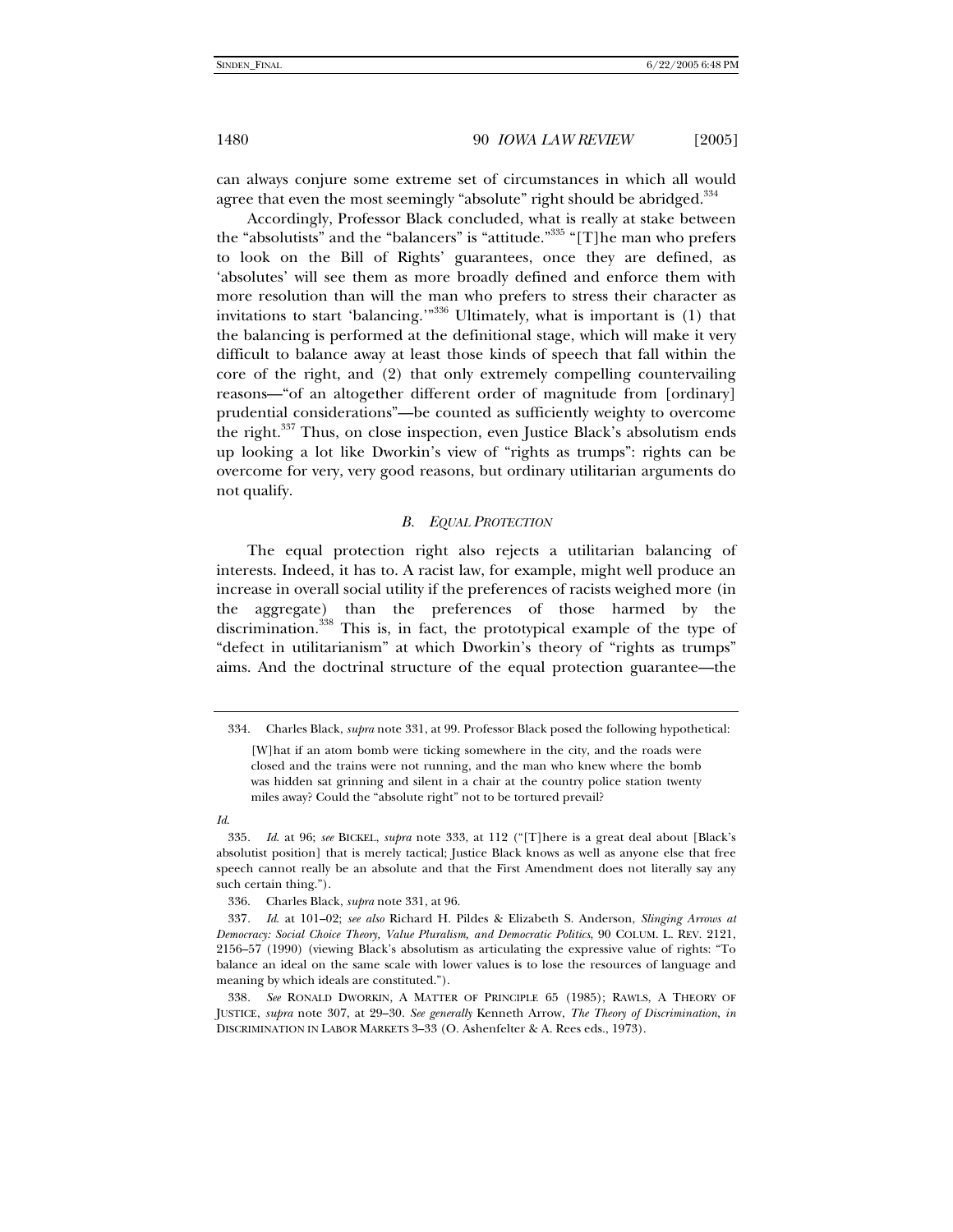can always conjure some extreme set of circumstances in which all would agree that even the most seemingly "absolute" right should be abridged.[334]

Accordingly, Professor Black concluded, what is really at stake between the "absolutists" and the "balancers" is "attitude."[335] "[T]he man who prefers to look on the Bill of Rights' guarantees, once they are defined, as 'absolutes' will see them as more broadly defined and enforce them with more resolution than will the man who prefers to stress their character as invitations to start 'balancing.'"[336] Ultimately, what is important is (1) that the balancing is performed at the definitional stage, which will make it very difficult to balance away at least those kinds of speech that fall within the core of the right, and (2) that only extremely compelling countervailing reasons—"of an altogether different order of magnitude from [ordinary] prudential considerations"—be counted as sufficiently weighty to overcome the right.[337] Thus, on close inspection, even Justice Black's absolutism ends up looking a lot like Dworkin's view of "rights as trumps": rights can be overcome for very, very good reasons, but ordinary utilitarian arguments do not qualify.

### *B. EQUAL PROTECTION*

The equal protection right also rejects a utilitarian balancing of interests. Indeed, it has to. A racist law, for example, might well produce an increase in overall social utility if the preferences of racists weighed more (in the aggregate) than the preferences of those harmed by the discrimination.[338] This is, in fact, the prototypical example of the type of "defect in utilitarianism" at which Dworkin's theory of "rights as trumps" aims. And the doctrinal structure of the equal protection guarantee—the

---

334. Charles Black, *supra* note 331, at 99. Professor Black posed the following hypothetical:

> [W]hat if an atom bomb were ticking somewhere in the city, and the roads were closed and the trains were not running, and the man who knew where the bomb was hidden sat grinning and silent in a chair at the country police station twenty miles away? Could the "absolute right" not to be tortured prevail?

*Id.*

335. *Id.* at 96; *see* BICKEL, *supra* note 333, at 112 ("[T]here is a great deal about [Black's absolutist position] that is merely tactical; Justice Black knows as well as anyone else that free speech cannot really be an absolute and that the First Amendment does not literally say any such certain thing.").

336. Charles Black, *supra* note 331, at 96.

337. *Id.* at 101–02; *see also* Richard H. Pildes & Elizabeth S. Anderson, *Slinging Arrows at Democracy: Social Choice Theory, Value Pluralism, and Democratic Politics*, 90 COLUM. L. REV. 2121, 2156–57 (1990) (viewing Black's absolutism as articulating the expressive value of rights: "To balance an ideal on the same scale with lower values is to lose the resources of language and meaning by which ideals are constituted.").

338. *See* RONALD DWORKIN, A MATTER OF PRINCIPLE 65 (1985); RAWLS, A THEORY OF JUSTICE, *supra* note 307, at 29–30. *See generally* Kenneth Arrow, *The Theory of Discrimination*, *in* DISCRIMINATION IN LABOR MARKETS 3–33 (O. Ashenfelter & A. Rees eds., 1973).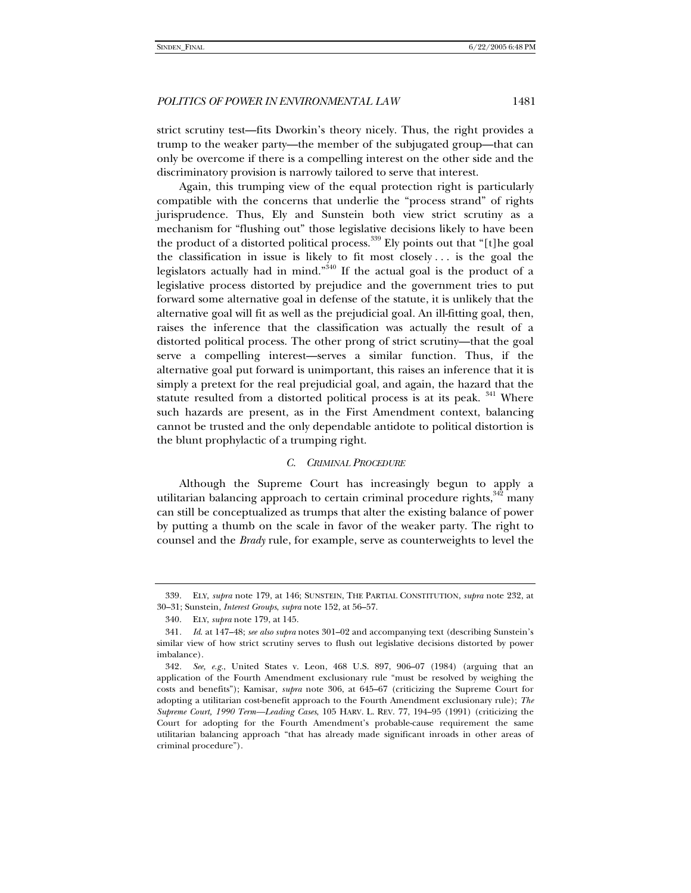strict scrutiny test—fits Dworkin's theory nicely. Thus, the right provides a trump to the weaker party—the member of the subjugated group—that can only be overcome if there is a compelling interest on the other side and the discriminatory provision is narrowly tailored to serve that interest.

Again, this trumping view of the equal protection right is particularly compatible with the concerns that underlie the "process strand" of rights jurisprudence. Thus, Ely and Sunstein both view strict scrutiny as a mechanism for "flushing out" those legislative decisions likely to have been the product of a distorted political process.[339] Ely points out that "[t]he goal the classification in issue is likely to fit most closely . . . is the goal the legislators actually had in mind."[340] If the actual goal is the product of a legislative process distorted by prejudice and the government tries to put forward some alternative goal in defense of the statute, it is unlikely that the alternative goal will fit as well as the prejudicial goal. An ill-fitting goal, then, raises the inference that the classification was actually the result of a distorted political process. The other prong of strict scrutiny—that the goal serve a compelling interest—serves a similar function. Thus, if the alternative goal put forward is unimportant, this raises an inference that it is simply a pretext for the real prejudicial goal, and again, the hazard that the statute resulted from a distorted political process is at its peak.[341] Where such hazards are present, as in the First Amendment context, balancing cannot be trusted and the only dependable antidote to political distortion is the blunt prophylactic of a trumping right.

### C. *CRIMINAL PROCEDURE*

Although the Supreme Court has increasingly begun to apply a utilitarian balancing approach to certain criminal procedure rights,[342] many can still be conceptualized as trumps that alter the existing balance of power by putting a thumb on the scale in favor of the weaker party. The right to counsel and the *Brady* rule, for example, serve as counterweights to level the

---

339. ELY, *supra* note 179, at 146; SUNSTEIN, THE PARTIAL CONSTITUTION, *supra* note 232, at 30–31; Sunstein, *Interest Groups*, *supra* note 152, at 56–57.

340. ELY, *supra* note 179, at 145.

341. *Id.* at 147–48; *see also supra* notes 301–02 and accompanying text (describing Sunstein's similar view of how strict scrutiny serves to flush out legislative decisions distorted by power imbalance).

342. *See, e.g.*, United States v. Leon, 468 U.S. 897, 906–07 (1984) (arguing that an application of the Fourth Amendment exclusionary rule "must be resolved by weighing the costs and benefits"); Kamisar, *supra* note 306, at 645–67 (criticizing the Supreme Court for adopting a utilitarian cost-benefit approach to the Fourth Amendment exclusionary rule); *The Supreme Court, 1990 Term—Leading Cases*, 105 HARV. L. REV. 77, 194–95 (1991) (criticizing the Court for adopting for the Fourth Amendment's probable-cause requirement the same utilitarian balancing approach "that has already made significant inroads in other areas of criminal procedure").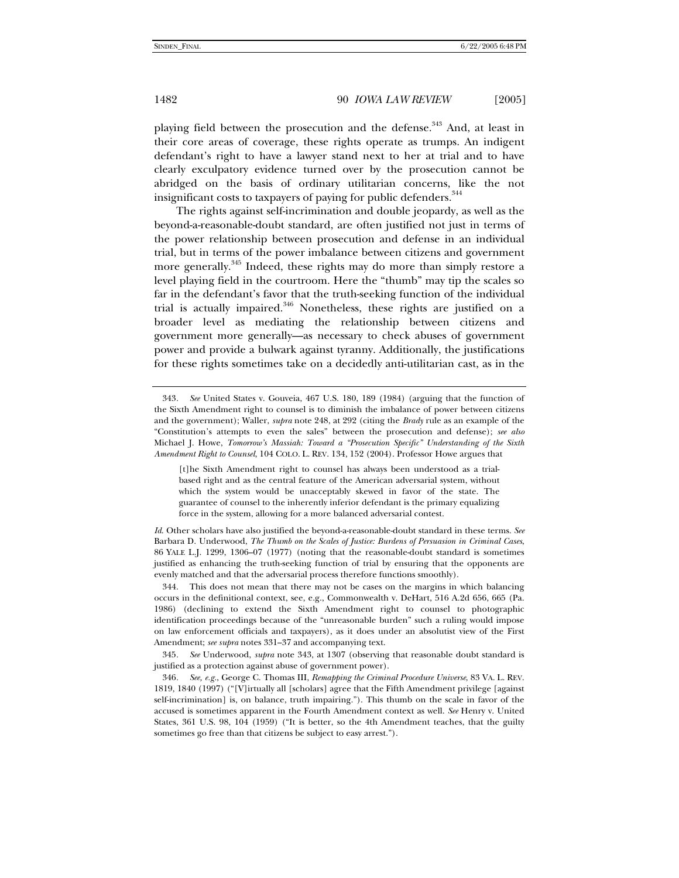playing field between the prosecution and the defense.[343] And, at least in their core areas of coverage, these rights operate as trumps. An indigent defendant's right to have a lawyer stand next to her at trial and to have clearly exculpatory evidence turned over by the prosecution cannot be abridged on the basis of ordinary utilitarian concerns, like the not insignificant costs to taxpayers of paying for public defenders.[344]

The rights against self-incrimination and double jeopardy, as well as the beyond-a-reasonable-doubt standard, are often justified not just in terms of the power relationship between prosecution and defense in an individual trial, but in terms of the power imbalance between citizens and government more generally.[345] Indeed, these rights may do more than simply restore a level playing field in the courtroom. Here the "thumb" may tip the scales so far in the defendant's favor that the truth-seeking function of the individual trial is actually impaired.[346] Nonetheless, these rights are justified on a broader level as mediating the relationship between citizens and government more generally—as necessary to check abuses of government power and provide a bulwark against tyranny. Additionally, the justifications for these rights sometimes take on a decidedly anti-utilitarian cast, as in the

---

343. *See* United States v. Gouveia, 467 U.S. 180, 189 (1984) (arguing that the function of the Sixth Amendment right to counsel is to diminish the imbalance of power between citizens and the government); Waller, *supra* note 248, at 292 (citing the *Brady* rule as an example of the "Constitution's attempts to even the sales" between the prosecution and defense); *see also* Michael J. Howe, *Tomorrow's Massiah: Toward a "Prosecution Specific" Understanding of the Sixth Amendment Right to Counsel*, 104 COLO. L. REV. 134, 152 (2004). Professor Howe argues that

> [t]he Sixth Amendment right to counsel has always been understood as a trial-based right and as the central feature of the American adversarial system, without which the system would be unacceptably skewed in favor of the state. The guarantee of counsel to the inherently inferior defendant is the primary equalizing force in the system, allowing for a more balanced adversarial contest.

*Id.* Other scholars have also justified the beyond-a-reasonable-doubt standard in these terms. *See* Barbara D. Underwood, *The Thumb on the Scales of Justice: Burdens of Persuasion in Criminal Cases*, 86 YALE L.J. 1299, 1306–07 (1977) (noting that the reasonable-doubt standard is sometimes justified as enhancing the truth-seeking function of trial by ensuring that the opponents are evenly matched and that the adversarial process therefore functions smoothly).

344. This does not mean that there may not be cases on the margins in which balancing occurs in the definitional context, see, e.g., Commonwealth v. DeHart, 516 A.2d 656, 665 (Pa. 1986) (declining to extend the Sixth Amendment right to counsel to photographic identification proceedings because of the "unreasonable burden" such a ruling would impose on law enforcement officials and taxpayers), as it does under an absolutist view of the First Amendment; *see supra* notes 331–37 and accompanying text.

345. *See* Underwood, *supra* note 343, at 1307 (observing that reasonable doubt standard is justified as a protection against abuse of government power).

346. *See, e.g.*, George C. Thomas III, *Remapping the Criminal Procedure Universe*, 83 VA. L. REV. 1819, 1840 (1997) ("[V]irtually all [scholars] agree that the Fifth Amendment privilege [against self-incrimination] is, on balance, truth impairing."). This thumb on the scale in favor of the accused is sometimes apparent in the Fourth Amendment context as well. *See* Henry v. United States, 361 U.S. 98, 104 (1959) ("It is better, so the 4th Amendment teaches, that the guilty sometimes go free than that citizens be subject to easy arrest.").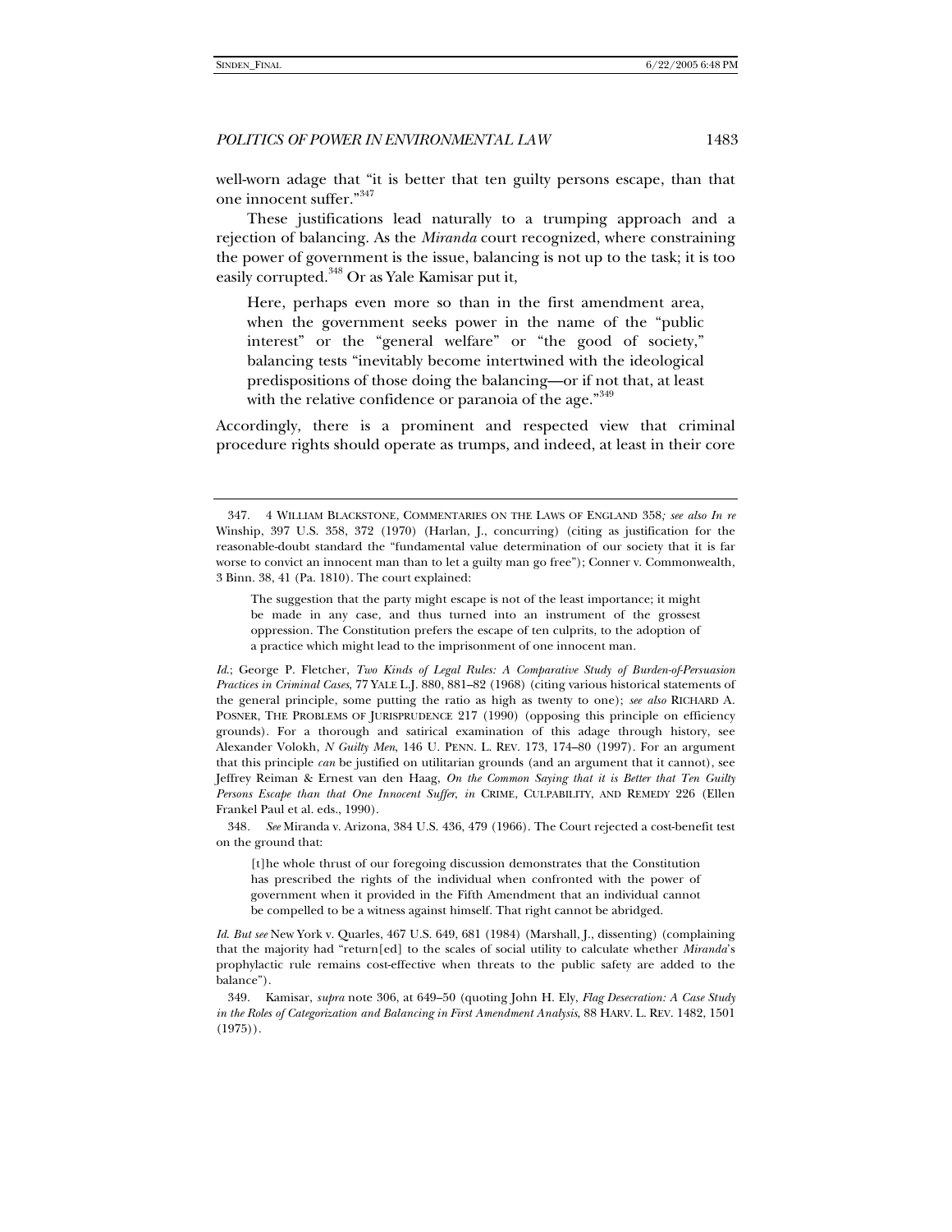well-worn adage that "it is better that ten guilty persons escape, than that one innocent suffer."[347]

These justifications lead naturally to a trumping approach and a rejection of balancing. As the *Miranda* court recognized, where constraining the power of government is the issue, balancing is not up to the task; it is too easily corrupted.[348] Or as Yale Kamisar put it,

> Here, perhaps even more so than in the first amendment area, when the government seeks power in the name of the "public interest" or the "general welfare" or "the good of society," balancing tests "inevitably become intertwined with the ideological predispositions of those doing the balancing—or if not that, at least with the relative confidence or paranoia of the age."[349]

Accordingly, there is a prominent and respected view that criminal procedure rights should operate as trumps, and indeed, at least in their core

---

347. 4 WILLIAM BLACKSTONE, COMMENTARIES ON THE LAWS OF ENGLAND 358*; see also In re* Winship, 397 U.S. 358, 372 (1970) (Harlan, J., concurring) (citing as justification for the reasonable-doubt standard the "fundamental value determination of our society that it is far worse to convict an innocent man than to let a guilty man go free"); Conner v. Commonwealth, 3 Binn. 38, 41 (Pa. 1810). The court explained:

> The suggestion that the party might escape is not of the least importance; it might be made in any case, and thus turned into an instrument of the grossest oppression. The Constitution prefers the escape of ten culprits, to the adoption of a practice which might lead to the imprisonment of one innocent man.

*Id.*; George P. Fletcher, *Two Kinds of Legal Rules: A Comparative Study of Burden-of-Persuasion Practices in Criminal Cases*, 77 YALE L.J. 880, 881–82 (1968) (citing various historical statements of the general principle, some putting the ratio as high as twenty to one); *see also* RICHARD A. POSNER, THE PROBLEMS OF JURISPRUDENCE 217 (1990) (opposing this principle on efficiency grounds). For a thorough and satirical examination of this adage through history, see Alexander Volokh, *N Guilty Men*, 146 U. PENN. L. REV. 173, 174–80 (1997). For an argument that this principle *can* be justified on utilitarian grounds (and an argument that it cannot), see Jeffrey Reiman & Ernest van den Haag, *On the Common Saying that it is Better that Ten Guilty Persons Escape than that One Innocent Suffer*, *in* CRIME, CULPABILITY, AND REMEDY 226 (Ellen Frankel Paul et al. eds., 1990).

348. *See* Miranda v. Arizona, 384 U.S. 436, 479 (1966). The Court rejected a cost-benefit test on the ground that:

> [t]he whole thrust of our foregoing discussion demonstrates that the Constitution has prescribed the rights of the individual when confronted with the power of government when it provided in the Fifth Amendment that an individual cannot be compelled to be a witness against himself. That right cannot be abridged.

*Id. But see* New York v. Quarles, 467 U.S. 649, 681 (1984) (Marshall, J., dissenting) (complaining that the majority had "return[ed] to the scales of social utility to calculate whether *Miranda*'s prophylactic rule remains cost-effective when threats to the public safety are added to the balance").

349. Kamisar, *supra* note 306, at 649–50 (quoting John H. Ely, *Flag Desecration: A Case Study in the Roles of Categorization and Balancing in First Amendment Analysis*, 88 HARV. L. REV. 1482, 1501 (1975)).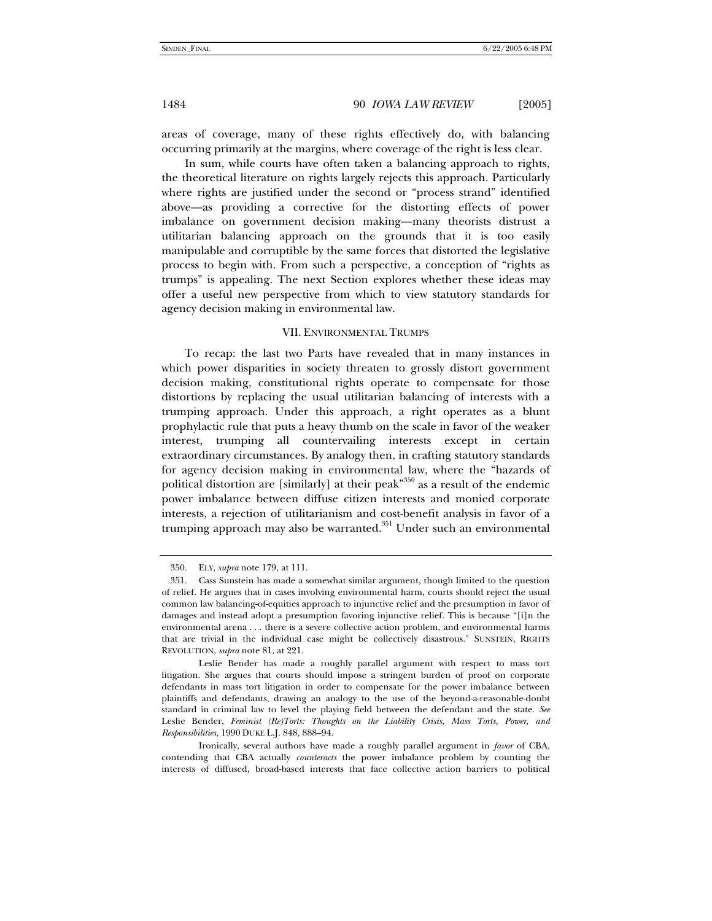areas of coverage, many of these rights effectively do, with balancing occurring primarily at the margins, where coverage of the right is less clear.

In sum, while courts have often taken a balancing approach to rights, the theoretical literature on rights largely rejects this approach. Particularly where rights are justified under the second or "process strand" identified above—as providing a corrective for the distorting effects of power imbalance on government decision making—many theorists distrust a utilitarian balancing approach on the grounds that it is too easily manipulable and corruptible by the same forces that distorted the legislative process to begin with. From such a perspective, a conception of "rights as trumps" is appealing. The next Section explores whether these ideas may offer a useful new perspective from which to view statutory standards for agency decision making in environmental law.

## VII. ENVIRONMENTAL TRUMPS

To recap: the last two Parts have revealed that in many instances in which power disparities in society threaten to grossly distort government decision making, constitutional rights operate to compensate for those distortions by replacing the usual utilitarian balancing of interests with a trumping approach. Under this approach, a right operates as a blunt prophylactic rule that puts a heavy thumb on the scale in favor of the weaker interest, trumping all countervailing interests except in certain extraordinary circumstances. By analogy then, in crafting statutory standards for agency decision making in environmental law, where the "hazards of political distortion are [similarly] at their peak"[350] as a result of the endemic power imbalance between diffuse citizen interests and monied corporate interests, a rejection of utilitarianism and cost-benefit analysis in favor of a trumping approach may also be warranted.[351] Under such an environmental

---

350. ELY, *supra* note 179, at 111.

351. Cass Sunstein has made a somewhat similar argument, though limited to the question of relief. He argues that in cases involving environmental harm, courts should reject the usual common law balancing-of-equities approach to injunctive relief and the presumption in favor of damages and instead adopt a presumption favoring injunctive relief. This is because "[i]n the environmental arena . . . there is a severe collective action problem, and environmental harms that are trivial in the individual case might be collectively disastrous." SUNSTEIN, RIGHTS REVOLUTION, *supra* note 81, at 221.

Leslie Bender has made a roughly parallel argument with respect to mass tort litigation. She argues that courts should impose a stringent burden of proof on corporate defendants in mass tort litigation in order to compensate for the power imbalance between plaintiffs and defendants, drawing an analogy to the use of the beyond-a-reasonable-doubt standard in criminal law to level the playing field between the defendant and the state. *See* Leslie Bender, *Feminist (Re)Torts: Thoughts on the Liability Crisis, Mass Torts, Power, and Responsibilities*, 1990 DUKE L.J. 848, 888–94.

Ironically, several authors have made a roughly parallel argument in *favor* of CBA, contending that CBA actually *counteracts* the power imbalance problem by counting the interests of diffused, broad-based interests that face collective action barriers to political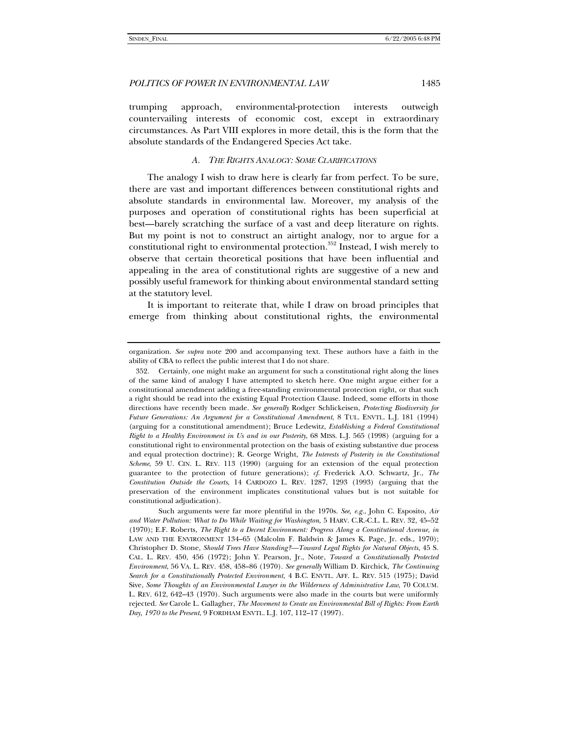trumping approach, environmental-protection interests outweigh countervailing interests of economic cost, except in extraordinary circumstances. As Part VIII explores in more detail, this is the form that the absolute standards of the Endangered Species Act take.

### A. *THE RIGHTS ANALOGY: SOME CLARIFICATIONS*

The analogy I wish to draw here is clearly far from perfect. To be sure, there are vast and important differences between constitutional rights and absolute standards in environmental law. Moreover, my analysis of the purposes and operation of constitutional rights has been superficial at best—barely scratching the surface of a vast and deep literature on rights. But my point is not to construct an airtight analogy, nor to argue for a constitutional right to environmental protection.[352] Instead, I wish merely to observe that certain theoretical positions that have been influential and appealing in the area of constitutional rights are suggestive of a new and possibly useful framework for thinking about environmental standard setting at the statutory level.

It is important to reiterate that, while I draw on broad principles that emerge from thinking about constitutional rights, the environmental

---

organization. *See supra* note 200 and accompanying text. These authors have a faith in the ability of CBA to reflect the public interest that I do not share.

352. Certainly, one might make an argument for such a constitutional right along the lines of the same kind of analogy I have attempted to sketch here. One might argue either for a constitutional amendment adding a free-standing environmental protection right, or that such a right should be read into the existing Equal Protection Clause. Indeed, some efforts in those directions have recently been made. *See generally* Rodger Schlickeisen, *Protecting Biodiversity for Future Generations: An Argument for a Constitutional Amendment*, 8 TUL. ENVTL. L.J. 181 (1994) (arguing for a constitutional amendment); Bruce Ledewitz, *Establishing a Federal Constitutional Right to a Healthy Environment in Us and in our Posterity*, 68 MISS. L.J. 565 (1998) (arguing for a constitutional right to environmental protection on the basis of existing substantive due process and equal protection doctrine); R. George Wright, *The Interests of Posterity in the Constitutional Scheme*, 59 U. CIN. L. REV. 113 (1990) (arguing for an extension of the equal protection guarantee to the protection of future generations); *cf.* Frederick A.O. Schwartz, Jr., *The Constitution Outside the Courts*, 14 CARDOZO L. REV. 1287, 1293 (1993) (arguing that the preservation of the environment implicates constitutional values but is not suitable for constitutional adjudication).

Such arguments were far more plentiful in the 1970s. *See, e.g.*, John C. Esposito, *Air and Water Pollution: What to Do While Waiting for Washington*, 5 HARV. C.R.-C.L. L. REV. 32, 45–52 (1970); E.F. Roberts, *The Right to a Decent Environment: Progress Along a Constitutional Avenue*, *in* LAW AND THE ENVIRONMENT 134–65 (Malcolm F. Baldwin & James K. Page, Jr. eds., 1970); Christopher D. Stone, *Should Trees Have Standing?—Toward Legal Rights for Natural Objects*, 45 S. CAL. L. REV. 450, 456 (1972); John Y. Pearson, Jr., Note, *Toward a Constitutionally Protected Environment*, 56 VA. L. REV. 458, 458–86 (1970). *See generally* William D. Kirchick, *The Continuing Search for a Constitutionally Protected Environment*, 4 B.C. ENVTL. AFF. L. REV. 515 (1975); David Sive, *Some Thoughts of an Environmental Lawyer in the Wilderness of Administrative Law*, 70 COLUM. L. REV. 612, 642–43 (1970). Such arguments were also made in the courts but were uniformly rejected. *See* Carole L. Gallagher, *The Movement to Create an Environmental Bill of Rights: From Earth Day, 1970 to the Present*, 9 FORDHAM ENVTL. L.J. 107, 112–17 (1997).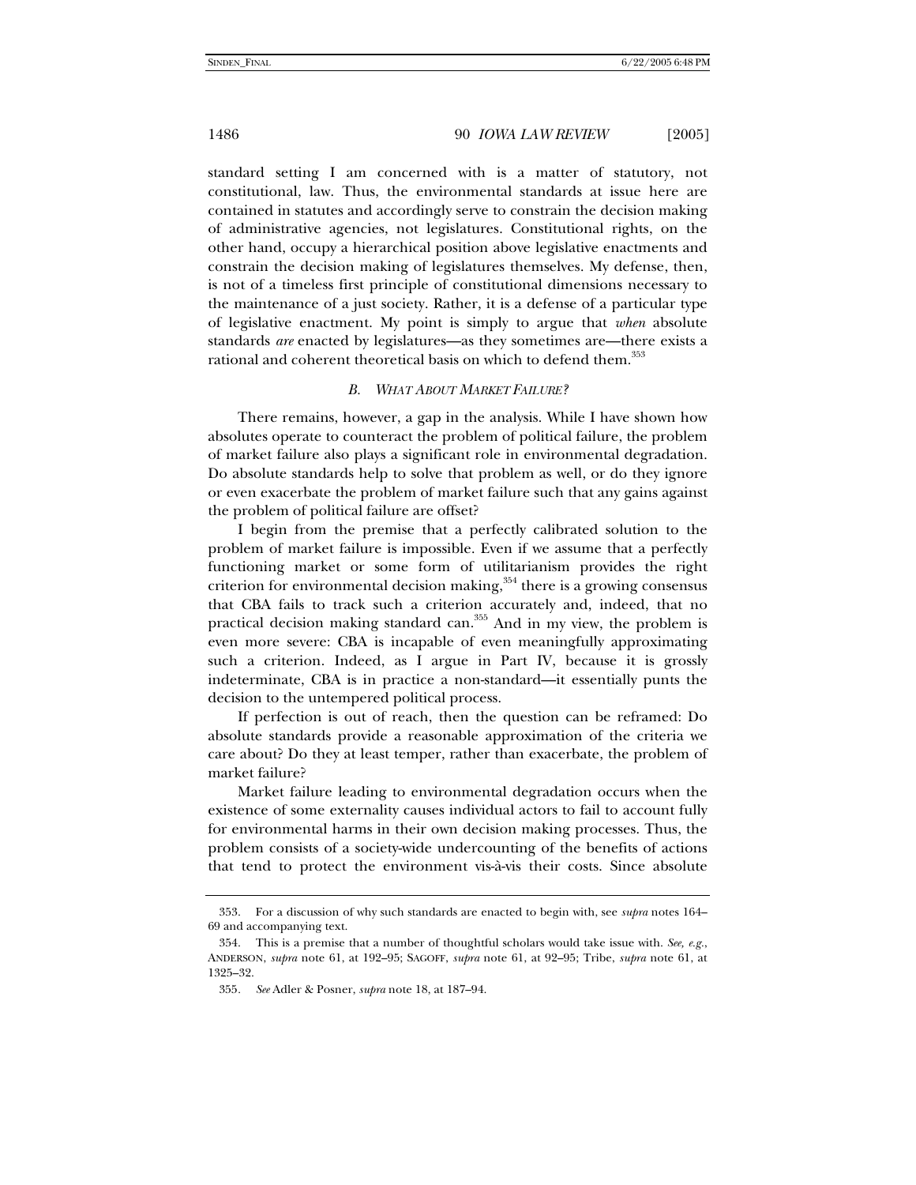standard setting I am concerned with is a matter of statutory, not constitutional, law. Thus, the environmental standards at issue here are contained in statutes and accordingly serve to constrain the decision making of administrative agencies, not legislatures. Constitutional rights, on the other hand, occupy a hierarchical position above legislative enactments and constrain the decision making of legislatures themselves. My defense, then, is not of a timeless first principle of constitutional dimensions necessary to the maintenance of a just society. Rather, it is a defense of a particular type of legislative enactment. My point is simply to argue that *when* absolute standards *are* enacted by legislatures—as they sometimes are—there exists a rational and coherent theoretical basis on which to defend them.[353]

### *B. WHAT ABOUT MARKET FAILURE?*

There remains, however, a gap in the analysis. While I have shown how absolutes operate to counteract the problem of political failure, the problem of market failure also plays a significant role in environmental degradation. Do absolute standards help to solve that problem as well, or do they ignore or even exacerbate the problem of market failure such that any gains against the problem of political failure are offset?

I begin from the premise that a perfectly calibrated solution to the problem of market failure is impossible. Even if we assume that a perfectly functioning market or some form of utilitarianism provides the right criterion for environmental decision making,[354] there is a growing consensus that CBA fails to track such a criterion accurately and, indeed, that no practical decision making standard can.[355] And in my view, the problem is even more severe: CBA is incapable of even meaningfully approximating such a criterion. Indeed, as I argue in Part IV, because it is grossly indeterminate, CBA is in practice a non-standard—it essentially punts the decision to the untempered political process.

If perfection is out of reach, then the question can be reframed: Do absolute standards provide a reasonable approximation of the criteria we care about? Do they at least temper, rather than exacerbate, the problem of market failure?

Market failure leading to environmental degradation occurs when the existence of some externality causes individual actors to fail to account fully for environmental harms in their own decision making processes. Thus, the problem consists of a society-wide undercounting of the benefits of actions that tend to protect the environment vis-à-vis their costs. Since absolute

---

353. For a discussion of why such standards are enacted to begin with, see *supra* notes 164–69 and accompanying text.

354. This is a premise that a number of thoughtful scholars would take issue with. *See, e.g.*, ANDERSON, *supra* note 61, at 192–95; SAGOFF, *supra* note 61, at 92–95; Tribe, *supra* note 61, at 1325–32.

355. *See* Adler & Posner, *supra* note 18, at 187–94.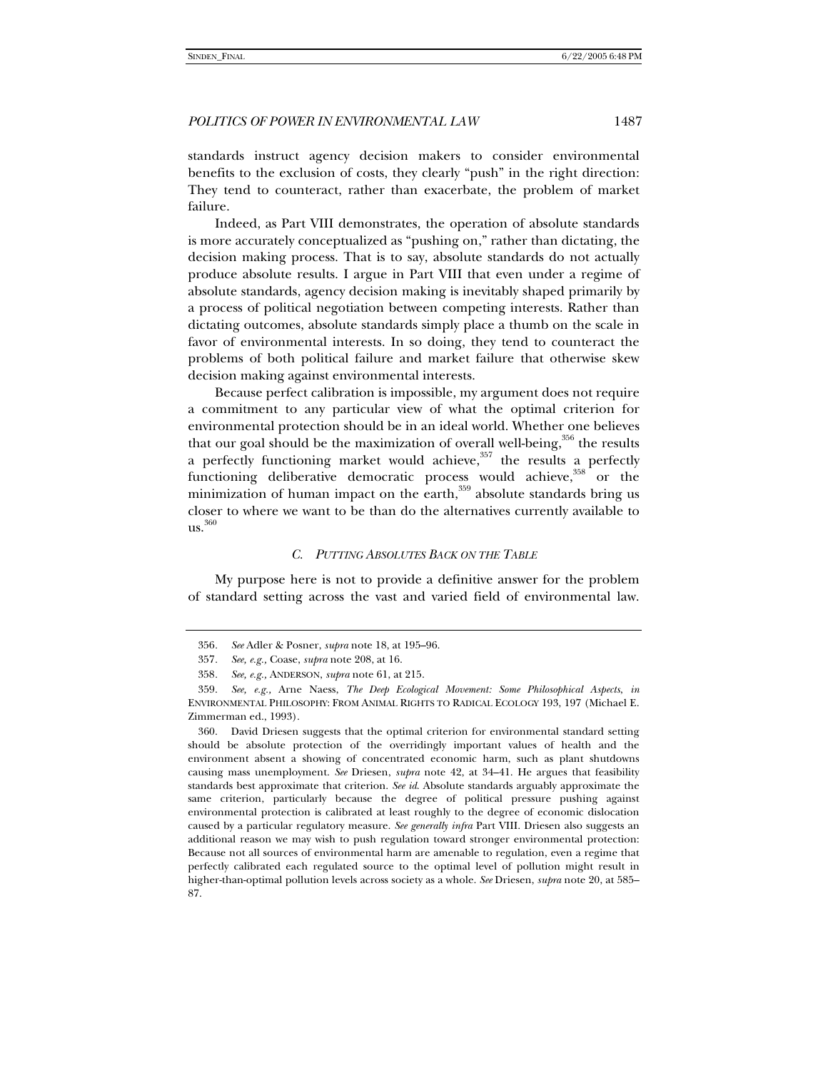standards instruct agency decision makers to consider environmental benefits to the exclusion of costs, they clearly "push" in the right direction: They tend to counteract, rather than exacerbate, the problem of market failure.

Indeed, as Part VIII demonstrates, the operation of absolute standards is more accurately conceptualized as "pushing on," rather than dictating, the decision making process. That is to say, absolute standards do not actually produce absolute results. I argue in Part VIII that even under a regime of absolute standards, agency decision making is inevitably shaped primarily by a process of political negotiation between competing interests. Rather than dictating outcomes, absolute standards simply place a thumb on the scale in favor of environmental interests. In so doing, they tend to counteract the problems of both political failure and market failure that otherwise skew decision making against environmental interests.

Because perfect calibration is impossible, my argument does not require a commitment to any particular view of what the optimal criterion for environmental protection should be in an ideal world. Whether one believes that our goal should be the maximization of overall well-being,[356] the results a perfectly functioning market would achieve,[357] the results a perfectly functioning deliberative democratic process would achieve,[358] or the minimization of human impact on the earth,[359] absolute standards bring us closer to where we want to be than do the alternatives currently available to us.[360]

### *C. Putting Absolutes Back on the Table*

My purpose here is not to provide a definitive answer for the problem of standard setting across the vast and varied field of environmental law.

---

356. *See* Adler & Posner, *supra* note 18, at 195–96.

357. *See, e.g.,* Coase, *supra* note 208, at 16.

358. *See, e.g.,* ANDERSON, *supra* note 61, at 215.

359. *See, e.g.,* Arne Naess, *The Deep Ecological Movement: Some Philosophical Aspects*, *in* ENVIRONMENTAL PHILOSOPHY: FROM ANIMAL RIGHTS TO RADICAL ECOLOGY 193, 197 (Michael E. Zimmerman ed., 1993).

360. David Driesen suggests that the optimal criterion for environmental standard setting should be absolute protection of the overridingly important values of health and the environment absent a showing of concentrated economic harm, such as plant shutdowns causing mass unemployment. *See* Driesen, *supra* note 42, at 34–41. He argues that feasibility standards best approximate that criterion. *See id*. Absolute standards arguably approximate the same criterion, particularly because the degree of political pressure pushing against environmental protection is calibrated at least roughly to the degree of economic dislocation caused by a particular regulatory measure. *See generally infra* Part VIII. Driesen also suggests an additional reason we may wish to push regulation toward stronger environmental protection: Because not all sources of environmental harm are amenable to regulation, even a regime that perfectly calibrated each regulated source to the optimal level of pollution might result in higher-than-optimal pollution levels across society as a whole. *See* Driesen, *supra* note 20, at 585–87.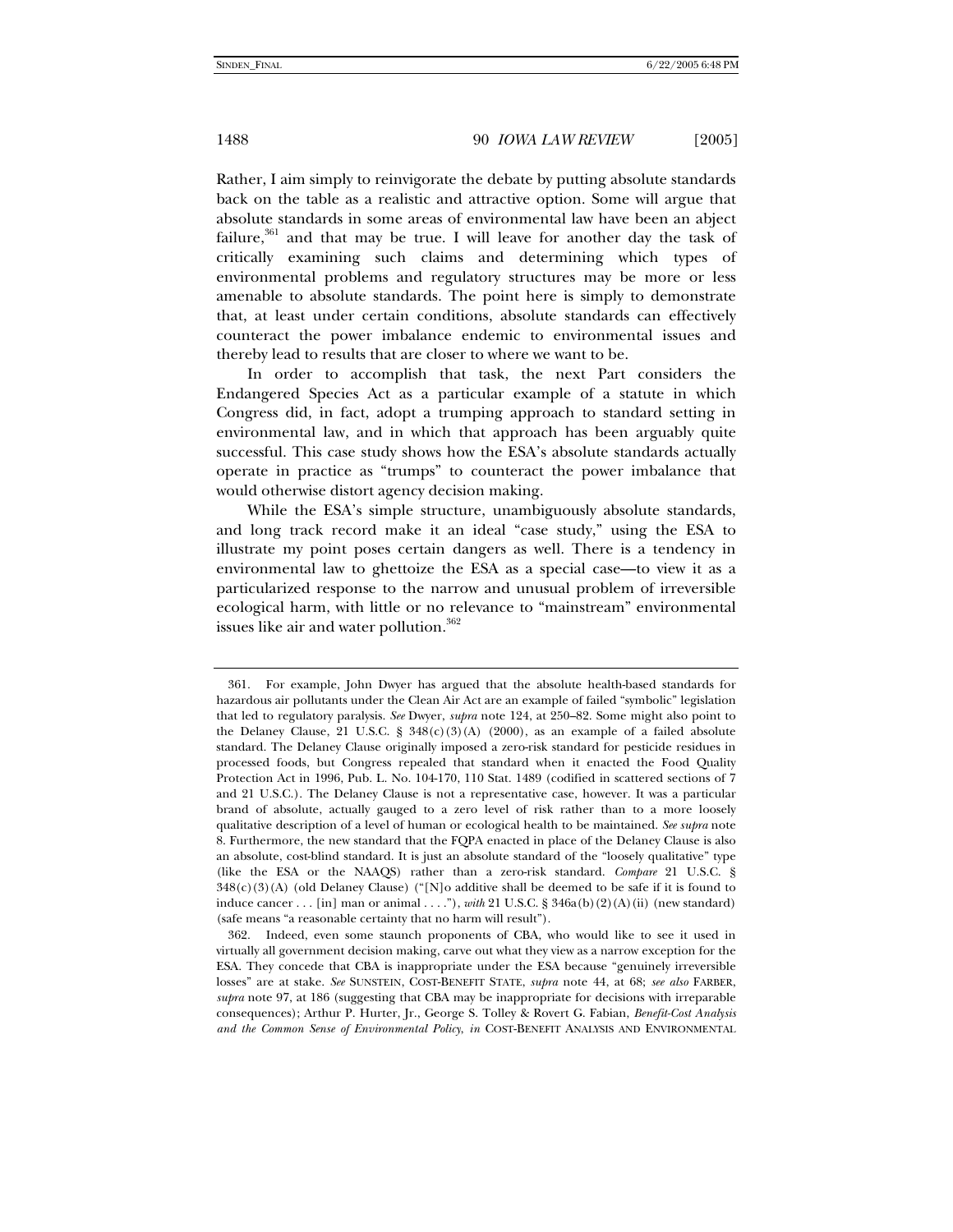Rather, I aim simply to reinvigorate the debate by putting absolute standards back on the table as a realistic and attractive option. Some will argue that absolute standards in some areas of environmental law have been an abject failure,[361] and that may be true. I will leave for another day the task of critically examining such claims and determining which types of environmental problems and regulatory structures may be more or less amenable to absolute standards. The point here is simply to demonstrate that, at least under certain conditions, absolute standards can effectively counteract the power imbalance endemic to environmental issues and thereby lead to results that are closer to where we want to be.

In order to accomplish that task, the next Part considers the Endangered Species Act as a particular example of a statute in which Congress did, in fact, adopt a trumping approach to standard setting in environmental law, and in which that approach has been arguably quite successful. This case study shows how the ESA's absolute standards actually operate in practice as "trumps" to counteract the power imbalance that would otherwise distort agency decision making.

While the ESA's simple structure, unambiguously absolute standards, and long track record make it an ideal "case study," using the ESA to illustrate my point poses certain dangers as well. There is a tendency in environmental law to ghettoize the ESA as a special case—to view it as a particularized response to the narrow and unusual problem of irreversible ecological harm, with little or no relevance to "mainstream" environmental issues like air and water pollution.[362]

---

361. For example, John Dwyer has argued that the absolute health-based standards for hazardous air pollutants under the Clean Air Act are an example of failed "symbolic" legislation that led to regulatory paralysis. *See* Dwyer, *supra* note 124, at 250–82. Some might also point to the Delaney Clause, 21 U.S.C. § 348(c)(3)(A) (2000), as an example of a failed absolute standard. The Delaney Clause originally imposed a zero-risk standard for pesticide residues in processed foods, but Congress repealed that standard when it enacted the Food Quality Protection Act in 1996, Pub. L. No. 104-170, 110 Stat. 1489 (codified in scattered sections of 7 and 21 U.S.C.). The Delaney Clause is not a representative case, however. It was a particular brand of absolute, actually gauged to a zero level of risk rather than to a more loosely qualitative description of a level of human or ecological health to be maintained. *See supra* note 8. Furthermore, the new standard that the FQPA enacted in place of the Delaney Clause is also an absolute, cost-blind standard. It is just an absolute standard of the "loosely qualitative" type (like the ESA or the NAAQS) rather than a zero-risk standard. *Compare* 21 U.S.C. § 348(c)(3)(A) (old Delaney Clause) ("[N]o additive shall be deemed to be safe if it is found to induce cancer . . . [in] man or animal . . . ."), *with* 21 U.S.C. § 346a(b)(2)(A)(ii) (new standard) (safe means "a reasonable certainty that no harm will result").

362. Indeed, even some staunch proponents of CBA, who would like to see it used in virtually all government decision making, carve out what they view as a narrow exception for the ESA. They concede that CBA is inappropriate under the ESA because "genuinely irreversible losses" are at stake. *See* SUNSTEIN, COST-BENEFIT STATE, *supra* note 44, at 68; *see also* FARBER, *supra* note 97, at 186 (suggesting that CBA may be inappropriate for decisions with irreparable consequences); Arthur P. Hurter, Jr., George S. Tolley & Robert G. Fabian, *Benefit-Cost Analysis and the Common Sense of Environmental Policy*, *in* COST-BENEFIT ANALYSIS AND ENVIRONMENTAL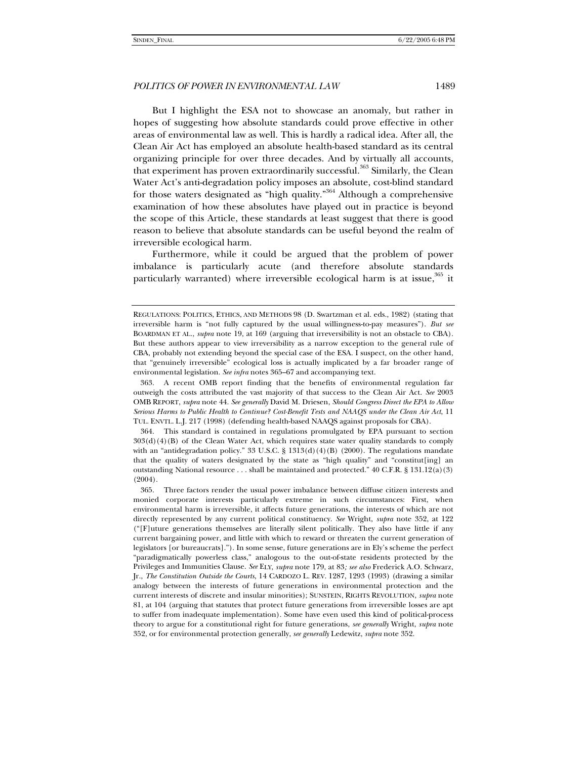But I highlight the ESA not to showcase an anomaly, but rather in hopes of suggesting how absolute standards could prove effective in other areas of environmental law as well. This is hardly a radical idea. After all, the Clean Air Act has employed an absolute health-based standard as its central organizing principle for over three decades. And by virtually all accounts, that experiment has proven extraordinarily successful.[363] Similarly, the Clean Water Act's anti-degradation policy imposes an absolute, cost-blind standard for those waters designated as "high quality."[364] Although a comprehensive examination of how these absolutes have played out in practice is beyond the scope of this Article, these standards at least suggest that there is good reason to believe that absolute standards can be useful beyond the realm of irreversible ecological harm.

Furthermore, while it could be argued that the problem of power imbalance is particularly acute (and therefore absolute standards particularly warranted) where irreversible ecological harm is at issue,[365] it

---

REGULATIONS: POLITICS, ETHICS, AND METHODS 98 (D. Swartzman et al. eds., 1982) (stating that irreversible harm is "not fully captured by the usual willingness-to-pay measures"). *But see* BOARDMAN ET AL., *supra* note 19, at 169 (arguing that irreversibility is not an obstacle to CBA). But these authors appear to view irreversibility as a narrow exception to the general rule of CBA, probably not extending beyond the special case of the ESA. I suspect, on the other hand, that "genuinely irreversible" ecological loss is actually implicated by a far broader range of environmental legislation. *See infra* notes 365–67 and accompanying text.

363. A recent OMB report finding that the benefits of environmental regulation far outweigh the costs attributed the vast majority of that success to the Clean Air Act. *See* 2003 OMB REPORT, *supra* note 44. *See generally* David M. Driesen, *Should Congress Direct the EPA to Allow Serious Harms to Public Health to Continue? Cost-Benefit Tests and NAAQS under the Clean Air Act*, 11 TUL. ENVTL. L.J. 217 (1998) (defending health-based NAAQS against proposals for CBA).

364. This standard is contained in regulations promulgated by EPA pursuant to section 303(d)(4)(B) of the Clean Water Act, which requires state water quality standards to comply with an "antidegradation policy." 33 U.S.C. § 1313(d)(4)(B) (2000). The regulations mandate that the quality of waters designated by the state as "high quality" and "constitut[ing] an outstanding National resource . . . shall be maintained and protected." 40 C.F.R. § 131.12(a)(3) (2004).

365. Three factors render the usual power imbalance between diffuse citizen interests and monied corporate interests particularly extreme in such circumstances: First, when environmental harm is irreversible, it affects future generations, the interests of which are not directly represented by any current political constituency. *See* Wright, *supra* note 352, at 122 ("[F]uture generations themselves are literally silent politically. They also have little if any current bargaining power, and little with which to reward or threaten the current generation of legislators [or bureaucrats]."). In some sense, future generations are in Ely's scheme the perfect "paradigmatically powerless class," analogous to the out-of-state residents protected by the Privileges and Immunities Clause. *See* ELY, *supra* note 179, at 83*; see also* Frederick A.O. Schwarz, Jr., *The Constitution Outside the Courts*, 14 CARDOZO L. REV. 1287, 1293 (1993) (drawing a similar analogy between the interests of future generations in environmental protection and the current interests of discrete and insular minorities); SUNSTEIN, RIGHTS REVOLUTION, *supra* note 81, at 104 (arguing that statutes that protect future generations from irreversible losses are apt to suffer from inadequate implementation). Some have even used this kind of political-process theory to argue for a constitutional right for future generations, *see generally* Wright, *supra* note 352, or for environmental protection generally, *see generally* Ledewitz, *supra* note 352.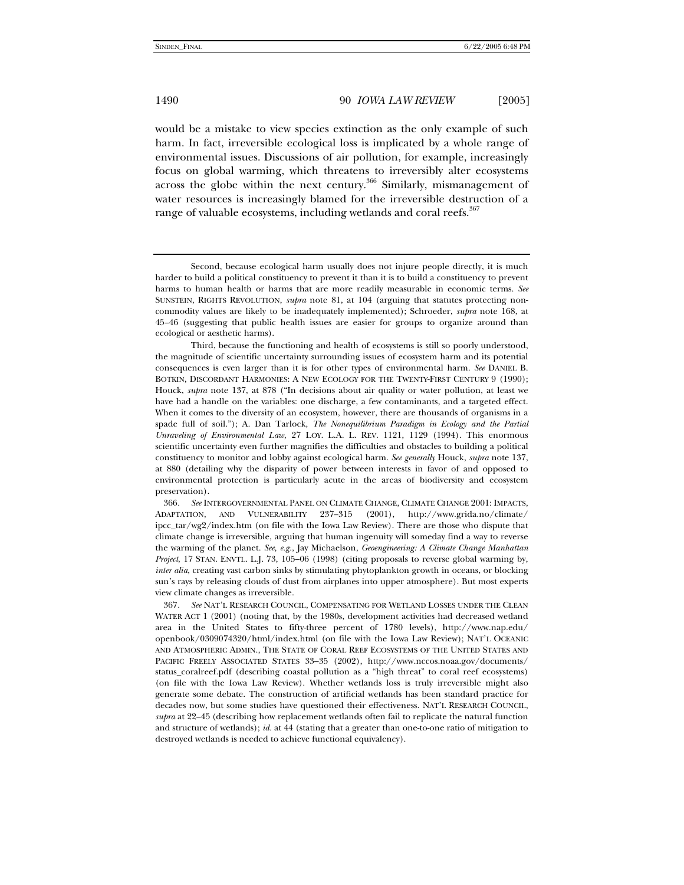would be a mistake to view species extinction as the only example of such harm. In fact, irreversible ecological loss is implicated by a whole range of environmental issues. Discussions of air pollution, for example, increasingly focus on global warming, which threatens to irreversibly alter ecosystems across the globe within the next century.[366] Similarly, mismanagement of water resources is increasingly blamed for the irreversible destruction of a range of valuable ecosystems, including wetlands and coral reefs.[367]

---

Second, because ecological harm usually does not injure people directly, it is much harder to build a political constituency to prevent it than it is to build a constituency to prevent harms to human health or harms that are more readily measurable in economic terms. *See* SUNSTEIN, RIGHTS REVOLUTION, *supra* note 81, at 104 (arguing that statutes protecting non-commodity values are likely to be inadequately implemented); Schroeder, *supra* note 168, at 45–46 (suggesting that public health issues are easier for groups to organize around than ecological or aesthetic harms).

Third, because the functioning and health of ecosystems is still so poorly understood, the magnitude of scientific uncertainty surrounding issues of ecosystem harm and its potential consequences is even larger than it is for other types of environmental harm. *See* DANIEL B. BOTKIN, DISCORDANT HARMONIES: A NEW ECOLOGY FOR THE TWENTY-FIRST CENTURY 9 (1990); Houck, *supra* note 137, at 878 ("In decisions about air quality or water pollution, at least we have had a handle on the variables: one discharge, a few contaminants, and a targeted effect. When it comes to the diversity of an ecosystem, however, there are thousands of organisms in a spade full of soil."); A. Dan Tarlock, *The Nonequilibrium Paradigm in Ecology and the Partial Unraveling of Environmental Law*, 27 LOY. L.A. L. REV. 1121, 1129 (1994). This enormous scientific uncertainty even further magnifies the difficulties and obstacles to building a political constituency to monitor and lobby against ecological harm. *See generally* Houck, *supra* note 137, at 880 (detailing why the disparity of power between interests in favor of and opposed to environmental protection is particularly acute in the areas of biodiversity and ecosystem preservation).

366. *See* INTERGOVERNMENTAL PANEL ON CLIMATE CHANGE, CLIMATE CHANGE 2001: IMPACTS, ADAPTATION, AND VULNERABILITY 237–315 (2001), http://www.grida.no/climate/ipcc_tar/wg2/index.htm (on file with the Iowa Law Review). There are those who dispute that climate change is irreversible, arguing that human ingenuity will someday find a way to reverse the warming of the planet. *See, e.g.*, Jay Michaelson, *Geoengineering: A Climate Change Manhattan Project*, 17 STAN. ENVTL. L.J. 73, 105–06 (1998) (citing proposals to reverse global warming by, *inter alia*, creating vast carbon sinks by stimulating phytoplankton growth in oceans, or blocking sun's rays by releasing clouds of dust from airplanes into upper atmosphere). But most experts view climate changes as irreversible.

367. *See* NAT'L RESEARCH COUNCIL, COMPENSATING FOR WETLAND LOSSES UNDER THE CLEAN WATER ACT 1 (2001) (noting that, by the 1980s, development activities had decreased wetland area in the United States to fifty-three percent of 1780 levels), http://www.nap.edu/openbook/0309074320/html/index.html (on file with the Iowa Law Review); NAT'L OCEANIC AND ATMOSPHERIC ADMIN., THE STATE OF CORAL REEF ECOSYSTEMS OF THE UNITED STATES AND PACIFIC FREELY ASSOCIATED STATES 33–35 (2002), http://www.nccos.noaa.gov/documents/status_coralreef.pdf (describing coastal pollution as a "high threat" to coral reef ecosystems) (on file with the Iowa Law Review). Whether wetlands loss is truly irreversible might also generate some debate. The construction of artificial wetlands has been standard practice for decades now, but some studies have questioned their effectiveness. NAT'L RESEARCH COUNCIL, *supra* at 22–45 (describing how replacement wetlands often fail to replicate the natural function and structure of wetlands); *id.* at 44 (stating that a greater than one-to-one ratio of mitigation to destroyed wetlands is needed to achieve functional equivalency).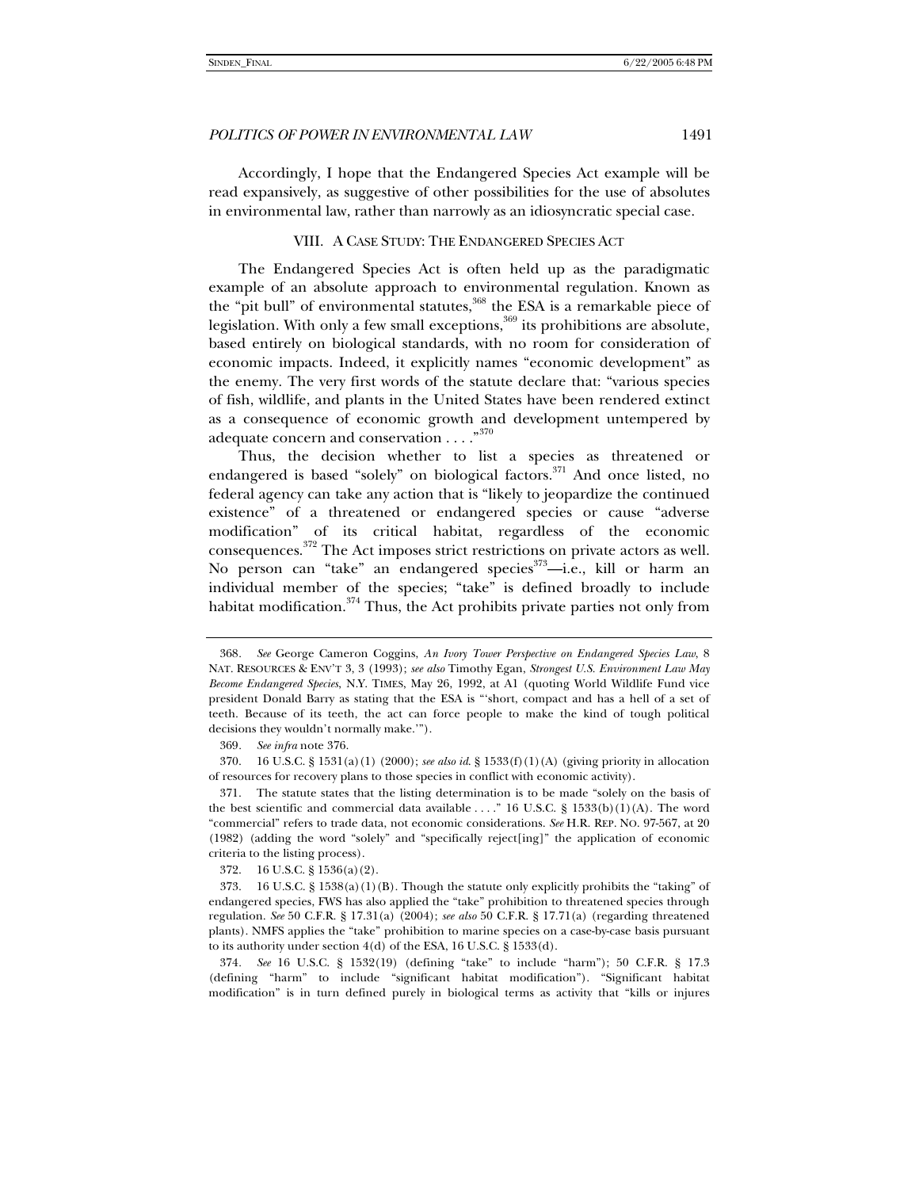Accordingly, I hope that the Endangered Species Act example will be read expansively, as suggestive of other possibilities for the use of absolutes in environmental law, rather than narrowly as an idiosyncratic special case.

## VIII. A Case Study: The Endangered Species Act

The Endangered Species Act is often held up as the paradigmatic example of an absolute approach to environmental regulation. Known as the "pit bull" of environmental statutes,[368] the ESA is a remarkable piece of legislation. With only a few small exceptions,[369] its prohibitions are absolute, based entirely on biological standards, with no room for consideration of economic impacts. Indeed, it explicitly names "economic development" as the enemy. The very first words of the statute declare that: "various species of fish, wildlife, and plants in the United States have been rendered extinct as a consequence of economic growth and development untempered by adequate concern and conservation . . . ."[370]

Thus, the decision whether to list a species as threatened or endangered is based "solely" on biological factors.[371] And once listed, no federal agency can take any action that is "likely to jeopardize the continued existence" of a threatened or endangered species or cause "adverse modification" of its critical habitat, regardless of the economic consequences.[372] The Act imposes strict restrictions on private actors as well. No person can "take" an endangered species[373]—i.e., kill or harm an individual member of the species; "take" is defined broadly to include habitat modification.[374] Thus, the Act prohibits private parties not only from

---

368. *See* George Cameron Coggins, *An Ivory Tower Perspective on Endangered Species Law*, 8 NAT. RESOURCES & ENV'T 3, 3 (1993); *see also* Timothy Egan, *Strongest U.S. Environment Law May Become Endangered Species*, N.Y. TIMES, May 26, 1992, at A1 (quoting World Wildlife Fund vice president Donald Barry as stating that the ESA is "'short, compact and has a hell of a set of teeth. Because of its teeth, the act can force people to make the kind of tough political decisions they wouldn't normally make.'").

369. *See infra* note 376.

370. 16 U.S.C. § 1531(a)(1) (2000); *see also id.* § 1533(f)(1)(A) (giving priority in allocation of resources for recovery plans to those species in conflict with economic activity).

371. The statute states that the listing determination is to be made "solely on the basis of the best scientific and commercial data available . . . ." 16 U.S.C. § 1533(b)(1)(A). The word "commercial" refers to trade data, not economic considerations. *See* H.R. REP. NO. 97-567, at 20 (1982) (adding the word "solely" and "specifically reject[ing]" the application of economic criteria to the listing process).

372. 16 U.S.C. § 1536(a)(2).

373. 16 U.S.C. § 1538(a)(1)(B). Though the statute only explicitly prohibits the "taking" of endangered species, FWS has also applied the "take" prohibition to threatened species through regulation. *See* 50 C.F.R. § 17.31(a) (2004); *see also* 50 C.F.R. § 17.71(a) (regarding threatened plants). NMFS applies the "take" prohibition to marine species on a case-by-case basis pursuant to its authority under section 4(d) of the ESA, 16 U.S.C. § 1533(d).

374. *See* 16 U.S.C. § 1532(19) (defining "take" to include "harm"); 50 C.F.R. § 17.3 (defining "harm" to include "significant habitat modification"). "Significant habitat modification" is in turn defined purely in biological terms as activity that "kills or injures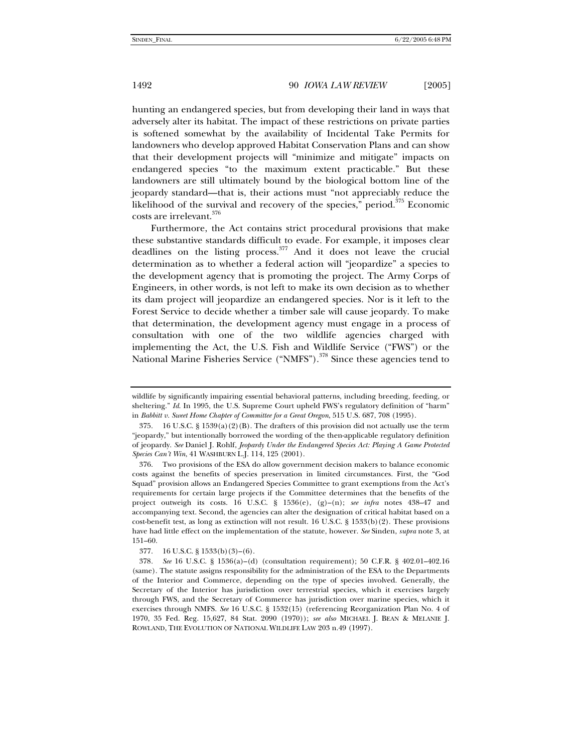hunting an endangered species, but from developing their land in ways that adversely alter its habitat. The impact of these restrictions on private parties is softened somewhat by the availability of Incidental Take Permits for landowners who develop approved Habitat Conservation Plans and can show that their development projects will "minimize and mitigate" impacts on endangered species "to the maximum extent practicable." But these landowners are still ultimately bound by the biological bottom line of the jeopardy standard—that is, their actions must "not appreciably reduce the likelihood of the survival and recovery of the species," period.[375] Economic costs are irrelevant.[376]

Furthermore, the Act contains strict procedural provisions that make these substantive standards difficult to evade. For example, it imposes clear deadlines on the listing process.[377] And it does not leave the crucial determination as to whether a federal action will "jeopardize" a species to the development agency that is promoting the project. The Army Corps of Engineers, in other words, is not left to make its own decision as to whether its dam project will jeopardize an endangered species. Nor is it left to the Forest Service to decide whether a timber sale will cause jeopardy. To make that determination, the development agency must engage in a process of consultation with one of the two wildlife agencies charged with implementing the Act, the U.S. Fish and Wildlife Service ("FWS") or the National Marine Fisheries Service ("NMFS").[378] Since these agencies tend to

---

wildlife by significantly impairing essential behavioral patterns, including breeding, feeding, or sheltering." *Id.* In 1995, the U.S. Supreme Court upheld FWS's regulatory definition of "harm" in *Babbitt v. Sweet Home Chapter of Committee for a Great Oregon*, 515 U.S. 687, 708 (1995).

375. 16 U.S.C. § 1539(a)(2)(B). The drafters of this provision did not actually use the term "jeopardy," but intentionally borrowed the wording of the then-applicable regulatory definition of jeopardy. *See* Daniel J. Rohlf, *Jeopardy Under the Endangered Species Act: Playing A Game Protected Species Can't Win*, 41 WASHBURN L.J. 114, 125 (2001).

376. Two provisions of the ESA do allow government decision makers to balance economic costs against the benefits of species preservation in limited circumstances. First, the "God Squad" provision allows an Endangered Species Committee to grant exemptions from the Act's requirements for certain large projects if the Committee determines that the benefits of the project outweigh its costs. 16 U.S.C. § 1536(e), (g)–(n); *see infra* notes 438–47 and accompanying text. Second, the agencies can alter the designation of critical habitat based on a cost-benefit test, as long as extinction will not result. 16 U.S.C. § 1533(b)(2). These provisions have had little effect on the implementation of the statute, however. *See* Sinden, *supra* note 3, at 151–60.

377. 16 U.S.C. § 1533(b)(3)–(6).

378. *See* 16 U.S.C. § 1536(a)–(d) (consultation requirement); 50 C.F.R. § 402.01–402.16 (same). The statute assigns responsibility for the administration of the ESA to the Departments of the Interior and Commerce, depending on the type of species involved. Generally, the Secretary of the Interior has jurisdiction over terrestrial species, which it exercises largely through FWS, and the Secretary of Commerce has jurisdiction over marine species, which it exercises through NMFS. *See* 16 U.S.C. § 1532(15) (referencing Reorganization Plan No. 4 of 1970, 35 Fed. Reg. 15,627, 84 Stat. 2090 (1970)); *see also* MICHAEL J. BEAN & MELANIE J. ROWLAND, THE EVOLUTION OF NATIONAL WILDLIFE LAW 203 n.49 (1997).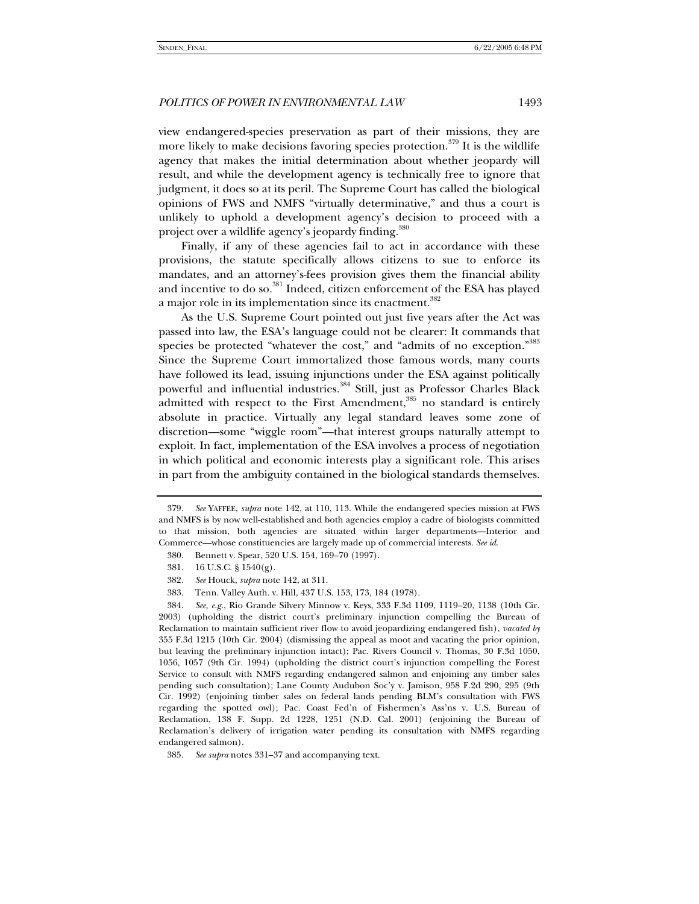view endangered-species preservation as part of their missions, they are more likely to make decisions favoring species protection.[379] It is the wildlife agency that makes the initial determination about whether jeopardy will result, and while the development agency is technically free to ignore that judgment, it does so at its peril. The Supreme Court has called the biological opinions of FWS and NMFS "virtually determinative," and thus a court is unlikely to uphold a development agency's decision to proceed with a project over a wildlife agency's jeopardy finding.[380]

Finally, if any of these agencies fail to act in accordance with these provisions, the statute specifically allows citizens to sue to enforce its mandates, and an attorney's-fees provision gives them the financial ability and incentive to do so.[381] Indeed, citizen enforcement of the ESA has played a major role in its implementation since its enactment.[382]

As the U.S. Supreme Court pointed out just five years after the Act was passed into law, the ESA's language could not be clearer: It commands that species be protected "whatever the cost," and "admits of no exception."[383] Since the Supreme Court immortalized those famous words, many courts have followed its lead, issuing injunctions under the ESA against politically powerful and influential industries.[384] Still, just as Professor Charles Black admitted with respect to the First Amendment,[385] no standard is entirely absolute in practice. Virtually any legal standard leaves some zone of discretion—some "wiggle room"—that interest groups naturally attempt to exploit. In fact, implementation of the ESA involves a process of negotiation in which political and economic interests play a significant role. This arises in part from the ambiguity contained in the biological standards themselves.

---

379. *See* YAFFEE, *supra* note 142, at 110, 113. While the endangered species mission at FWS and NMFS is by now well-established and both agencies employ a cadre of biologists committed to that mission, both agencies are situated within larger departments—Interior and Commerce—whose constituencies are largely made up of commercial interests. *See id.*

380. Bennett v. Spear, 520 U.S. 154, 169–70 (1997).

381. 16 U.S.C. § 1540(g).

382. *See* Houck, *supra* note 142, at 311.

383. Tenn. Valley Auth. v. Hill, 437 U.S. 153, 173, 184 (1978).

384. *See, e.g.*, Rio Grande Silvery Minnow v. Keys, 333 F.3d 1109, 1119–20, 1138 (10th Cir. 2003) (upholding the district court's preliminary injunction compelling the Bureau of Reclamation to maintain sufficient river flow to avoid jeopardizing endangered fish), *vacated by* 355 F.3d 1215 (10th Cir. 2004) (dismissing the appeal as moot and vacating the prior opinion, but leaving the preliminary injunction intact); Pac. Rivers Council v. Thomas, 30 F.3d 1050, 1056, 1057 (9th Cir. 1994) (upholding the district court's injunction compelling the Forest Service to consult with NMFS regarding endangered salmon and enjoining any timber sales pending such consultation); Lane County Audubon Soc'y v. Jamison, 958 F.2d 290, 295 (9th Cir. 1992) (enjoining timber sales on federal lands pending BLM's consultation with FWS regarding the spotted owl); Pac. Coast Fed'n of Fishermen's Ass'ns v. U.S. Bureau of Reclamation, 138 F. Supp. 2d 1228, 1251 (N.D. Cal. 2001) (enjoining the Bureau of Reclamation's delivery of irrigation water pending its consultation with NMFS regarding endangered salmon).

385. *See supra* notes 331–37 and accompanying text.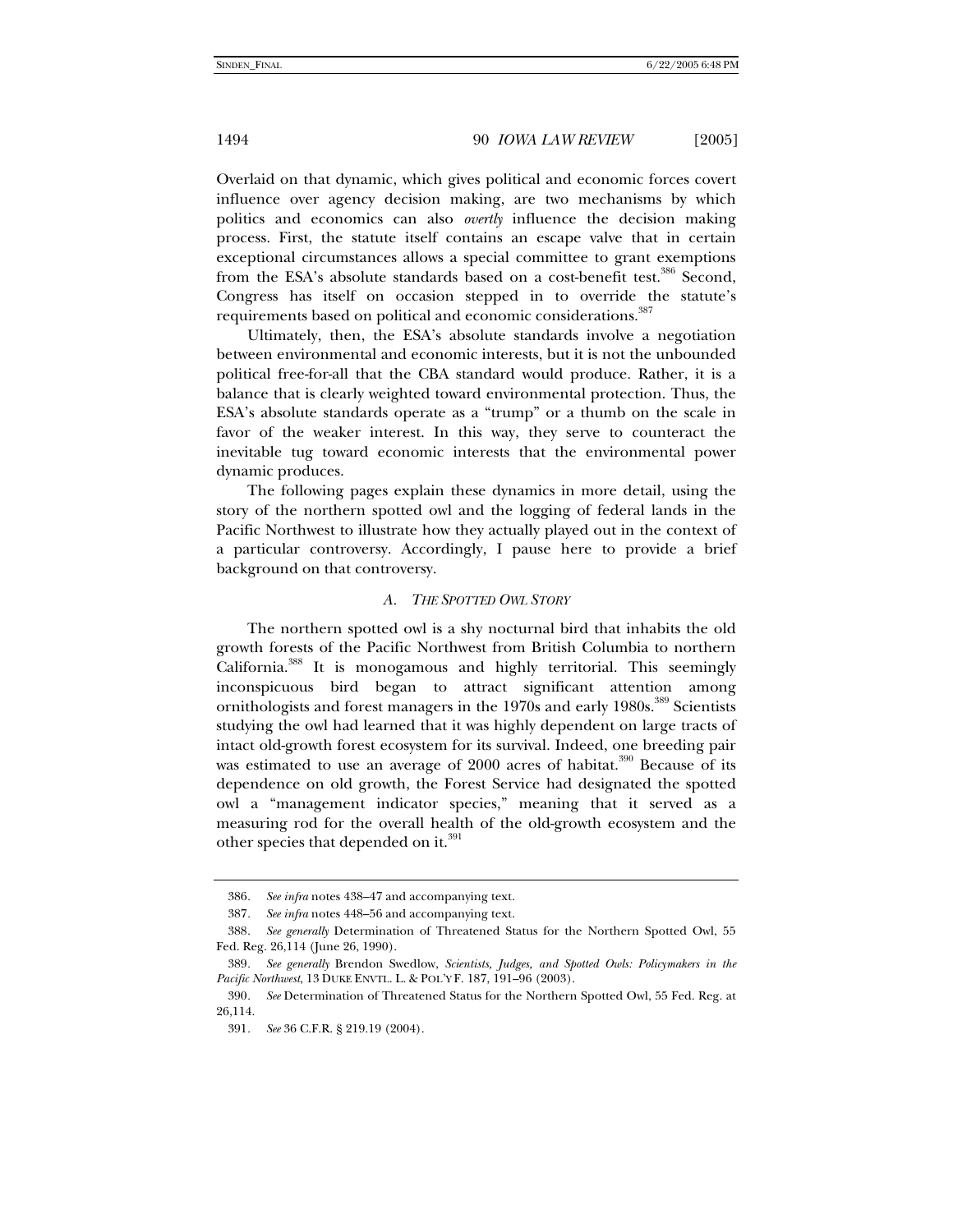Overlaid on that dynamic, which gives political and economic forces covert influence over agency decision making, are two mechanisms by which politics and economics can also *overtly* influence the decision making process. First, the statute itself contains an escape valve that in certain exceptional circumstances allows a special committee to grant exemptions from the ESA's absolute standards based on a cost-benefit test.[386] Second, Congress has itself on occasion stepped in to override the statute's requirements based on political and economic considerations.[387]

Ultimately, then, the ESA's absolute standards involve a negotiation between environmental and economic interests, but it is not the unbounded political free-for-all that the CBA standard would produce. Rather, it is a balance that is clearly weighted toward environmental protection. Thus, the ESA's absolute standards operate as a "trump" or a thumb on the scale in favor of the weaker interest. In this way, they serve to counteract the inevitable tug toward economic interests that the environmental power dynamic produces.

The following pages explain these dynamics in more detail, using the story of the northern spotted owl and the logging of federal lands in the Pacific Northwest to illustrate how they actually played out in the context of a particular controversy. Accordingly, I pause here to provide a brief background on that controversy.

### *A. The Spotted Owl Story*

The northern spotted owl is a shy nocturnal bird that inhabits the old growth forests of the Pacific Northwest from British Columbia to northern California.[388] It is monogamous and highly territorial. This seemingly inconspicuous bird began to attract significant attention among ornithologists and forest managers in the 1970s and early 1980s.[389] Scientists studying the owl had learned that it was highly dependent on large tracts of intact old-growth forest ecosystem for its survival. Indeed, one breeding pair was estimated to use an average of 2000 acres of habitat.[390] Because of its dependence on old growth, the Forest Service had designated the spotted owl a "management indicator species," meaning that it served as a measuring rod for the overall health of the old-growth ecosystem and the other species that depended on it.[391]

---

386. *See infra* notes 438–47 and accompanying text.

387. *See infra* notes 448–56 and accompanying text.

388. *See generally* Determination of Threatened Status for the Northern Spotted Owl, 55 Fed. Reg. 26,114 (June 26, 1990).

389. *See generally* Brendon Swedlow, *Scientists, Judges, and Spotted Owls: Policymakers in the Pacific Northwest*, 13 DUKE ENVTL. L. & POL'Y F. 187, 191–96 (2003).

390. *See* Determination of Threatened Status for the Northern Spotted Owl, 55 Fed. Reg. at 26,114.

391. *See* 36 C.F.R. § 219.19 (2004).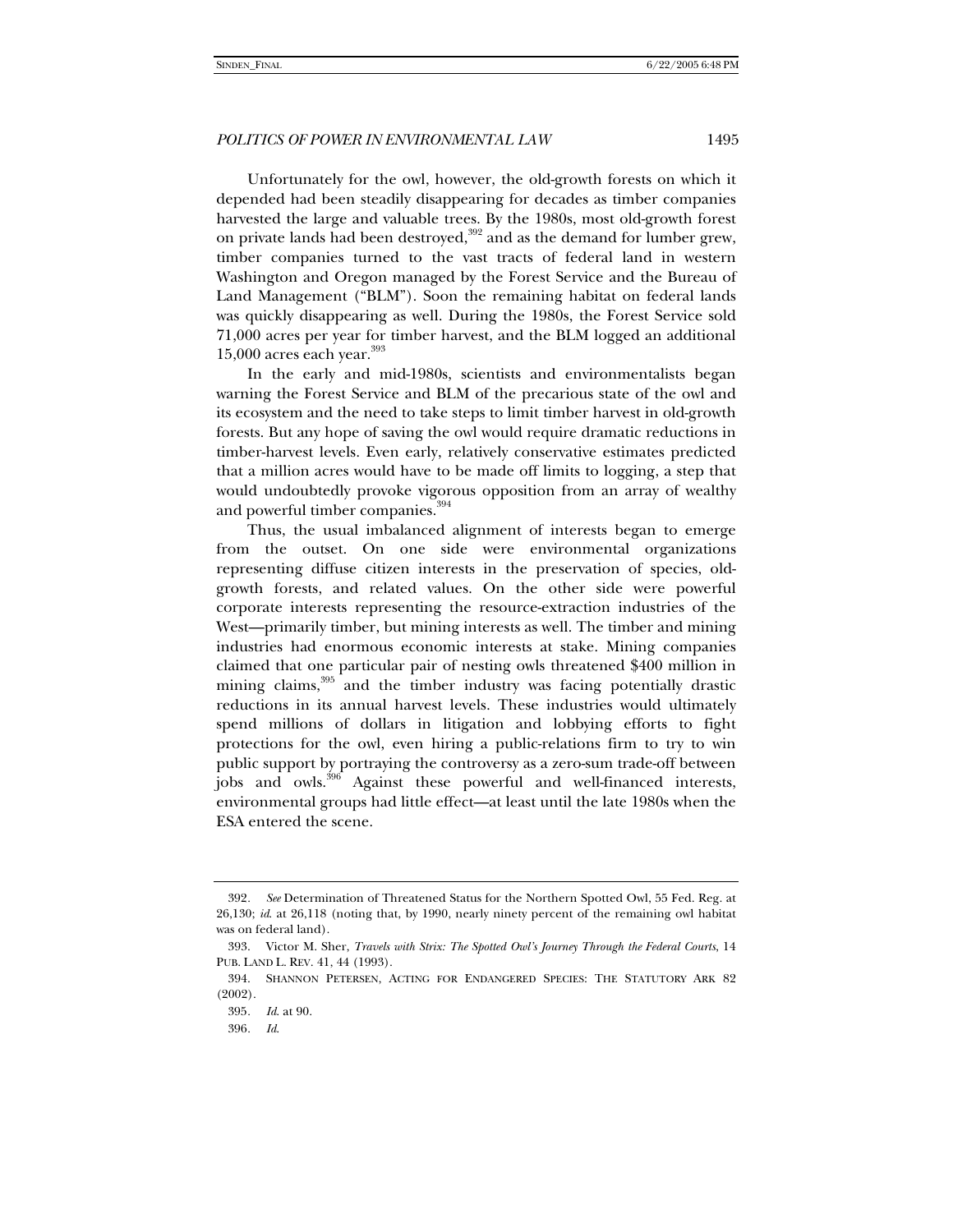Unfortunately for the owl, however, the old-growth forests on which it depended had been steadily disappearing for decades as timber companies harvested the large and valuable trees. By the 1980s, most old-growth forest on private lands had been destroyed,[392] and as the demand for lumber grew, timber companies turned to the vast tracts of federal land in western Washington and Oregon managed by the Forest Service and the Bureau of Land Management ("BLM"). Soon the remaining habitat on federal lands was quickly disappearing as well. During the 1980s, the Forest Service sold 71,000 acres per year for timber harvest, and the BLM logged an additional 15,000 acres each year.[393]

In the early and mid-1980s, scientists and environmentalists began warning the Forest Service and BLM of the precarious state of the owl and its ecosystem and the need to take steps to limit timber harvest in old-growth forests. But any hope of saving the owl would require dramatic reductions in timber-harvest levels. Even early, relatively conservative estimates predicted that a million acres would have to be made off limits to logging, a step that would undoubtedly provoke vigorous opposition from an array of wealthy and powerful timber companies.[394]

Thus, the usual imbalanced alignment of interests began to emerge from the outset. On one side were environmental organizations representing diffuse citizen interests in the preservation of species, old-growth forests, and related values. On the other side were powerful corporate interests representing the resource-extraction industries of the West—primarily timber, but mining interests as well. The timber and mining industries had enormous economic interests at stake. Mining companies claimed that one particular pair of nesting owls threatened $400 million in mining claims,[395] and the timber industry was facing potentially drastic reductions in its annual harvest levels. These industries would ultimately spend millions of dollars in litigation and lobbying efforts to fight protections for the owl, even hiring a public-relations firm to try to win public support by portraying the controversy as a zero-sum trade-off between jobs and owls.[396] Against these powerful and well-financed interests, environmental groups had little effect—at least until the late 1980s when the ESA entered the scene.

---

392. *See* Determination of Threatened Status for the Northern Spotted Owl, 55 Fed. Reg. at 26,130; *id.* at 26,118 (noting that, by 1990, nearly ninety percent of the remaining owl habitat was on federal land).

393. Victor M. Sher, *Travels with Strix: The Spotted Owl's Journey Through the Federal Courts*, 14 PUB. LAND L. REV. 41, 44 (1993).

394. SHANNON PETERSEN, ACTING FOR ENDANGERED SPECIES: THE STATUTORY ARK 82 (2002).

395. *Id.* at 90.

396. *Id.*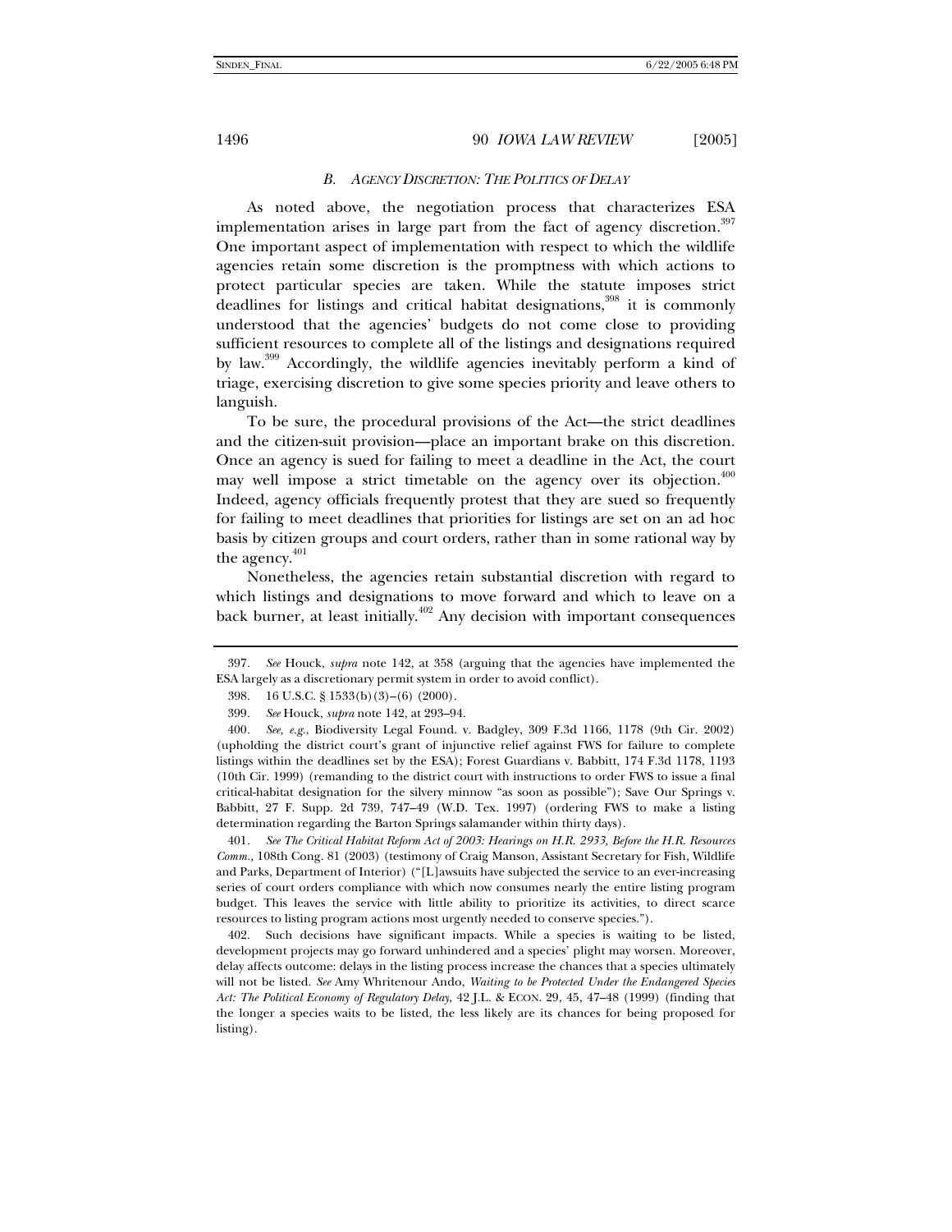### *B. AGENCY DISCRETION: THE POLITICS OF DELAY*

As noted above, the negotiation process that characterizes ESA implementation arises in large part from the fact of agency discretion.[397] One important aspect of implementation with respect to which the wildlife agencies retain some discretion is the promptness with which actions to protect particular species are taken. While the statute imposes strict deadlines for listings and critical habitat designations,[398] it is commonly understood that the agencies' budgets do not come close to providing sufficient resources to complete all of the listings and designations required by law.[399] Accordingly, the wildlife agencies inevitably perform a kind of triage, exercising discretion to give some species priority and leave others to languish.

To be sure, the procedural provisions of the Act—the strict deadlines and the citizen-suit provision—place an important brake on this discretion. Once an agency is sued for failing to meet a deadline in the Act, the court may well impose a strict timetable on the agency over its objection.[400] Indeed, agency officials frequently protest that they are sued so frequently for failing to meet deadlines that priorities for listings are set on an ad hoc basis by citizen groups and court orders, rather than in some rational way by the agency.[401]

Nonetheless, the agencies retain substantial discretion with regard to which listings and designations to move forward and which to leave on a back burner, at least initially.[402] Any decision with important consequences

---

397. *See* Houck, *supra* note 142, at 358 (arguing that the agencies have implemented the ESA largely as a discretionary permit system in order to avoid conflict).

398. 16 U.S.C. § 1533(b)(3)–(6) (2000).

399. *See* Houck, *supra* note 142, at 293–94.

400. *See, e.g.*, Biodiversity Legal Found. v. Badgley, 309 F.3d 1166, 1178 (9th Cir. 2002) (upholding the district court's grant of injunctive relief against FWS for failure to complete listings within the deadlines set by the ESA); Forest Guardians v. Babbitt, 174 F.3d 1178, 1193 (10th Cir. 1999) (remanding to the district court with instructions to order FWS to issue a final critical-habitat designation for the silvery minnow "as soon as possible"); Save Our Springs v. Babbitt, 27 F. Supp. 2d 739, 747–49 (W.D. Tex. 1997) (ordering FWS to make a listing determination regarding the Barton Springs salamander within thirty days).

401. *See The Critical Habitat Reform Act of 2003: Hearings on H.R. 2933, Before the H.R. Resources Comm.*, 108th Cong. 81 (2003) (testimony of Craig Manson, Assistant Secretary for Fish, Wildlife and Parks, Department of Interior) ("[L]awsuits have subjected the service to an ever-increasing series of court orders compliance with which now consumes nearly the entire listing program budget. This leaves the service with little ability to prioritize its activities, to direct scarce resources to listing program actions most urgently needed to conserve species.").

402. Such decisions have significant impacts. While a species is waiting to be listed, development projects may go forward unhindered and a species' plight may worsen. Moreover, delay affects outcome: delays in the listing process increase the chances that a species ultimately will not be listed. *See* Amy Whritenour Ando, *Waiting to be Protected Under the Endangered Species Act: The Political Economy of Regulatory Delay*, 42 J.L. & ECON. 29, 45, 47–48 (1999) (finding that the longer a species waits to be listed, the less likely are its chances for being proposed for listing).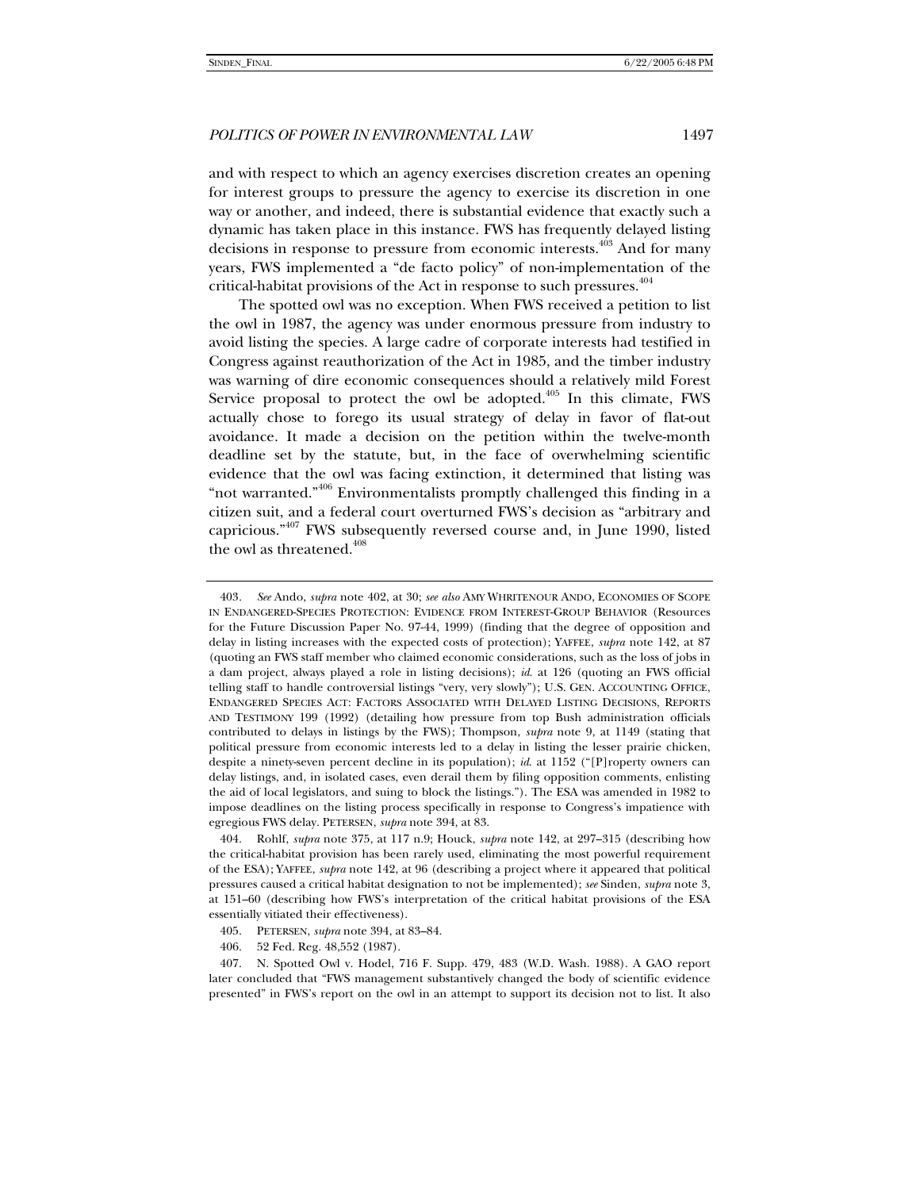and with respect to which an agency exercises discretion creates an opening for interest groups to pressure the agency to exercise its discretion in one way or another, and indeed, there is substantial evidence that exactly such a dynamic has taken place in this instance. FWS has frequently delayed listing decisions in response to pressure from economic interests.[403] And for many years, FWS implemented a "de facto policy" of non-implementation of the critical-habitat provisions of the Act in response to such pressures.[404]

The spotted owl was no exception. When FWS received a petition to list the owl in 1987, the agency was under enormous pressure from industry to avoid listing the species. A large cadre of corporate interests had testified in Congress against reauthorization of the Act in 1985, and the timber industry was warning of dire economic consequences should a relatively mild Forest Service proposal to protect the owl be adopted.[405] In this climate, FWS actually chose to forego its usual strategy of delay in favor of flat-out avoidance. It made a decision on the petition within the twelve-month deadline set by the statute, but, in the face of overwhelming scientific evidence that the owl was facing extinction, it determined that listing was "not warranted."[406] Environmentalists promptly challenged this finding in a citizen suit, and a federal court overturned FWS's decision as "arbitrary and capricious."[407] FWS subsequently reversed course and, in June 1990, listed the owl as threatened.[408]

---

403. *See* Ando, *supra* note 402, at 30; *see also* AMY WHRITENOUR ANDO, ECONOMIES OF SCOPE IN ENDANGERED-SPECIES PROTECTION: EVIDENCE FROM INTEREST-GROUP BEHAVIOR (Resources for the Future Discussion Paper No. 97-44, 1999) (finding that the degree of opposition and delay in listing increases with the expected costs of protection); YAFFEE, *supra* note 142, at 87 (quoting an FWS staff member who claimed economic considerations, such as the loss of jobs in a dam project, always played a role in listing decisions); *id.* at 126 (quoting an FWS official telling staff to handle controversial listings "very, very slowly"); U.S. GEN. ACCOUNTING OFFICE, ENDANGERED SPECIES ACT: FACTORS ASSOCIATED WITH DELAYED LISTING DECISIONS, REPORTS AND TESTIMONY 199 (1992) (detailing how pressure from top Bush administration officials contributed to delays in listings by the FWS); Thompson, *supra* note 9, at 1149 (stating that political pressure from economic interests led to a delay in listing the lesser prairie chicken, despite a ninety-seven percent decline in its population); *id.* at 1152 ("[P]roperty owners can delay listings, and, in isolated cases, even derail them by filing opposition comments, enlisting the aid of local legislators, and suing to block the listings."). The ESA was amended in 1982 to impose deadlines on the listing process specifically in response to Congress's impatience with egregious FWS delay. PETERSEN, *supra* note 394, at 83.

404. Rohlf, *supra* note 375, at 117 n.9; Houck, *supra* note 142, at 297–315 (describing how the critical-habitat provision has been rarely used, eliminating the most powerful requirement of the ESA); YAFFEE, *supra* note 142, at 96 (describing a project where it appeared that political pressures caused a critical habitat designation to not be implemented); *see* Sinden, *supra* note 3, at 151–60 (describing how FWS's interpretation of the critical habitat provisions of the ESA essentially vitiated their effectiveness).

405. PETERSEN, *supra* note 394, at 83–84.

406. 52 Fed. Reg. 48,552 (1987).

407. N. Spotted Owl v. Hodel, 716 F. Supp. 479, 483 (W.D. Wash. 1988). A GAO report later concluded that "FWS management substantively changed the body of scientific evidence presented" in FWS's report on the owl in an attempt to support its decision not to list. It also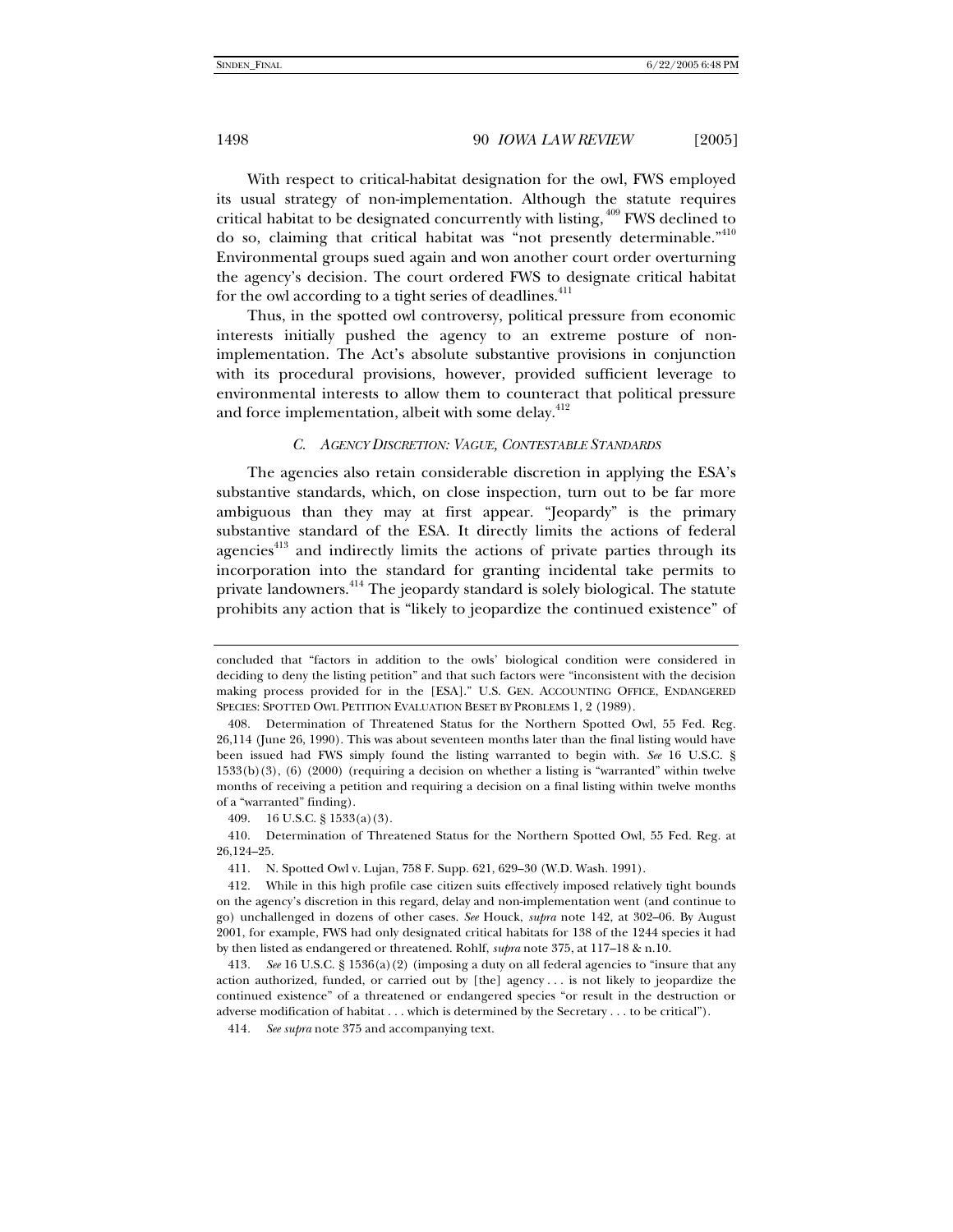With respect to critical-habitat designation for the owl, FWS employed its usual strategy of non-implementation. Although the statute requires critical habitat to be designated concurrently with listing,[409] FWS declined to do so, claiming that critical habitat was "not presently determinable."[410] Environmental groups sued again and won another court order overturning the agency's decision. The court ordered FWS to designate critical habitat for the owl according to a tight series of deadlines.[411]

Thus, in the spotted owl controversy, political pressure from economic interests initially pushed the agency to an extreme posture of non-implementation. The Act's absolute substantive provisions in conjunction with its procedural provisions, however, provided sufficient leverage to environmental interests to allow them to counteract that political pressure and force implementation, albeit with some delay.[412]

### *C. AGENCY DISCRETION: VAGUE, CONTESTABLE STANDARDS*

The agencies also retain considerable discretion in applying the ESA's substantive standards, which, on close inspection, turn out to be far more ambiguous than they may at first appear. "Jeopardy" is the primary substantive standard of the ESA. It directly limits the actions of federal agencies[413] and indirectly limits the actions of private parties through its incorporation into the standard for granting incidental take permits to private landowners.[414] The jeopardy standard is solely biological. The statute prohibits any action that is "likely to jeopardize the continued existence" of

---

concluded that "factors in addition to the owls' biological condition were considered in deciding to deny the listing petition" and that such factors were "inconsistent with the decision making process provided for in the [ESA]." U.S. GEN. ACCOUNTING OFFICE, ENDANGERED SPECIES: SPOTTED OWL PETITION EVALUATION BESET BY PROBLEMS 1, 2 (1989).

408. Determination of Threatened Status for the Northern Spotted Owl, 55 Fed. Reg. 26,114 (June 26, 1990). This was about seventeen months later than the final listing would have been issued had FWS simply found the listing warranted to begin with. *See* 16 U.S.C. § 1533(b)(3), (6) (2000) (requiring a decision on whether a listing is "warranted" within twelve months of receiving a petition and requiring a decision on a final listing within twelve months of a "warranted" finding).

409. 16 U.S.C. § 1533(a)(3).

410. Determination of Threatened Status for the Northern Spotted Owl, 55 Fed. Reg. at 26,124–25.

411. N. Spotted Owl v. Lujan, 758 F. Supp. 621, 629–30 (W.D. Wash. 1991).

412. While in this high profile case citizen suits effectively imposed relatively tight bounds on the agency's discretion in this regard, delay and non-implementation went (and continue to go) unchallenged in dozens of other cases. *See* Houck, *supra* note 142, at 302–06. By August 2001, for example, FWS had only designated critical habitats for 138 of the 1244 species it had by then listed as endangered or threatened. Rohlf, *supra* note 375, at 117–18 & n.10.

413. *See* 16 U.S.C. § 1536(a)(2) (imposing a duty on all federal agencies to "insure that any action authorized, funded, or carried out by [the] agency . . . is not likely to jeopardize the continued existence" of a threatened or endangered species "or result in the destruction or adverse modification of habitat . . . which is determined by the Secretary . . . to be critical").

414. *See supra* note 375 and accompanying text.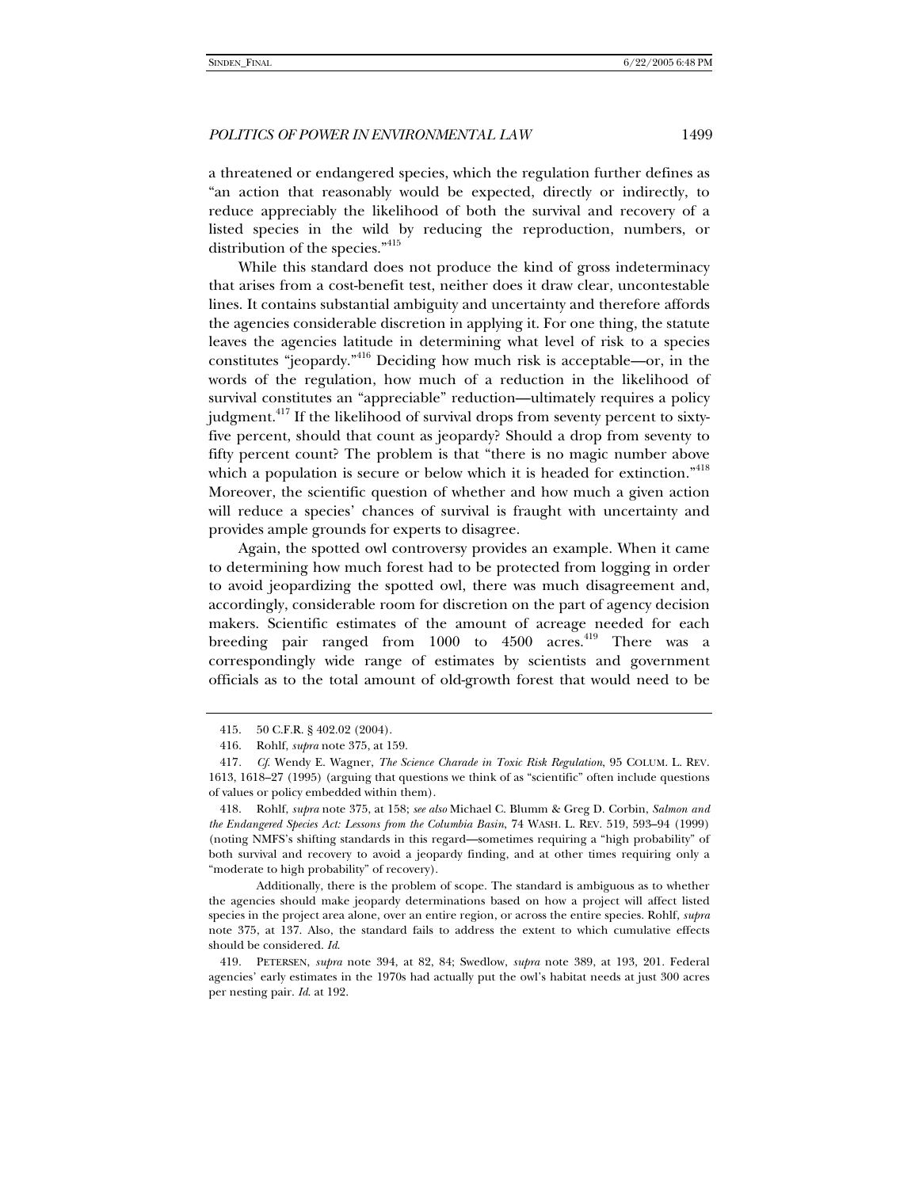a threatened or endangered species, which the regulation further defines as "an action that reasonably would be expected, directly or indirectly, to reduce appreciably the likelihood of both the survival and recovery of a listed species in the wild by reducing the reproduction, numbers, or distribution of the species."[415]

While this standard does not produce the kind of gross indeterminacy that arises from a cost-benefit test, neither does it draw clear, uncontestable lines. It contains substantial ambiguity and uncertainty and therefore affords the agencies considerable discretion in applying it. For one thing, the statute leaves the agencies latitude in determining what level of risk to a species constitutes "jeopardy."[416] Deciding how much risk is acceptable—or, in the words of the regulation, how much of a reduction in the likelihood of survival constitutes an "appreciable" reduction—ultimately requires a policy judgment.[417] If the likelihood of survival drops from seventy percent to sixty-five percent, should that count as jeopardy? Should a drop from seventy to fifty percent count? The problem is that "there is no magic number above which a population is secure or below which it is headed for extinction."[418] Moreover, the scientific question of whether and how much a given action will reduce a species' chances of survival is fraught with uncertainty and provides ample grounds for experts to disagree.

Again, the spotted owl controversy provides an example. When it came to determining how much forest had to be protected from logging in order to avoid jeopardizing the spotted owl, there was much disagreement and, accordingly, considerable room for discretion on the part of agency decision makers. Scientific estimates of the amount of acreage needed for each breeding pair ranged from 1000 to 4500 acres.[419] There was a correspondingly wide range of estimates by scientists and government officials as to the total amount of old-growth forest that would need to be

---

415. 50 C.F.R. § 402.02 (2004).

416. Rohlf, *supra* note 375, at 159.

417. *Cf.* Wendy E. Wagner, *The Science Charade in Toxic Risk Regulation*, 95 COLUM. L. REV. 1613, 1618–27 (1995) (arguing that questions we think of as "scientific" often include questions of values or policy embedded within them).

418. Rohlf, *supra* note 375, at 158; *see also* Michael C. Blumm & Greg D. Corbin, *Salmon and the Endangered Species Act: Lessons from the Columbia Basin*, 74 WASH. L. REV. 519, 593–94 (1999) (noting NMFS's shifting standards in this regard—sometimes requiring a "high probability" of both survival and recovery to avoid a jeopardy finding, and at other times requiring only a "moderate to high probability" of recovery).

Additionally, there is the problem of scope. The standard is ambiguous as to whether the agencies should make jeopardy determinations based on how a project will affect listed species in the project area alone, over an entire region, or across the entire species. Rohlf, *supra* note 375, at 137. Also, the standard fails to address the extent to which cumulative effects should be considered. *Id.*

419. PETERSEN, *supra* note 394, at 82, 84; Swedlow, *supra* note 389, at 193, 201. Federal agencies' early estimates in the 1970s had actually put the owl's habitat needs at just 300 acres per nesting pair. *Id.* at 192.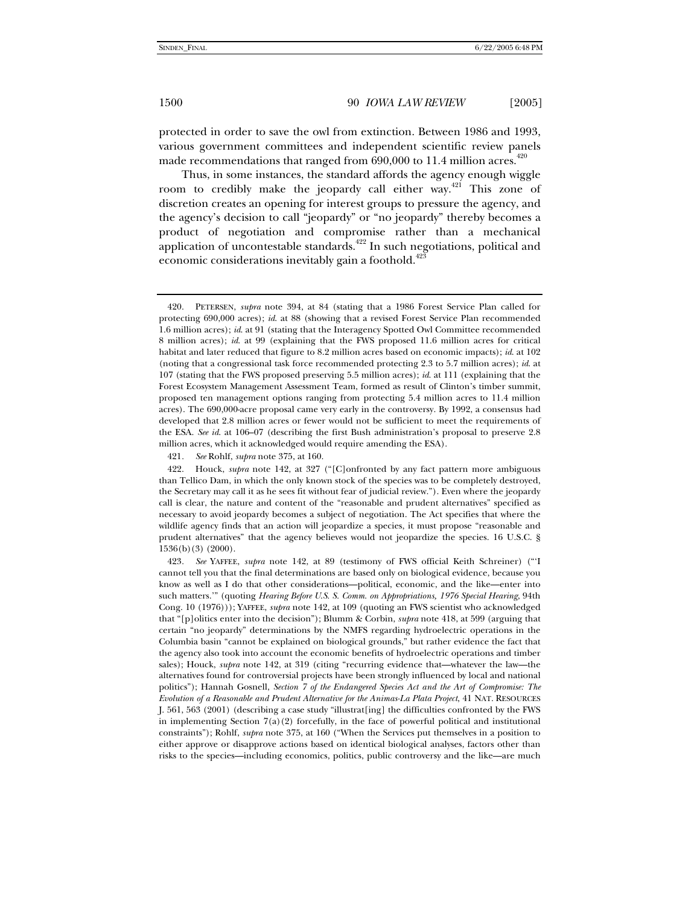protected in order to save the owl from extinction. Between 1986 and 1993, various government committees and independent scientific review panels made recommendations that ranged from 690,000 to 11.4 million acres.[420]

Thus, in some instances, the standard affords the agency enough wiggle room to credibly make the jeopardy call either way.[421] This zone of discretion creates an opening for interest groups to pressure the agency, and the agency's decision to call "jeopardy" or "no jeopardy" thereby becomes a product of negotiation and compromise rather than a mechanical application of uncontestable standards.[422] In such negotiations, political and economic considerations inevitably gain a foothold.[423]

---

420. PETERSEN, *supra* note 394, at 84 (stating that a 1986 Forest Service Plan called for protecting 690,000 acres); *id.* at 88 (showing that a revised Forest Service Plan recommended 1.6 million acres); *id.* at 91 (stating that the Interagency Spotted Owl Committee recommended 8 million acres); *id.* at 99 (explaining that the FWS proposed 11.6 million acres for critical habitat and later reduced that figure to 8.2 million acres based on economic impacts); *id.* at 102 (noting that a congressional task force recommended protecting 2.3 to 5.7 million acres); *id.* at 107 (stating that the FWS proposed preserving 5.5 million acres); *id.* at 111 (explaining that the Forest Ecosystem Management Assessment Team, formed as result of Clinton's timber summit, proposed ten management options ranging from protecting 5.4 million acres to 11.4 million acres). The 690,000-acre proposal came very early in the controversy. By 1992, a consensus had developed that 2.8 million acres or fewer would not be sufficient to meet the requirements of the ESA. *See id.* at 106–07 (describing the first Bush administration's proposal to preserve 2.8 million acres, which it acknowledged would require amending the ESA).

421. *See* Rohlf, *supra* note 375, at 160.

422. Houck, *supra* note 142, at 327 ("[C]onfronted by any fact pattern more ambiguous than Tellico Dam, in which the only known stock of the species was to be completely destroyed, the Secretary may call it as he sees fit without fear of judicial review."). Even where the jeopardy call is clear, the nature and content of the "reasonable and prudent alternatives" specified as necessary to avoid jeopardy becomes a subject of negotiation. The Act specifies that where the wildlife agency finds that an action will jeopardize a species, it must propose "reasonable and prudent alternatives" that the agency believes would not jeopardize the species. 16 U.S.C. § 1536(b)(3) (2000).

423. *See* YAFFEE, *supra* note 142, at 89 (testimony of FWS official Keith Schreiner) ("'I cannot tell you that the final determinations are based only on biological evidence, because you know as well as I do that other considerations—political, economic, and the like—enter into such matters.'" (quoting *Hearing Before U.S. S. Comm. on Appropriations, 1976 Special Hearing*, 94th Cong. 10 (1976))); YAFFEE, *supra* note 142, at 109 (quoting an FWS scientist who acknowledged that "[p]olitics enter into the decision"); Blumm & Corbin, *supra* note 418, at 599 (arguing that certain "no jeopardy" determinations by the NMFS regarding hydroelectric operations in the Columbia basin "cannot be explained on biological grounds," but rather evidence the fact that the agency also took into account the economic benefits of hydroelectric operations and timber sales); Houck, *supra* note 142, at 319 (citing "recurring evidence that—whatever the law—the alternatives found for controversial projects have been strongly influenced by local and national politics"); Hannah Gosnell, *Section 7 of the Endangered Species Act and the Art of Compromise: The Evolution of a Reasonable and Prudent Alternative for the Animas-La Plata Project*, 41 NAT. RESOURCES J. 561, 563 (2001) (describing a case study "illustrat[ing] the difficulties confronted by the FWS in implementing Section 7(a)(2) forcefully, in the face of powerful political and institutional constraints"); Rohlf, *supra* note 375, at 160 ("When the Services put themselves in a position to either approve or disapprove actions based on identical biological analyses, factors other than risks to the species—including economics, politics, public controversy and the like—are much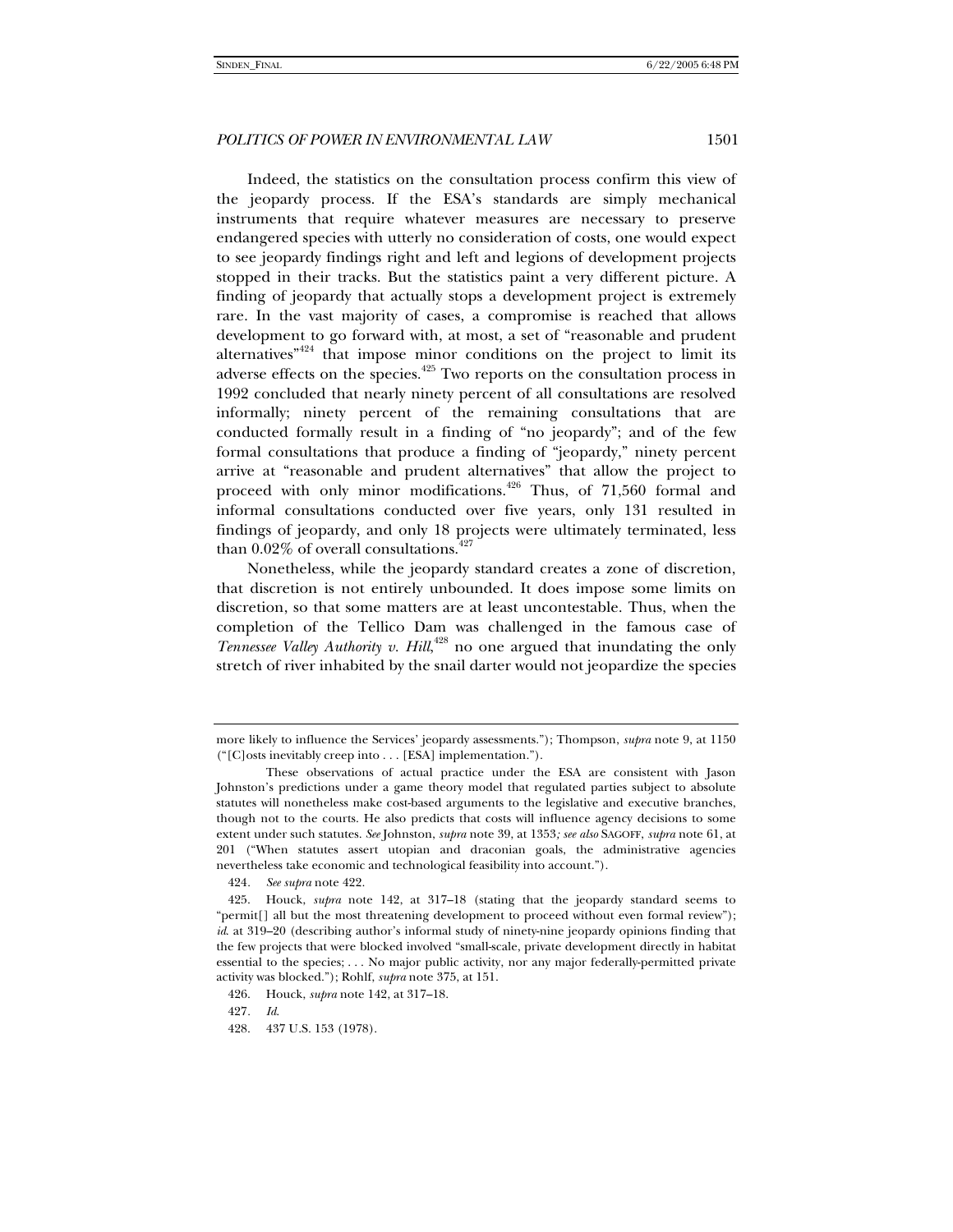Indeed, the statistics on the consultation process confirm this view of the jeopardy process. If the ESA's standards are simply mechanical instruments that require whatever measures are necessary to preserve endangered species with utterly no consideration of costs, one would expect to see jeopardy findings right and left and legions of development projects stopped in their tracks. But the statistics paint a very different picture. A finding of jeopardy that actually stops a development project is extremely rare. In the vast majority of cases, a compromise is reached that allows development to go forward with, at most, a set of "reasonable and prudent alternatives"[424] that impose minor conditions on the project to limit its adverse effects on the species.[425] Two reports on the consultation process in 1992 concluded that nearly ninety percent of all consultations are resolved informally; ninety percent of the remaining consultations that are conducted formally result in a finding of "no jeopardy"; and of the few formal consultations that produce a finding of "jeopardy," ninety percent arrive at "reasonable and prudent alternatives" that allow the project to proceed with only minor modifications.[426] Thus, of 71,560 formal and informal consultations conducted over five years, only 131 resulted in findings of jeopardy, and only 18 projects were ultimately terminated, less than 0.02% of overall consultations.[427]

Nonetheless, while the jeopardy standard creates a zone of discretion, that discretion is not entirely unbounded. It does impose some limits on discretion, so that some matters are at least uncontestable. Thus, when the completion of the Tellico Dam was challenged in the famous case of *Tennessee Valley Authority v. Hill*,[428] no one argued that inundating the only stretch of river inhabited by the snail darter would not jeopardize the species

---

more likely to influence the Services' jeopardy assessments."); Thompson, *supra* note 9, at 1150 ("[C]osts inevitably creep into . . . [ESA] implementation.").

These observations of actual practice under the ESA are consistent with Jason Johnston's predictions under a game theory model that regulated parties subject to absolute statutes will nonetheless make cost-based arguments to the legislative and executive branches, though not to the courts. He also predicts that costs will influence agency decisions to some extent under such statutes. *See* Johnston, *supra* note 39, at 1353*; see also* SAGOFF, *supra* note 61, at 201 ("When statutes assert utopian and draconian goals, the administrative agencies nevertheless take economic and technological feasibility into account.").

424. *See supra* note 422.

425. Houck, *supra* note 142, at 317–18 (stating that the jeopardy standard seems to "permit[] all but the most threatening development to proceed without even formal review"); *id.* at 319–20 (describing author's informal study of ninety-nine jeopardy opinions finding that the few projects that were blocked involved "small-scale, private development directly in habitat essential to the species; . . . No major public activity, nor any major federally-permitted private activity was blocked."); Rohlf, *supra* note 375, at 151.

426. Houck, *supra* note 142, at 317–18.

427. *Id.*

428. 437 U.S. 153 (1978).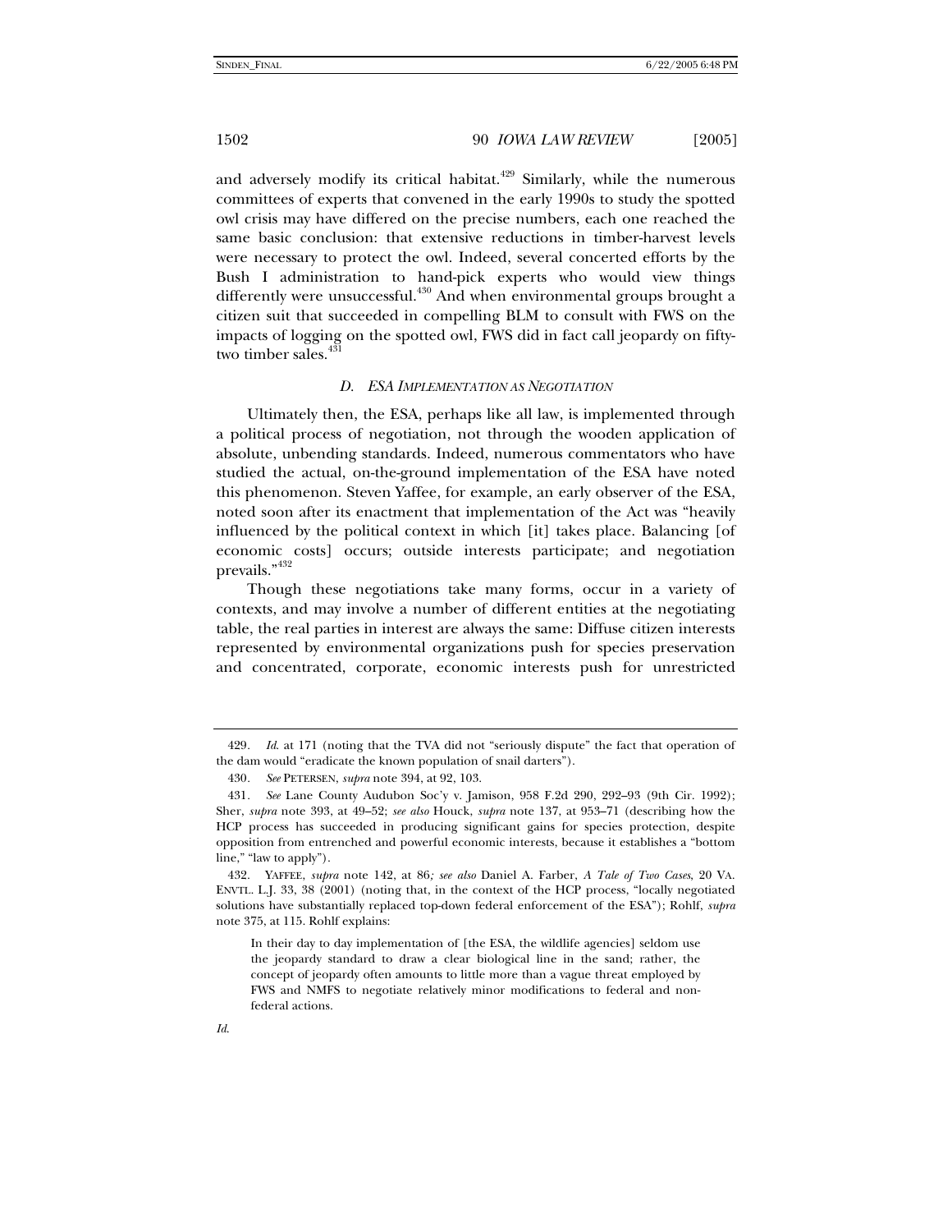and adversely modify its critical habitat.[429] Similarly, while the numerous committees of experts that convened in the early 1990s to study the spotted owl crisis may have differed on the precise numbers, each one reached the same basic conclusion: that extensive reductions in timber-harvest levels were necessary to protect the owl. Indeed, several concerted efforts by the Bush I administration to hand-pick experts who would view things differently were unsuccessful.[430] And when environmental groups brought a citizen suit that succeeded in compelling BLM to consult with FWS on the impacts of logging on the spotted owl, FWS did in fact call jeopardy on fifty-two timber sales.[431]

### *D. ESA Implementation as Negotiation*

Ultimately then, the ESA, perhaps like all law, is implemented through a political process of negotiation, not through the wooden application of absolute, unbending standards. Indeed, numerous commentators who have studied the actual, on-the-ground implementation of the ESA have noted this phenomenon. Steven Yaffee, for example, an early observer of the ESA, noted soon after its enactment that implementation of the Act was "heavily influenced by the political context in which [it] takes place. Balancing [of economic costs] occurs; outside interests participate; and negotiation prevails."[432]

Though these negotiations take many forms, occur in a variety of contexts, and may involve a number of different entities at the negotiating table, the real parties in interest are always the same: Diffuse citizen interests represented by environmental organizations push for species preservation and concentrated, corporate, economic interests push for unrestricted

---

429. *Id.* at 171 (noting that the TVA did not "seriously dispute" the fact that operation of the dam would "eradicate the known population of snail darters").

430. *See* PETERSEN, *supra* note 394, at 92, 103.

431. *See* Lane County Audubon Soc'y v. Jamison, 958 F.2d 290, 292–93 (9th Cir. 1992); Sher, *supra* note 393, at 49–52; *see also* Houck, *supra* note 137, at 953–71 (describing how the HCP process has succeeded in producing significant gains for species protection, despite opposition from entrenched and powerful economic interests, because it establishes a "bottom line," "law to apply").

432. YAFFEE, *supra* note 142, at 86*; see also* Daniel A. Farber, *A Tale of Two Cases*, 20 VA. ENVTL. L.J. 33, 38 (2001) (noting that, in the context of the HCP process, "locally negotiated solutions have substantially replaced top-down federal enforcement of the ESA"); Rohlf, *supra* note 375, at 115. Rohlf explains:

> In their day to day implementation of [the ESA, the wildlife agencies] seldom use the jeopardy standard to draw a clear biological line in the sand; rather, the concept of jeopardy often amounts to little more than a vague threat employed by FWS and NMFS to negotiate relatively minor modifications to federal and non-federal actions.

*Id.*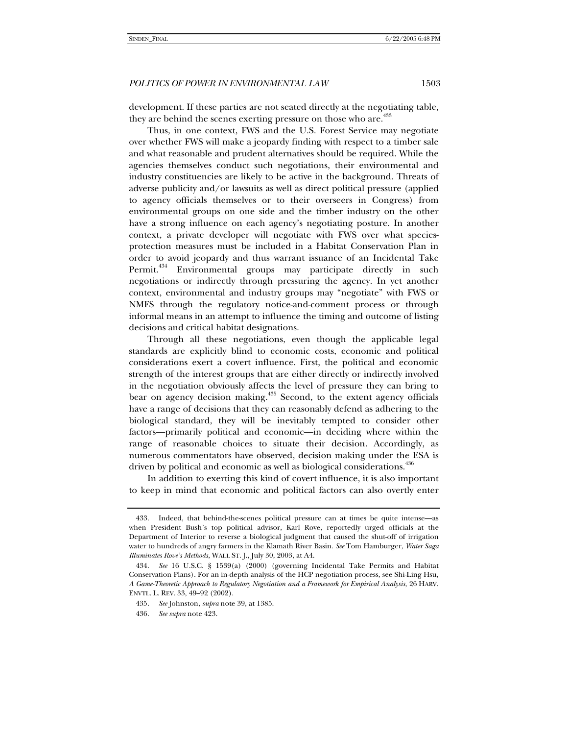development. If these parties are not seated directly at the negotiating table, they are behind the scenes exerting pressure on those who are.[433]

Thus, in one context, FWS and the U.S. Forest Service may negotiate over whether FWS will make a jeopardy finding with respect to a timber sale and what reasonable and prudent alternatives should be required. While the agencies themselves conduct such negotiations, their environmental and industry constituencies are likely to be active in the background. Threats of adverse publicity and/or lawsuits as well as direct political pressure (applied to agency officials themselves or to their overseers in Congress) from environmental groups on one side and the timber industry on the other have a strong influence on each agency's negotiating posture. In another context, a private developer will negotiate with FWS over what species-protection measures must be included in a Habitat Conservation Plan in order to avoid jeopardy and thus warrant issuance of an Incidental Take Permit.[434] Environmental groups may participate directly in such negotiations or indirectly through pressuring the agency. In yet another context, environmental and industry groups may "negotiate" with FWS or NMFS through the regulatory notice-and-comment process or through informal means in an attempt to influence the timing and outcome of listing decisions and critical habitat designations.

Through all these negotiations, even though the applicable legal standards are explicitly blind to economic costs, economic and political considerations exert a covert influence. First, the political and economic strength of the interest groups that are either directly or indirectly involved in the negotiation obviously affects the level of pressure they can bring to bear on agency decision making.[435] Second, to the extent agency officials have a range of decisions that they can reasonably defend as adhering to the biological standard, they will be inevitably tempted to consider other factors—primarily political and economic—in deciding where within the range of reasonable choices to situate their decision. Accordingly, as numerous commentators have observed, decision making under the ESA is driven by political and economic as well as biological considerations.[436]

In addition to exerting this kind of covert influence, it is also important to keep in mind that economic and political factors can also overtly enter

---

433. Indeed, that behind-the-scenes political pressure can at times be quite intense—as when President Bush's top political advisor, Karl Rove, reportedly urged officials at the Department of Interior to reverse a biological judgment that caused the shut-off of irrigation water to hundreds of angry farmers in the Klamath River Basin. *See* Tom Hamburger, *Water Saga Illuminates Rove's Methods*, WALL ST. J., July 30, 2003, at A4.

434. *See* 16 U.S.C. § 1539(a) (2000) (governing Incidental Take Permits and Habitat Conservation Plans). For an in-depth analysis of the HCP negotiation process, see Shi-Ling Hsu, *A Game-Theoretic Approach to Regulatory Negotiation and a Framework for Empirical Analysis*, 26 HARV. ENVTL. L. REV. 33, 49–92 (2002).

435. *See* Johnston, *supra* note 39, at 1385.

436. *See supra* note 423.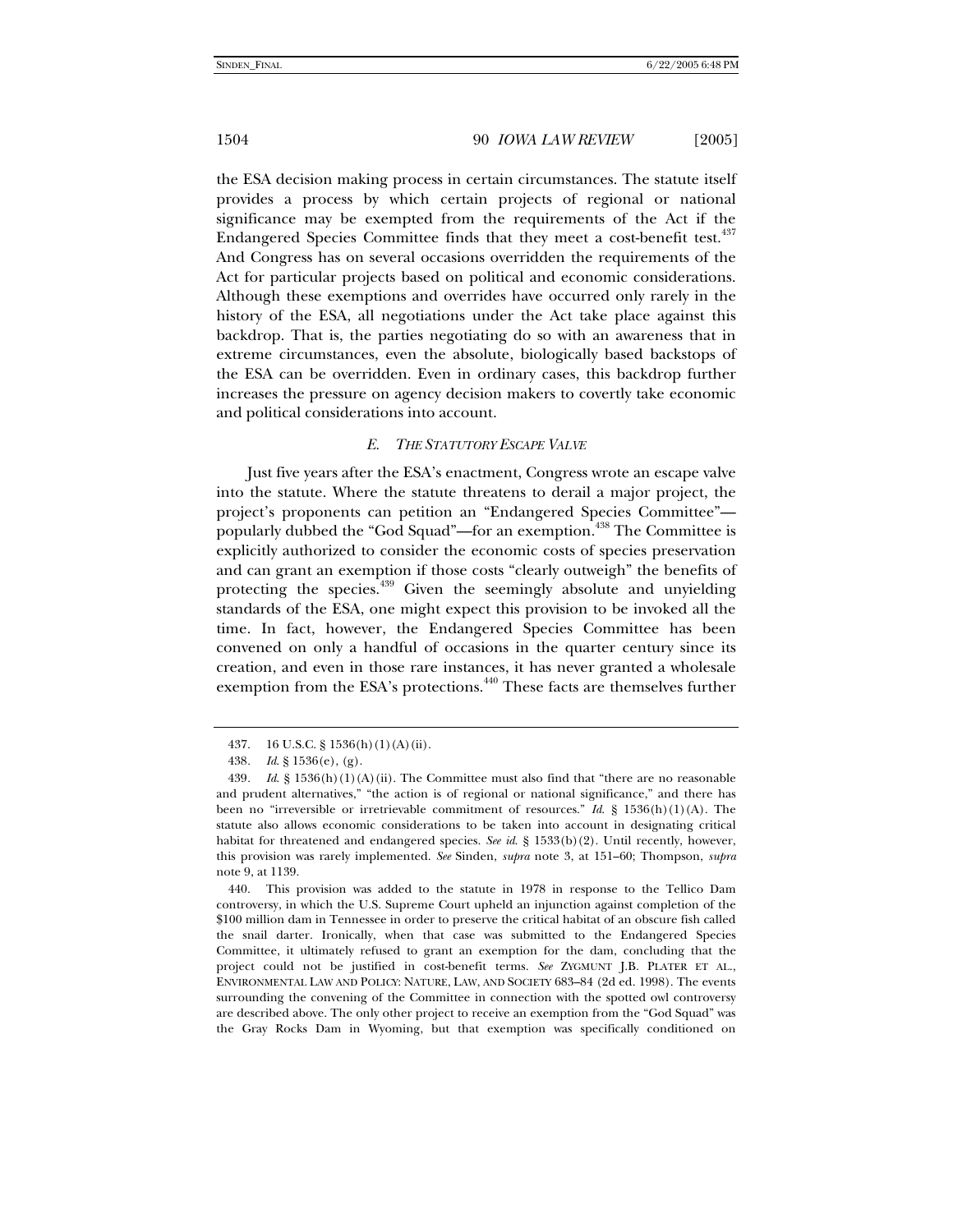the ESA decision making process in certain circumstances. The statute itself provides a process by which certain projects of regional or national significance may be exempted from the requirements of the Act if the Endangered Species Committee finds that they meet a cost-benefit test.[437] And Congress has on several occasions overridden the requirements of the Act for particular projects based on political and economic considerations. Although these exemptions and overrides have occurred only rarely in the history of the ESA, all negotiations under the Act take place against this backdrop. That is, the parties negotiating do so with an awareness that in extreme circumstances, even the absolute, biologically based backstops of the ESA can be overridden. Even in ordinary cases, this backdrop further increases the pressure on agency decision makers to covertly take economic and political considerations into account.

### *E. The Statutory Escape Valve*

Just five years after the ESA's enactment, Congress wrote an escape valve into the statute. Where the statute threatens to derail a major project, the project's proponents can petition an "Endangered Species Committee"—popularly dubbed the "God Squad"—for an exemption.[438] The Committee is explicitly authorized to consider the economic costs of species preservation and can grant an exemption if those costs "clearly outweigh" the benefits of protecting the species.[439] Given the seemingly absolute and unyielding standards of the ESA, one might expect this provision to be invoked all the time. In fact, however, the Endangered Species Committee has been convened on only a handful of occasions in the quarter century since its creation, and even in those rare instances, it has never granted a wholesale exemption from the ESA's protections.[440] These facts are themselves further

---

437. 16 U.S.C. § 1536(h)(1)(A)(ii).

438. *Id.* § 1536(e), (g).

439. *Id.* § 1536(h)(1)(A)(ii). The Committee must also find that "there are no reasonable and prudent alternatives," "the action is of regional or national significance," and there has been no "irreversible or irretrievable commitment of resources." *Id.* § 1536(h)(1)(A). The statute also allows economic considerations to be taken into account in designating critical habitat for threatened and endangered species. *See id.* § 1533(b)(2). Until recently, however, this provision was rarely implemented. *See* Sinden, *supra* note 3, at 151–60; Thompson, *supra* note 9, at 1139.

440. This provision was added to the statute in 1978 in response to the Tellico Dam controversy, in which the U.S. Supreme Court upheld an injunction against completion of the $100 million dam in Tennessee in order to preserve the critical habitat of an obscure fish called the snail darter. Ironically, when that case was submitted to the Endangered Species Committee, it ultimately refused to grant an exemption for the dam, concluding that the project could not be justified in cost-benefit terms. *See* ZYGMUNT J.B. PLATER ET AL., ENVIRONMENTAL LAW AND POLICY: NATURE, LAW, AND SOCIETY 683–84 (2d ed. 1998). The events surrounding the convening of the Committee in connection with the spotted owl controversy are described above. The only other project to receive an exemption from the "God Squad" was the Gray Rocks Dam in Wyoming, but that exemption was specifically conditioned on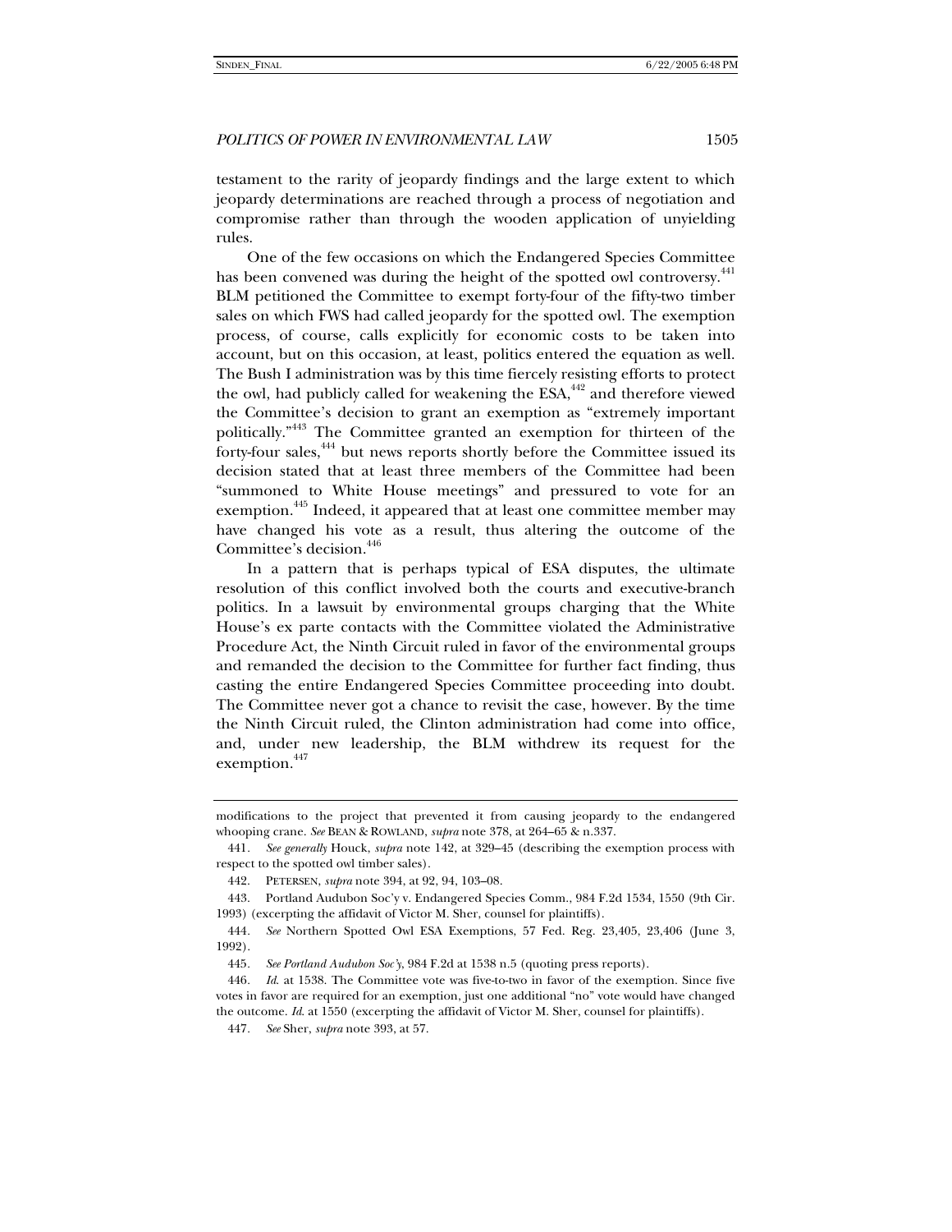testament to the rarity of jeopardy findings and the large extent to which jeopardy determinations are reached through a process of negotiation and compromise rather than through the wooden application of unyielding rules.

One of the few occasions on which the Endangered Species Committee has been convened was during the height of the spotted owl controversy.[441] BLM petitioned the Committee to exempt forty-four of the fifty-two timber sales on which FWS had called jeopardy for the spotted owl. The exemption process, of course, calls explicitly for economic costs to be taken into account, but on this occasion, at least, politics entered the equation as well. The Bush I administration was by this time fiercely resisting efforts to protect the owl, had publicly called for weakening the ESA,[442] and therefore viewed the Committee's decision to grant an exemption as "extremely important politically."[443] The Committee granted an exemption for thirteen of the forty-four sales,[444] but news reports shortly before the Committee issued its decision stated that at least three members of the Committee had been "summoned to White House meetings" and pressured to vote for an exemption.[445] Indeed, it appeared that at least one committee member may have changed his vote as a result, thus altering the outcome of the Committee's decision.[446]

In a pattern that is perhaps typical of ESA disputes, the ultimate resolution of this conflict involved both the courts and executive-branch politics. In a lawsuit by environmental groups charging that the White House's ex parte contacts with the Committee violated the Administrative Procedure Act, the Ninth Circuit ruled in favor of the environmental groups and remanded the decision to the Committee for further fact finding, thus casting the entire Endangered Species Committee proceeding into doubt. The Committee never got a chance to revisit the case, however. By the time the Ninth Circuit ruled, the Clinton administration had come into office, and, under new leadership, the BLM withdrew its request for the exemption.[447]

---

modifications to the project that prevented it from causing jeopardy to the endangered whooping crane. *See* BEAN & ROWLAND, *supra* note 378, at 264–65 & n.337.

441. *See generally* Houck, *supra* note 142, at 329–45 (describing the exemption process with respect to the spotted owl timber sales).

442. PETERSEN, *supra* note 394, at 92, 94, 103–08.

443. Portland Audubon Soc'y v. Endangered Species Comm., 984 F.2d 1534, 1550 (9th Cir. 1993) (excerpting the affidavit of Victor M. Sher, counsel for plaintiffs).

444. *See* Northern Spotted Owl ESA Exemptions, 57 Fed. Reg. 23,405, 23,406 (June 3, 1992).

445. *See Portland Audubon Soc'y*, 984 F.2d at 1538 n.5 (quoting press reports).

446. *Id.* at 1538. The Committee vote was five-to-two in favor of the exemption. Since five votes in favor are required for an exemption, just one additional "no" vote would have changed the outcome. *Id.* at 1550 (excerpting the affidavit of Victor M. Sher, counsel for plaintiffs).

447. *See* Sher, *supra* note 393, at 57.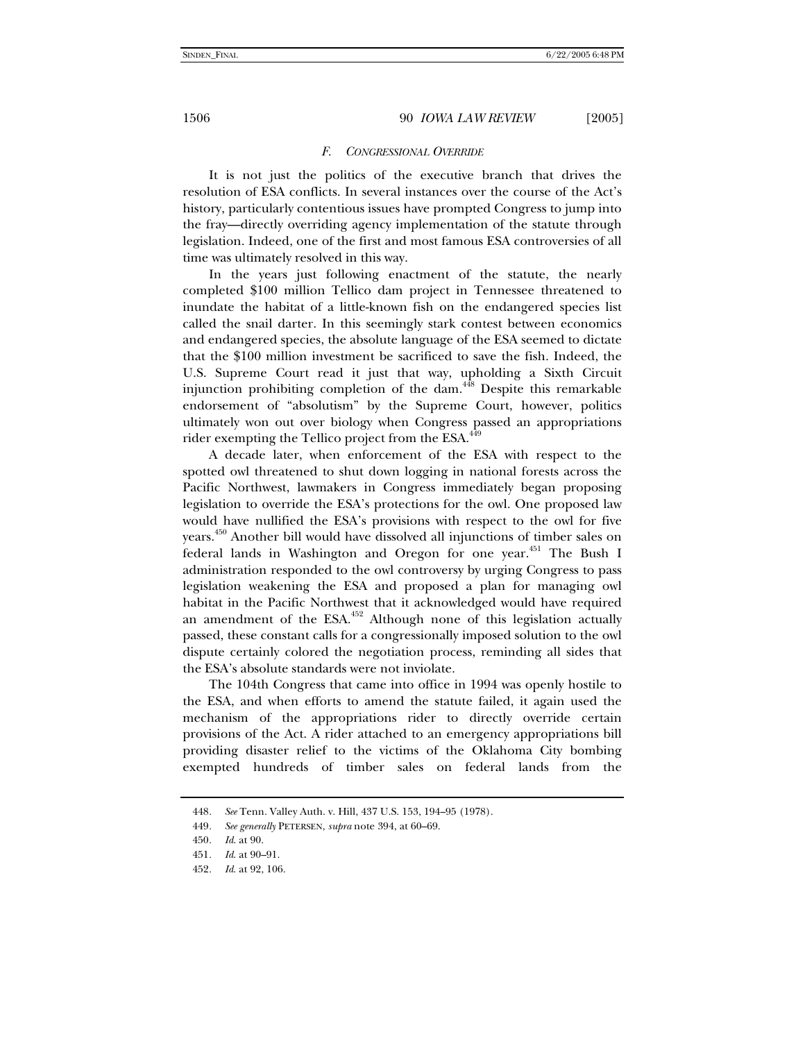### *F. Congressional Override*

It is not just the politics of the executive branch that drives the resolution of ESA conflicts. In several instances over the course of the Act's history, particularly contentious issues have prompted Congress to jump into the fray—directly overriding agency implementation of the statute through legislation. Indeed, one of the first and most famous ESA controversies of all time was ultimately resolved in this way.

In the years just following enactment of the statute, the nearly completed $100 million Tellico dam project in Tennessee threatened to inundate the habitat of a little-known fish on the endangered species list called the snail darter. In this seemingly stark contest between economics and endangered species, the absolute language of the ESA seemed to dictate that the $100 million investment be sacrificed to save the fish. Indeed, the U.S. Supreme Court read it just that way, upholding a Sixth Circuit injunction prohibiting completion of the dam.[448] Despite this remarkable endorsement of "absolutism" by the Supreme Court, however, politics ultimately won out over biology when Congress passed an appropriations rider exempting the Tellico project from the ESA.[449]

A decade later, when enforcement of the ESA with respect to the spotted owl threatened to shut down logging in national forests across the Pacific Northwest, lawmakers in Congress immediately began proposing legislation to override the ESA's protections for the owl. One proposed law would have nullified the ESA's provisions with respect to the owl for five years.[450] Another bill would have dissolved all injunctions of timber sales on federal lands in Washington and Oregon for one year.[451] The Bush I administration responded to the owl controversy by urging Congress to pass legislation weakening the ESA and proposed a plan for managing owl habitat in the Pacific Northwest that it acknowledged would have required an amendment of the ESA.[452] Although none of this legislation actually passed, these constant calls for a congressionally imposed solution to the owl dispute certainly colored the negotiation process, reminding all sides that the ESA's absolute standards were not inviolate.

The 104th Congress that came into office in 1994 was openly hostile to the ESA, and when efforts to amend the statute failed, it again used the mechanism of the appropriations rider to directly override certain provisions of the Act. A rider attached to an emergency appropriations bill providing disaster relief to the victims of the Oklahoma City bombing exempted hundreds of timber sales on federal lands from the

---

448. *See* Tenn. Valley Auth. v. Hill, 437 U.S. 153, 194–95 (1978).

449. *See generally* PETERSEN, *supra* note 394, at 60–69.

450. *Id.* at 90.

451. *Id.* at 90–91.

452. *Id.* at 92, 106.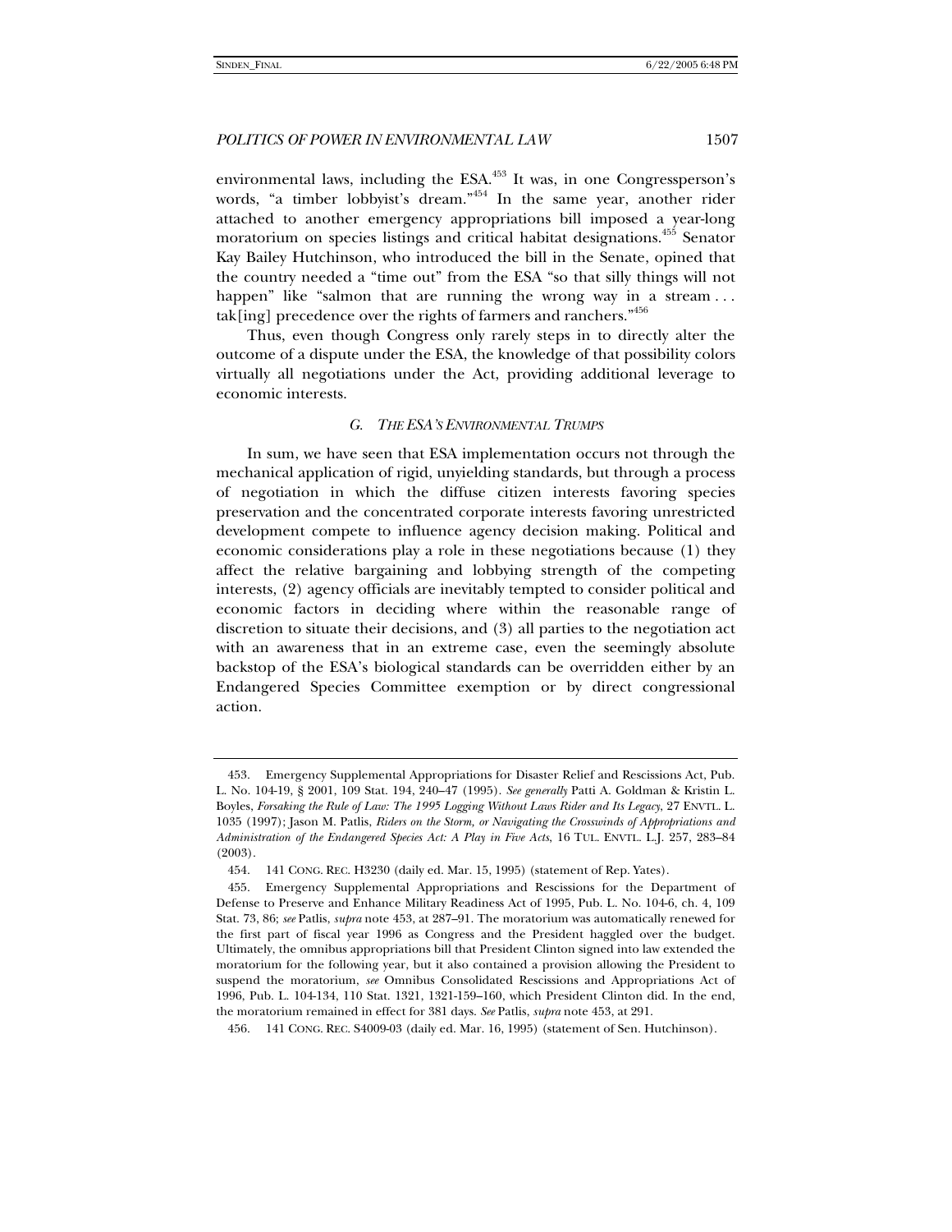environmental laws, including the ESA.[453] It was, in one Congressperson's words, "a timber lobbyist's dream."[454] In the same year, another rider attached to another emergency appropriations bill imposed a year-long moratorium on species listings and critical habitat designations.[455] Senator Kay Bailey Hutchinson, who introduced the bill in the Senate, opined that the country needed a "time out" from the ESA "so that silly things will not happen" like "salmon that are running the wrong way in a stream . . . tak[ing] precedence over the rights of farmers and ranchers."[456]

Thus, even though Congress only rarely steps in to directly alter the outcome of a dispute under the ESA, the knowledge of that possibility colors virtually all negotiations under the Act, providing additional leverage to economic interests.

### *G. THE ESA'S ENVIRONMENTAL TRUMPS*

In sum, we have seen that ESA implementation occurs not through the mechanical application of rigid, unyielding standards, but through a process of negotiation in which the diffuse citizen interests favoring species preservation and the concentrated corporate interests favoring unrestricted development compete to influence agency decision making. Political and economic considerations play a role in these negotiations because (1) they affect the relative bargaining and lobbying strength of the competing interests, (2) agency officials are inevitably tempted to consider political and economic factors in deciding where within the reasonable range of discretion to situate their decisions, and (3) all parties to the negotiation act with an awareness that in an extreme case, even the seemingly absolute backstop of the ESA's biological standards can be overridden either by an Endangered Species Committee exemption or by direct congressional action.

---

453. Emergency Supplemental Appropriations for Disaster Relief and Rescissions Act, Pub. L. No. 104-19, § 2001, 109 Stat. 194, 240–47 (1995). *See generally* Patti A. Goldman & Kristin L. Boyles, *Forsaking the Rule of Law: The 1995 Logging Without Laws Rider and Its Legacy*, 27 ENVTL. L. 1035 (1997); Jason M. Patlis, *Riders on the Storm, or Navigating the Crosswinds of Appropriations and Administration of the Endangered Species Act: A Play in Five Acts*, 16 TUL. ENVTL. L.J. 257, 283–84 (2003).

454. 141 CONG. REC. H3230 (daily ed. Mar. 15, 1995) (statement of Rep. Yates).

455. Emergency Supplemental Appropriations and Rescissions for the Department of Defense to Preserve and Enhance Military Readiness Act of 1995, Pub. L. No. 104-6, ch. 4, 109 Stat. 73, 86; *see* Patlis, *supra* note 453, at 287–91. The moratorium was automatically renewed for the first part of fiscal year 1996 as Congress and the President haggled over the budget. Ultimately, the omnibus appropriations bill that President Clinton signed into law extended the moratorium for the following year, but it also contained a provision allowing the President to suspend the moratorium, *see* Omnibus Consolidated Rescissions and Appropriations Act of 1996, Pub. L. 104-134, 110 Stat. 1321, 1321-159–160, which President Clinton did. In the end, the moratorium remained in effect for 381 days. *See* Patlis, *supra* note 453, at 291.

456. 141 CONG. REC. S4009-03 (daily ed. Mar. 16, 1995) (statement of Sen. Hutchinson).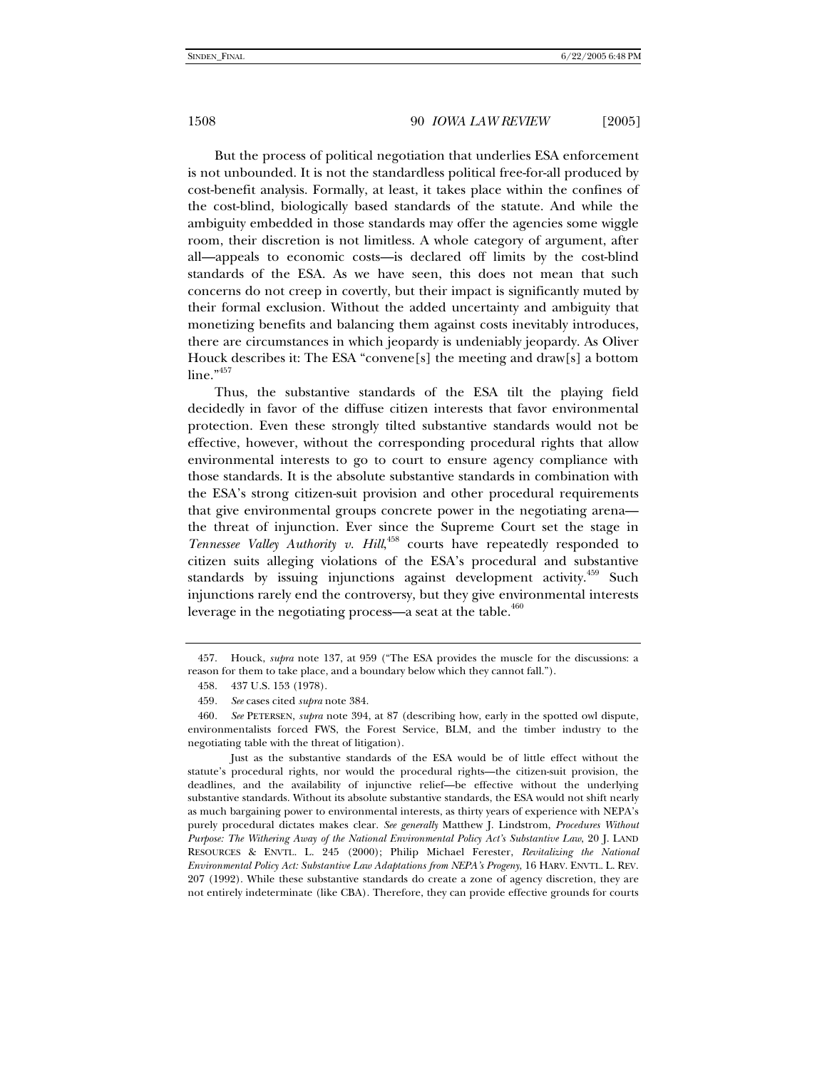But the process of political negotiation that underlies ESA enforcement is not unbounded. It is not the standardless political free-for-all produced by cost-benefit analysis. Formally, at least, it takes place within the confines of the cost-blind, biologically based standards of the statute. And while the ambiguity embedded in those standards may offer the agencies some wiggle room, their discretion is not limitless. A whole category of argument, after all—appeals to economic costs—is declared off limits by the cost-blind standards of the ESA. As we have seen, this does not mean that such concerns do not creep in covertly, but their impact is significantly muted by their formal exclusion. Without the added uncertainty and ambiguity that monetizing benefits and balancing them against costs inevitably introduces, there are circumstances in which jeopardy is undeniably jeopardy. As Oliver Houck describes it: The ESA "convene[s] the meeting and draw[s] a bottom line."[457]

Thus, the substantive standards of the ESA tilt the playing field decidedly in favor of the diffuse citizen interests that favor environmental protection. Even these strongly tilted substantive standards would not be effective, however, without the corresponding procedural rights that allow environmental interests to go to court to ensure agency compliance with those standards. It is the absolute substantive standards in combination with the ESA's strong citizen-suit provision and other procedural requirements that give environmental groups concrete power in the negotiating arena—the threat of injunction. Ever since the Supreme Court set the stage in *Tennessee Valley Authority v. Hill*,[458] courts have repeatedly responded to citizen suits alleging violations of the ESA's procedural and substantive standards by issuing injunctions against development activity.[459] Such injunctions rarely end the controversy, but they give environmental interests leverage in the negotiating process—a seat at the table.[460]

---

457. Houck, *supra* note 137, at 959 ("The ESA provides the muscle for the discussions: a reason for them to take place, and a boundary below which they cannot fall.").

458. 437 U.S. 153 (1978).

459. *See* cases cited *supra* note 384.

460. *See* PETERSEN, *supra* note 394, at 87 (describing how, early in the spotted owl dispute, environmentalists forced FWS, the Forest Service, BLM, and the timber industry to the negotiating table with the threat of litigation).

Just as the substantive standards of the ESA would be of little effect without the statute's procedural rights, nor would the procedural rights—the citizen-suit provision, the deadlines, and the availability of injunctive relief—be effective without the underlying substantive standards. Without its absolute substantive standards, the ESA would not shift nearly as much bargaining power to environmental interests, as thirty years of experience with NEPA's purely procedural dictates makes clear. *See generally* Matthew J. Lindstrom, *Procedures Without Purpose: The Withering Away of the National Environmental Policy Act's Substantive Law*, 20 J. LAND RESOURCES & ENVTL. L. 245 (2000); Philip Michael Ferester, *Revitalizing the National Environmental Policy Act: Substantive Law Adaptations from NEPA's Progeny*, 16 HARV. ENVTL. L. REV. 207 (1992). While these substantive standards do create a zone of agency discretion, they are not entirely indeterminate (like CBA). Therefore, they can provide effective grounds for courts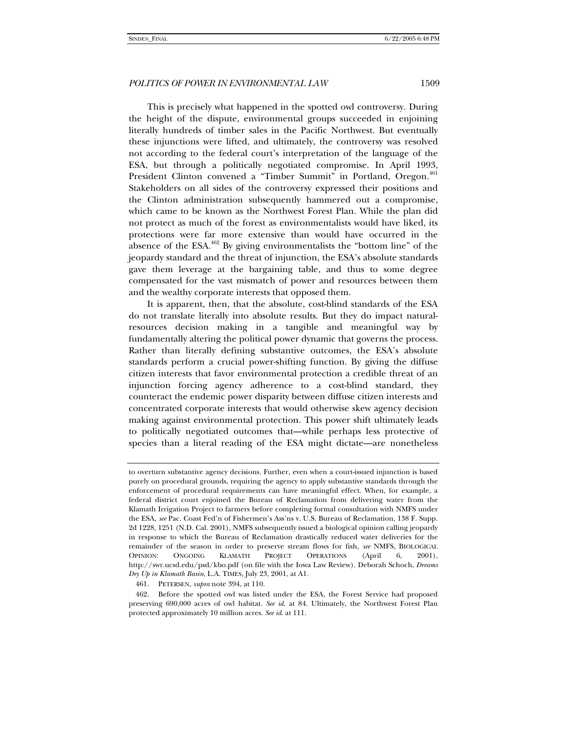This is precisely what happened in the spotted owl controversy. During the height of the dispute, environmental groups succeeded in enjoining literally hundreds of timber sales in the Pacific Northwest. But eventually these injunctions were lifted, and ultimately, the controversy was resolved not according to the federal court's interpretation of the language of the ESA, but through a politically negotiated compromise. In April 1993, President Clinton convened a "Timber Summit" in Portland, Oregon.[461] Stakeholders on all sides of the controversy expressed their positions and the Clinton administration subsequently hammered out a compromise, which came to be known as the Northwest Forest Plan. While the plan did not protect as much of the forest as environmentalists would have liked, its protections were far more extensive than would have occurred in the absence of the ESA.[462] By giving environmentalists the "bottom line" of the jeopardy standard and the threat of injunction, the ESA's absolute standards gave them leverage at the bargaining table, and thus to some degree compensated for the vast mismatch of power and resources between them and the wealthy corporate interests that opposed them.

It is apparent, then, that the absolute, cost-blind standards of the ESA do not translate literally into absolute results. But they do impact natural-resources decision making in a tangible and meaningful way by fundamentally altering the political power dynamic that governs the process. Rather than literally defining substantive outcomes, the ESA's absolute standards perform a crucial power-shifting function. By giving the diffuse citizen interests that favor environmental protection a credible threat of an injunction forcing agency adherence to a cost-blind standard, they counteract the endemic power disparity between diffuse citizen interests and concentrated corporate interests that would otherwise skew agency decision making against environmental protection. This power shift ultimately leads to politically negotiated outcomes that—while perhaps less protective of species than a literal reading of the ESA might dictate—are nonetheless

---

to overturn substantive agency decisions. Further, even when a court-issued injunction is based purely on procedural grounds, requiring the agency to apply substantive standards through the enforcement of procedural requirements can have meaningful effect. When, for example, a federal district court enjoined the Bureau of Reclamation from delivering water from the Klamath Irrigation Project to farmers before completing formal consultation with NMFS under the ESA, *see* Pac. Coast Fed'n of Fishermen's Ass'ns v. U.S. Bureau of Reclamation, 138 F. Supp. 2d 1228, 1251 (N.D. Cal. 2001), NMFS subsequently issued a biological opinion calling jeopardy in response to which the Bureau of Reclamation drastically reduced water deliveries for the remainder of the season in order to preserve stream flows for fish, *see* NMFS, BIOLOGICAL OPINION: ONGOING KLAMATH PROJECT OPERATIONS (April 6, 2001), http://swr.ucsd.edu/psd/kbo.pdf (on file with the Iowa Law Review). Deborah Schoch, *Dreams Dry Up in Klamath Basin*, L.A. TIMES, July 23, 2001, at A1.

461. PETERSEN, *supra* note 394, at 110.

462. Before the spotted owl was listed under the ESA, the Forest Service had proposed preserving 690,000 acres of owl habitat. *See id.* at 84. Ultimately, the Northwest Forest Plan protected approximately 10 million acres. *See id.* at 111.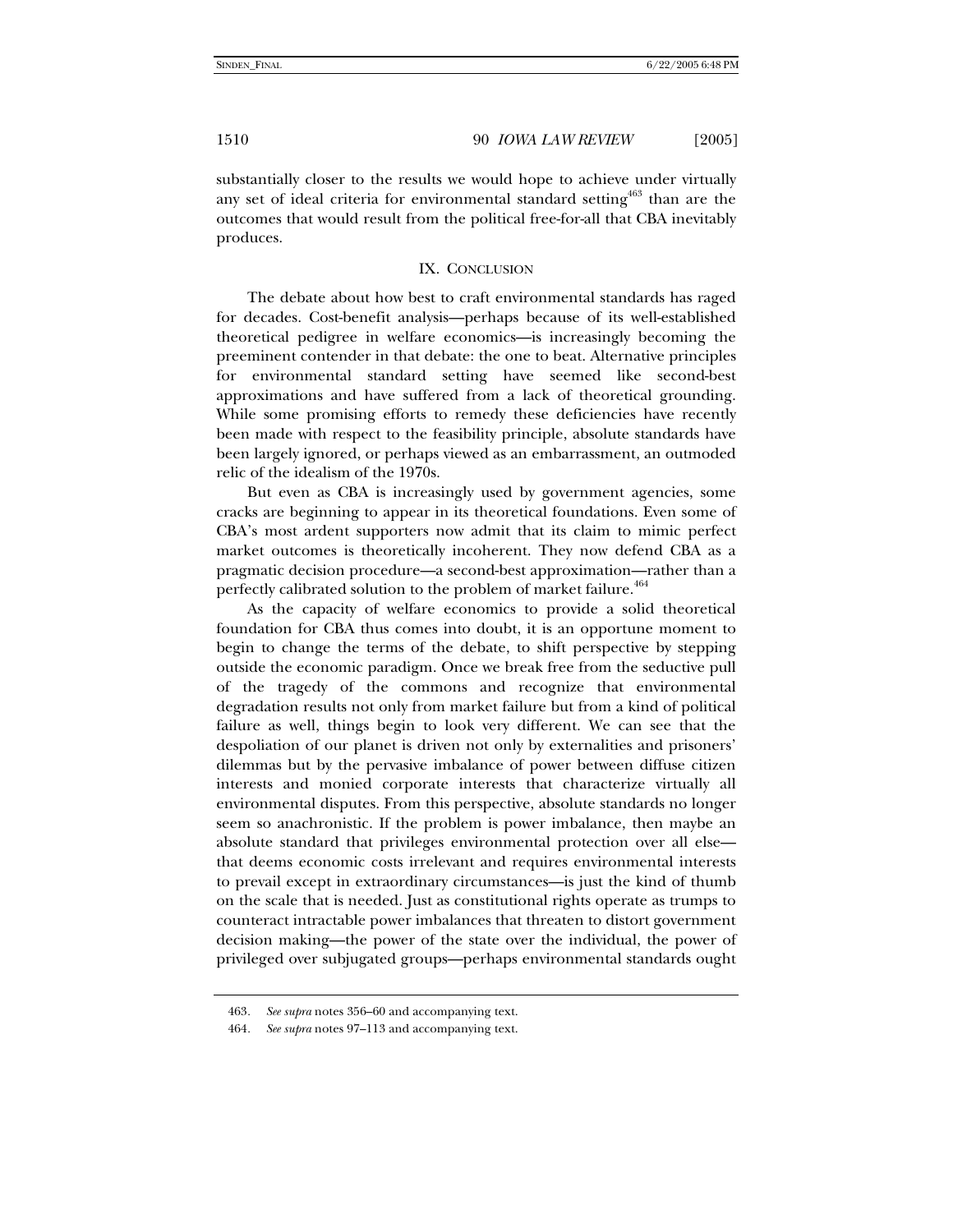substantially closer to the results we would hope to achieve under virtually any set of ideal criteria for environmental standard setting[463] than are the outcomes that would result from the political free-for-all that CBA inevitably produces.

## IX. CONCLUSION

The debate about how best to craft environmental standards has raged for decades. Cost-benefit analysis—perhaps because of its well-established theoretical pedigree in welfare economics—is increasingly becoming the preeminent contender in that debate: the one to beat. Alternative principles for environmental standard setting have seemed like second-best approximations and have suffered from a lack of theoretical grounding. While some promising efforts to remedy these deficiencies have recently been made with respect to the feasibility principle, absolute standards have been largely ignored, or perhaps viewed as an embarrassment, an outmoded relic of the idealism of the 1970s.

But even as CBA is increasingly used by government agencies, some cracks are beginning to appear in its theoretical foundations. Even some of CBA's most ardent supporters now admit that its claim to mimic perfect market outcomes is theoretically incoherent. They now defend CBA as a pragmatic decision procedure—a second-best approximation—rather than a perfectly calibrated solution to the problem of market failure.[464]

As the capacity of welfare economics to provide a solid theoretical foundation for CBA thus comes into doubt, it is an opportune moment to begin to change the terms of the debate, to shift perspective by stepping outside the economic paradigm. Once we break free from the seductive pull of the tragedy of the commons and recognize that environmental degradation results not only from market failure but from a kind of political failure as well, things begin to look very different. We can see that the despoliation of our planet is driven not only by externalities and prisoners' dilemmas but by the pervasive imbalance of power between diffuse citizen interests and monied corporate interests that characterize virtually all environmental disputes. From this perspective, absolute standards no longer seem so anachronistic. If the problem is power imbalance, then maybe an absolute standard that privileges environmental protection over all else—that deems economic costs irrelevant and requires environmental interests to prevail except in extraordinary circumstances—is just the kind of thumb on the scale that is needed. Just as constitutional rights operate as trumps to counteract intractable power imbalances that threaten to distort government decision making—the power of the state over the individual, the power of privileged over subjugated groups—perhaps environmental standards ought

463. *See supra* notes 356–60 and accompanying text.

464. *See supra* notes 97–113 and accompanying text.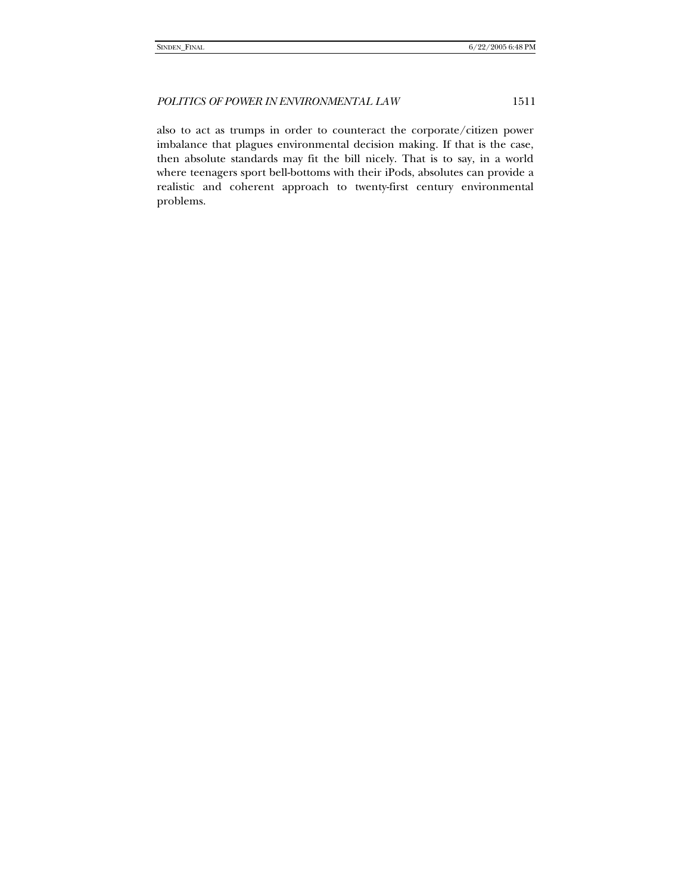also to act as trumps in order to counteract the corporate/citizen power imbalance that plagues environmental decision making. If that is the case, then absolute standards may fit the bill nicely. That is to say, in a world where teenagers sport bell-bottoms with their iPods, absolutes can provide a realistic and coherent approach to twenty-first century environmental problems.